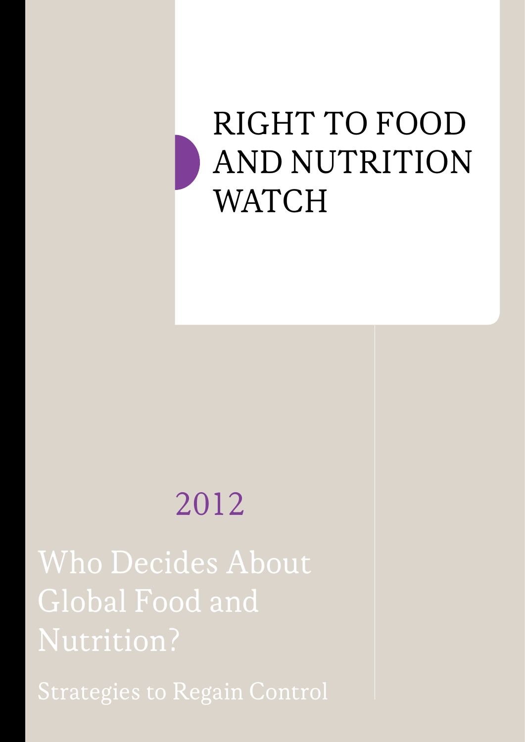# RIGHT TO FOOD AND NUTRITION WATCH

## 2012

# Who Decides About Global Food and Nutrition?

## Strategies to Regain Control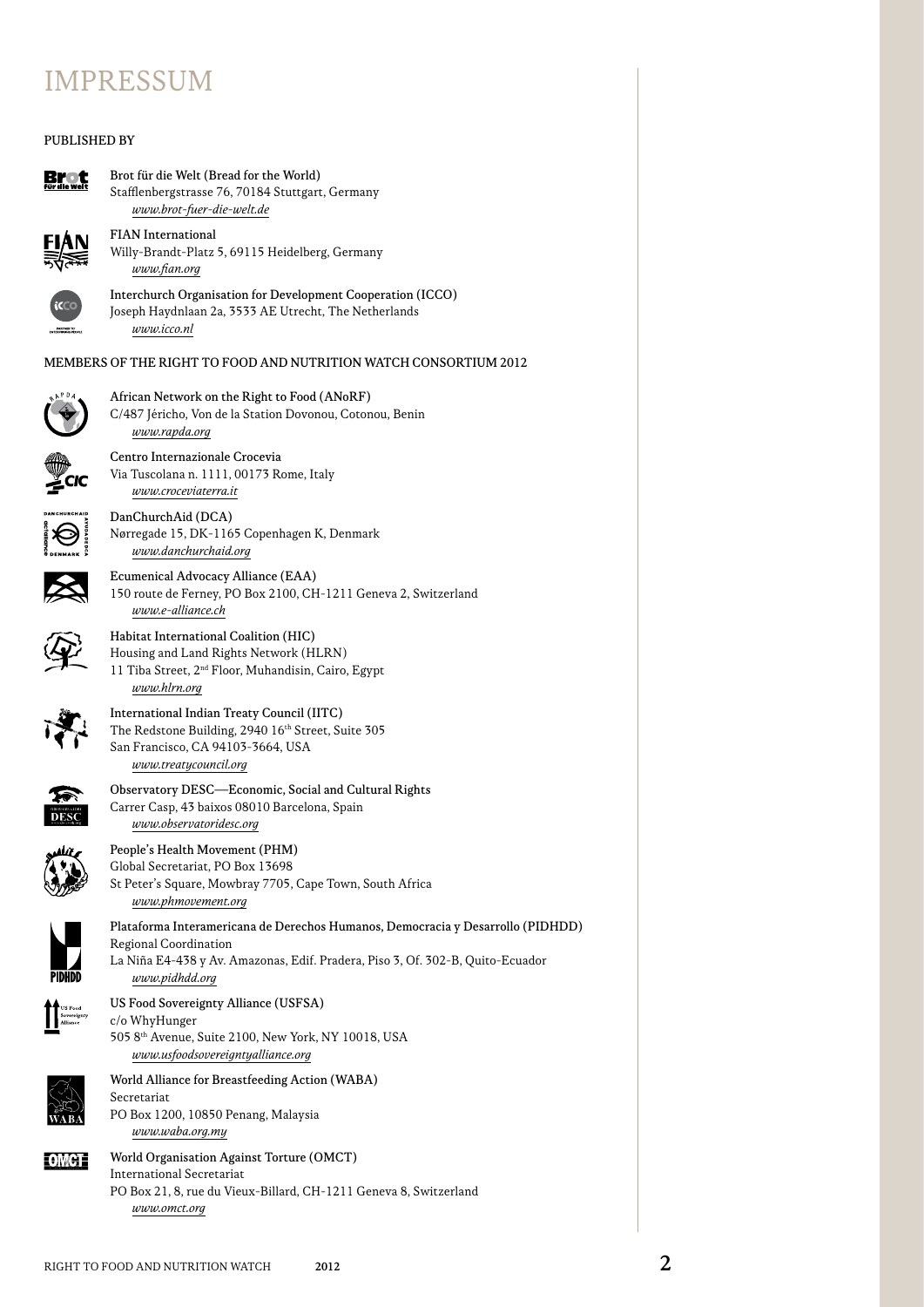# IMPRESSUM

## PUBLISHED BY

Brot für die Welt (Bread for the World)
Stafflenbergstrasse 76, 70184 Stuttgart, Germany
*www.brot-fuer-die-welt.de*

FIAN International
Willy-Brandt-Platz 5, 69115 Heidelberg, Germany
*www.fian.org*

Interchurch Organisation for Development Cooperation (ICCO)
Joseph Haydnlaan 2a, 3533 AE Utrecht, The Netherlands
*www.icco.nl*

## MEMBERS OF THE RIGHT TO FOOD AND NUTRITION WATCH CONSORTIUM 2012

African Network on the Right to Food (ANoRF)
C/487 Jéricho, Von de la Station Dovonou, Cotonou, Benin
*www.rapda.org*

Centro Internazionale Crocevia
Via Tuscolana n. 1111, 00173 Rome, Italy
*www.croceviaterra.it*

DanChurchAid (DCA)
Nørregade 15, DK-1165 Copenhagen K, Denmark
*www.danchurchaid.org*

Ecumenical Advocacy Alliance (EAA)
150 route de Ferney, PO Box 2100, CH-1211 Geneva 2, Switzerland
*www.e-alliance.ch*

Habitat International Coalition (HIC)
Housing and Land Rights Network (HLRN)
11 Tiba Street, 2nd Floor, Muhandisin, Cairo, Egypt
*www.hlrn.org*

International Indian Treaty Council (IITC)
The Redstone Building, 2940 16th Street, Suite 305
San Francisco, CA 94103-3664, USA
*www.treatycouncil.org*

Observatory DESC—Economic, Social and Cultural Rights
Carrer Casp, 43 baixos 08010 Barcelona, Spain
*www.observatoridesc.org*

People's Health Movement (PHM)
Global Secretariat, PO Box 13698
St Peter's Square, Mowbray 7705, Cape Town, South Africa
*www.phmovement.org*

Plataforma Interamericana de Derechos Humanos, Democracia y Desarrollo (PIDHDD)
Regional Coordination
La Niña E4-438 y Av. Amazonas, Edif. Pradera, Piso 3, Of. 302-B, Quito-Ecuador
*www.pidhdd.org*

US Food Sovereignty Alliance (USFSA)
c/o WhyHunger
505 8th Avenue, Suite 2100, New York, NY 10018, USA
*www.usfoodsovereigntyalliance.org*

World Alliance for Breastfeeding Action (WABA)
Secretariat
PO Box 1200, 10850 Penang, Malaysia
*www.waba.org.my*

World Organisation Against Torture (OMCT)
International Secretariat
PO Box 21, 8, rue du Vieux-Billard, CH-1211 Geneva 8, Switzerland
*www.omct.org*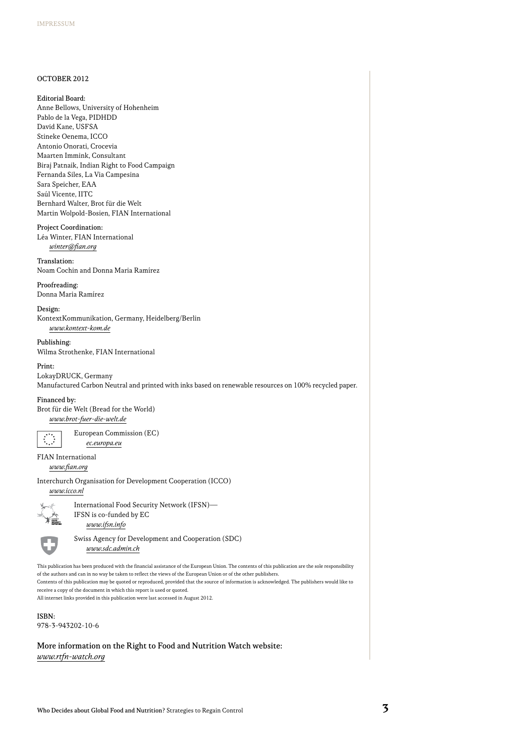IMPRESSUM

OCTOBER 2012

Editorial Board:
Anne Bellows, University of Hohenheim
Pablo de la Vega, PIDHDD
David Kane, USFSA
Stineke Oenema, ICCO
Antonio Onorati, Crocevia
Maarten Immink, Consultant
Biraj Patnaik, Indian Right to Food Campaign
Fernanda Siles, La Via Campesina
Sara Speicher, EAA
Saúl Vicente, IITC
Bernhard Walter, Brot für die Welt
Martin Wolpold-Bosien, FIAN International

Project Coordination:
Léa Winter, FIAN International
*winter@fian.org*

Translation:
Noam Cochin and Donna Maria Ramírez

Proofreading:
Donna Maria Ramírez

Design:
KontextKommunikation, Germany, Heidelberg/Berlin
*www.kontext-kom.de*

Publishing:
Wilma Strothenke, FIAN International

Print:
LokayDRUCK, Germany
Manufactured Carbon Neutral and printed with inks based on renewable resources on 100% recycled paper.

Financed by:
Brot für die Welt (Bread for the World)
*www.brot-fuer-die-welt.de*

European Commission (EC)
*ec.europa.eu*

FIAN International
*www.fian.org*

Interchurch Organisation for Development Cooperation (ICCO)
*www.icco.nl*

International Food Security Network (IFSN)—
IFSN is co-funded by EC
*www.ifsn.info*

Swiss Agency for Development and Cooperation (SDC)
*www.sdc.admin.ch*

This publication has been produced with the financial assistance of the European Union. The contents of this publication are the sole responsibility of the authors and can in no way be taken to reflect the views of the European Union or of the other publishers.
Contents of this publication may be quoted or reproduced, provided that the source of information is acknowledged. The publishers would like to receive a copy of the document in which this report is used or quoted.
All internet links provided in this publication were last accessed in August 2012.

ISBN:
978-3-943202-10-6

More information on the Right to Food and Nutrition Watch website:
*www.rtfn-watch.org*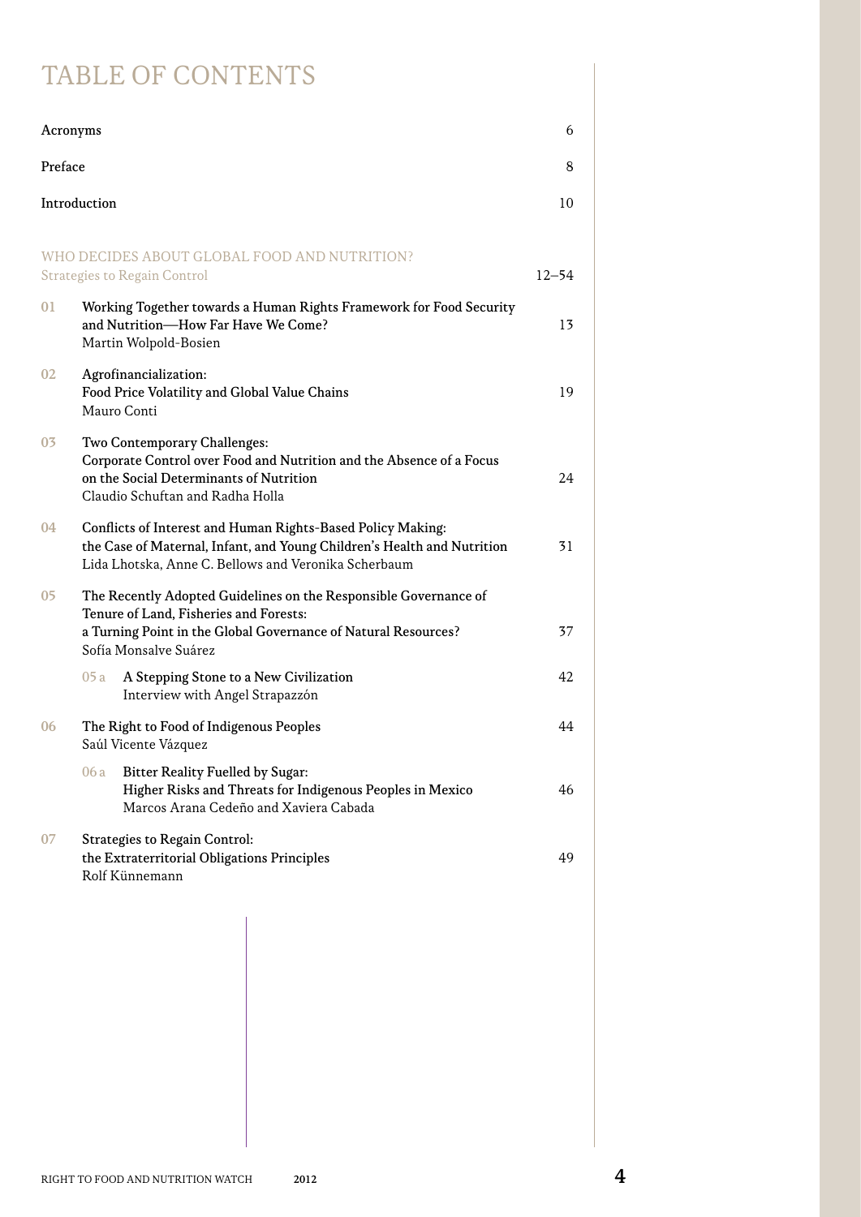# TABLE OF CONTENTS

| | | |
|---|---|---|
| Acronyms | | 6 |
| Preface | | 8 |
| Introduction | | 10 |
| **WHO DECIDES ABOUT GLOBAL FOOD AND NUTRITION?** Strategies to Regain Control | | 12–54 |
| 01 | Working Together towards a Human Rights Framework for Food Security and Nutrition—How Far Have We Come? Martin Wolpold-Bosien | 13 |
| 02 | Agrofinancialization: Food Price Volatility and Global Value Chains Mauro Conti | 19 |
| 03 | Two Contemporary Challenges: Corporate Control over Food and Nutrition and the Absence of a Focus on the Social Determinants of Nutrition Claudio Schuftan and Radha Holla | 24 |
| 04 | Conflicts of Interest and Human Rights-Based Policy Making: the Case of Maternal, Infant, and Young Children's Health and Nutrition Lida Lhotska, Anne C. Bellows and Veronika Scherbaum | 31 |
| 05 | The Recently Adopted Guidelines on the Responsible Governance of Tenure of Land, Fisheries and Forests: a Turning Point in the Global Governance of Natural Resources? Sofía Monsalve Suárez | 37 |
| 05 a | A Stepping Stone to a New Civilization Interview with Angel Strapazzón | 42 |
| 06 | The Right to Food of Indigenous Peoples Saúl Vicente Vázquez | 44 |
| 06 a | Bitter Reality Fuelled by Sugar: Higher Risks and Threats for Indigenous Peoples in Mexico Marcos Arana Cedeño and Xaviera Cabada | 46 |
| 07 | Strategies to Regain Control: the Extraterritorial Obligations Principles Rolf Künnemann | 49 |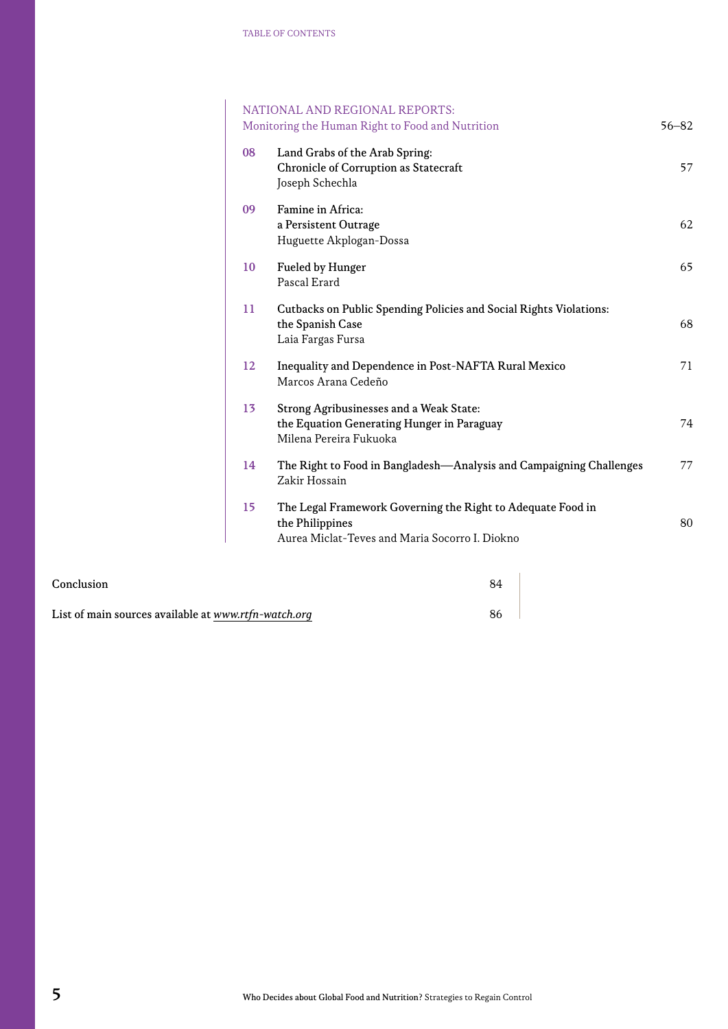## NATIONAL AND REGIONAL REPORTS: Monitoring the Human Right to Food and Nutrition — 56–82

**08** Land Grabs of the Arab Spring: Chronicle of Corruption as Statecraft — 57
Joseph Schechla

**09** Famine in Africa: a Persistent Outrage — 62
Huguette Akplogan-Dossa

**10** Fueled by Hunger — 65
Pascal Erard

**11** Cutbacks on Public Spending Policies and Social Rights Violations: the Spanish Case — 68
Laia Fargas Fursa

**12** Inequality and Dependence in Post-NAFTA Rural Mexico — 71
Marcos Arana Cedeño

**13** Strong Agribusinesses and a Weak State: the Equation Generating Hunger in Paraguay — 74
Milena Pereira Fukuoka

**14** The Right to Food in Bangladesh—Analysis and Campaigning Challenges — 77
Zakir Hossain

**15** The Legal Framework Governing the Right to Adequate Food in the Philippines — 80
Aurea Miclat-Teves and Maria Socorro I. Diokno

Conclusion — 84

List of main sources available at *www.rtfn-watch.org* — 86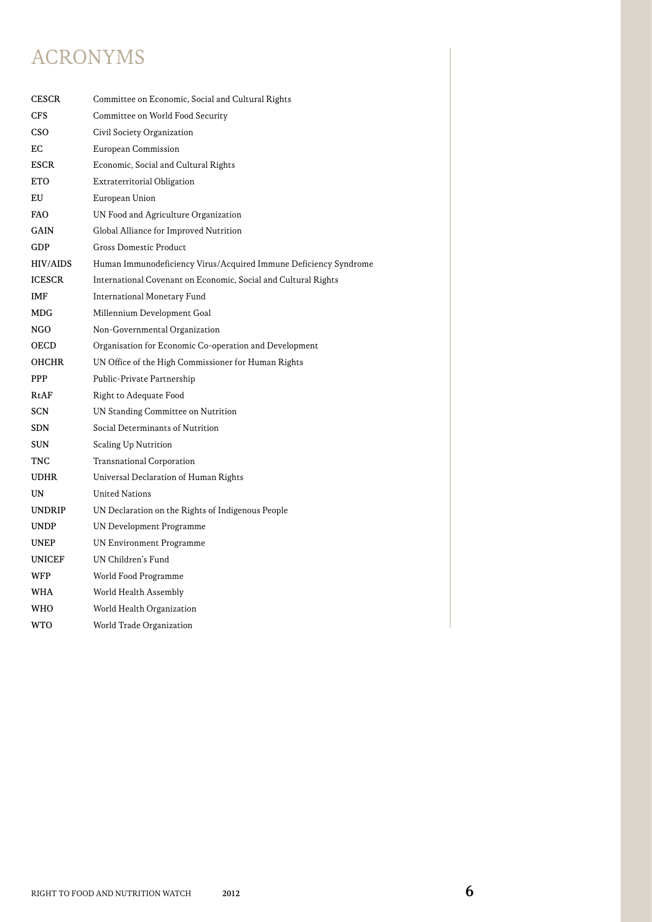# ACRONYMS

| | |
|---|---|
| **CESCR** | Committee on Economic, Social and Cultural Rights |
| **CFS** | Committee on World Food Security |
| **CSO** | Civil Society Organization |
| **EC** | European Commission |
| **ESCR** | Economic, Social and Cultural Rights |
| **ETO** | Extraterritorial Obligation |
| **EU** | European Union |
| **FAO** | UN Food and Agriculture Organization |
| **GAIN** | Global Alliance for Improved Nutrition |
| **GDP** | Gross Domestic Product |
| **HIV/AIDS** | Human Immunodeficiency Virus/Acquired Immune Deficiency Syndrome |
| **ICESCR** | International Covenant on Economic, Social and Cultural Rights |
| **IMF** | International Monetary Fund |
| **MDG** | Millennium Development Goal |
| **NGO** | Non-Governmental Organization |
| **OECD** | Organisation for Economic Co-operation and Development |
| **OHCHR** | UN Office of the High Commissioner for Human Rights |
| **PPP** | Public-Private Partnership |
| **RtAF** | Right to Adequate Food |
| **SCN** | UN Standing Committee on Nutrition |
| **SDN** | Social Determinants of Nutrition |
| **SUN** | Scaling Up Nutrition |
| **TNC** | Transnational Corporation |
| **UDHR** | Universal Declaration of Human Rights |
| **UN** | United Nations |
| **UNDRIP** | UN Declaration on the Rights of Indigenous People |
| **UNDP** | UN Development Programme |
| **UNEP** | UN Environment Programme |
| **UNICEF** | UN Children's Fund |
| **WFP** | World Food Programme |
| **WHA** | World Health Assembly |
| **WHO** | World Health Organization |
| **WTO** | World Trade Organization |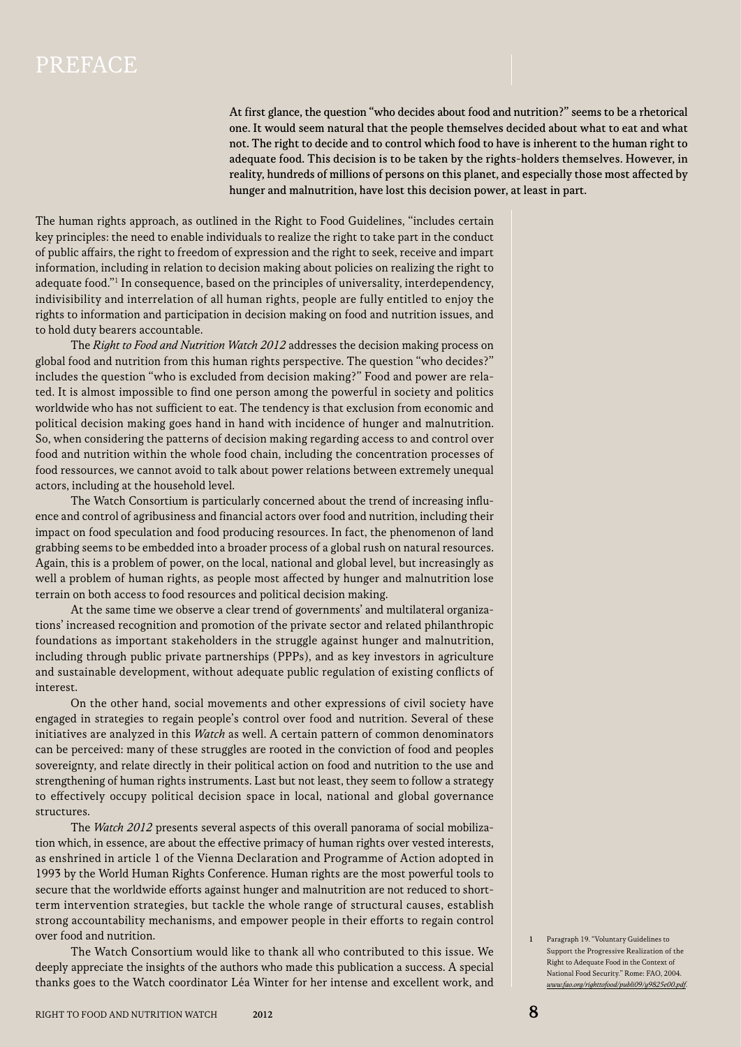# PREFACE

At first glance, the question "who decides about food and nutrition?" seems to be a rhetorical one. It would seem natural that the people themselves decided about what to eat and what not. The right to decide and to control which food to have is inherent to the human right to adequate food. This decision is to be taken by the rights-holders themselves. However, in reality, hundreds of millions of persons on this planet, and especially those most affected by hunger and malnutrition, have lost this decision power, at least in part.

The human rights approach, as outlined in the Right to Food Guidelines, "includes certain key principles: the need to enable individuals to realize the right to take part in the conduct of public affairs, the right to freedom of expression and the right to seek, receive and impart information, including in relation to decision making about policies on realizing the right to adequate food."[1] In consequence, based on the principles of universality, interdependency, indivisibility and interrelation of all human rights, people are fully entitled to enjoy the rights to information and participation in decision making on food and nutrition issues, and to hold duty bearers accountable.

The *Right to Food and Nutrition Watch 2012* addresses the decision making process on global food and nutrition from this human rights perspective. The question "who decides?" includes the question "who is excluded from decision making?" Food and power are related. It is almost impossible to find one person among the powerful in society and politics worldwide who has not sufficient to eat. The tendency is that exclusion from economic and political decision making goes hand in hand with incidence of hunger and malnutrition. So, when considering the patterns of decision making regarding access to and control over food and nutrition within the whole food chain, including the concentration processes of food ressources, we cannot avoid to talk about power relations between extremely unequal actors, including at the household level.

The Watch Consortium is particularly concerned about the trend of increasing influence and control of agribusiness and financial actors over food and nutrition, including their impact on food speculation and food producing resources. In fact, the phenomenon of land grabbing seems to be embedded into a broader process of a global rush on natural resources. Again, this is a problem of power, on the local, national and global level, but increasingly as well a problem of human rights, as people most affected by hunger and malnutrition lose terrain on both access to food resources and political decision making.

At the same time we observe a clear trend of governments' and multilateral organizations' increased recognition and promotion of the private sector and related philanthropic foundations as important stakeholders in the struggle against hunger and malnutrition, including through public private partnerships (PPPs), and as key investors in agriculture and sustainable development, without adequate public regulation of existing conflicts of interest.

On the other hand, social movements and other expressions of civil society have engaged in strategies to regain people's control over food and nutrition. Several of these initiatives are analyzed in this *Watch* as well. A certain pattern of common denominators can be perceived: many of these struggles are rooted in the conviction of food and peoples sovereignty, and relate directly in their political action on food and nutrition to the use and strengthening of human rights instruments. Last but not least, they seem to follow a strategy to effectively occupy political decision space in local, national and global governance structures.

The *Watch 2012* presents several aspects of this overall panorama of social mobilization which, in essence, are about the effective primacy of human rights over vested interests, as enshrined in article 1 of the Vienna Declaration and Programme of Action adopted in 1993 by the World Human Rights Conference. Human rights are the most powerful tools to secure that the worldwide efforts against hunger and malnutrition are not reduced to short-term intervention strategies, but tackle the whole range of structural causes, establish strong accountability mechanisms, and empower people in their efforts to regain control over food and nutrition.

The Watch Consortium would like to thank all who contributed to this issue. We deeply appreciate the insights of the authors who made this publication a success. A special thanks goes to the Watch coordinator Léa Winter for her intense and excellent work, and

1 Paragraph 19. "Voluntary Guidelines to Support the Progressive Realization of the Right to Adequate Food in the Context of National Food Security." Rome: FAO, 2004. *www.fao.org/righttofood/publi09/y9825e00.pdf*.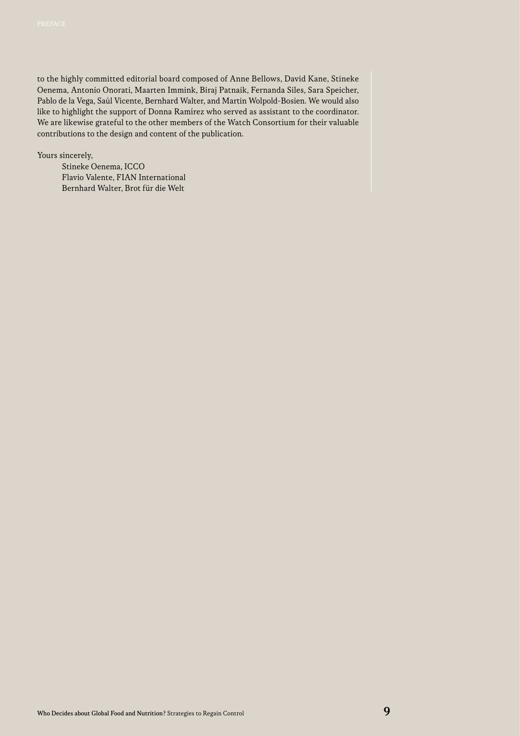to the highly committed editorial board composed of Anne Bellows, David Kane, Stineke Oenema, Antonio Onorati, Maarten Immink, Biraj Patnaik, Fernanda Siles, Sara Speicher, Pablo de la Vega, Saúl Vicente, Bernhard Walter, and Martin Wolpold-Bosien. We would also like to highlight the support of Donna Ramírez who served as assistant to the coordinator. We are likewise grateful to the other members of the Watch Consortium for their valuable contributions to the design and content of the publication.

Yours sincerely,

Stineke Oenema, ICCO
Flavio Valente, FIAN International
Bernhard Walter, Brot für die Welt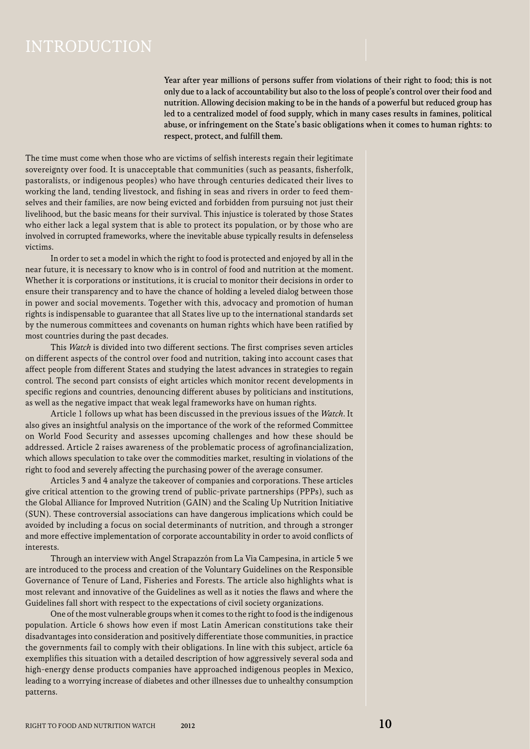# INTRODUCTION

**Year after year millions of persons suffer from violations of their right to food; this is not only due to a lack of accountability but also to the loss of people's control over their food and nutrition. Allowing decision making to be in the hands of a powerful but reduced group has led to a centralized model of food supply, which in many cases results in famines, political abuse, or infringement on the State's basic obligations when it comes to human rights: to respect, protect, and fulfill them.**

The time must come when those who are victims of selfish interests regain their legitimate sovereignty over food. It is unacceptable that communities (such as peasants, fisherfolk, pastoralists, or indigenous peoples) who have through centuries dedicated their lives to working the land, tending livestock, and fishing in seas and rivers in order to feed themselves and their families, are now being evicted and forbidden from pursuing not just their livelihood, but the basic means for their survival. This injustice is tolerated by those States who either lack a legal system that is able to protect its population, or by those who are involved in corrupted frameworks, where the inevitable abuse typically results in defenseless victims.

In order to set a model in which the right to food is protected and enjoyed by all in the near future, it is necessary to know who is in control of food and nutrition at the moment. Whether it is corporations or institutions, it is crucial to monitor their decisions in order to ensure their transparency and to have the chance of holding a leveled dialog between those in power and social movements. Together with this, advocacy and promotion of human rights is indispensable to guarantee that all States live up to the international standards set by the numerous committees and covenants on human rights which have been ratified by most countries during the past decades.

This *Watch* is divided into two different sections. The first comprises seven articles on different aspects of the control over food and nutrition, taking into account cases that affect people from different States and studying the latest advances in strategies to regain control. The second part consists of eight articles which monitor recent developments in specific regions and countries, denouncing different abuses by politicians and institutions, as well as the negative impact that weak legal frameworks have on human rights.

Article 1 follows up what has been discussed in the previous issues of the *Watch*. It also gives an insightful analysis on the importance of the work of the reformed Committee on World Food Security and assesses upcoming challenges and how these should be addressed. Article 2 raises awareness of the problematic process of agrofinancialization, which allows speculation to take over the commodities market, resulting in violations of the right to food and severely affecting the purchasing power of the average consumer.

Articles 3 and 4 analyze the takeover of companies and corporations. These articles give critical attention to the growing trend of public-private partnerships (PPPs), such as the Global Alliance for Improved Nutrition (GAIN) and the Scaling Up Nutrition Initiative (SUN). These controversial associations can have dangerous implications which could be avoided by including a focus on social determinants of nutrition, and through a stronger and more effective implementation of corporate accountability in order to avoid conflicts of interests.

Through an interview with Angel Strapazzón from La Via Campesina, in article 5 we are introduced to the process and creation of the Voluntary Guidelines on the Responsible Governance of Tenure of Land, Fisheries and Forests. The article also highlights what is most relevant and innovative of the Guidelines as well as it noties the flaws and where the Guidelines fall short with respect to the expectations of civil society organizations.

One of the most vulnerable groups when it comes to the right to food is the indigenous population. Article 6 shows how even if most Latin American constitutions take their disadvantages into consideration and positively differentiate those communities, in practice the governments fail to comply with their obligations. In line with this subject, article 6a exemplifies this situation with a detailed description of how aggressively several soda and high-energy dense products companies have approached indigenous peoples in Mexico, leading to a worrying increase of diabetes and other illnesses due to unhealthy consumption patterns.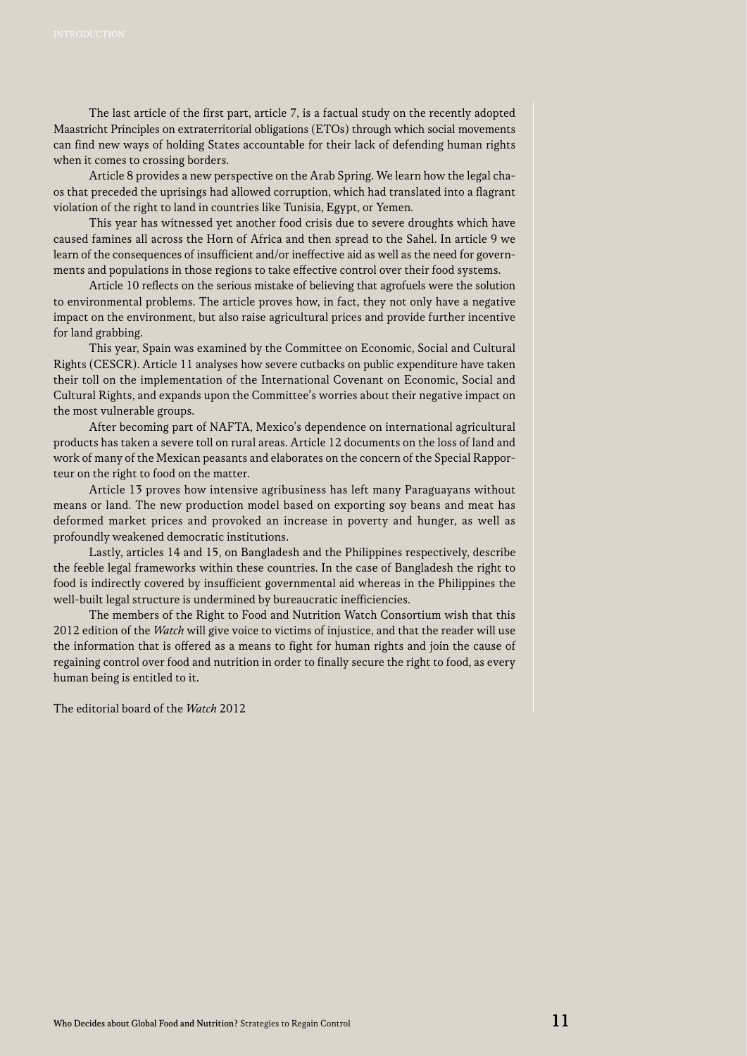The last article of the first part, article 7, is a factual study on the recently adopted Maastricht Principles on extraterritorial obligations (ETOs) through which social movements can find new ways of holding States accountable for their lack of defending human rights when it comes to crossing borders.

Article 8 provides a new perspective on the Arab Spring. We learn how the legal chaos that preceded the uprisings had allowed corruption, which had translated into a flagrant violation of the right to land in countries like Tunisia, Egypt, or Yemen.

This year has witnessed yet another food crisis due to severe droughts which have caused famines all across the Horn of Africa and then spread to the Sahel. In article 9 we learn of the consequences of insufficient and/or ineffective aid as well as the need for governments and populations in those regions to take effective control over their food systems.

Article 10 reflects on the serious mistake of believing that agrofuels were the solution to environmental problems. The article proves how, in fact, they not only have a negative impact on the environment, but also raise agricultural prices and provide further incentive for land grabbing.

This year, Spain was examined by the Committee on Economic, Social and Cultural Rights (CESCR). Article 11 analyses how severe cutbacks on public expenditure have taken their toll on the implementation of the International Covenant on Economic, Social and Cultural Rights, and expands upon the Committee's worries about their negative impact on the most vulnerable groups.

After becoming part of NAFTA, Mexico's dependence on international agricultural products has taken a severe toll on rural areas. Article 12 documents on the loss of land and work of many of the Mexican peasants and elaborates on the concern of the Special Rapporteur on the right to food on the matter.

Article 13 proves how intensive agribusiness has left many Paraguayans without means or land. The new production model based on exporting soy beans and meat has deformed market prices and provoked an increase in poverty and hunger, as well as profoundly weakened democratic institutions.

Lastly, articles 14 and 15, on Bangladesh and the Philippines respectively, describe the feeble legal frameworks within these countries. In the case of Bangladesh the right to food is indirectly covered by insufficient governmental aid whereas in the Philippines the well-built legal structure is undermined by bureaucratic inefficiencies.

The members of the Right to Food and Nutrition Watch Consortium wish that this 2012 edition of the *Watch* will give voice to victims of injustice, and that the reader will use the information that is offered as a means to fight for human rights and join the cause of regaining control over food and nutrition in order to finally secure the right to food, as every human being is entitled to it.

The editorial board of the *Watch* 2012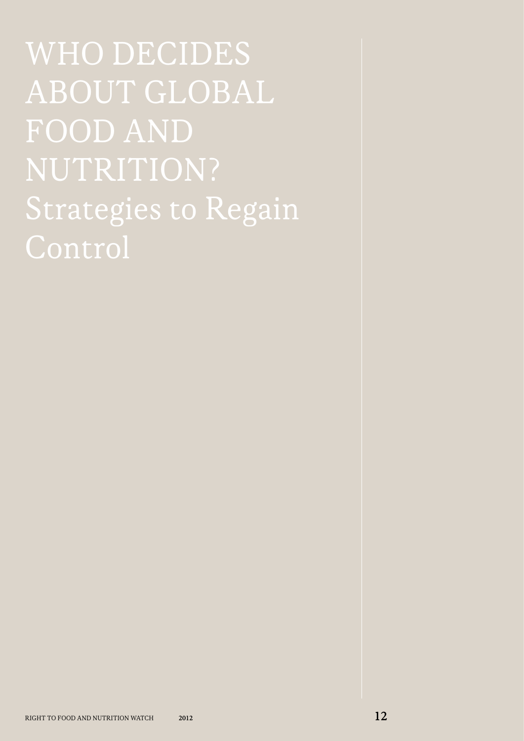# WHO DECIDES ABOUT GLOBAL FOOD AND NUTRITION? Strategies to Regain Control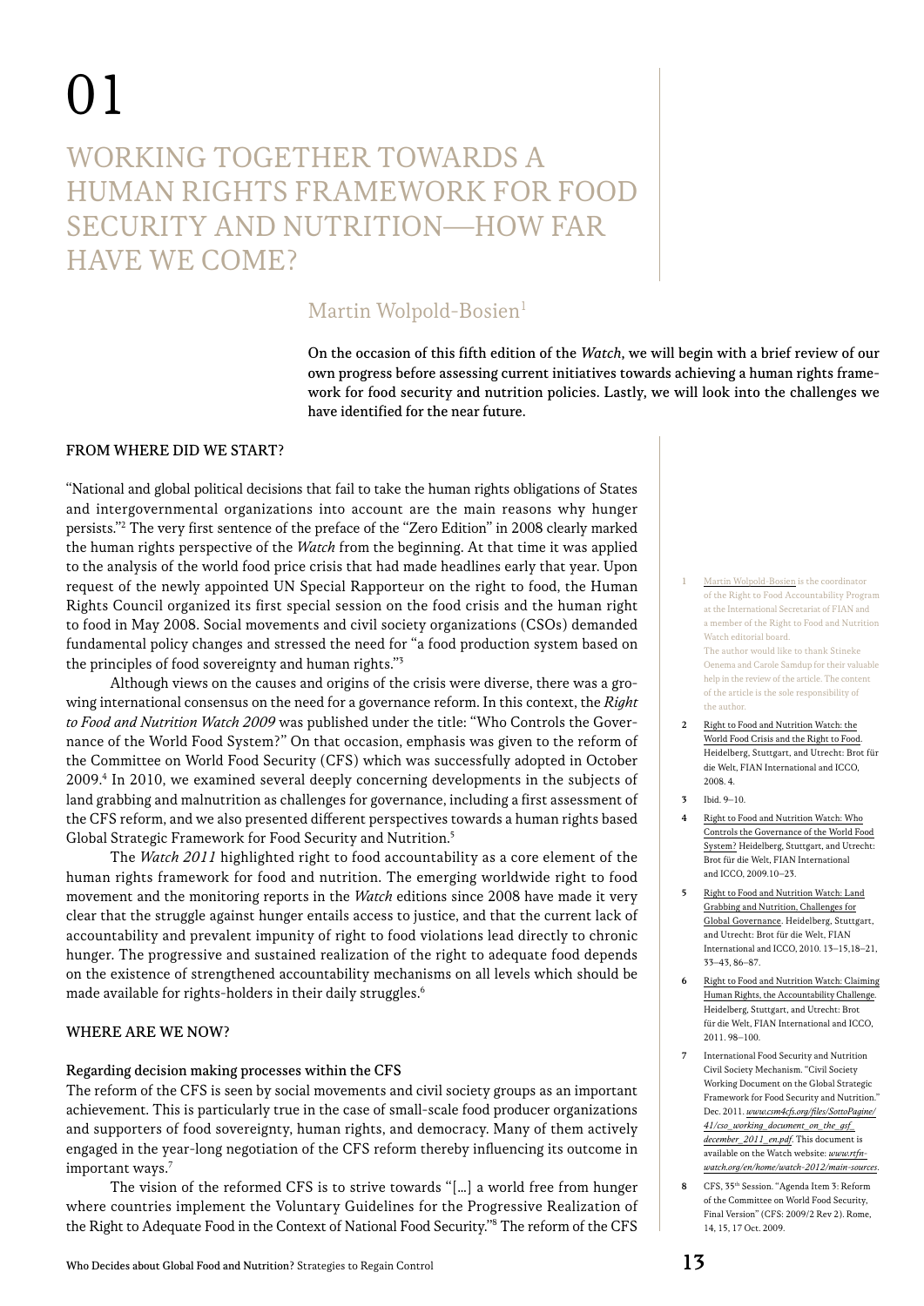# 01

# WORKING TOGETHER TOWARDS A HUMAN RIGHTS FRAMEWORK FOR FOOD SECURITY AND NUTRITION—HOW FAR HAVE WE COME?

## Martin Wolpold-Bosien[1]

**On the occasion of this fifth edition of the *Watch*, we will begin with a brief review of our own progress before assessing current initiatives towards achieving a human rights framework for food security and nutrition policies. Lastly, we will look into the challenges we have identified for the near future.**

### FROM WHERE DID WE START?

"National and global political decisions that fail to take the human rights obligations of States and intergovernmental organizations into account are the main reasons why hunger persists."[2] The very first sentence of the preface of the "Zero Edition" in 2008 clearly marked the human rights perspective of the *Watch* from the beginning. At that time it was applied to the analysis of the world food price crisis that had made headlines early that year. Upon request of the newly appointed UN Special Rapporteur on the right to food, the Human Rights Council organized its first special session on the food crisis and the human right to food in May 2008. Social movements and civil society organizations (CSOs) demanded fundamental policy changes and stressed the need for "a food production system based on the principles of food sovereignty and human rights."[3]

Although views on the causes and origins of the crisis were diverse, there was a growing international consensus on the need for a governance reform. In this context, the *Right to Food and Nutrition Watch 2009* was published under the title: "Who Controls the Governance of the World Food System?" On that occasion, emphasis was given to the reform of the Committee on World Food Security (CFS) which was successfully adopted in October 2009.[4] In 2010, we examined several deeply concerning developments in the subjects of land grabbing and malnutrition as challenges for governance, including a first assessment of the CFS reform, and we also presented different perspectives towards a human rights based Global Strategic Framework for Food Security and Nutrition.[5]

The *Watch 2011* highlighted right to food accountability as a core element of the human rights framework for food and nutrition. The emerging worldwide right to food movement and the monitoring reports in the *Watch* editions since 2008 have made it very clear that the struggle against hunger entails access to justice, and that the current lack of accountability and prevalent impunity of right to food violations lead directly to chronic hunger. The progressive and sustained realization of the right to adequate food depends on the existence of strengthened accountability mechanisms on all levels which should be made available for rights-holders in their daily struggles.[6]

### WHERE ARE WE NOW?

#### Regarding decision making processes within the CFS

The reform of the CFS is seen by social movements and civil society groups as an important achievement. This is particularly true in the case of small-scale food producer organizations and supporters of food sovereignty, human rights, and democracy. Many of them actively engaged in the year-long negotiation of the CFS reform thereby influencing its outcome in important ways.[7]

The vision of the reformed CFS is to strive towards "[...] a world free from hunger where countries implement the Voluntary Guidelines for the Progressive Realization of the Right to Adequate Food in the Context of National Food Security."[8] The reform of the CFS

---

1. Martin Wolpold-Bosien is the coordinator of the Right to Food Accountability Program at the International Secretariat of FIAN and a member of the Right to Food and Nutrition Watch editorial board. The author would like to thank Stineke Oenema and Carole Samdup for their valuable help in the review of the article. The content of the article is the sole responsibility of the author.
2. Right to Food and Nutrition Watch: the World Food Crisis and the Right to Food. Heidelberg, Stuttgart, and Utrecht: Brot für die Welt, FIAN International and ICCO, 2008. 4.
3. Ibid. 9–10.
4. Right to Food and Nutrition Watch: Who Controls the Governance of the World Food System? Heidelberg, Stuttgart, and Utrecht: Brot für die Welt, FIAN International and ICCO, 2009.10–23.
5. Right to Food and Nutrition Watch: Land Grabbing and Nutrition, Challenges for Global Governance. Heidelberg, Stuttgart, and Utrecht: Brot für die Welt, FIAN International and ICCO, 2010. 13–15,18–21, 33–43, 86–87.
6. Right to Food and Nutrition Watch: Claiming Human Rights, the Accountability Challenge. Heidelberg, Stuttgart, and Utrecht: Brot für die Welt, FIAN International and ICCO, 2011. 98–100.
7. International Food Security and Nutrition Civil Society Mechanism. "Civil Society Working Document on the Global Strategic Framework for Food Security and Nutrition." Dec. 2011. *www.csm4cfs.org/files/SottoPagine/41/cso_working_document_on_the_gsf_december_2011_en.pdf*. This document is available on the Watch website: *www.rtfn-watch.org/en/home/watch-2012/main-sources*.
8. CFS, 35th Session. "Agenda Item 3: Reform of the Committee on World Food Security, Final Version" (CFS: 2009/2 Rev 2). Rome, 14, 15, 17 Oct. 2009.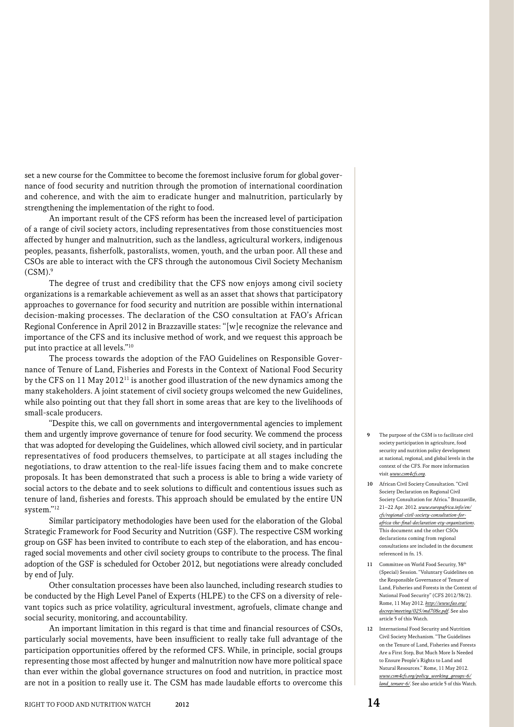set a new course for the Committee to become the foremost inclusive forum for global governance of food security and nutrition through the promotion of international coordination and coherence, and with the aim to eradicate hunger and malnutrition, particularly by strengthening the implementation of the right to food.

An important result of the CFS reform has been the increased level of participation of a range of civil society actors, including representatives from those constituencies most affected by hunger and malnutrition, such as the landless, agricultural workers, indigenous peoples, peasants, fisherfolk, pastoralists, women, youth, and the urban poor. All these and CSOs are able to interact with the CFS through the autonomous Civil Society Mechanism (CSM).[9]

The degree of trust and credibility that the CFS now enjoys among civil society organizations is a remarkable achievement as well as an asset that shows that participatory approaches to governance for food security and nutrition are possible within international decision-making processes. The declaration of the CSO consultation at FAO's African Regional Conference in April 2012 in Brazzaville states: "[w]e recognize the relevance and importance of the CFS and its inclusive method of work, and we request this approach be put into practice at all levels."[10]

The process towards the adoption of the FAO Guidelines on Responsible Governance of Tenure of Land, Fisheries and Forests in the Context of National Food Security by the CFS on 11 May 2012[11] is another good illustration of the new dynamics among the many stakeholders. A joint statement of civil society groups welcomed the new Guidelines, while also pointing out that they fall short in some areas that are key to the livelihoods of small-scale producers.

"Despite this, we call on governments and intergovernmental agencies to implement them and urgently improve governance of tenure for food security. We commend the process that was adopted for developing the Guidelines, which allowed civil society, and in particular representatives of food producers themselves, to participate at all stages including the negotiations, to draw attention to the real-life issues facing them and to make concrete proposals. It has been demonstrated that such a process is able to bring a wide variety of social actors to the debate and to seek solutions to difficult and contentious issues such as tenure of land, fisheries and forests. This approach should be emulated by the entire UN system."[12]

Similar participatory methodologies have been used for the elaboration of the Global Strategic Framework for Food Security and Nutrition (GSF). The respective CSM working group on GSF has been invited to contribute to each step of the elaboration, and has encouraged social movements and other civil society groups to contribute to the process. The final adoption of the GSF is scheduled for October 2012, but negotiations were already concluded by end of July.

Other consultation processes have been also launched, including research studies to be conducted by the High Level Panel of Experts (HLPE) to the CFS on a diversity of relevant topics such as price volatility, agricultural investment, agrofuels, climate change and social security, monitoring, and accountability.

An important limitation in this regard is that time and financial resources of CSOs, particularly social movements, have been insufficient to really take full advantage of the participation opportunities offered by the reformed CFS. While, in principle, social groups representing those most affected by hunger and malnutrition now have more political space than ever within the global governance structures on food and nutrition, in practice most are not in a position to really use it. The CSM has made laudable efforts to overcome this

---

9 The purpose of the CSM is to facilitate civil society participation in agriculture, food security and nutrition policy development at national, regional, and global levels in the context of the CFS. For more information visit *www.csm4cfs.org*.

10 African Civil Society Consultation. "Civil Society Declaration on Regional Civil Society Consultation for Africa." Brazzaville, 21–22 Apr. 2012. *www.europafrica.info/en/cfs/regional-civil-society-consultation-for-africa-the-final-declaration-ety-organizations*. This document and the other CSOs declarations coming from regional consultations are included in the document referenced in fn. 15.

11 Committee on World Food Security, 38th (Special) Session. "Voluntary Guidelines on the Responsible Governance of Tenure of Land, Fisheries and Forests in the Context of National Food Security" (CFS 2012/38/2). Rome, 11 May 2012. *http://www.fao.org/docrep/meeting/025/md708e.pdf*. See also article 5 of this Watch.

12 International Food Security and Nutrition Civil Society Mechanism. "The Guidelines on the Tenure of Land, Fisheries and Forests Are a First Step, But Much More Is Needed to Ensure People's Rights to Land and Natural Resources." Rome, 11 May 2012. *www.csm4cfs.org/policy_working_groups-6/land_tenure-6/*. See also article 5 of this Watch.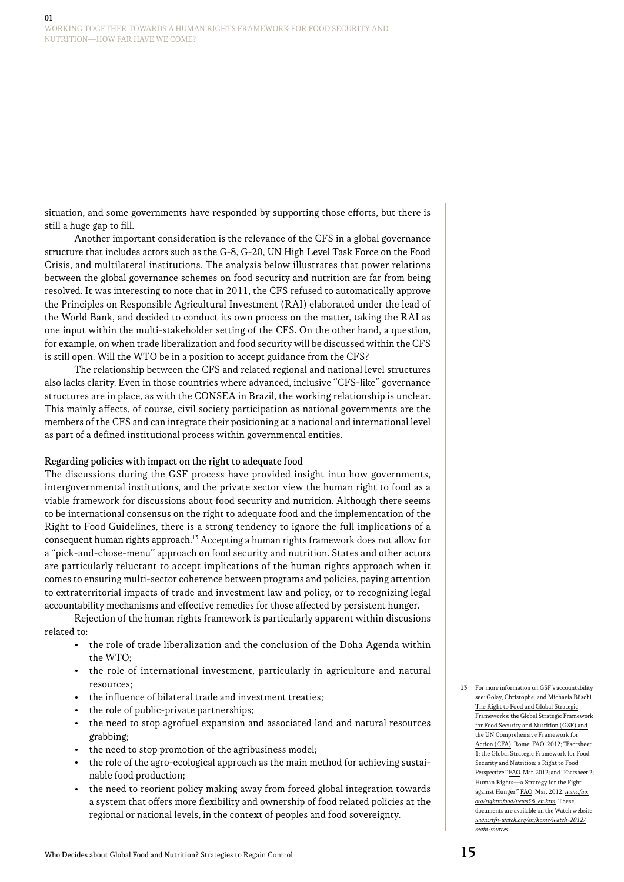situation, and some governments have responded by supporting those efforts, but there is still a huge gap to fill.

Another important consideration is the relevance of the CFS in a global governance structure that includes actors such as the G-8, G-20, UN High Level Task Force on the Food Crisis, and multilateral institutions. The analysis below illustrates that power relations between the global governance schemes on food security and nutrition are far from being resolved. It was interesting to note that in 2011, the CFS refused to automatically approve the Principles on Responsible Agricultural Investment (RAI) elaborated under the lead of the World Bank, and decided to conduct its own process on the matter, taking the RAI as one input within the multi-stakeholder setting of the CFS. On the other hand, a question, for example, on when trade liberalization and food security will be discussed within the CFS is still open. Will the WTO be in a position to accept guidance from the CFS?

The relationship between the CFS and related regional and national level structures also lacks clarity. Even in those countries where advanced, inclusive "CFS-like" governance structures are in place, as with the CONSEA in Brazil, the working relationship is unclear. This mainly affects, of course, civil society participation as national governments are the members of the CFS and can integrate their positioning at a national and international level as part of a defined institutional process within governmental entities.

### Regarding policies with impact on the right to adequate food

The discussions during the GSF process have provided insight into how governments, intergovernmental institutions, and the private sector view the human right to food as a viable framework for discussions about food security and nutrition. Although there seems to be international consensus on the right to adequate food and the implementation of the Right to Food Guidelines, there is a strong tendency to ignore the full implications of a consequent human rights approach.[13] Accepting a human rights framework does not allow for a "pick-and-chose-menu" approach on food security and nutrition. States and other actors are particularly reluctant to accept implications of the human rights approach when it comes to ensuring multi-sector coherence between programs and policies, paying attention to extraterritorial impacts of trade and investment law and policy, or to recognizing legal accountability mechanisms and effective remedies for those affected by persistent hunger.

Rejection of the human rights framework is particularly apparent within discusions related to:

- the role of trade liberalization and the conclusion of the Doha Agenda within the WTO;
- the role of international investment, particularly in agriculture and natural resources;
- the influence of bilateral trade and investment treaties;
- the role of public-private partnerships;
- the need to stop agrofuel expansion and associated land and natural resources grabbing;
- the need to stop promotion of the agribusiness model;
- the role of the agro-ecological approach as the main method for achieving sustainable food production;
- the need to reorient policy making away from forced global integration towards a system that offers more flexibility and ownership of food related policies at the regional or national levels, in the context of peoples and food sovereignty.

13 For more information on GSF's accountability see: Golay, Christophe, and Michaela Büschi. The Right to Food and Global Strategic Frameworks: the Global Strategic Framework for Food Security and Nutrition (GSF) and the UN Comprehensive Framework for Action (CFA). Rome: FAO, 2012; "Factsheet 1; the Global Strategic Framework for Food Security and Nutrition: a Right to Food Perspective." FAO. Mar. 2012; and "Factsheet 2; Human Rights—a Strategy for the Fight against Hunger." FAO. Mar. 2012. *www.fao.org/righttofood/news56_en.htm*. These documents are available on the Watch website: *www.rtfn-watch.org/en/home/watch-2012/main-sources*.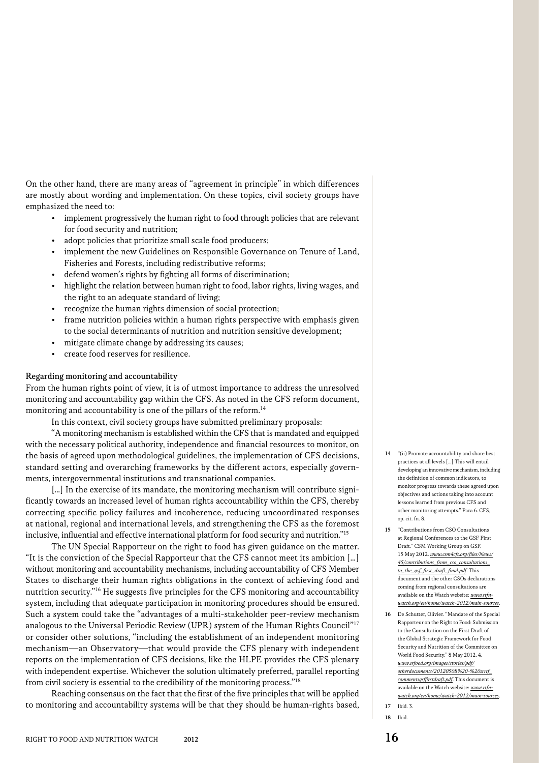On the other hand, there are many areas of "agreement in principle" in which differences are mostly about wording and implementation. On these topics, civil society groups have emphasized the need to:

- implement progressively the human right to food through policies that are relevant for food security and nutrition;
- adopt policies that prioritize small scale food producers;
- implement the new Guidelines on Responsible Governance on Tenure of Land, Fisheries and Forests, including redistributive reforms;
- defend women's rights by fighting all forms of discrimination;
- highlight the relation between human right to food, labor rights, living wages, and the right to an adequate standard of living;
- recognize the human rights dimension of social protection;
- frame nutrition policies within a human rights perspective with emphasis given to the social determinants of nutrition and nutrition sensitive development;
- mitigate climate change by addressing its causes;
- create food reserves for resilience.

**Regarding monitoring and accountability**

From the human rights point of view, it is of utmost importance to address the unresolved monitoring and accountability gap within the CFS. As noted in the CFS reform document, monitoring and accountability is one of the pillars of the reform.[14]

In this context, civil society groups have submitted preliminary proposals:

"A monitoring mechanism is established within the CFS that is mandated and equipped with the necessary political authority, independence and financial resources to monitor, on the basis of agreed upon methodological guidelines, the implementation of CFS decisions, standard setting and overarching frameworks by the different actors, especially governments, intergovernmental institutions and transnational companies.

[...] In the exercise of its mandate, the monitoring mechanism will contribute significantly towards an increased level of human rights accountability within the CFS, thereby correcting specific policy failures and incoherence, reducing uncoordinated responses at national, regional and international levels, and strengthening the CFS as the foremost inclusive, influential and effective international platform for food security and nutrition."[15]

The UN Special Rapporteur on the right to food has given guidance on the matter. "It is the conviction of the Special Rapporteur that the CFS cannot meet its ambition [...] without monitoring and accountability mechanisms, including accountability of CFS Member States to discharge their human rights obligations in the context of achieving food and nutrition security."[16] He suggests five principles for the CFS monitoring and accountability system, including that adequate participation in monitoring procedures should be ensured. Such a system could take the "advantages of a multi-stakeholder peer-review mechanism analogous to the Universal Periodic Review (UPR) system of the Human Rights Council"[17] or consider other solutions, "including the establishment of an independent monitoring mechanism—an Observatory—that would provide the CFS plenary with independent reports on the implementation of CFS decisions, like the HLPE provides the CFS plenary with independent expertise. Whichever the solution ultimately preferred, parallel reporting from civil society is essential to the credibility of the monitoring process."[18]

Reaching consensus on the fact that the first of the five principles that will be applied to monitoring and accountability systems will be that they should be human-rights based,

---

14 "(ii) Promote accountability and share best practices at all levels [...] This will entail developing an innovative mechanism, including the definition of common indicators, to monitor progress towards these agreed upon objectives and actions taking into account lessons learned from previous CFS and other monitoring attempts." Para 6. CFS, op. cit. fn. 8.

15 "Contributions from CSO Consultations at Regional Conferences to the GSF First Draft." CSM Working Group on GSF. 15 May 2012. *www.csm4cfs.org/files/News/45/contributions_from_cso_consultations_to_the_gsf_first_draft_final.pdf*. This document and the other CSOs declarations coming from regional consultations are available on the Watch website: *www.rtfn-watch.org/en/home/watch-2012/main-sources*.

16 De Schutter, Olivier. "Mandate of the Special Rapporteur on the Right to Food: Submission to the Consultation on the First Draft of the Global Strategic Framework for Food Security and Nutrition of the Committee on World Food Security." 8 May 2012. 4. *www.srfood.org/images/stories/pdf/otherdocuments/20120508%20-%20srrtf_commentsgsffirstdraft.pdf*. This document is available on the Watch website: *www.rtfn-watch.org/en/home/watch-2012/main-sources*.

17 Ibid. 3.

18 Ibid.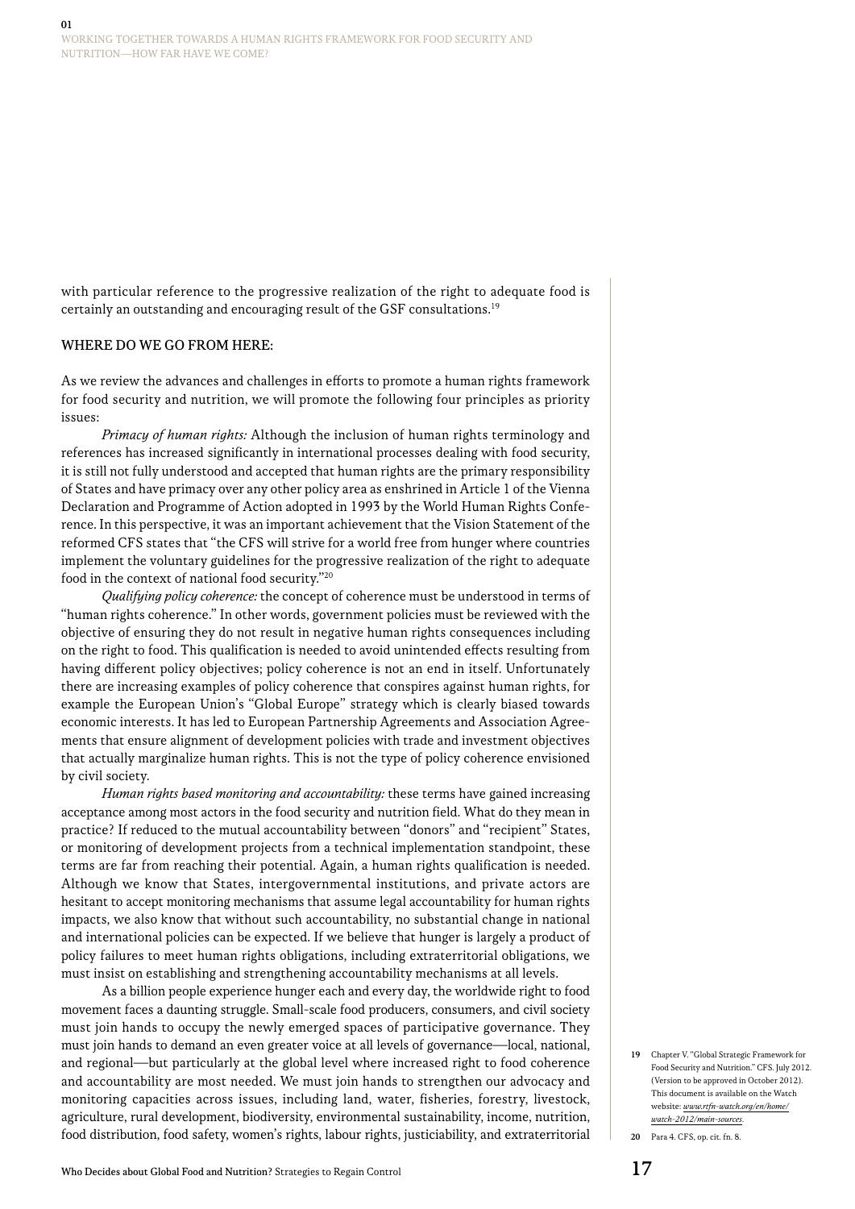with particular reference to the progressive realization of the right to adequate food is certainly an outstanding and encouraging result of the GSF consultations.[19]

## WHERE DO WE GO FROM HERE:

As we review the advances and challenges in efforts to promote a human rights framework for food security and nutrition, we will promote the following four principles as priority issues:

*Primacy of human rights:* Although the inclusion of human rights terminology and references has increased significantly in international processes dealing with food security, it is still not fully understood and accepted that human rights are the primary responsibility of States and have primacy over any other policy area as enshrined in Article 1 of the Vienna Declaration and Programme of Action adopted in 1993 by the World Human Rights Conference. In this perspective, it was an important achievement that the Vision Statement of the reformed CFS states that "the CFS will strive for a world free from hunger where countries implement the voluntary guidelines for the progressive realization of the right to adequate food in the context of national food security."[20]

*Qualifying policy coherence:* the concept of coherence must be understood in terms of "human rights coherence." In other words, government policies must be reviewed with the objective of ensuring they do not result in negative human rights consequences including on the right to food. This qualification is needed to avoid unintended effects resulting from having different policy objectives; policy coherence is not an end in itself. Unfortunately there are increasing examples of policy coherence that conspires against human rights, for example the European Union's "Global Europe" strategy which is clearly biased towards economic interests. It has led to European Partnership Agreements and Association Agreements that ensure alignment of development policies with trade and investment objectives that actually marginalize human rights. This is not the type of policy coherence envisioned by civil society.

*Human rights based monitoring and accountability:* these terms have gained increasing acceptance among most actors in the food security and nutrition field. What do they mean in practice? If reduced to the mutual accountability between "donors" and "recipient" States, or monitoring of development projects from a technical implementation standpoint, these terms are far from reaching their potential. Again, a human rights qualification is needed. Although we know that States, intergovernmental institutions, and private actors are hesitant to accept monitoring mechanisms that assume legal accountability for human rights impacts, we also know that without such accountability, no substantial change in national and international policies can be expected. If we believe that hunger is largely a product of policy failures to meet human rights obligations, including extraterritorial obligations, we must insist on establishing and strengthening accountability mechanisms at all levels.

As a billion people experience hunger each and every day, the worldwide right to food movement faces a daunting struggle. Small-scale food producers, consumers, and civil society must join hands to occupy the newly emerged spaces of participative governance. They must join hands to demand an even greater voice at all levels of governance—local, national, and regional—but particularly at the global level where increased right to food coherence and accountability are most needed. We must join hands to strengthen our advocacy and monitoring capacities across issues, including land, water, fisheries, forestry, livestock, agriculture, rural development, biodiversity, environmental sustainability, income, nutrition, food distribution, food safety, women's rights, labour rights, justiciability, and extraterritorial

19 Chapter V. "Global Strategic Framework for Food Security and Nutrition." CFS. July 2012. (Version to be approved in October 2012). This document is available on the Watch website: www.rtfn-watch.org/en/home/watch-2012/main-sources.

20 Para 4. CFS, op. cit. fn. 8.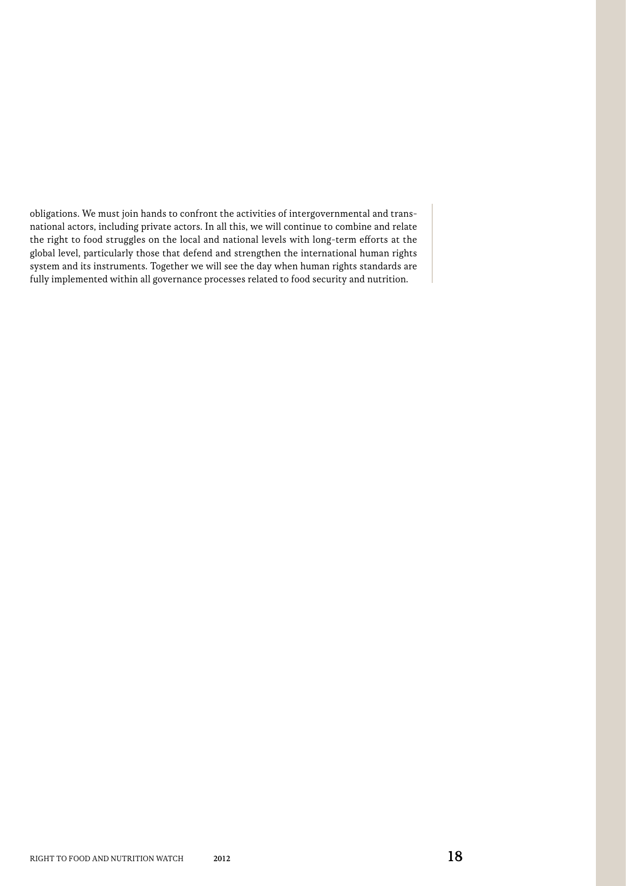obligations. We must join hands to confront the activities of intergovernmental and transnational actors, including private actors. In all this, we will continue to combine and relate the right to food struggles on the local and national levels with long-term efforts at the global level, particularly those that defend and strengthen the international human rights system and its instruments. Together we will see the day when human rights standards are fully implemented within all governance processes related to food security and nutrition.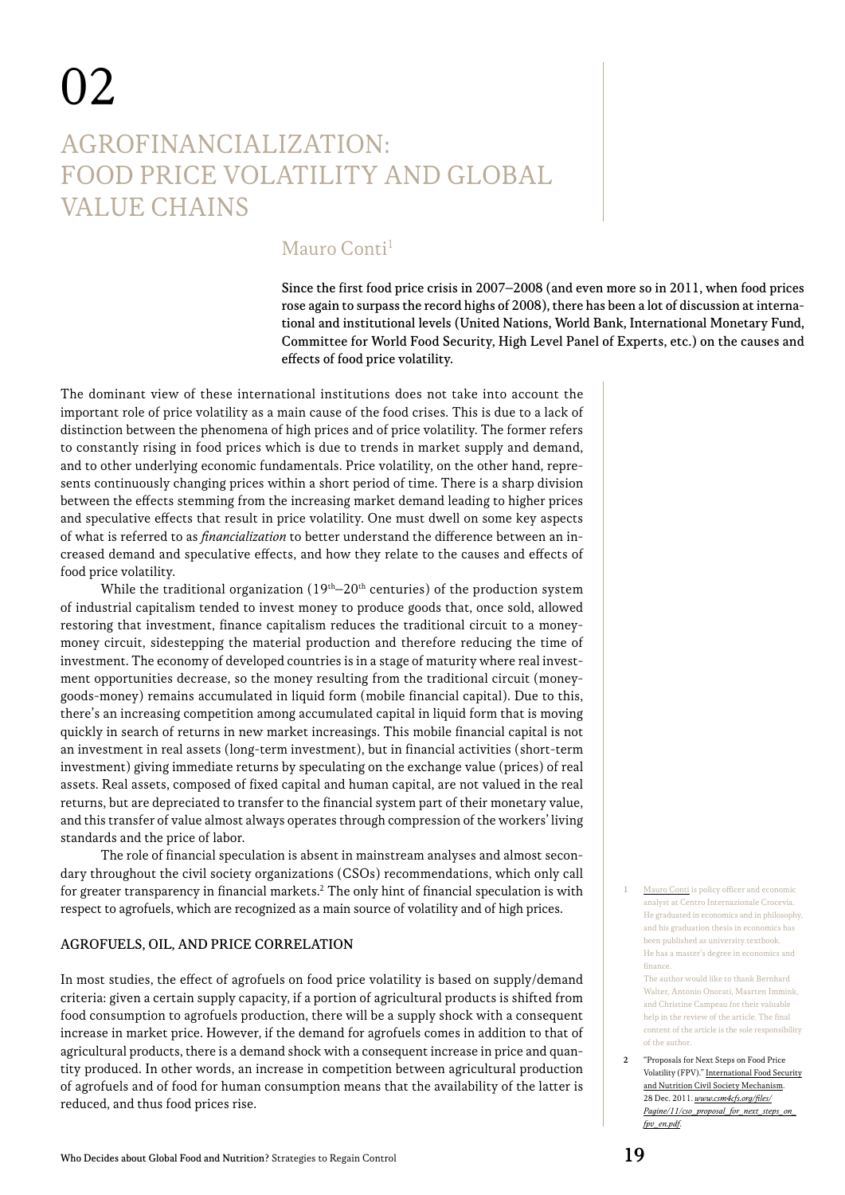# 02

# AGROFINANCIALIZATION: FOOD PRICE VOLATILITY AND GLOBAL VALUE CHAINS

## Mauro Conti[1]

**Since the first food price crisis in 2007–2008 (and even more so in 2011, when food prices rose again to surpass the record highs of 2008), there has been a lot of discussion at international and institutional levels (United Nations, World Bank, International Monetary Fund, Committee for World Food Security, High Level Panel of Experts, etc.) on the causes and effects of food price volatility.**

The dominant view of these international institutions does not take into account the important role of price volatility as a main cause of the food crises. This is due to a lack of distinction between the phenomena of high prices and of price volatility. The former refers to constantly rising in food prices which is due to trends in market supply and demand, and to other underlying economic fundamentals. Price volatility, on the other hand, represents continuously changing prices within a short period of time. There is a sharp division between the effects stemming from the increasing market demand leading to higher prices and speculative effects that result in price volatility. One must dwell on some key aspects of what is referred to as *financialization* to better understand the difference between an increased demand and speculative effects, and how they relate to the causes and effects of food price volatility.

While the traditional organization (19th–20th centuries) of the production system of industrial capitalism tended to invest money to produce goods that, once sold, allowed restoring that investment, finance capitalism reduces the traditional circuit to a money-money circuit, sidestepping the material production and therefore reducing the time of investment. The economy of developed countries is in a stage of maturity where real investment opportunities decrease, so the money resulting from the traditional circuit (money-goods-money) remains accumulated in liquid form (mobile financial capital). Due to this, there's an increasing competition among accumulated capital in liquid form that is moving quickly in search of returns in new market increasings. This mobile financial capital is not an investment in real assets (long-term investment), but in financial activities (short-term investment) giving immediate returns by speculating on the exchange value (prices) of real assets. Real assets, composed of fixed capital and human capital, are not valued in the real returns, but are depreciated to transfer to the financial system part of their monetary value, and this transfer of value almost always operates through compression of the workers' living standards and the price of labor.

The role of financial speculation is absent in mainstream analyses and almost secondary throughout the civil society organizations (CSOs) recommendations, which only call for greater transparency in financial markets.[2] The only hint of financial speculation is with respect to agrofuels, which are recognized as a main source of volatility and of high prices.

### AGROFUELS, OIL, AND PRICE CORRELATION

In most studies, the effect of agrofuels on food price volatility is based on supply/demand criteria: given a certain supply capacity, if a portion of agricultural products is shifted from food consumption to agrofuels production, there will be a supply shock with a consequent increase in market price. However, if the demand for agrofuels comes in addition to that of agricultural products, there is a demand shock with a consequent increase in price and quantity produced. In other words, an increase in competition between agricultural production of agrofuels and of food for human consumption means that the availability of the latter is reduced, and thus food prices rise.

---

1 Mauro Conti is policy officer and economic analyst at Centro Internazionale Crocevia. He graduated in economics and in philosophy, and his graduation thesis in economics has been published as university textbook. He has a master's degree in economics and finance.
The author would like to thank Bernhard Walter, Antonio Onorati, Maarten Immink, and Christine Campeau for their valuable help in the review of the article. The final content of the article is the sole responsibility of the author.

2 "Proposals for Next Steps on Food Price Volatility (FPV)." International Food Security and Nutrition Civil Society Mechanism. 28 Dec. 2011. *www.csm4cfs.org/files/Pagine/11/cso_proposal_for_next_steps_on_fpv_en.pdf*.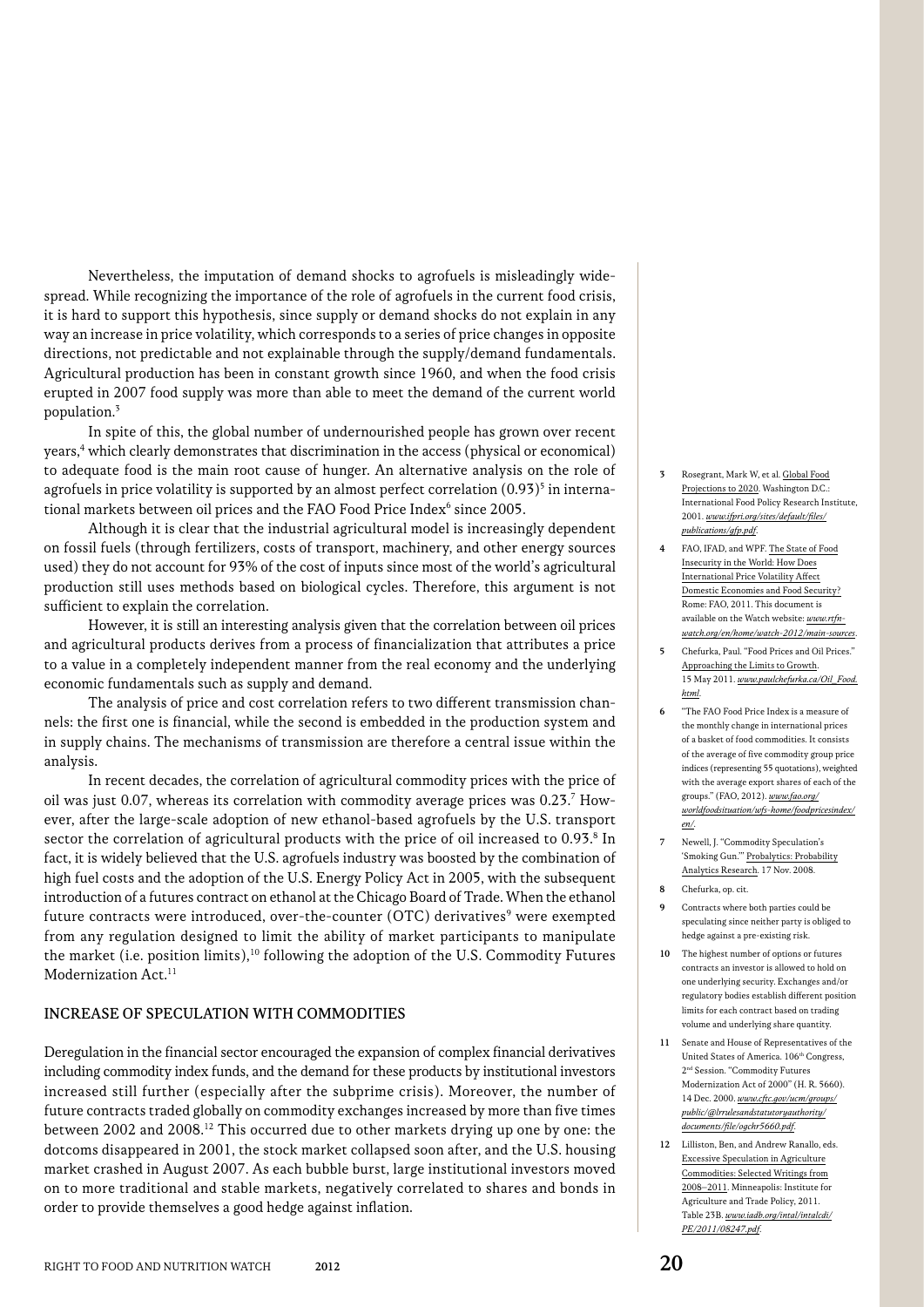Nevertheless, the imputation of demand shocks to agrofuels is misleadingly widespread. While recognizing the importance of the role of agrofuels in the current food crisis, it is hard to support this hypothesis, since supply or demand shocks do not explain in any way an increase in price volatility, which corresponds to a series of price changes in opposite directions, not predictable and not explainable through the supply/demand fundamentals. Agricultural production has been in constant growth since 1960, and when the food crisis erupted in 2007 food supply was more than able to meet the demand of the current world population.[3]

In spite of this, the global number of undernourished people has grown over recent years,[4] which clearly demonstrates that discrimination in the access (physical or economical) to adequate food is the main root cause of hunger. An alternative analysis on the role of agrofuels in price volatility is supported by an almost perfect correlation (0.93)[5] in international markets between oil prices and the FAO Food Price Index[6] since 2005.

Although it is clear that the industrial agricultural model is increasingly dependent on fossil fuels (through fertilizers, costs of transport, machinery, and other energy sources used) they do not account for 93% of the cost of inputs since most of the world's agricultural production still uses methods based on biological cycles. Therefore, this argument is not sufficient to explain the correlation.

However, it is still an interesting analysis given that the correlation between oil prices and agricultural products derives from a process of financialization that attributes a price to a value in a completely independent manner from the real economy and the underlying economic fundamentals such as supply and demand.

The analysis of price and cost correlation refers to two different transmission channels: the first one is financial, while the second is embedded in the production system and in supply chains. The mechanisms of transmission are therefore a central issue within the analysis.

In recent decades, the correlation of agricultural commodity prices with the price of oil was just 0.07, whereas its correlation with commodity average prices was 0.23.[7] However, after the large-scale adoption of new ethanol-based agrofuels by the U.S. transport sector the correlation of agricultural products with the price of oil increased to 0.93.[8] In fact, it is widely believed that the U.S. agrofuels industry was boosted by the combination of high fuel costs and the adoption of the U.S. Energy Policy Act in 2005, with the subsequent introduction of a futures contract on ethanol at the Chicago Board of Trade. When the ethanol future contracts were introduced, over-the-counter (OTC) derivatives[9] were exempted from any regulation designed to limit the ability of market participants to manipulate the market (i.e. position limits),[10] following the adoption of the U.S. Commodity Futures Modernization Act.[11]

## INCREASE OF SPECULATION WITH COMMODITIES

Deregulation in the financial sector encouraged the expansion of complex financial derivatives including commodity index funds, and the demand for these products by institutional investors increased still further (especially after the subprime crisis). Moreover, the number of future contracts traded globally on commodity exchanges increased by more than five times between 2002 and 2008.[12] This occurred due to other markets drying up one by one: the dotcoms disappeared in 2001, the stock market collapsed soon after, and the U.S. housing market crashed in August 2007. As each bubble burst, large institutional investors moved on to more traditional and stable markets, negatively correlated to shares and bonds in order to provide themselves a good hedge against inflation.

---

3 Rosegrant, Mark W, et al. Global Food Projections to 2020. Washington D.C.: International Food Policy Research Institute, 2001. *www.ifpri.org/sites/default/files/publications/gfp.pdf*.

4 FAO, IFAD, and WPF. The State of Food Insecurity in the World: How Does International Price Volatility Affect Domestic Economies and Food Security? Rome: FAO, 2011. This document is available on the Watch website: *www.rtfn-watch.org/en/home/watch-2012/main-sources*.

5 Chefurka, Paul. "Food Prices and Oil Prices." Approaching the Limits to Growth. 15 May 2011. *www.paulchefurka.ca/Oil_Food.html*.

6 "The FAO Food Price Index is a measure of the monthly change in international prices of a basket of food commodities. It consists of the average of five commodity group price indices (representing 55 quotations), weighted with the average export shares of each of the groups." (FAO, 2012). *www.fao.org/worldfoodsituation/wfs-home/foodpricesindex/en/*.

7 Newell, J. "Commodity Speculation's 'Smoking Gun.'" Probalytics: Probability Analytics Research. 17 Nov. 2008.

8 Chefurka, op. cit.

9 Contracts where both parties could be speculating since neither party is obliged to hedge against a pre-existing risk.

10 The highest number of options or futures contracts an investor is allowed to hold on one underlying security. Exchanges and/or regulatory bodies establish different position limits for each contract based on trading volume and underlying share quantity.

11 Senate and House of Representatives of the United States of America. 106th Congress, 2nd Session. "Commodity Futures Modernization Act of 2000" (H. R. 5660). 14 Dec. 2000. *www.cftc.gov/ucm/groups/public/@lrrulesandstatutoryauthority/documents/file/ogchr5660.pdf*.

12 Lilliston, Ben, and Andrew Ranallo, eds. Excessive Speculation in Agriculture Commodities: Selected Writings from 2008–2011. Minneapolis: Institute for Agriculture and Trade Policy, 2011. Table 23B. *www.iadb.org/intal/intalcdi/PE/2011/08247.pdf*.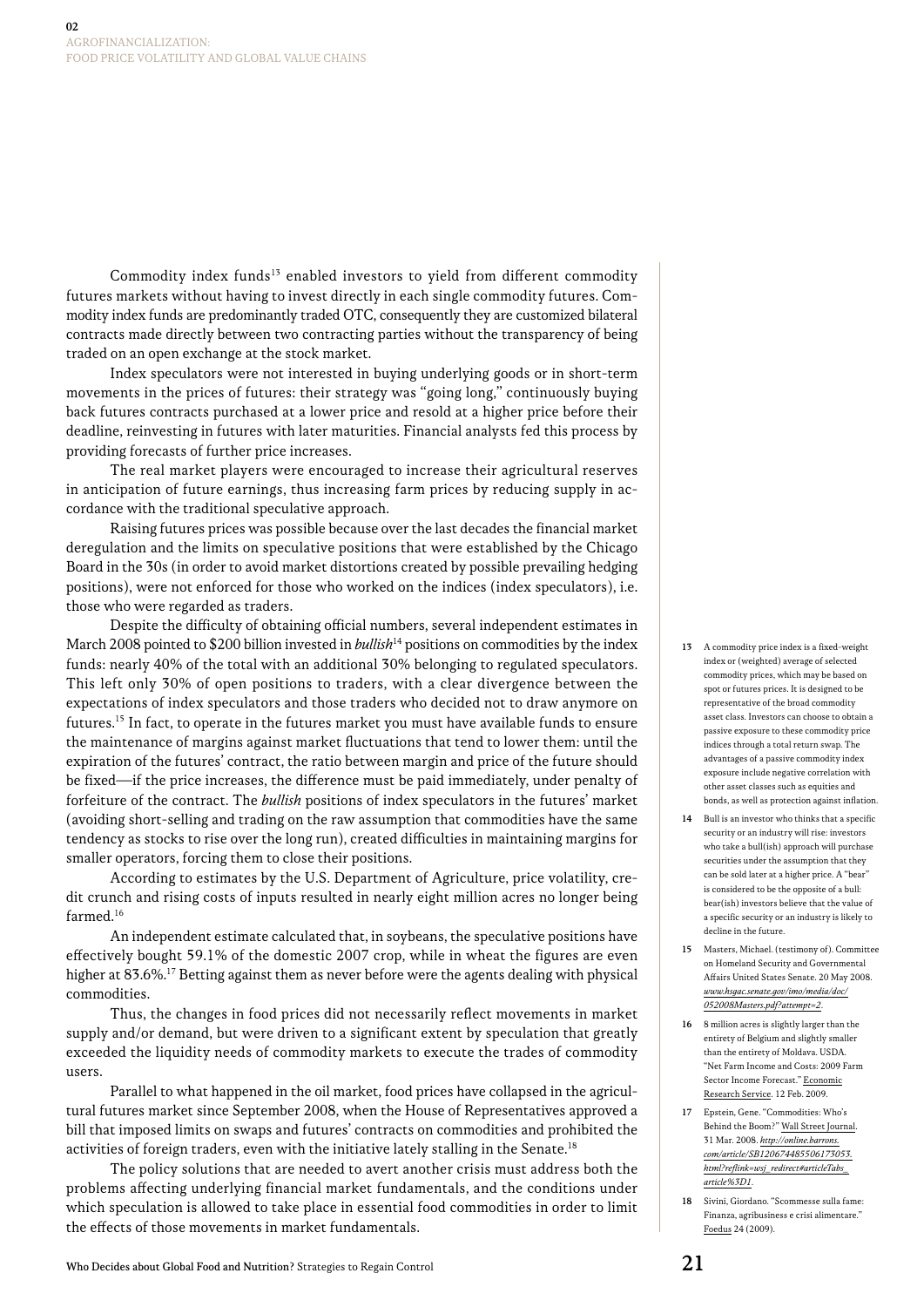Commodity index funds[13] enabled investors to yield from different commodity futures markets without having to invest directly in each single commodity futures. Commodity index funds are predominantly traded OTC, consequently they are customized bilateral contracts made directly between two contracting parties without the transparency of being traded on an open exchange at the stock market.

Index speculators were not interested in buying underlying goods or in short-term movements in the prices of futures: their strategy was "going long," continuously buying back futures contracts purchased at a lower price and resold at a higher price before their deadline, reinvesting in futures with later maturities. Financial analysts fed this process by providing forecasts of further price increases.

The real market players were encouraged to increase their agricultural reserves in anticipation of future earnings, thus increasing farm prices by reducing supply in accordance with the traditional speculative approach.

Raising futures prices was possible because over the last decades the financial market deregulation and the limits on speculative positions that were established by the Chicago Board in the 30s (in order to avoid market distortions created by possible prevailing hedging positions), were not enforced for those who worked on the indices (index speculators), i.e. those who were regarded as traders.

Despite the difficulty of obtaining official numbers, several independent estimates in March 2008 pointed to $200 billion invested in *bullish*[14] positions on commodities by the index funds: nearly 40% of the total with an additional 30% belonging to regulated speculators. This left only 30% of open positions to traders, with a clear divergence between the expectations of index speculators and those traders who decided not to draw anymore on futures.[15] In fact, to operate in the futures market you must have available funds to ensure the maintenance of margins against market fluctuations that tend to lower them: until the expiration of the futures' contract, the ratio between margin and price of the future should be fixed—if the price increases, the difference must be paid immediately, under penalty of forfeiture of the contract. The *bullish* positions of index speculators in the futures' market (avoiding short-selling and trading on the raw assumption that commodities have the same tendency as stocks to rise over the long run), created difficulties in maintaining margins for smaller operators, forcing them to close their positions.

According to estimates by the U.S. Department of Agriculture, price volatility, credit crunch and rising costs of inputs resulted in nearly eight million acres no longer being farmed.[16]

An independent estimate calculated that, in soybeans, the speculative positions have effectively bought 59.1% of the domestic 2007 crop, while in wheat the figures are even higher at 83.6%.[17] Betting against them as never before were the agents dealing with physical commodities.

Thus, the changes in food prices did not necessarily reflect movements in market supply and/or demand, but were driven to a significant extent by speculation that greatly exceeded the liquidity needs of commodity markets to execute the trades of commodity users.

Parallel to what happened in the oil market, food prices have collapsed in the agricultural futures market since September 2008, when the House of Representatives approved a bill that imposed limits on swaps and futures' contracts on commodities and prohibited the activities of foreign traders, even with the initiative lately stalling in the Senate.[18]

The policy solutions that are needed to avert another crisis must address both the problems affecting underlying financial market fundamentals, and the conditions under which speculation is allowed to take place in essential food commodities in order to limit the effects of those movements in market fundamentals.

---

13 A commodity price index is a fixed-weight index or (weighted) average of selected commodity prices, which may be based on spot or futures prices. It is designed to be representative of the broad commodity asset class. Investors can choose to obtain a passive exposure to these commodity price indices through a total return swap. The advantages of a passive commodity index exposure include negative correlation with other asset classes such as equities and bonds, as well as protection against inflation.

14 Bull is an investor who thinks that a specific security or an industry will rise: investors who take a bull(ish) approach will purchase securities under the assumption that they can be sold later at a higher price. A "bear" is considered to be the opposite of a bull: bear(ish) investors believe that the value of a specific security or an industry is likely to decline in the future.

15 Masters, Michael. (testimony of). Committee on Homeland Security and Governmental Affairs United States Senate. 20 May 2008. *www.hsgac.senate.gov/imo/media/doc/052008Masters.pdf?attempt=2*.

16 8 million acres is slightly larger than the entirety of Belgium and slightly smaller than the entirety of Moldava. USDA. "Net Farm Income and Costs: 2009 Farm Sector Income Forecast." Economic Research Service. 12 Feb. 2009.

17 Epstein, Gene. "Commodities: Who's Behind the Boom?" Wall Street Journal. 31 Mar. 2008. *http://online.barrons.com/article/SB120674485506173053.html?reflink=wsj_redirect#articleTabs_article%3D1*.

18 Sivini, Giordano. "Scommesse sulla fame: Finanza, agribusiness e crisi alimentare." Foedus 24 (2009).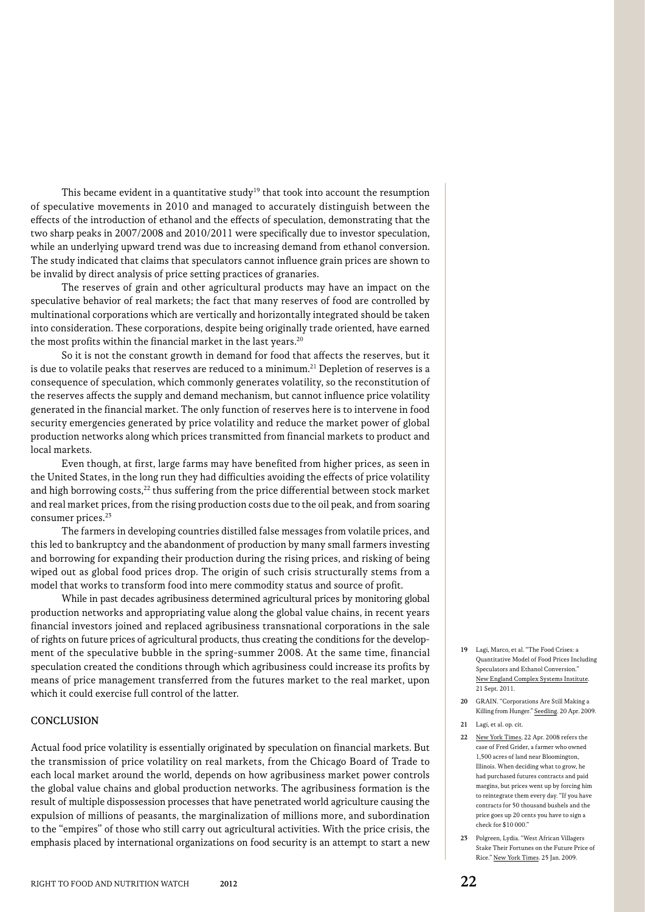This became evident in a quantitative study[19] that took into account the resumption of speculative movements in 2010 and managed to accurately distinguish between the effects of the introduction of ethanol and the effects of speculation, demonstrating that the two sharp peaks in 2007/2008 and 2010/2011 were specifically due to investor speculation, while an underlying upward trend was due to increasing demand from ethanol conversion. The study indicated that claims that speculators cannot influence grain prices are shown to be invalid by direct analysis of price setting practices of granaries.

The reserves of grain and other agricultural products may have an impact on the speculative behavior of real markets; the fact that many reserves of food are controlled by multinational corporations which are vertically and horizontally integrated should be taken into consideration. These corporations, despite being originally trade oriented, have earned the most profits within the financial market in the last years.[20]

So it is not the constant growth in demand for food that affects the reserves, but it is due to volatile peaks that reserves are reduced to a minimum.[21] Depletion of reserves is a consequence of speculation, which commonly generates volatility, so the reconstitution of the reserves affects the supply and demand mechanism, but cannot influence price volatility generated in the financial market. The only function of reserves here is to intervene in food security emergencies generated by price volatility and reduce the market power of global production networks along which prices transmitted from financial markets to product and local markets.

Even though, at first, large farms may have benefited from higher prices, as seen in the United States, in the long run they had difficulties avoiding the effects of price volatility and high borrowing costs,[22] thus suffering from the price differential between stock market and real market prices, from the rising production costs due to the oil peak, and from soaring consumer prices.[23]

The farmers in developing countries distilled false messages from volatile prices, and this led to bankruptcy and the abandonment of production by many small farmers investing and borrowing for expanding their production during the rising prices, and risking of being wiped out as global food prices drop. The origin of such crisis structurally stems from a model that works to transform food into mere commodity status and source of profit.

While in past decades agribusiness determined agricultural prices by monitoring global production networks and appropriating value along the global value chains, in recent years financial investors joined and replaced agribusiness transnational corporations in the sale of rights on future prices of agricultural products, thus creating the conditions for the development of the speculative bubble in the spring-summer 2008. At the same time, financial speculation created the conditions through which agribusiness could increase its profits by means of price management transferred from the futures market to the real market, upon which it could exercise full control of the latter.

## CONCLUSION

Actual food price volatility is essentially originated by speculation on financial markets. But the transmission of price volatility on real markets, from the Chicago Board of Trade to each local market around the world, depends on how agribusiness market power controls the global value chains and global production networks. The agribusiness formation is the result of multiple dispossession processes that have penetrated world agriculture causing the expulsion of millions of peasants, the marginalization of millions more, and subordination to the "empires" of those who still carry out agricultural activities. With the price crisis, the emphasis placed by international organizations on food security is an attempt to start a new

---

19 Lagi, Marco, et al. "The Food Crises: a Quantitative Model of Food Prices Including Speculators and Ethanol Conversion." New England Complex Systems Institute. 21 Sept. 2011.

20 GRAIN. "Corporations Are Still Making a Killing from Hunger." Seedling. 20 Apr. 2009.

21 Lagi, et al. op. cit.

22 New York Times, 22 Apr. 2008 refers the case of Fred Grider, a farmer who owned 1,500 acres of land near Bloomington, Illinois. When deciding what to grow, he had purchased futures contracts and paid margins, but prices went up by forcing him to reintegrate them every day. "If you have contracts for 50 thousand bushels and the price goes up 20 cents you have to sign a check for $10 000."

23 Polgreen, Lydia. "West African Villagers Stake Their Fortunes on the Future Price of Rice." New York Times. 25 Jan. 2009.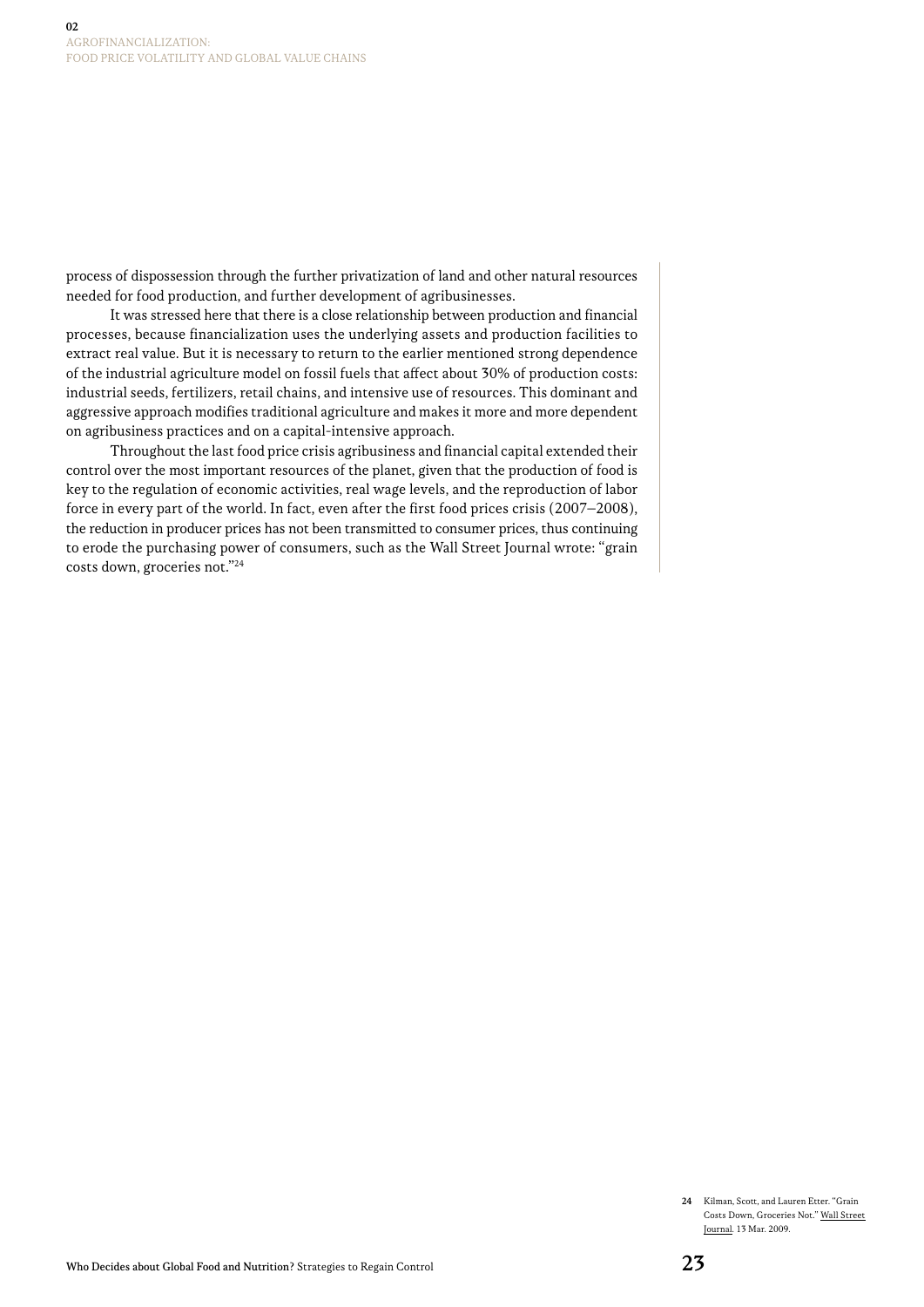process of dispossession through the further privatization of land and other natural resources needed for food production, and further development of agribusinesses.

It was stressed here that there is a close relationship between production and financial processes, because financialization uses the underlying assets and production facilities to extract real value. But it is necessary to return to the earlier mentioned strong dependence of the industrial agriculture model on fossil fuels that affect about 30% of production costs: industrial seeds, fertilizers, retail chains, and intensive use of resources. This dominant and aggressive approach modifies traditional agriculture and makes it more and more dependent on agribusiness practices and on a capital-intensive approach.

Throughout the last food price crisis agribusiness and financial capital extended their control over the most important resources of the planet, given that the production of food is key to the regulation of economic activities, real wage levels, and the reproduction of labor force in every part of the world. In fact, even after the first food prices crisis (2007–2008), the reduction in producer prices has not been transmitted to consumer prices, thus continuing to erode the purchasing power of consumers, such as the Wall Street Journal wrote: "grain costs down, groceries not."[24]

24 Kilman, Scott, and Lauren Etter. "Grain Costs Down, Groceries Not." Wall Street Journal. 13 Mar. 2009.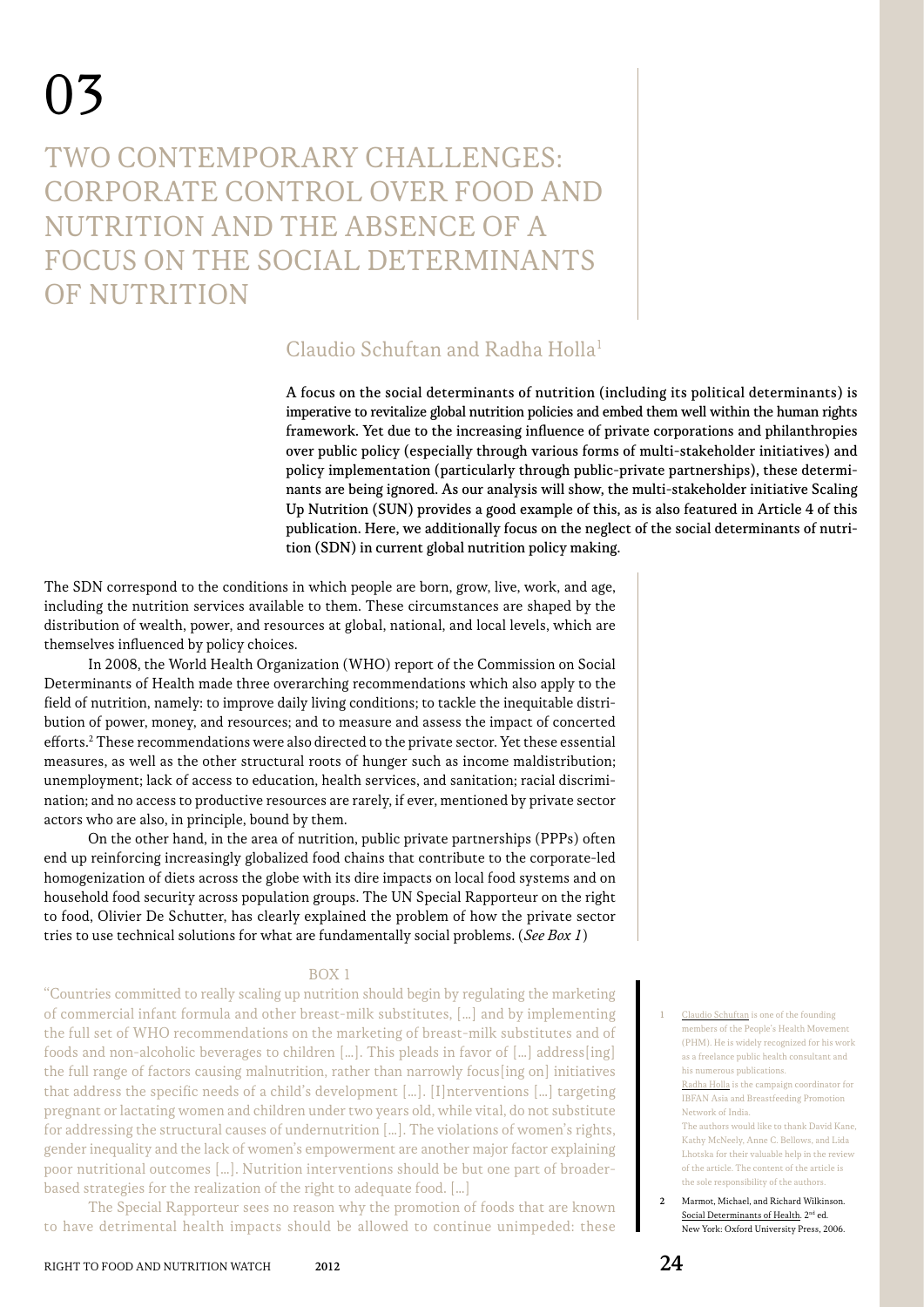# 03

# TWO CONTEMPORARY CHALLENGES: CORPORATE CONTROL OVER FOOD AND NUTRITION AND THE ABSENCE OF A FOCUS ON THE SOCIAL DETERMINANTS OF NUTRITION

## Claudio Schuftan and Radha Holla[1]

**A focus on the social determinants of nutrition (including its political determinants) is imperative to revitalize global nutrition policies and embed them well within the human rights framework. Yet due to the increasing influence of private corporations and philanthropies over public policy (especially through various forms of multi-stakeholder initiatives) and policy implementation (particularly through public-private partnerships), these determinants are being ignored. As our analysis will show, the multi-stakeholder initiative Scaling Up Nutrition (SUN) provides a good example of this, as is also featured in Article 4 of this publication. Here, we additionally focus on the neglect of the social determinants of nutrition (SDN) in current global nutrition policy making.**

The SDN correspond to the conditions in which people are born, grow, live, work, and age, including the nutrition services available to them. These circumstances are shaped by the distribution of wealth, power, and resources at global, national, and local levels, which are themselves influenced by policy choices.

In 2008, the World Health Organization (WHO) report of the Commission on Social Determinants of Health made three overarching recommendations which also apply to the field of nutrition, namely: to improve daily living conditions; to tackle the inequitable distribution of power, money, and resources; and to measure and assess the impact of concerted efforts.[2] These recommendations were also directed to the private sector. Yet these essential measures, as well as the other structural roots of hunger such as income maldistribution; unemployment; lack of access to education, health services, and sanitation; racial discrimination; and no access to productive resources are rarely, if ever, mentioned by private sector actors who are also, in principle, bound by them.

On the other hand, in the area of nutrition, public private partnerships (PPPs) often end up reinforcing increasingly globalized food chains that contribute to the corporate-led homogenization of diets across the globe with its dire impacts on local food systems and on household food security across population groups. The UN Special Rapporteur on the right to food, Olivier De Schutter, has clearly explained the problem of how the private sector tries to use technical solutions for what are fundamentally social problems. (*See Box 1*)

BOX 1

"Countries committed to really scaling up nutrition should begin by regulating the marketing of commercial infant formula and other breast-milk substitutes, [...] and by implementing the full set of WHO recommendations on the marketing of breast-milk substitutes and of foods and non-alcoholic beverages to children [...]. This pleads in favor of [...] address[ing] the full range of factors causing malnutrition, rather than narrowly focus[ing on] initiatives that address the specific needs of a child's development [...]. [I]nterventions [...] targeting pregnant or lactating women and children under two years old, while vital, do not substitute for addressing the structural causes of undernutrition [...]. The violations of women's rights, gender inequality and the lack of women's empowerment are another major factor explaining poor nutritional outcomes [...]. Nutrition interventions should be but one part of broader-based strategies for the realization of the right to adequate food. [...]

The Special Rapporteur sees no reason why the promotion of foods that are known to have detrimental health impacts should be allowed to continue unimpeded: these

---

1 Claudio Schuftan is one of the founding members of the People's Health Movement (PHM). He is widely recognized for his work as a freelance public health consultant and his numerous publications.
Radha Holla is the campaign coordinator for IBFAN Asia and Breastfeeding Promotion Network of India.
The authors would like to thank David Kane, Kathy McNeely, Anne C. Bellows, and Lida Lhotska for their valuable help in the review of the article. The content of the article is the sole responsibility of the authors.

2 Marmot, Michael, and Richard Wilkinson. Social Determinants of Health. 2nd ed. New York: Oxford University Press, 2006.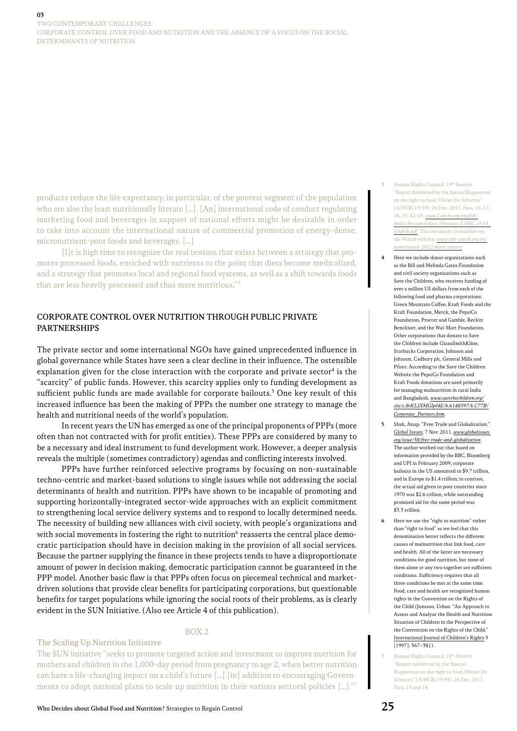products reduce the life expectancy, in particular, of the poorest segment of the population who are also the least nutritionally literate [...]. [An] international code of conduct regulating marketing food and beverages in support of national efforts might be desirable in order to take into account the international nature of commercial promotion of energy-dense, micronutrient-poor foods and beverages. [...]

[I]t is high time to recognize the real tension that exists between a strategy that promotes processed foods, enriched with nutrients to the point that diets become medicalized, and a strategy that promotes local and regional food systems, as well as a shift towards foods that are less heavily processed and thus more nutritious."[3]

## CORPORATE CONTROL OVER NUTRITION THROUGH PUBLIC PRIVATE PARTNERSHIPS

The private sector and some international NGOs have gained unprecedented influence in global governance while States have seen a clear decline in their influence. The ostensible explanation given for the close interaction with the corporate and private sector[4] is the "scarcity" of public funds. However, this scarcity applies only to funding development as sufficient public funds are made available for corporate bailouts.[5] One key result of this increased influence has been the making of PPPs the number one strategy to manage the health and nutritional needs of the world's population.

In recent years the UN has emerged as one of the principal proponents of PPPs (more often than not contracted with for profit entities). These PPPs are considered by many to be a necessary and ideal instrument to fund development work. However, a deeper analysis reveals the multiple (sometimes contradictory) agendas and conflicting interests involved.

PPPs have further reinforced selective programs by focusing on non-sustainable techno-centric and market-based solutions to single issues while not addressing the social determinants of health and nutrition. PPPs have shown to be incapable of promoting and supporting horizontally-integrated sector-wide approaches with an explicit commitment to strengthening local service delivery systems and to respond to locally determined needs. The necessity of building new alliances with civil society, with people's organizations and with social movements in fostering the right to nutrition[6] reasserts the central place democratic participation should have in decision making in the provision of all social services. Because the partner supplying the finance in these projects tends to have a disproportionate amount of power in decision making, democratic participation cannot be guaranteed in the PPP model. Another basic flaw is that PPPs often focus on piecemeal technical and market-driven solutions that provide clear benefits for participating corporations, but questionable benefits for target populations while ignoring the social roots of their problems, as is clearly evident in the SUN Initiative. (Also see Article 4 of this publication).

BOX 2

### The Scaling Up Nutrition Initiative

The SUN initiative "seeks to promote targeted action and investment to improve nutrition for mothers and children in the 1,000-day period from pregnancy to age 2, when better nutrition can have a life-changing impact on a child's future [...] [in] addition to encouraging Governments to adopt national plans to scale up nutrition in their various sectoral policies [...]."[7]

---

3 Human Rights Council, 19th Session. "Report Submitted by the Special Rapporteur on the right to food, Olivier De Schutter" (A/HCR/19/59). 26 Dec. 2011. Para. 16, 17, 18, 19, 42, 43. *www2.ohchr.org/english/bodies/hrcouncil/docs/19session/A.HRC.19.59_English.pdf*. This document is available on the Watch website: *www.rtfn-watch.org/en/home/watch-2012/main-sources*.

4 Here we include donor organizations such as the Bill and Melinda Gates Foundation and civil society organizations such as Save the Children, who receives funding of over a million US dollars from each of the following food and pharma corporations: Green Mountain Coffee, Kraft Foods and the Kraft Foundation, Merck, the PepsiCo Foundation, Procter and Gamble, Reckitt Benckiser, and the Wal-Mart Foundation. Other corporations that donate to Save the Children include GlaxoSmithKline, Starbucks Corporation, Johnson and Johnson, Cadbury plc, General Mills and Pfizer. According to the Save the Children Website the PepsiCo Foundation and Kraft Foods donations are used primarily for managing malnutrition in rural India and Bangladesh. *www.savethechildren.org/site/c.8rKLIXMGIpI4E/b.6148397/k.C77B/Corporate_Partners.htm*.

5 Shah, Anup. "Free Trade and Globalization." Global Issues. 7 Nov. 2011. *www.globalissues.org/issue/38/free-trade-and-globalization*. The author worked out that based on information provided by the BBC, Bloomberg and UPI in February 2009, corporate bailouts in the US amounted to $9.7 trillion, and in Europe to $1.4 trillion; in contrast, the actual aid given to poor countries since 1970 was $2.6 trillion, while outstanding promised aid for the same period was $3.3 trillion.

6 Here we use the "right to nutrition" rather than "right to food" as we feel that this denomination better reflects the different causes of malnutrition that link food, care and health. All of the latter are necessary conditions for good nutrition, but none of them alone or any two together are sufficient conditions. Sufficiency requires that all three conditions be met at the same time. Food, care and health are recognized human rights in the Convention on the Rights of the Child (Jonsson, Urban. "An Approach to Assess and Analyze the Health and Nutrition Situation of Children in the Perspective of the Convention on the Rights of the Child." International Journal of Children's Rights 5 [1997]: 367–381).

7 Human Rights Council, 19th Session. "Report submitted by the Special Rapporteur on the right to food, Olivier De Schutter" (A/HCR/19/59). 26 Dec. 2011. Para. 13 and 14.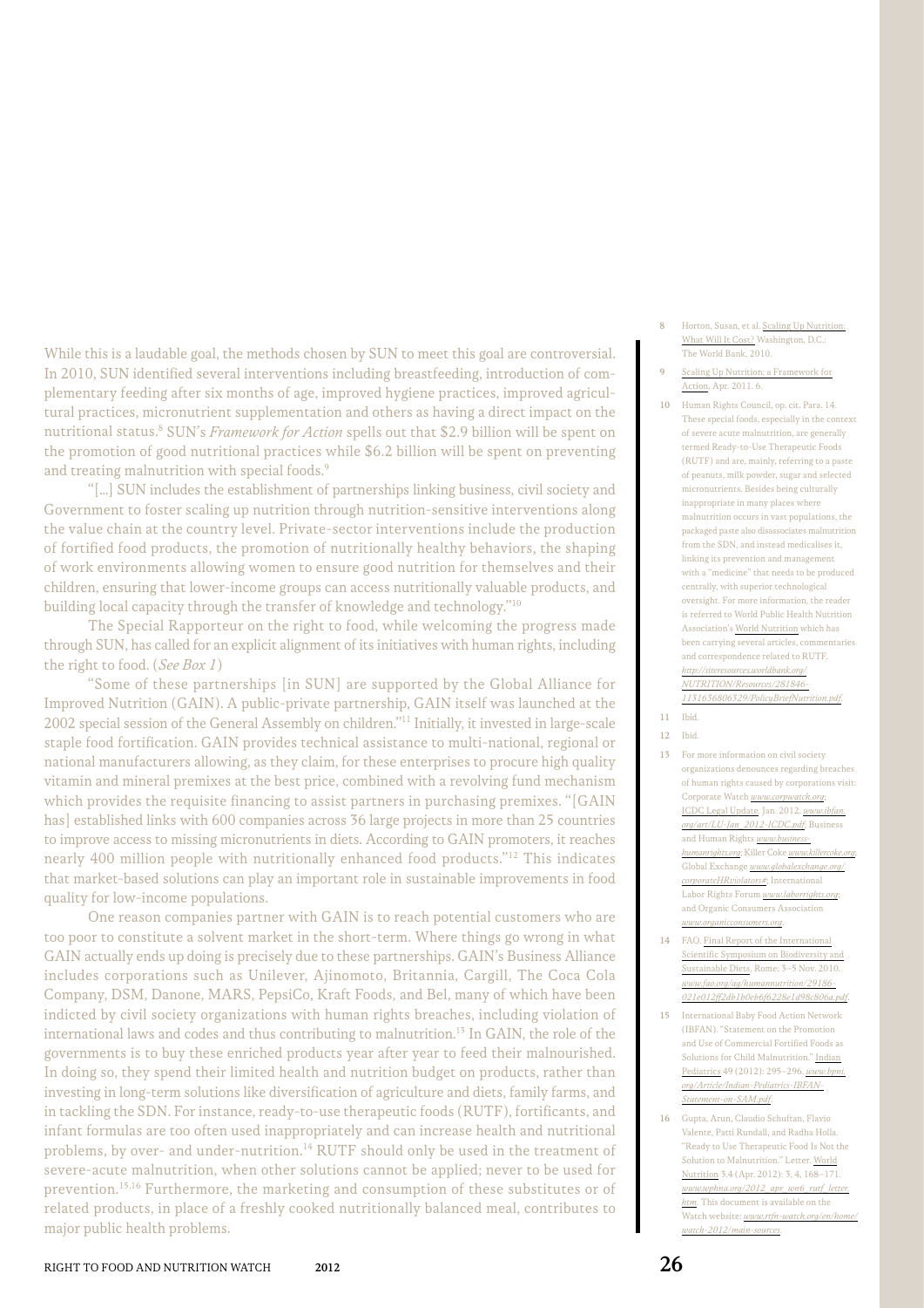While this is a laudable goal, the methods chosen by SUN to meet this goal are controversial. In 2010, SUN identified several interventions including breastfeeding, introduction of complementary feeding after six months of age, improved hygiene practices, improved agricultural practices, micronutrient supplementation and others as having a direct impact on the nutritional status.[8] SUN's *Framework for Action* spells out that $2.9 billion will be spent on the promotion of good nutritional practices while $6.2 billion will be spent on preventing and treating malnutrition with special foods.[9]

"[...] SUN includes the establishment of partnerships linking business, civil society and Government to foster scaling up nutrition through nutrition-sensitive interventions along the value chain at the country level. Private-sector interventions include the production of fortified food products, the promotion of nutritionally healthy behaviors, the shaping of work environments allowing women to ensure good nutrition for themselves and their children, ensuring that lower-income groups can access nutritionally valuable products, and building local capacity through the transfer of knowledge and technology."[10]

The Special Rapporteur on the right to food, while welcoming the progress made through SUN, has called for an explicit alignment of its initiatives with human rights, including the right to food. (*See Box 1*)

"Some of these partnerships [in SUN] are supported by the Global Alliance for Improved Nutrition (GAIN). A public-private partnership, GAIN itself was launched at the 2002 special session of the General Assembly on children."[11] Initially, it invested in large-scale staple food fortification. GAIN provides technical assistance to multi-national, regional or national manufacturers allowing, as they claim, for these enterprises to procure high quality vitamin and mineral premixes at the best price, combined with a revolving fund mechanism which provides the requisite financing to assist partners in purchasing premixes. "[GAIN has] established links with 600 companies across 36 large projects in more than 25 countries to improve access to missing micronutrients in diets. According to GAIN promoters, it reaches nearly 400 million people with nutritionally enhanced food products."[12] This indicates that market-based solutions can play an important role in sustainable improvements in food quality for low-income populations.

One reason companies partner with GAIN is to reach potential customers who are too poor to constitute a solvent market in the short-term. Where things go wrong in what GAIN actually ends up doing is precisely due to these partnerships. GAIN's Business Alliance includes corporations such as Unilever, Ajinomoto, Britannia, Cargill, The Coca Cola Company, DSM, Danone, MARS, PepsiCo, Kraft Foods, and Bel, many of which have been indicted by civil society organizations with human rights breaches, including violation of international laws and codes and thus contributing to malnutrition.[13] In GAIN, the role of the governments is to buy these enriched products year after year to feed their malnourished. In doing so, they spend their limited health and nutrition budget on products, rather than investing in long-term solutions like diversification of agriculture and diets, family farms, and in tackling the SDN. For instance, ready-to-use therapeutic foods (RUTF), fortificants, and infant formulas are too often used inappropriately and can increase health and nutritional problems, by over- and under-nutrition.[14] RUTF should only be used in the treatment of severe-acute malnutrition, when other solutions cannot be applied; never to be used for prevention.[15,16] Furthermore, the marketing and consumption of these substitutes or of related products, in place of a freshly cooked nutritionally balanced meal, contributes to major public health problems.

---

8 Horton, Susan, et al. Scaling Up Nutrition: What Will It Cost? Washington, D.C.: The World Bank, 2010.

9 Scaling Up Nutrition: a Framework for Action, Apr. 2011. 6.

10 Human Rights Council, op. cit. Para. 14. These special foods, especially in the context of severe acute malnutrition, are generally termed Ready-to-Use Therapeutic Foods (RUTF) and are, mainly, referring to a paste of peanuts, milk powder, sugar and selected micronutrients. Besides being culturally inappropriate in many places where malnutrition occurs in vast populations, the packaged paste also disassociates malnutrition from the SDN, and instead medicalises it, linking its prevention and management with a "medicine" that needs to be produced centrally, with superior technological oversight. For more information, the reader is referred to World Public Health Nutrition Association's World Nutrition which has been carrying several articles, commentaries and correspondence related to RUTF. *http://siteresources.worldbank.org/NUTRITION/Resources/281846-1131636806329/PolicyBriefNutrition.pdf*.

11 Ibid.

12 Ibid.

13 For more information on civil society organizations denounces regarding breaches of human rights caused by corporations visit: Corporate Watch *www.corpwatch.org*; ICDC Legal Update. Jan. 2012. *www.ibfan.org/art/LU-Jan_2012-ICDC.pdf*; Business and Human Rights *www.business-humanrights.org*; Killer Coke *www.killercoke.org*; Global Exchange *www.globalexchange.org/corporateHRviolators#*; International Labor Rights Forum *www.laborrights.org*; and Organic Consumers Association *www.organicconsumers.org*.

14 FAO. Final Report of the International Scientific Symposium on Biodiversity and Sustainable Diets. Rome: 3–5 Nov. 2010. *www.fao.org/ag/humannutrition/29186-021e012ff2db1b0eb6f6228e1d98c806a.pdf*.

15 International Baby Food Action Network (IBFAN). "Statement on the Promotion and Use of Commercial Fortified Foods as Solutions for Child Malnutrition." Indian Pediatrics 49 (2012): 295–296. *www.bpni.org/Article/Indian-Pediatrics-IBFAN-Statement-on-SAM.pdf*.

16 Gupta, Arun, Claudio Schuftan, Flavio Valente, Patti Rundall, and Radha Holla. "Ready to Use Therapeutic Food Is Not the Solution to Malnutrition." Letter. World Nutrition 3.4 (Apr. 2012): 3, 4, 168–171. *www.wphna.org/2012_apr_wn6_rutf_letter.htm*. This document is available on the Watch website: *www.rtfn-watch.org/en/home/watch-2012/main-sources*.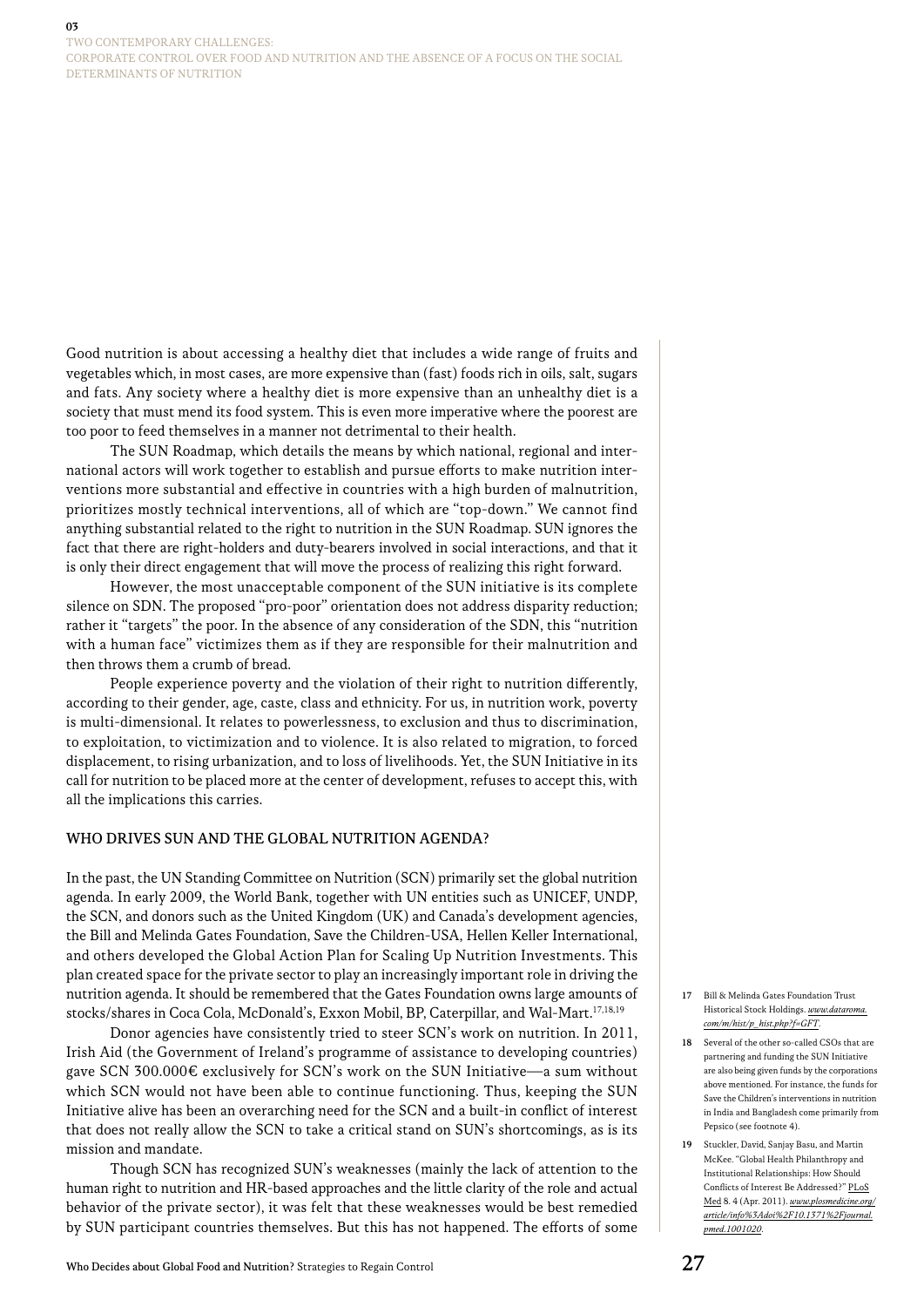Good nutrition is about accessing a healthy diet that includes a wide range of fruits and vegetables which, in most cases, are more expensive than (fast) foods rich in oils, salt, sugars and fats. Any society where a healthy diet is more expensive than an unhealthy diet is a society that must mend its food system. This is even more imperative where the poorest are too poor to feed themselves in a manner not detrimental to their health.

The SUN Roadmap, which details the means by which national, regional and international actors will work together to establish and pursue efforts to make nutrition interventions more substantial and effective in countries with a high burden of malnutrition, prioritizes mostly technical interventions, all of which are "top-down." We cannot find anything substantial related to the right to nutrition in the SUN Roadmap. SUN ignores the fact that there are right-holders and duty-bearers involved in social interactions, and that it is only their direct engagement that will move the process of realizing this right forward.

However, the most unacceptable component of the SUN initiative is its complete silence on SDN. The proposed "pro-poor" orientation does not address disparity reduction; rather it "targets" the poor. In the absence of any consideration of the SDN, this "nutrition with a human face" victimizes them as if they are responsible for their malnutrition and then throws them a crumb of bread.

People experience poverty and the violation of their right to nutrition differently, according to their gender, age, caste, class and ethnicity. For us, in nutrition work, poverty is multi-dimensional. It relates to powerlessness, to exclusion and thus to discrimination, to exploitation, to victimization and to violence. It is also related to migration, to forced displacement, to rising urbanization, and to loss of livelihoods. Yet, the SUN Initiative in its call for nutrition to be placed more at the center of development, refuses to accept this, with all the implications this carries.

## WHO DRIVES SUN AND THE GLOBAL NUTRITION AGENDA?

In the past, the UN Standing Committee on Nutrition (SCN) primarily set the global nutrition agenda. In early 2009, the World Bank, together with UN entities such as UNICEF, UNDP, the SCN, and donors such as the United Kingdom (UK) and Canada's development agencies, the Bill and Melinda Gates Foundation, Save the Children-USA, Hellen Keller International, and others developed the Global Action Plan for Scaling Up Nutrition Investments. This plan created space for the private sector to play an increasingly important role in driving the nutrition agenda. It should be remembered that the Gates Foundation owns large amounts of stocks/shares in Coca Cola, McDonald's, Exxon Mobil, BP, Caterpillar, and Wal-Mart.[17,18,19]

Donor agencies have consistently tried to steer SCN's work on nutrition. In 2011, Irish Aid (the Government of Ireland's programme of assistance to developing countries) gave SCN 300.000€ exclusively for SCN's work on the SUN Initiative—a sum without which SCN would not have been able to continue functioning. Thus, keeping the SUN Initiative alive has been an overarching need for the SCN and a built-in conflict of interest that does not really allow the SCN to take a critical stand on SUN's shortcomings, as is its mission and mandate.

Though SCN has recognized SUN's weaknesses (mainly the lack of attention to the human right to nutrition and HR-based approaches and the little clarity of the role and actual behavior of the private sector), it was felt that these weaknesses would be best remedied by SUN participant countries themselves. But this has not happened. The efforts of some

17 Bill & Melinda Gates Foundation Trust Historical Stock Holdings. *www.dataroma.com/m/hist/p_hist.php?f=GFT*.

18 Several of the other so-called CSOs that are partnering and funding the SUN Initiative are also being given funds by the corporations above mentioned. For instance, the funds for Save the Children's interventions in nutrition in India and Bangladesh come primarily from Pepsico (see footnote 4).

19 Stuckler, David, Sanjay Basu, and Martin McKee. "Global Health Philanthropy and Institutional Relationships: How Should Conflicts of Interest Be Addressed?" PLoS Med 8. 4 (Apr. 2011). *www.plosmedicine.org/article/info%3Adoi%2F10.1371%2Fjournal.pmed.1001020*.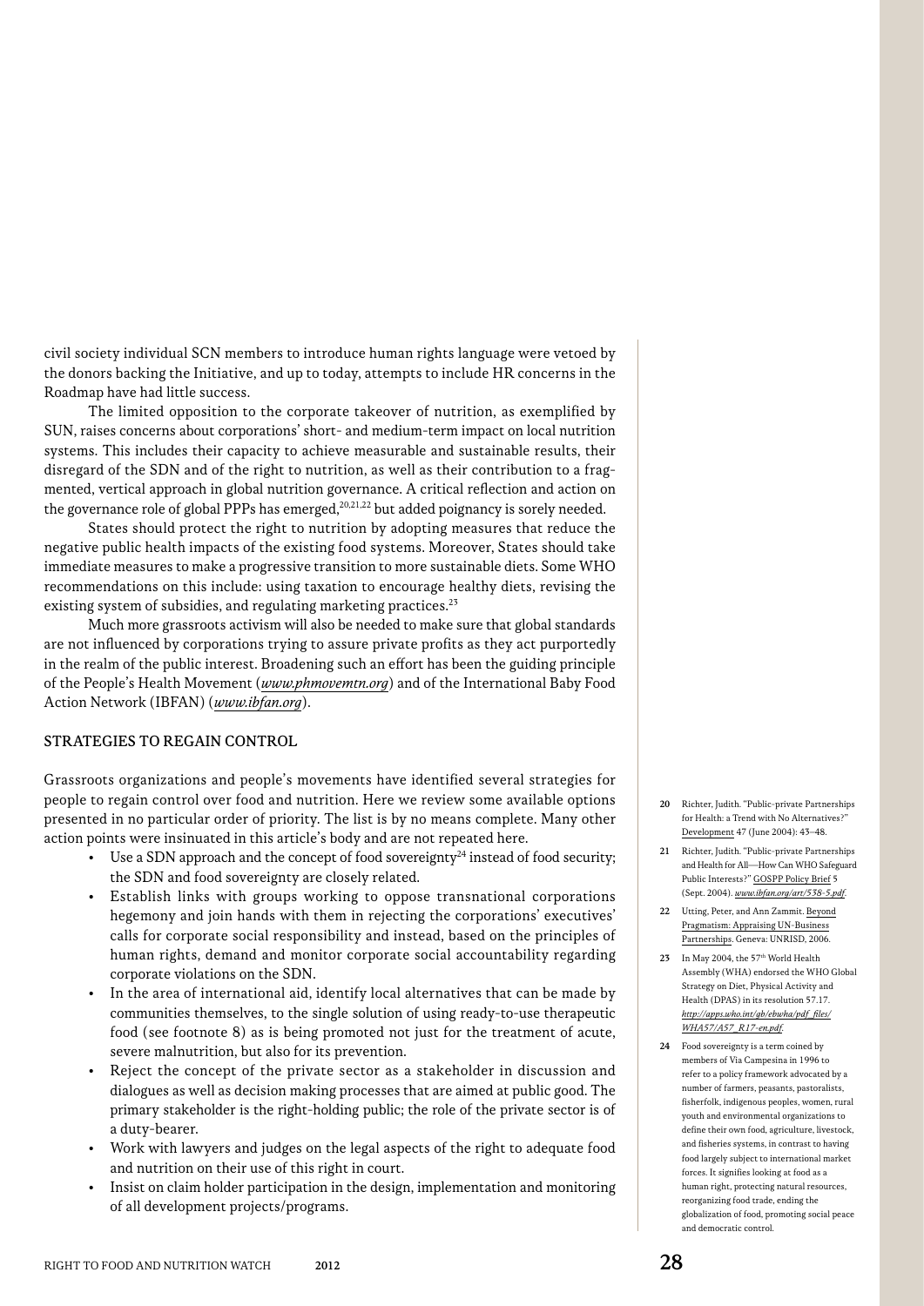civil society individual SCN members to introduce human rights language were vetoed by the donors backing the Initiative, and up to today, attempts to include HR concerns in the Roadmap have had little success.

The limited opposition to the corporate takeover of nutrition, as exemplified by SUN, raises concerns about corporations' short- and medium-term impact on local nutrition systems. This includes their capacity to achieve measurable and sustainable results, their disregard of the SDN and of the right to nutrition, as well as their contribution to a fragmented, vertical approach in global nutrition governance. A critical reflection and action on the governance role of global PPPs has emerged,[20,21,22] but added poignancy is sorely needed.

States should protect the right to nutrition by adopting measures that reduce the negative public health impacts of the existing food systems. Moreover, States should take immediate measures to make a progressive transition to more sustainable diets. Some WHO recommendations on this include: using taxation to encourage healthy diets, revising the existing system of subsidies, and regulating marketing practices.[23]

Much more grassroots activism will also be needed to make sure that global standards are not influenced by corporations trying to assure private profits as they act purportedly in the realm of the public interest. Broadening such an effort has been the guiding principle of the People's Health Movement (*www.phmovemtn.org*) and of the International Baby Food Action Network (IBFAN) (*www.ibfan.org*).

## STRATEGIES TO REGAIN CONTROL

Grassroots organizations and people's movements have identified several strategies for people to regain control over food and nutrition. Here we review some available options presented in no particular order of priority. The list is by no means complete. Many other action points were insinuated in this article's body and are not repeated here.

- Use a SDN approach and the concept of food sovereignty[24] instead of food security; the SDN and food sovereignty are closely related.
- Establish links with groups working to oppose transnational corporations hegemony and join hands with them in rejecting the corporations' executives' calls for corporate social responsibility and instead, based on the principles of human rights, demand and monitor corporate social accountability regarding corporate violations on the SDN.
- In the area of international aid, identify local alternatives that can be made by communities themselves, to the single solution of using ready-to-use therapeutic food (see footnote 8) as is being promoted not just for the treatment of acute, severe malnutrition, but also for its prevention.
- Reject the concept of the private sector as a stakeholder in discussion and dialogues as well as decision making processes that are aimed at public good. The primary stakeholder is the right-holding public; the role of the private sector is of a duty-bearer.
- Work with lawyers and judges on the legal aspects of the right to adequate food and nutrition on their use of this right in court.
- Insist on claim holder participation in the design, implementation and monitoring of all development projects/programs.

---

**20** Richter, Judith. "Public-private Partnerships for Health: a Trend with No Alternatives?" Development 47 (June 2004): 43–48.

**21** Richter, Judith. "Public-private Partnerships and Health for All—How Can WHO Safeguard Public Interests?" GOSPP Policy Brief 5 (Sept. 2004). *www.ibfan.org/art/538-5.pdf*.

**22** Utting, Peter, and Ann Zammit. Beyond Pragmatism: Appraising UN-Business Partnerships. Geneva: UNRISD, 2006.

**23** In May 2004, the 57th World Health Assembly (WHA) endorsed the WHO Global Strategy on Diet, Physical Activity and Health (DPAS) in its resolution 57.17. *http://apps.who.int/gb/ebwha/pdf_files/WHA57/A57_R17-en.pdf*.

**24** Food sovereignty is a term coined by members of Via Campesina in 1996 to refer to a policy framework advocated by a number of farmers, peasants, pastoralists, fisherfolk, indigenous peoples, women, rural youth and environmental organizations to define their own food, agriculture, livestock, and fisheries systems, in contrast to having food largely subject to international market forces. It signifies looking at food as a human right, protecting natural resources, reorganizing food trade, ending the globalization of food, promoting social peace and democratic control.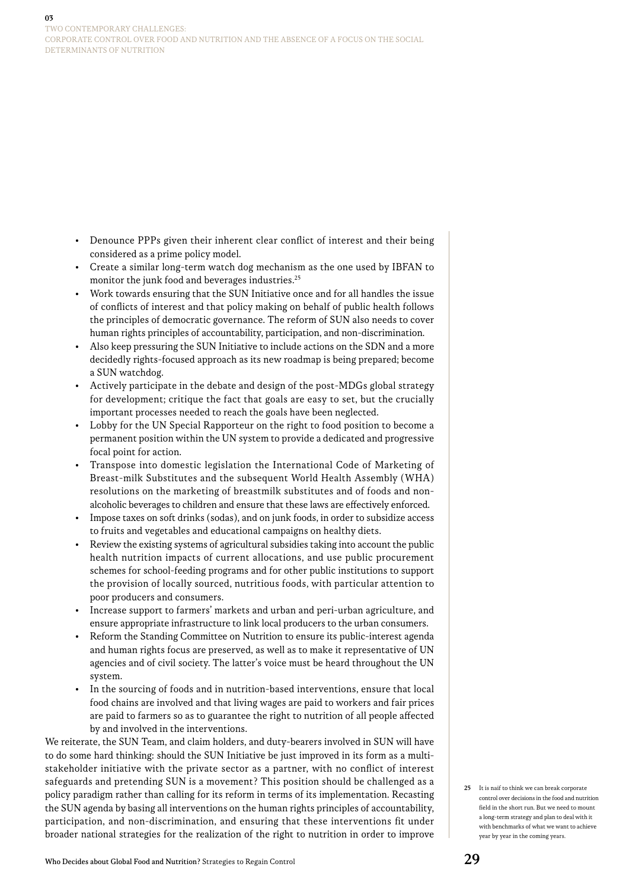- Denounce PPPs given their inherent clear conflict of interest and their being considered as a prime policy model.
- Create a similar long-term watch dog mechanism as the one used by IBFAN to monitor the junk food and beverages industries.[25]
- Work towards ensuring that the SUN Initiative once and for all handles the issue of conflicts of interest and that policy making on behalf of public health follows the principles of democratic governance. The reform of SUN also needs to cover human rights principles of accountability, participation, and non-discrimination.
- Also keep pressuring the SUN Initiative to include actions on the SDN and a more decidedly rights-focused approach as its new roadmap is being prepared; become a SUN watchdog.
- Actively participate in the debate and design of the post-MDGs global strategy for development; critique the fact that goals are easy to set, but the crucially important processes needed to reach the goals have been neglected.
- Lobby for the UN Special Rapporteur on the right to food position to become a permanent position within the UN system to provide a dedicated and progressive focal point for action.
- Transpose into domestic legislation the International Code of Marketing of Breast-milk Substitutes and the subsequent World Health Assembly (WHA) resolutions on the marketing of breastmilk substitutes and of foods and non-alcoholic beverages to children and ensure that these laws are effectively enforced.
- Impose taxes on soft drinks (sodas), and on junk foods, in order to subsidize access to fruits and vegetables and educational campaigns on healthy diets.
- Review the existing systems of agricultural subsidies taking into account the public health nutrition impacts of current allocations, and use public procurement schemes for school-feeding programs and for other public institutions to support the provision of locally sourced, nutritious foods, with particular attention to poor producers and consumers.
- Increase support to farmers' markets and urban and peri-urban agriculture, and ensure appropriate infrastructure to link local producers to the urban consumers.
- Reform the Standing Committee on Nutrition to ensure its public-interest agenda and human rights focus are preserved, as well as to make it representative of UN agencies and of civil society. The latter's voice must be heard throughout the UN system.
- In the sourcing of foods and in nutrition-based interventions, ensure that local food chains are involved and that living wages are paid to workers and fair prices are paid to farmers so as to guarantee the right to nutrition of all people affected by and involved in the interventions.

We reiterate, the SUN Team, and claim holders, and duty-bearers involved in SUN will have to do some hard thinking: should the SUN Initiative be just improved in its form as a multi-stakeholder initiative with the private sector as a partner, with no conflict of interest safeguards and pretending SUN is a movement? This position should be challenged as a policy paradigm rather than calling for its reform in terms of its implementation. Recasting the SUN agenda by basing all interventions on the human rights principles of accountability, participation, and non-discrimination, and ensuring that these interventions fit under broader national strategies for the realization of the right to nutrition in order to improve

[25] It is naïf to think we can break corporate control over decisions in the food and nutrition field in the short run. But we need to mount a long-term strategy and plan to deal with it with benchmarks of what we want to achieve year by year in the coming years.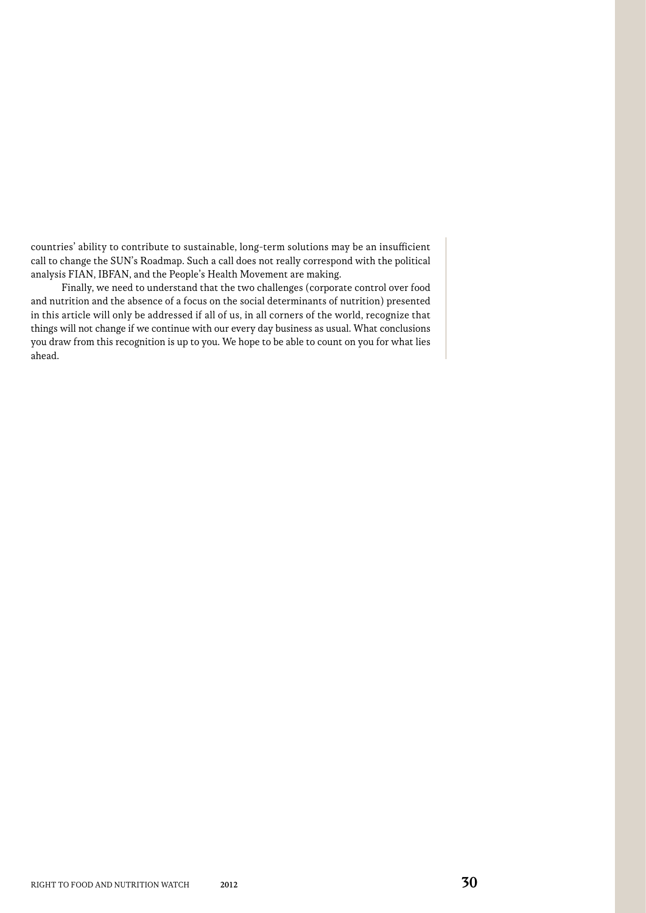countries' ability to contribute to sustainable, long-term solutions may be an insufficient call to change the SUN's Roadmap. Such a call does not really correspond with the political analysis FIAN, IBFAN, and the People's Health Movement are making.

Finally, we need to understand that the two challenges (corporate control over food and nutrition and the absence of a focus on the social determinants of nutrition) presented in this article will only be addressed if all of us, in all corners of the world, recognize that things will not change if we continue with our every day business as usual. What conclusions you draw from this recognition is up to you. We hope to be able to count on you for what lies ahead.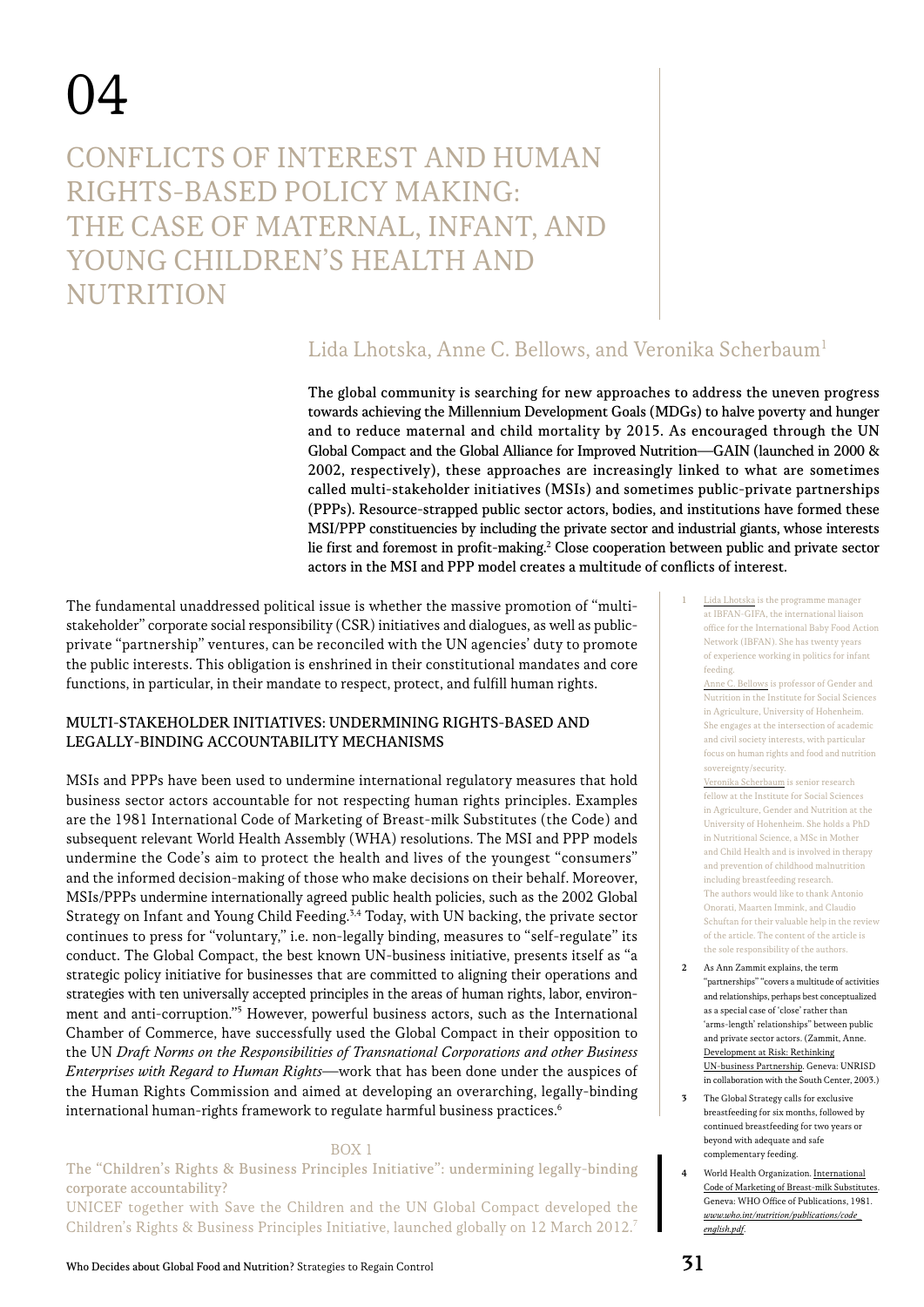# 04

# CONFLICTS OF INTEREST AND HUMAN RIGHTS-BASED POLICY MAKING: THE CASE OF MATERNAL, INFANT, AND YOUNG CHILDREN'S HEALTH AND NUTRITION

## Lida Lhotska, Anne C. Bellows, and Veronika Scherbaum[1]

**The global community is searching for new approaches to address the uneven progress towards achieving the Millennium Development Goals (MDGs) to halve poverty and hunger and to reduce maternal and child mortality by 2015. As encouraged through the UN Global Compact and the Global Alliance for Improved Nutrition—GAIN (launched in 2000 & 2002, respectively), these approaches are increasingly linked to what are sometimes called multi-stakeholder initiatives (MSIs) and sometimes public-private partnerships (PPPs). Resource-strapped public sector actors, bodies, and institutions have formed these MSI/PPP constituencies by including the private sector and industrial giants, whose interests lie first and foremost in profit-making.[2] Close cooperation between public and private sector actors in the MSI and PPP model creates a multitude of conflicts of interest.**

The fundamental unaddressed political issue is whether the massive promotion of "multi-stakeholder" corporate social responsibility (CSR) initiatives and dialogues, as well as public-private "partnership" ventures, can be reconciled with the UN agencies' duty to promote the public interests. This obligation is enshrined in their constitutional mandates and core functions, in particular, in their mandate to respect, protect, and fulfill human rights.

### MULTI-STAKEHOLDER INITIATIVES: UNDERMINING RIGHTS-BASED AND LEGALLY-BINDING ACCOUNTABILITY MECHANISMS

MSIs and PPPs have been used to undermine international regulatory measures that hold business sector actors accountable for not respecting human rights principles. Examples are the 1981 International Code of Marketing of Breast-milk Substitutes (the Code) and subsequent relevant World Health Assembly (WHA) resolutions. The MSI and PPP models undermine the Code's aim to protect the health and lives of the youngest "consumers" and the informed decision-making of those who make decisions on their behalf. Moreover, MSIs/PPPs undermine internationally agreed public health policies, such as the 2002 Global Strategy on Infant and Young Child Feeding.[3,4] Today, with UN backing, the private sector continues to press for "voluntary," i.e. non-legally binding, measures to "self-regulate" its conduct. The Global Compact, the best known UN-business initiative, presents itself as "a strategic policy initiative for businesses that are committed to aligning their operations and strategies with ten universally accepted principles in the areas of human rights, labor, environment and anti-corruption."[5] However, powerful business actors, such as the International Chamber of Commerce, have successfully used the Global Compact in their opposition to the UN *Draft Norms on the Responsibilities of Transnational Corporations and other Business Enterprises with Regard to Human Rights*—work that has been done under the auspices of the Human Rights Commission and aimed at developing an overarching, legally-binding international human-rights framework to regulate harmful business practices.[6]

BOX 1

The "Children's Rights & Business Principles Initiative": undermining legally-binding corporate accountability?

UNICEF together with Save the Children and the UN Global Compact developed the Children's Rights & Business Principles Initiative, launched globally on 12 March 2012.[7]

---

1 Lida Lhotska is the programme manager at IBFAN-GIFA, the international liaison office for the International Baby Food Action Network (IBFAN). She has twenty years of experience working in politics for infant feeding.
Anne C. Bellows is professor of Gender and Nutrition in the Institute for Social Sciences in Agriculture, University of Hohenheim. She engages at the intersection of academic and civil society interests, with particular focus on human rights and food and nutrition sovereignty/security.
Veronika Scherbaum is senior research fellow at the Institute for Social Sciences in Agriculture, Gender and Nutrition at the University of Hohenheim. She holds a PhD in Nutritional Science, a MSc in Mother and Child Health and is involved in therapy and prevention of childhood malnutrition including breastfeeding research.
The authors would like to thank Antonio Onorati, Maarten Immink, and Claudio Schuftan for their valuable help in the review of the article. The content of the article is the sole responsibility of the authors.

2 As Ann Zammit explains, the term "partnerships" "covers a multitude of activities and relationships, perhaps best conceptualized as a special case of 'close' rather than 'arms-length' relationships" between public and private sector actors. (Zammit, Anne. Development at Risk: Rethinking UN-business Partnership. Geneva: UNRISD in collaboration with the South Center, 2003.)

3 The Global Strategy calls for exclusive breastfeeding for six months, followed by continued breastfeeding for two years or beyond with adequate and safe complementary feeding.

4 World Health Organization. International Code of Marketing of Breast-milk Substitutes. Geneva: WHO Office of Publications, 1981. *www.who.int/nutrition/publications/code_english.pdf*.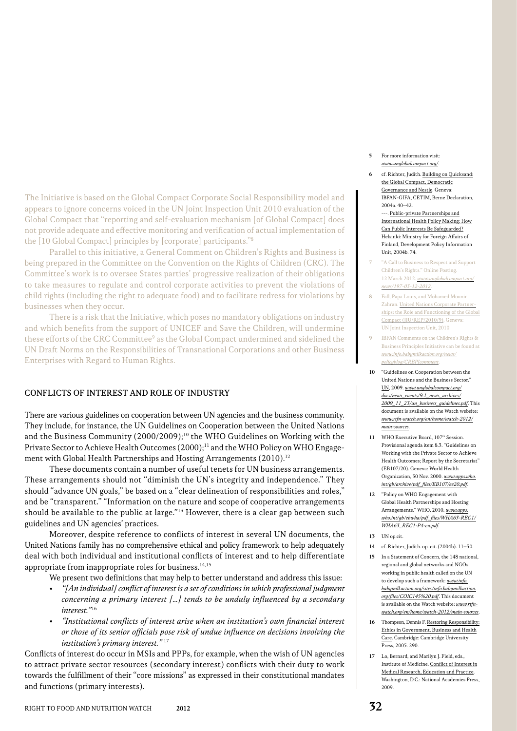The Initiative is based on the Global Compact Corporate Social Responsibility model and appears to ignore concerns voiced in the UN Joint Inspection Unit 2010 evaluation of the Global Compact that "reporting and self-evaluation mechanism [of Global Compact] does not provide adequate and effective monitoring and verification of actual implementation of the [10 Global Compact] principles by [corporate] participants."[8]

Parallel to this initiative, a General Comment on Children's Rights and Business is being prepared in the Committee on the Convention on the Rights of Children (CRC). The Committee's work is to oversee States parties' progressive realization of their obligations to take measures to regulate and control corporate activities to prevent the violations of child rights (including the right to adequate food) and to facilitate redress for violations by businesses when they occur.

There is a risk that the Initiative, which poses no mandatory obligations on industry and which benefits from the support of UNICEF and Save the Children, will undermine these efforts of the CRC Committee[9] as the Global Compact undermined and sidelined the UN Draft Norms on the Responsibilities of Transnational Corporations and other Business Enterprises with Regard to Human Rights.

## CONFLICTS OF INTEREST AND ROLE OF INDUSTRY

There are various guidelines on cooperation between UN agencies and the business community. They include, for instance, the UN Guidelines on Cooperation between the United Nations and the Business Community (2000/2009);[10] the WHO Guidelines on Working with the Private Sector to Achieve Health Outcomes (2000);[11] and the WHO Policy on WHO Engagement with Global Health Partnerships and Hosting Arrangements (2010).[12]

These documents contain a number of useful tenets for UN business arrangements. These arrangements should not "diminish the UN's integrity and independence." They should "advance UN goals," be based on a "clear delineation of responsibilities and roles," and be "transparent." "Information on the nature and scope of cooperative arrangements should be available to the public at large."[13] However, there is a clear gap between such guidelines and UN agencies' practices.

Moreover, despite reference to conflicts of interest in several UN documents, the United Nations family has no comprehensive ethical and policy framework to help adequately deal with both individual and institutional conflicts of interest and to help differentiate appropriate from inappropriate roles for business.[14,15]

We present two definitions that may help to better understand and address this issue:

- *"[An individual] conflict of interest is a set of conditions in which professional judgment concerning a primary interest [...] tends to be unduly influenced by a secondary interest."*[16]
- *"Institutional conflicts of interest arise when an institution's own financial interest or those of its senior officials pose risk of undue influence on decisions involving the institution's primary interest."*[17]

Conflicts of interest do occur in MSIs and PPPs, for example, when the wish of UN agencies to attract private sector resources (secondary interest) conflicts with their duty to work towards the fulfillment of their "core missions" as expressed in their constitutional mandates and functions (primary interests).

---

5 For more information visit: *www.unglobalcompact.org/*.

6 cf. Richter, Judith. Building on Quicksand: the Global Compact, Democratic Governance and Nestle. Geneva: IBFAN-GIFA, CETIM, Berne Declaration, 2004a. 40–42.
---. Public-private Partnerships and International Health Policy Making: How Can Public Interests Be Safeguarded? Helsinki: Ministry for Foreign Affairs of Finland, Development Policy Information Unit, 2004b. 74.

7 "A Call to Business to Respect and Support Children's Rights." Online Posting. 12 March 2012. *www.unglobalcompact.org/news/197-03-12-2012*.

8 Fall, Papa Louis, and Mohamed Mounir Zahran. United Nations Corporate Partnerships: the Role and Functioning of the Global Compact (JIU/REP/2010/9). Geneva: UN Joint Inspection Unit, 2010.

9 IBFAN Comments on the Children's Rights & Business Principles Initiative can be found at *www.info.babymilkaction.org/news/policyblog/CRBPIcomment*.

10 "Guidelines on Cooperation between the United Nations and the Business Sector." UN, 2009. *www.unglobalcompact.org/docs/news_events/9.1_news_archives/2009_11_23/un_business_guidelines.pdf*. This document is available on the Watch website: *www.rtfn-watch.org/en/home/watch-2012/main-sources*.

11 WHO Executive Board, 107th Session. Provisional agenda item 8.3. "Guidelines on Working with the Private Sector to Achieve Health Outcomes; Report by the Secretariat" (EB107/20). Geneva: World Health Organization, 30 Nov. 2000. *www.apps.who.int/gb/archive/pdf_files/EB107/ee20.pdf*.

12 "Policy on WHO Engagement with Global Health Partnerships and Hosting Arrangements." WHO, 2010. *www.apps.who.int/gb/ebwha/pdf_files/WHA63-REC1/WHA63_REC1-P4-en.pdf*.

13 UN op.cit.

14 cf. Richter, Judith. op. cit. (2004b). 11–50.

15 In a Statement of Concern, the 148 national, regional and global networks and NGOs working in public health called on the UN to develop such a framework: *www.info.babymilkaction.org/sites/info.babymilkaction.org/files/COIC145%20.pdf*. This document is available on the Watch website: *www.rtfn-watch.org/en/home/watch-2012/main-sources*.

16 Thompson, Dennis F. Restoring Responsibility: Ethics in Government, Business and Health Care. Cambridge: Cambridge University Press, 2005. 290.

17 Lo, Bernard, and Marilyn J. Field, eds., Institute of Medicine. Conflict of Interest in Medical Research, Education and Practice. Washington, D.C.: National Academies Press, 2009.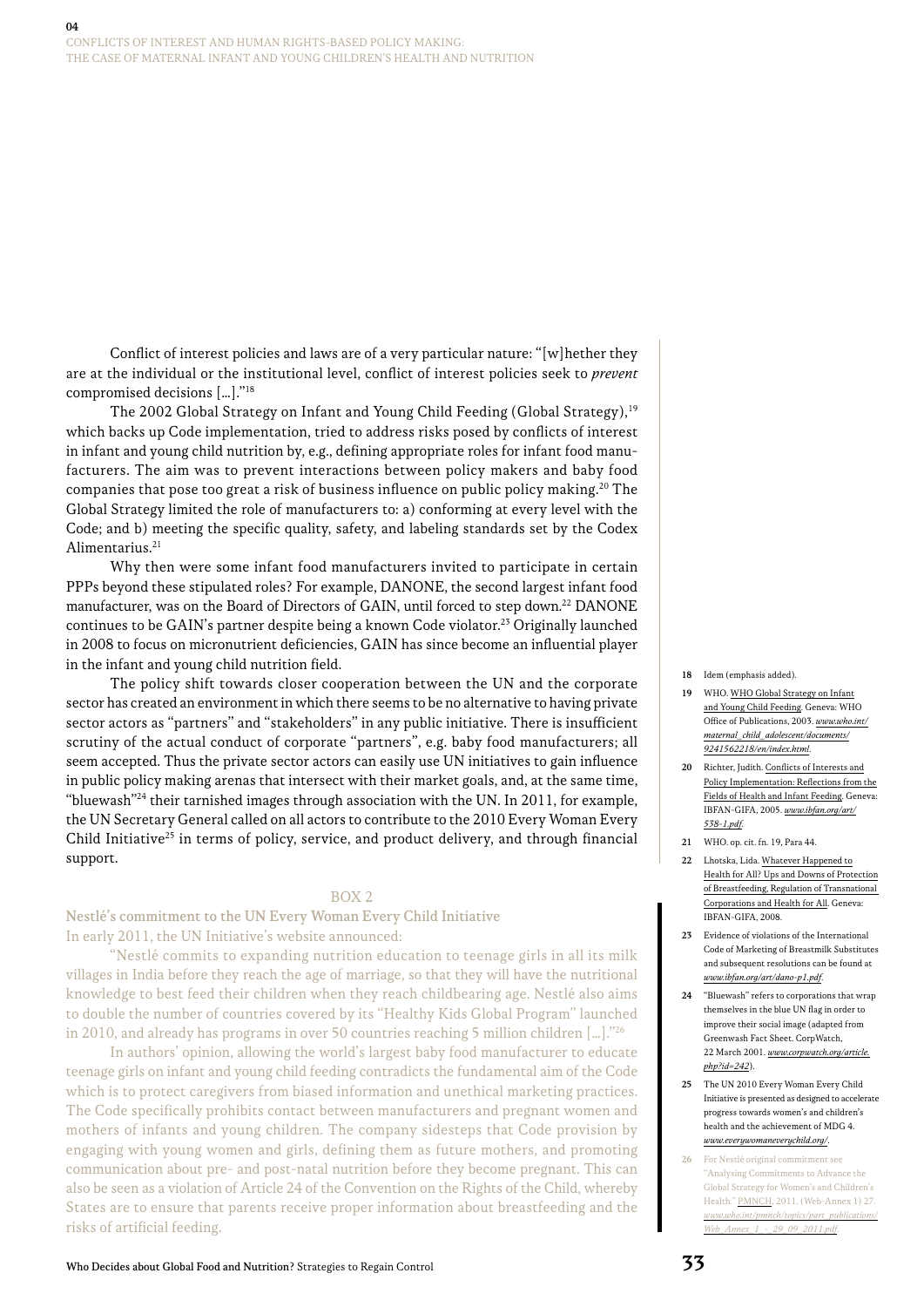Conflict of interest policies and laws are of a very particular nature: "[w]hether they are at the individual or the institutional level, conflict of interest policies seek to *prevent* compromised decisions [...]."[18]

The 2002 Global Strategy on Infant and Young Child Feeding (Global Strategy),[19] which backs up Code implementation, tried to address risks posed by conflicts of interest in infant and young child nutrition by, e.g., defining appropriate roles for infant food manufacturers. The aim was to prevent interactions between policy makers and baby food companies that pose too great a risk of business influence on public policy making.[20] The Global Strategy limited the role of manufacturers to: a) conforming at every level with the Code; and b) meeting the specific quality, safety, and labeling standards set by the Codex Alimentarius.[21]

Why then were some infant food manufacturers invited to participate in certain PPPs beyond these stipulated roles? For example, DANONE, the second largest infant food manufacturer, was on the Board of Directors of GAIN, until forced to step down.[22] DANONE continues to be GAIN's partner despite being a known Code violator.[23] Originally launched in 2008 to focus on micronutrient deficiencies, GAIN has since become an influential player in the infant and young child nutrition field.

The policy shift towards closer cooperation between the UN and the corporate sector has created an environment in which there seems to be no alternative to having private sector actors as "partners" and "stakeholders" in any public initiative. There is insufficient scrutiny of the actual conduct of corporate "partners", e.g. baby food manufacturers; all seem accepted. Thus the private sector actors can easily use UN initiatives to gain influence in public policy making arenas that intersect with their market goals, and, at the same time, "bluewash"[24] their tarnished images through association with the UN. In 2011, for example, the UN Secretary General called on all actors to contribute to the 2010 Every Woman Every Child Initiative[25] in terms of policy, service, and product delivery, and through financial support.

BOX 2

**Nestlé's commitment to the UN Every Woman Every Child Initiative**

In early 2011, the UN Initiative's website announced:

"Nestlé commits to expanding nutrition education to teenage girls in all its milk villages in India before they reach the age of marriage, so that they will have the nutritional knowledge to best feed their children when they reach childbearing age. Nestlé also aims to double the number of countries covered by its "Healthy Kids Global Program" launched in 2010, and already has programs in over 50 countries reaching 5 million children [...]."[26]

In authors' opinion, allowing the world's largest baby food manufacturer to educate teenage girls on infant and young child feeding contradicts the fundamental aim of the Code which is to protect caregivers from biased information and unethical marketing practices. The Code specifically prohibits contact between manufacturers and pregnant women and mothers of infants and young children. The company sidesteps that Code provision by engaging with young women and girls, defining them as future mothers, and promoting communication about pre- and post-natal nutrition before they become pregnant. This can also be seen as a violation of Article 24 of the Convention on the Rights of the Child, whereby States are to ensure that parents receive proper information about breastfeeding and the risks of artificial feeding.

---

18 Idem (emphasis added).

19 WHO. WHO Global Strategy on Infant and Young Child Feeding. Geneva: WHO Office of Publications, 2003. *www.who.int/maternal_child_adolescent/documents/9241562218/en/index.html*.

20 Richter, Judith. Conflicts of Interests and Policy Implementation: Reflections from the Fields of Health and Infant Feeding. Geneva: IBFAN-GIFA, 2005. *www.ibfan.org/art/538-1.pdf*.

21 WHO. op. cit. fn. 19, Para 44.

22 Lhotska, Lida. Whatever Happened to Health for All? Ups and Downs of Protection of Breastfeeding, Regulation of Transnational Corporations and Health for All. Geneva: IBFAN-GIFA, 2008.

23 Evidence of violations of the International Code of Marketing of Breastmilk Substitutes and subsequent resolutions can be found at *www.ibfan.org/art/dano-p1.pdf*.

24 "Bluewash" refers to corporations that wrap themselves in the blue UN flag in order to improve their social image (adapted from Greenwash Fact Sheet. CorpWatch, 22 March 2001. *www.corpwatch.org/article.php?id=242*).

25 The UN 2010 Every Woman Every Child Initiative is presented as designed to accelerate progress towards women's and children's health and the achievement of MDG 4. *www.everywomaneverychild.org/*.

26 For Nestlé original commitment see "Analysing Commitments to Advance the Global Strategy for Women's and Children's Health." PMNCH. 2011. (Web-Annex 1) 27. *www.who.int/pmnch/topics/part_publications/Web_Annex_1_-_29_09_2011.pdf*.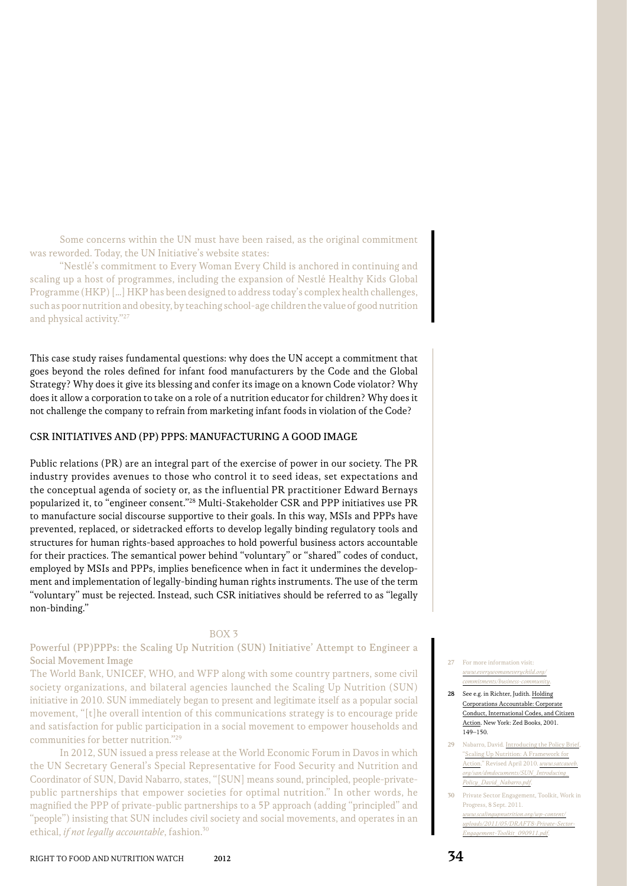Some concerns within the UN must have been raised, as the original commitment was reworded. Today, the UN Initiative's website states:

"Nestlé's commitment to Every Woman Every Child is anchored in continuing and scaling up a host of programmes, including the expansion of Nestlé Healthy Kids Global Programme (HKP) [...] HKP has been designed to address today's complex health challenges, such as poor nutrition and obesity, by teaching school-age children the value of good nutrition and physical activity."[27]

This case study raises fundamental questions: why does the UN accept a commitment that goes beyond the roles defined for infant food manufacturers by the Code and the Global Strategy? Why does it give its blessing and confer its image on a known Code violator? Why does it allow a corporation to take on a role of a nutrition educator for children? Why does it not challenge the company to refrain from marketing infant foods in violation of the Code?

## CSR INITIATIVES AND (PP) PPPS: MANUFACTURING A GOOD IMAGE

Public relations (PR) are an integral part of the exercise of power in our society. The PR industry provides avenues to those who control it to seed ideas, set expectations and the conceptual agenda of society or, as the influential PR practitioner Edward Bernays popularized it, to "engineer consent."[28] Multi-Stakeholder CSR and PPP initiatives use PR to manufacture social discourse supportive to their goals. In this way, MSIs and PPPs have prevented, replaced, or sidetracked efforts to develop legally binding regulatory tools and structures for human rights-based approaches to hold powerful business actors accountable for their practices. The semantical power behind "voluntary" or "shared" codes of conduct, employed by MSIs and PPPs, implies beneficence when in fact it undermines the development and implementation of legally-binding human rights instruments. The use of the term "voluntary" must be rejected. Instead, such CSR initiatives should be referred to as "legally non-binding."

### BOX 3

### Powerful (PP)PPPs: the Scaling Up Nutrition (SUN) Initiative' Attempt to Engineer a Social Movement Image

The World Bank, UNICEF, WHO, and WFP along with some country partners, some civil society organizations, and bilateral agencies launched the Scaling Up Nutrition (SUN) initiative in 2010. SUN immediately began to present and legitimate itself as a popular social movement, "[t]he overall intention of this communications strategy is to encourage pride and satisfaction for public participation in a social movement to empower households and communities for better nutrition."[29]

In 2012, SUN issued a press release at the World Economic Forum in Davos in which the UN Secretary General's Special Representative for Food Security and Nutrition and Coordinator of SUN, David Nabarro, states, "[SUN] means sound, principled, people-private-public partnerships that empower societies for optimal nutrition." In other words, he magnified the PPP of private-public partnerships to a 5P approach (adding "principled" and "people") insisting that SUN includes civil society and social movements, and operates in an ethical, *if not legally accountable*, fashion.[30]

---

27 For more information visit: *www.everywomaneverychild.org/commitments/business-community.*

28 See e.g. in Richter, Judith. Holding Corporations Accountable: Corporate Conduct, International Codes, and Citizen Action. New York: Zed Books, 2001. 149–150.

29 Nabarro, David. Introducing the Policy Brief, "Scaling Up Nutrition: A Framework for Action." Revised April 2010. *www.satcaweb.org/san/dmdocuments/SUN_Introducing_Policy_David_Nabarro.pdf.*

30 Private Sector Engagement, Toolkit, Work in Progress, 8 Sept. 2011. *www.scalingupnutrition.org/wp-content/uploads/2011/05/DRAFT8-Private-Sector-Engagement-Toolkit_090911.pdf.*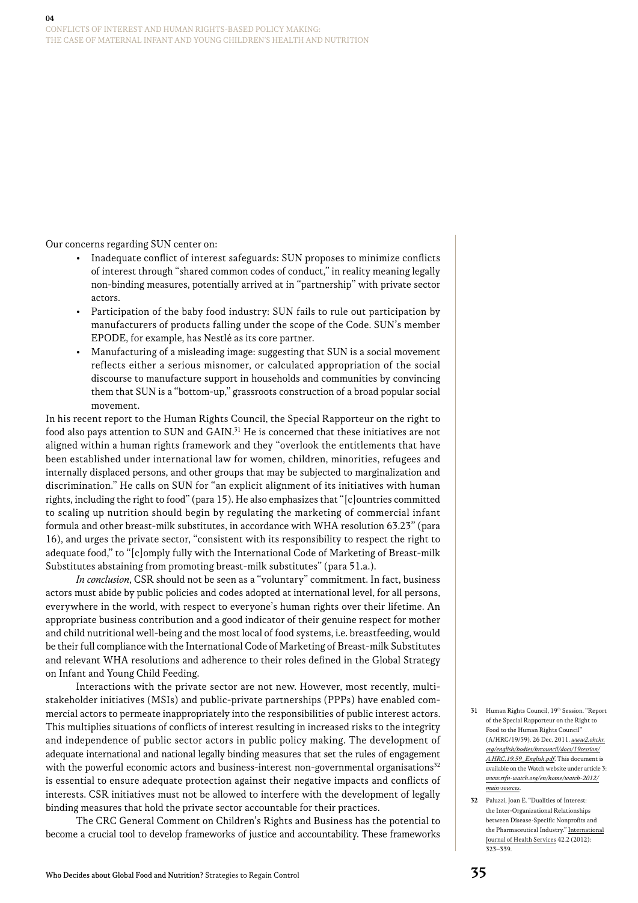Our concerns regarding SUN center on:

- Inadequate conflict of interest safeguards: SUN proposes to minimize conflicts of interest through "shared common codes of conduct," in reality meaning legally non-binding measures, potentially arrived at in "partnership" with private sector actors.
- Participation of the baby food industry: SUN fails to rule out participation by manufacturers of products falling under the scope of the Code. SUN's member EPODE, for example, has Nestlé as its core partner.
- Manufacturing of a misleading image: suggesting that SUN is a social movement reflects either a serious misnomer, or calculated appropriation of the social discourse to manufacture support in households and communities by convincing them that SUN is a "bottom-up," grassroots construction of a broad popular social movement.

In his recent report to the Human Rights Council, the Special Rapporteur on the right to food also pays attention to SUN and GAIN.[31] He is concerned that these initiatives are not aligned within a human rights framework and they "overlook the entitlements that have been established under international law for women, children, minorities, refugees and internally displaced persons, and other groups that may be subjected to marginalization and discrimination." He calls on SUN for "an explicit alignment of its initiatives with human rights, including the right to food" (para 15). He also emphasizes that "[c]ountries committed to scaling up nutrition should begin by regulating the marketing of commercial infant formula and other breast-milk substitutes, in accordance with WHA resolution 63.23" (para 16), and urges the private sector, "consistent with its responsibility to respect the right to adequate food," to "[c]omply fully with the International Code of Marketing of Breast-milk Substitutes abstaining from promoting breast-milk substitutes" (para 51.a.).

*In conclusion*, CSR should not be seen as a "voluntary" commitment. In fact, business actors must abide by public policies and codes adopted at international level, for all persons, everywhere in the world, with respect to everyone's human rights over their lifetime. An appropriate business contribution and a good indicator of their genuine respect for mother and child nutritional well-being and the most local of food systems, i.e. breastfeeding, would be their full compliance with the International Code of Marketing of Breast-milk Substitutes and relevant WHA resolutions and adherence to their roles defined in the Global Strategy on Infant and Young Child Feeding.

Interactions with the private sector are not new. However, most recently, multi-stakeholder initiatives (MSIs) and public-private partnerships (PPPs) have enabled commercial actors to permeate inappropriately into the responsibilities of public interest actors. This multiplies situations of conflicts of interest resulting in increased risks to the integrity and independence of public sector actors in public policy making. The development of adequate international and national legally binding measures that set the rules of engagement with the powerful economic actors and business-interest non-governmental organisations[32] is essential to ensure adequate protection against their negative impacts and conflicts of interests. CSR initiatives must not be allowed to interfere with the development of legally binding measures that hold the private sector accountable for their practices.

The CRC General Comment on Children's Rights and Business has the potential to become a crucial tool to develop frameworks of justice and accountability. These frameworks

---

31 Human Rights Council, 19th Session. "Report of the Special Rapporteur on the Right to Food to the Human Rights Council" (A/HRC/19/59). 26 Dec. 2011. *www2.ohchr.org/english/bodies/hrcouncil/docs/19session/A.HRC.19.59_English.pdf*. This document is available on the Watch website under article 3: *www.rtfn-watch.org/en/home/watch-2012/main-sources*.

32 Paluzzi, Joan E. "Dualities of Interest: the Inter-Organizational Relationships between Disease-Specific Nonprofits and the Pharmaceutical Industry." International Journal of Health Services 42.2 (2012): 323–339.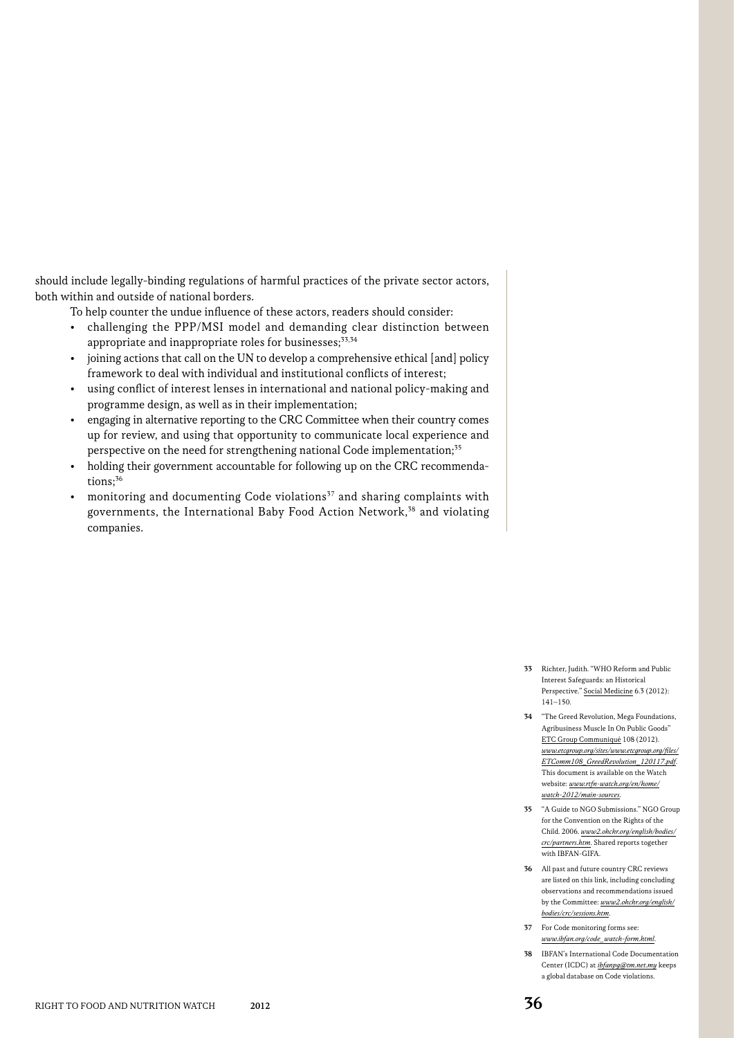should include legally-binding regulations of harmful practices of the private sector actors, both within and outside of national borders.

To help counter the undue influence of these actors, readers should consider:

- challenging the PPP/MSI model and demanding clear distinction between appropriate and inappropriate roles for businesses;[33,34]
- joining actions that call on the UN to develop a comprehensive ethical [and] policy framework to deal with individual and institutional conflicts of interest;
- using conflict of interest lenses in international and national policy-making and programme design, as well as in their implementation;
- engaging in alternative reporting to the CRC Committee when their country comes up for review, and using that opportunity to communicate local experience and perspective on the need for strengthening national Code implementation;[35]
- holding their government accountable for following up on the CRC recommendations;[36]
- monitoring and documenting Code violations[37] and sharing complaints with governments, the International Baby Food Action Network,[38] and violating companies.

**33** Richter, Judith. "WHO Reform and Public Interest Safeguards: an Historical Perspective." Social Medicine 6.3 (2012): 141–150.

**34** "The Greed Revolution, Mega Foundations, Agribusiness Muscle In On Public Goods" ETC Group Communiqué 108 (2012). *www.etcgroup.org/sites/www.etcgroup.org/files/ETComm108_GreedRevolution_120117.pdf*. This document is available on the Watch website: *www.rtfn-watch.org/en/home/watch-2012/main-sources*.

**35** "A Guide to NGO Submissions." NGO Group for the Convention on the Rights of the Child. 2006. *www2.ohchr.org/english/bodies/crc/partners.htm*. Shared reports together with IBFAN-GIFA.

**36** All past and future country CRC reviews are listed on this link, including concluding observations and recommendations issued by the Committee: *www2.ohchr.org/english/bodies/crc/sessions.htm*.

**37** For Code monitoring forms see: *www.ibfan.org/code_watch-form.html*.

**38** IBFAN's International Code Documentation Center (ICDC) at *ibfanpg@tm.net.my* keeps a global database on Code violations.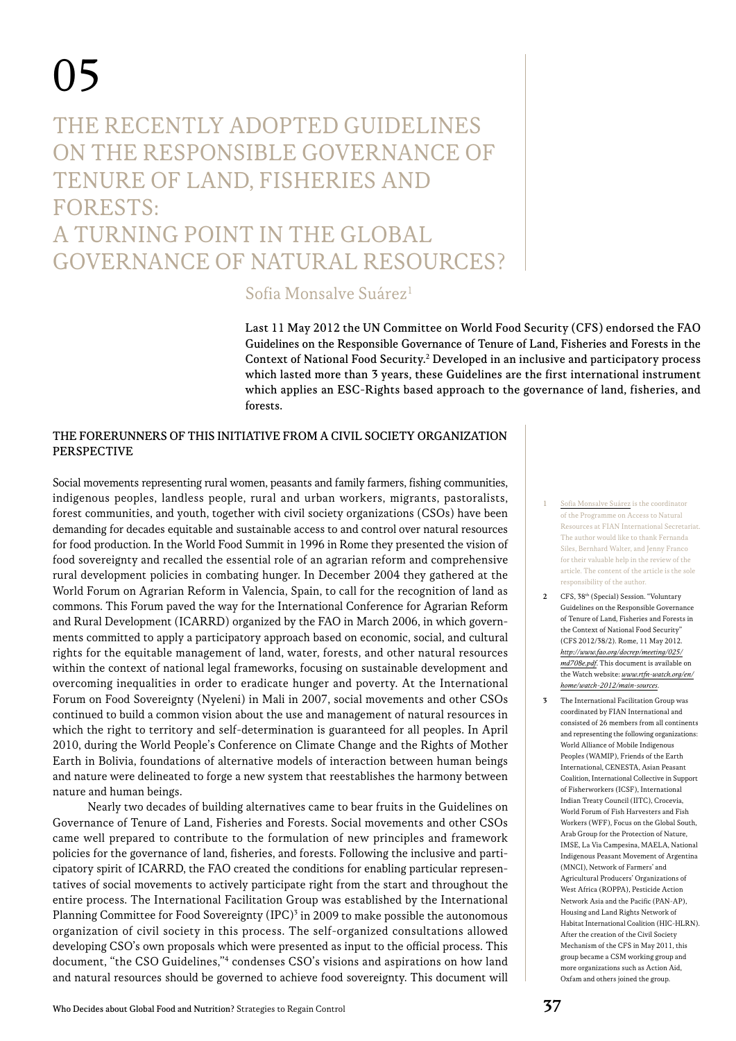# 05

# THE RECENTLY ADOPTED GUIDELINES ON THE RESPONSIBLE GOVERNANCE OF TENURE OF LAND, FISHERIES AND FORESTS: A TURNING POINT IN THE GLOBAL GOVERNANCE OF NATURAL RESOURCES?

Sofia Monsalve Suárez[1]

**Last 11 May 2012 the UN Committee on World Food Security (CFS) endorsed the FAO Guidelines on the Responsible Governance of Tenure of Land, Fisheries and Forests in the Context of National Food Security.[2] Developed in an inclusive and participatory process which lasted more than 3 years, these Guidelines are the first international instrument which applies an ESC-Rights based approach to the governance of land, fisheries, and forests.**

## THE FORERUNNERS OF THIS INITIATIVE FROM A CIVIL SOCIETY ORGANIZATION PERSPECTIVE

Social movements representing rural women, peasants and family farmers, fishing communities, indigenous peoples, landless people, rural and urban workers, migrants, pastoralists, forest communities, and youth, together with civil society organizations (CSOs) have been demanding for decades equitable and sustainable access to and control over natural resources for food production. In the World Food Summit in 1996 in Rome they presented the vision of food sovereignty and recalled the essential role of an agrarian reform and comprehensive rural development policies in combating hunger. In December 2004 they gathered at the World Forum on Agrarian Reform in Valencia, Spain, to call for the recognition of land as commons. This Forum paved the way for the International Conference for Agrarian Reform and Rural Development (ICARRD) organized by the FAO in March 2006, in which governments committed to apply a participatory approach based on economic, social, and cultural rights for the equitable management of land, water, forests, and other natural resources within the context of national legal frameworks, focusing on sustainable development and overcoming inequalities in order to eradicate hunger and poverty. At the International Forum on Food Sovereignty (Nyeleni) in Mali in 2007, social movements and other CSOs continued to build a common vision about the use and management of natural resources in which the right to territory and self-determination is guaranteed for all peoples. In April 2010, during the World People's Conference on Climate Change and the Rights of Mother Earth in Bolivia, foundations of alternative models of interaction between human beings and nature were delineated to forge a new system that reestablishes the harmony between nature and human beings.

Nearly two decades of building alternatives came to bear fruits in the Guidelines on Governance of Tenure of Land, Fisheries and Forests. Social movements and other CSOs came well prepared to contribute to the formulation of new principles and framework policies for the governance of land, fisheries, and forests. Following the inclusive and participatory spirit of ICARRD, the FAO created the conditions for enabling particular representatives of social movements to actively participate right from the start and throughout the entire process. The International Facilitation Group was established by the International Planning Committee for Food Sovereignty (IPC)[3] in 2009 to make possible the autonomous organization of civil society in this process. The self-organized consultations allowed developing CSO's own proposals which were presented as input to the official process. This document, "the CSO Guidelines,"[4] condenses CSO's visions and aspirations on how land and natural resources should be governed to achieve food sovereignty. This document will

---

1 Sofia Monsalve Suárez is the coordinator of the Programme on Access to Natural Resources at FIAN International Secretariat. The author would like to thank Fernanda Siles, Bernhard Walter, and Jenny Franco for their valuable help in the review of the article. The content of the article is the sole responsibility of the author.

2 CFS, 38th (Special) Session. "Voluntary Guidelines on the Responsible Governance of Tenure of Land, Fisheries and Forests in the Context of National Food Security" (CFS 2012/38/2). Rome, 11 May 2012. *http://www.fao.org/docrep/meeting/025/md708e.pdf*. This document is available on the Watch website: *www.rtfn-watch.org/en/home/watch-2012/main-sources*.

3 The International Facilitation Group was coordinated by FIAN International and consisted of 26 members from all continents and representing the following organizations: World Alliance of Mobile Indigenous Peoples (WAMIP), Friends of the Earth International, CENESTA, Asian Peasant Coalition, International Collective in Support of Fisherworkers (ICSF), International Indian Treaty Council (IITC), Crocevia, World Forum of Fish Harvesters and Fish Workers (WFF), Focus on the Global South, Arab Group for the Protection of Nature, IMSE, La Via Campesina, MAELA, National Indigenous Peasant Movement of Argentina (MNCI), Network of Farmers' and Agricultural Producers' Organizations of West Africa (ROPPA), Pesticide Action Network Asia and the Pacific (PAN-AP), Housing and Land Rights Network of Habitat International Coalition (HIC-HLRN). After the creation of the Civil Society Mechanism of the CFS in May 2011, this group became a CSM working group and more organizations such as Action Aid, Oxfam and others joined the group.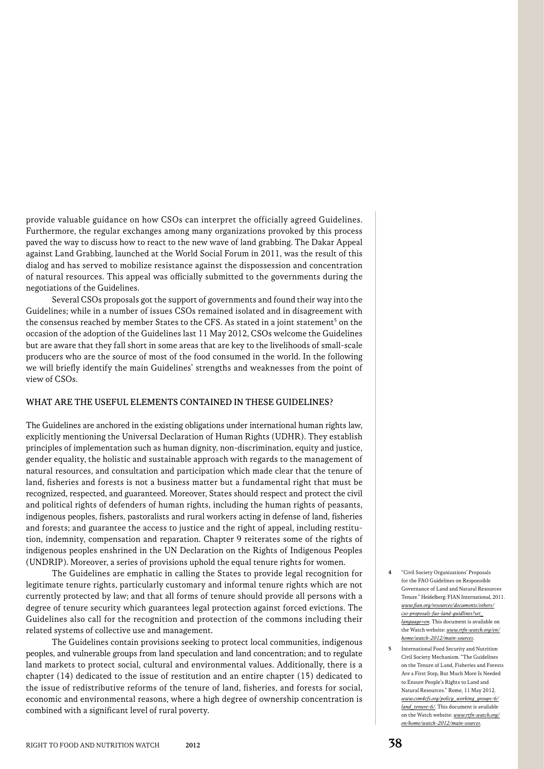provide valuable guidance on how CSOs can interpret the officially agreed Guidelines. Furthermore, the regular exchanges among many organizations provoked by this process paved the way to discuss how to react to the new wave of land grabbing. The Dakar Appeal against Land Grabbing, launched at the World Social Forum in 2011, was the result of this dialog and has served to mobilize resistance against the dispossession and concentration of natural resources. This appeal was officially submitted to the governments during the negotiations of the Guidelines.

Several CSOs proposals got the support of governments and found their way into the Guidelines; while in a number of issues CSOs remained isolated and in disagreement with the consensus reached by member States to the CFS. As stated in a joint statement[5] on the occasion of the adoption of the Guidelines last 11 May 2012, CSOs welcome the Guidelines but are aware that they fall short in some areas that are key to the livelihoods of small-scale producers who are the source of most of the food consumed in the world. In the following we will briefly identify the main Guidelines' strengths and weaknesses from the point of view of CSOs.

## WHAT ARE THE USEFUL ELEMENTS CONTAINED IN THESE GUIDELINES?

The Guidelines are anchored in the existing obligations under international human rights law, explicitly mentioning the Universal Declaration of Human Rights (UDHR). They establish principles of implementation such as human dignity, non-discrimination, equity and justice, gender equality, the holistic and sustainable approach with regards to the management of natural resources, and consultation and participation which made clear that the tenure of land, fisheries and forests is not a business matter but a fundamental right that must be recognized, respected, and guaranteed. Moreover, States should respect and protect the civil and political rights of defenders of human rights, including the human rights of peasants, indigenous peoples, fishers, pastoralists and rural workers acting in defense of land, fisheries and forests; and guarantee the access to justice and the right of appeal, including restitution, indemnity, compensation and reparation. Chapter 9 reiterates some of the rights of indigenous peoples enshrined in the UN Declaration on the Rights of Indigenous Peoples (UNDRIP). Moreover, a series of provisions uphold the equal tenure rights for women.

The Guidelines are emphatic in calling the States to provide legal recognition for legitimate tenure rights, particularly customary and informal tenure rights which are not currently protected by law; and that all forms of tenure should provide all persons with a degree of tenure security which guarantees legal protection against forced evictions. The Guidelines also call for the recognition and protection of the commons including their related systems of collective use and management.

The Guidelines contain provisions seeking to protect local communities, indigenous peoples, and vulnerable groups from land speculation and land concentration; and to regulate land markets to protect social, cultural and environmental values. Additionally, there is a chapter (14) dedicated to the issue of restitution and an entire chapter (15) dedicated to the issue of redistributive reforms of the tenure of land, fisheries, and forests for social, economic and environmental reasons, where a high degree of ownership concentration is combined with a significant level of rural poverty.

---

4 "Civil Society Organizations' Proposals for the FAO Guidelines on Responsible Governance of Land and Natural Resources Tenure." Heidelberg: FIAN International, 2011. *www.fian.org/resources/documents/others/cso-proposals-fao-land-guidlines?set_language=en*. This document is available on the Watch website: *www.rtfn-watch.org/en/home/watch-2012/main-sources*.

5 International Food Security and Nutrition Civil Society Mechanism. "The Guidelines on the Tenure of Land, Fisheries and Forests Are a First Step, But Much More Is Needed to Ensure People's Rights to Land and Natural Resources." Rome, 11 May 2012. *www.csm4cfs.org/policy_working_groups-6/land_tenure-6/*. This document is available on the Watch website: *www.rtfn-watch.org/en/home/watch-2012/main-sources*.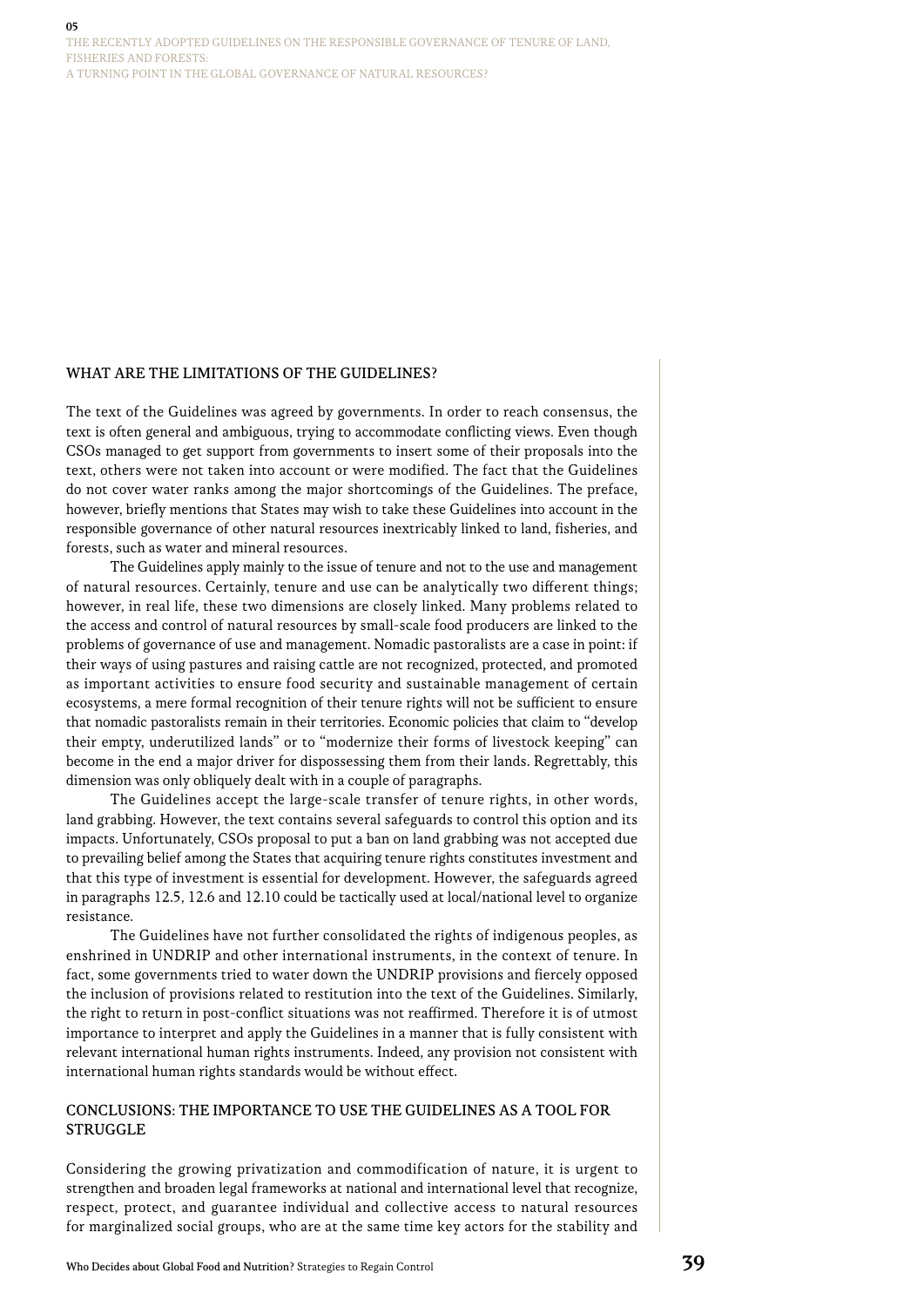## WHAT ARE THE LIMITATIONS OF THE GUIDELINES?

The text of the Guidelines was agreed by governments. In order to reach consensus, the text is often general and ambiguous, trying to accommodate conflicting views. Even though CSOs managed to get support from governments to insert some of their proposals into the text, others were not taken into account or were modified. The fact that the Guidelines do not cover water ranks among the major shortcomings of the Guidelines. The preface, however, briefly mentions that States may wish to take these Guidelines into account in the responsible governance of other natural resources inextricably linked to land, fisheries, and forests, such as water and mineral resources.

The Guidelines apply mainly to the issue of tenure and not to the use and management of natural resources. Certainly, tenure and use can be analytically two different things; however, in real life, these two dimensions are closely linked. Many problems related to the access and control of natural resources by small-scale food producers are linked to the problems of governance of use and management. Nomadic pastoralists are a case in point: if their ways of using pastures and raising cattle are not recognized, protected, and promoted as important activities to ensure food security and sustainable management of certain ecosystems, a mere formal recognition of their tenure rights will not be sufficient to ensure that nomadic pastoralists remain in their territories. Economic policies that claim to "develop their empty, underutilized lands" or to "modernize their forms of livestock keeping" can become in the end a major driver for dispossessing them from their lands. Regrettably, this dimension was only obliquely dealt with in a couple of paragraphs.

The Guidelines accept the large-scale transfer of tenure rights, in other words, land grabbing. However, the text contains several safeguards to control this option and its impacts. Unfortunately, CSOs proposal to put a ban on land grabbing was not accepted due to prevailing belief among the States that acquiring tenure rights constitutes investment and that this type of investment is essential for development. However, the safeguards agreed in paragraphs 12.5, 12.6 and 12.10 could be tactically used at local/national level to organize resistance.

The Guidelines have not further consolidated the rights of indigenous peoples, as enshrined in UNDRIP and other international instruments, in the context of tenure. In fact, some governments tried to water down the UNDRIP provisions and fiercely opposed the inclusion of provisions related to restitution into the text of the Guidelines. Similarly, the right to return in post-conflict situations was not reaffirmed. Therefore it is of utmost importance to interpret and apply the Guidelines in a manner that is fully consistent with relevant international human rights instruments. Indeed, any provision not consistent with international human rights standards would be without effect.

## CONCLUSIONS: THE IMPORTANCE TO USE THE GUIDELINES AS A TOOL FOR STRUGGLE

Considering the growing privatization and commodification of nature, it is urgent to strengthen and broaden legal frameworks at national and international level that recognize, respect, protect, and guarantee individual and collective access to natural resources for marginalized social groups, who are at the same time key actors for the stability and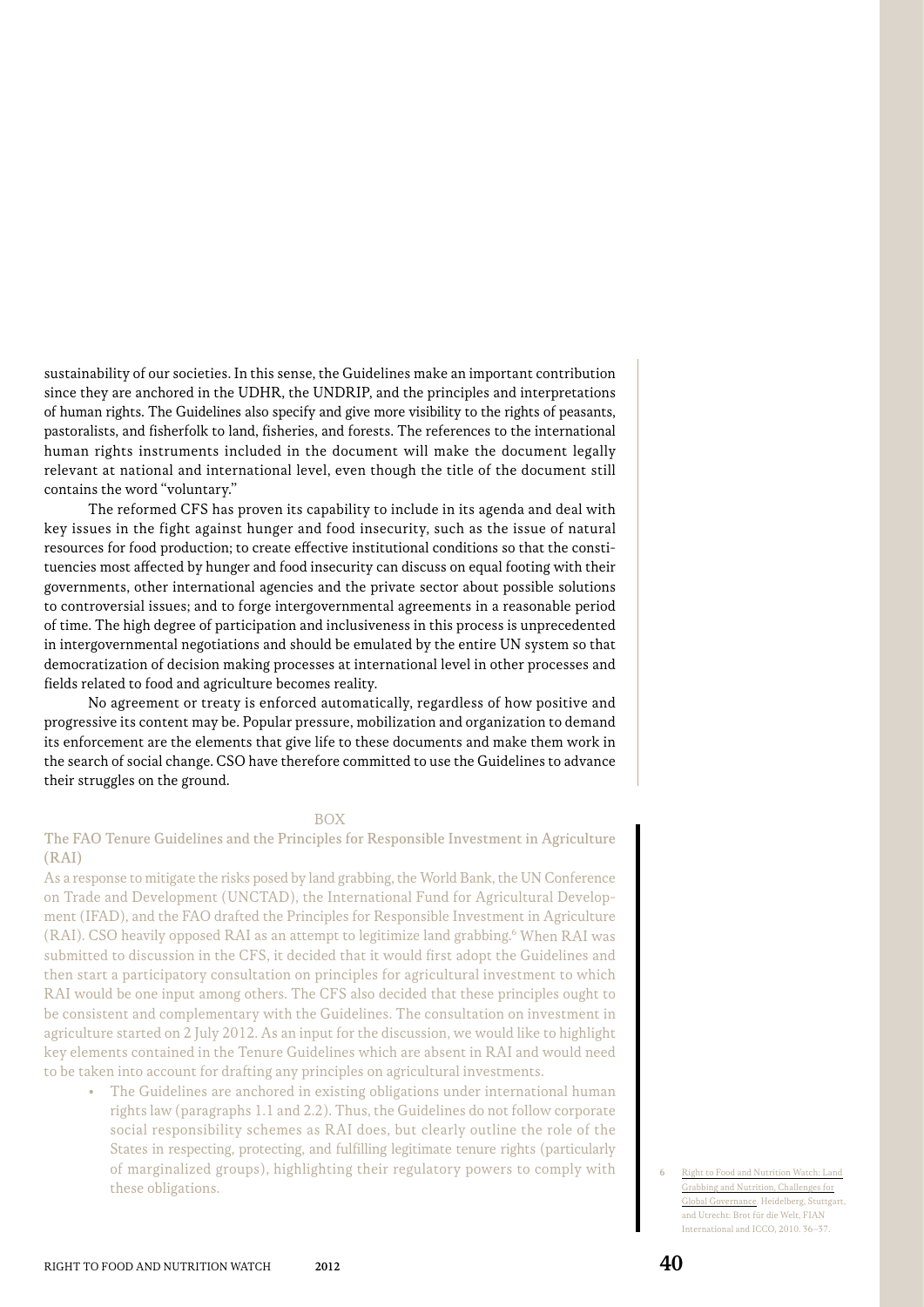sustainability of our societies. In this sense, the Guidelines make an important contribution since they are anchored in the UDHR, the UNDRIP, and the principles and interpretations of human rights. The Guidelines also specify and give more visibility to the rights of peasants, pastoralists, and fisherfolk to land, fisheries, and forests. The references to the international human rights instruments included in the document will make the document legally relevant at national and international level, even though the title of the document still contains the word "voluntary."

The reformed CFS has proven its capability to include in its agenda and deal with key issues in the fight against hunger and food insecurity, such as the issue of natural resources for food production; to create effective institutional conditions so that the constituencies most affected by hunger and food insecurity can discuss on equal footing with their governments, other international agencies and the private sector about possible solutions to controversial issues; and to forge intergovernmental agreements in a reasonable period of time. The high degree of participation and inclusiveness in this process is unprecedented in intergovernmental negotiations and should be emulated by the entire UN system so that democratization of decision making processes at international level in other processes and fields related to food and agriculture becomes reality.

No agreement or treaty is enforced automatically, regardless of how positive and progressive its content may be. Popular pressure, mobilization and organization to demand its enforcement are the elements that give life to these documents and make them work in the search of social change. CSO have therefore committed to use the Guidelines to advance their struggles on the ground.

BOX

### The FAO Tenure Guidelines and the Principles for Responsible Investment in Agriculture (RAI)

As a response to mitigate the risks posed by land grabbing, the World Bank, the UN Conference on Trade and Development (UNCTAD), the International Fund for Agricultural Development (IFAD), and the FAO drafted the Principles for Responsible Investment in Agriculture (RAI). CSO heavily opposed RAI as an attempt to legitimize land grabbing.[6] When RAI was submitted to discussion in the CFS, it decided that it would first adopt the Guidelines and then start a participatory consultation on principles for agricultural investment to which RAI would be one input among others. The CFS also decided that these principles ought to be consistent and complementary with the Guidelines. The consultation on investment in agriculture started on 2 July 2012. As an input for the discussion, we would like to highlight key elements contained in the Tenure Guidelines which are absent in RAI and would need to be taken into account for drafting any principles on agricultural investments.

- The Guidelines are anchored in existing obligations under international human rights law (paragraphs 1.1 and 2.2). Thus, the Guidelines do not follow corporate social responsibility schemes as RAI does, but clearly outline the role of the States in respecting, protecting, and fulfilling legitimate tenure rights (particularly of marginalized groups), highlighting their regulatory powers to comply with these obligations.

6 Right to Food and Nutrition Watch: Land Grabbing and Nutrition, Challenges for Global Governance. Heidelberg, Stuttgart, and Utrecht: Brot für die Welt, FIAN International and ICCO, 2010. 36–37.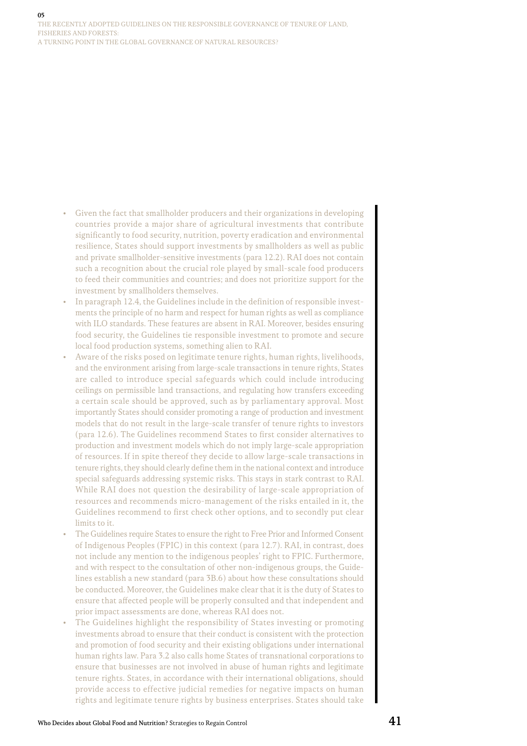- Given the fact that smallholder producers and their organizations in developing countries provide a major share of agricultural investments that contribute significantly to food security, nutrition, poverty eradication and environmental resilience, States should support investments by smallholders as well as public and private smallholder-sensitive investments (para 12.2). RAI does not contain such a recognition about the crucial role played by small-scale food producers to feed their communities and countries; and does not prioritize support for the investment by smallholders themselves.
- In paragraph 12.4, the Guidelines include in the definition of responsible investments the principle of no harm and respect for human rights as well as compliance with ILO standards. These features are absent in RAI. Moreover, besides ensuring food security, the Guidelines tie responsible investment to promote and secure local food production systems, something alien to RAI.
- Aware of the risks posed on legitimate tenure rights, human rights, livelihoods, and the environment arising from large-scale transactions in tenure rights, States are called to introduce special safeguards which could include introducing ceilings on permissible land transactions, and regulating how transfers exceeding a certain scale should be approved, such as by parliamentary approval. Most importantly States should consider promoting a range of production and investment models that do not result in the large-scale transfer of tenure rights to investors (para 12.6). The Guidelines recommend States to first consider alternatives to production and investment models which do not imply large-scale appropriation of resources. If in spite thereof they decide to allow large-scale transactions in tenure rights, they should clearly define them in the national context and introduce special safeguards addressing systemic risks. This stays in stark contrast to RAI. While RAI does not question the desirability of large-scale appropriation of resources and recommends micro-management of the risks entailed in it, the Guidelines recommend to first check other options, and to secondly put clear limits to it.
- The Guidelines require States to ensure the right to Free Prior and Informed Consent of Indigenous Peoples (FPIC) in this context (para 12.7). RAI, in contrast, does not include any mention to the indigenous peoples' right to FPIC. Furthermore, and with respect to the consultation of other non-indigenous groups, the Guidelines establish a new standard (para 3B.6) about how these consultations should be conducted. Moreover, the Guidelines make clear that it is the duty of States to ensure that affected people will be properly consulted and that independent and prior impact assessments are done, whereas RAI does not.
- The Guidelines highlight the responsibility of States investing or promoting investments abroad to ensure that their conduct is consistent with the protection and promotion of food security and their existing obligations under international human rights law. Para 3.2 also calls home States of transnational corporations to ensure that businesses are not involved in abuse of human rights and legitimate tenure rights. States, in accordance with their international obligations, should provide access to effective judicial remedies for negative impacts on human rights and legitimate tenure rights by business enterprises. States should take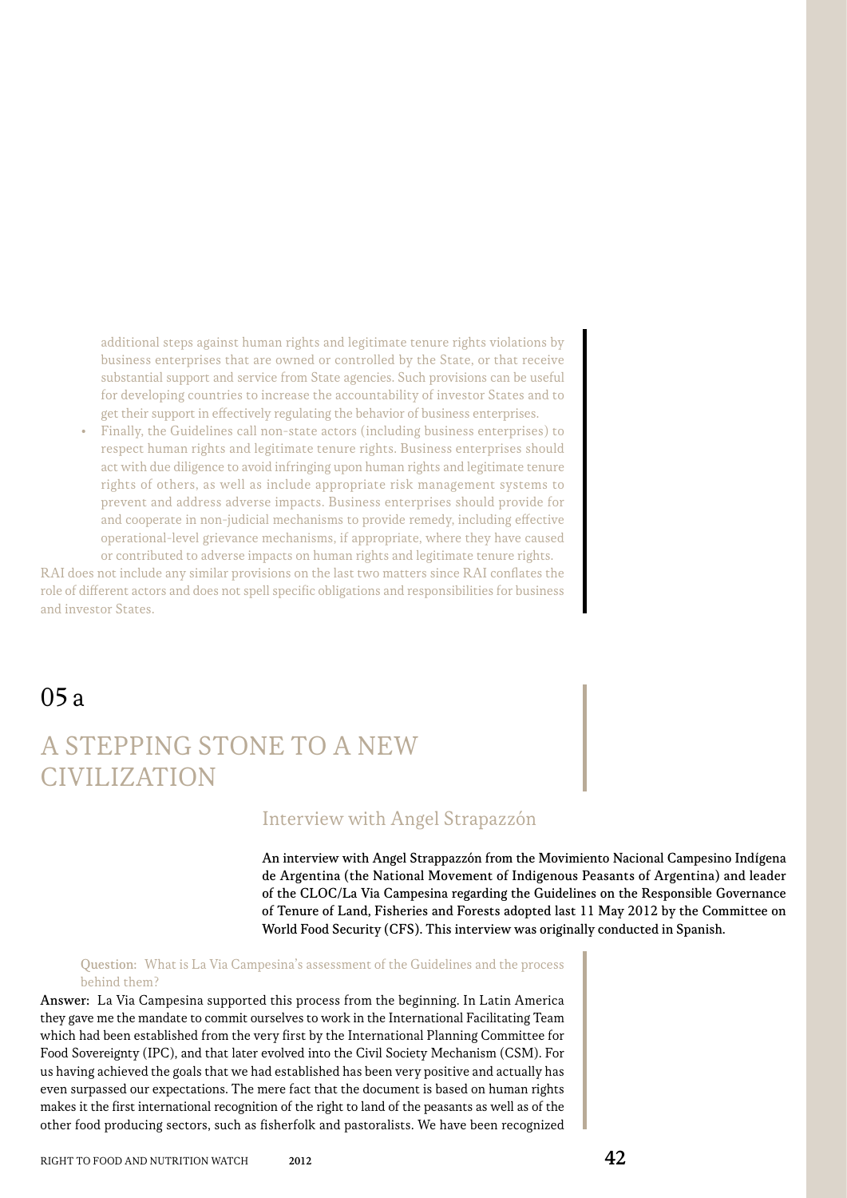additional steps against human rights and legitimate tenure rights violations by business enterprises that are owned or controlled by the State, or that receive substantial support and service from State agencies. Such provisions can be useful for developing countries to increase the accountability of investor States and to get their support in effectively regulating the behavior of business enterprises.

- Finally, the Guidelines call non-state actors (including business enterprises) to respect human rights and legitimate tenure rights. Business enterprises should act with due diligence to avoid infringing upon human rights and legitimate tenure rights of others, as well as include appropriate risk management systems to prevent and address adverse impacts. Business enterprises should provide for and cooperate in non-judicial mechanisms to provide remedy, including effective operational-level grievance mechanisms, if appropriate, where they have caused or contributed to adverse impacts on human rights and legitimate tenure rights.

RAI does not include any similar provisions on the last two matters since RAI conflates the role of different actors and does not spell specific obligations and responsibilities for business and investor States.

# 05 a

# A STEPPING STONE TO A NEW CIVILIZATION

## Interview with Angel Strapazzón

**An interview with Angel Strappazzón from the Movimiento Nacional Campesino Indígena de Argentina (the National Movement of Indigenous Peasants of Argentina) and leader of the CLOC/La Via Campesina regarding the Guidelines on the Responsible Governance of Tenure of Land, Fisheries and Forests adopted last 11 May 2012 by the Committee on World Food Security (CFS). This interview was originally conducted in Spanish.**

Question: What is La Via Campesina's assessment of the Guidelines and the process behind them?

**Answer:** La Via Campesina supported this process from the beginning. In Latin America they gave me the mandate to commit ourselves to work in the International Facilitating Team which had been established from the very first by the International Planning Committee for Food Sovereignty (IPC), and that later evolved into the Civil Society Mechanism (CSM). For us having achieved the goals that we had established has been very positive and actually has even surpassed our expectations. The mere fact that the document is based on human rights makes it the first international recognition of the right to land of the peasants as well as of the other food producing sectors, such as fisherfolk and pastoralists. We have been recognized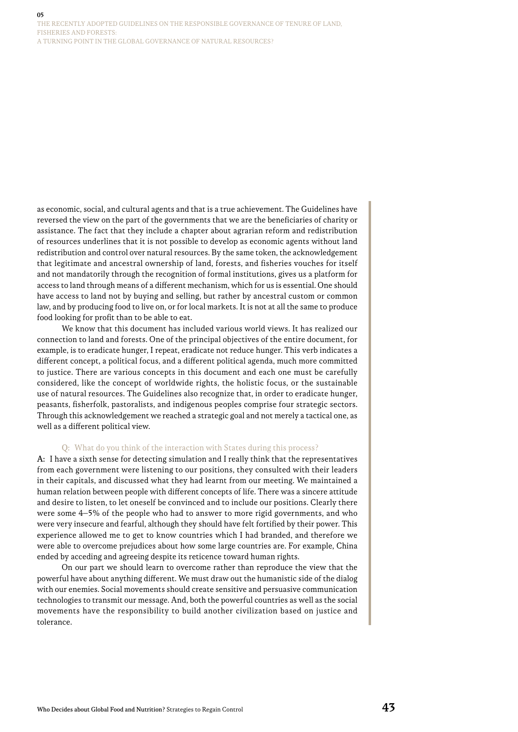as economic, social, and cultural agents and that is a true achievement. The Guidelines have reversed the view on the part of the governments that we are the beneficiaries of charity or assistance. The fact that they include a chapter about agrarian reform and redistribution of resources underlines that it is not possible to develop as economic agents without land redistribution and control over natural resources. By the same token, the acknowledgement that legitimate and ancestral ownership of land, forests, and fisheries vouches for itself and not mandatorily through the recognition of formal institutions, gives us a platform for access to land through means of a different mechanism, which for us is essential. One should have access to land not by buying and selling, but rather by ancestral custom or common law, and by producing food to live on, or for local markets. It is not at all the same to produce food looking for profit than to be able to eat.

We know that this document has included various world views. It has realized our connection to land and forests. One of the principal objectives of the entire document, for example, is to eradicate hunger, I repeat, eradicate not reduce hunger. This verb indicates a different concept, a political focus, and a different political agenda, much more committed to justice. There are various concepts in this document and each one must be carefully considered, like the concept of worldwide rights, the holistic focus, or the sustainable use of natural resources. The Guidelines also recognize that, in order to eradicate hunger, peasants, fisherfolk, pastoralists, and indigenous peoples comprise four strategic sectors. Through this acknowledgement we reached a strategic goal and not merely a tactical one, as well as a different political view.

Q: What do you think of the interaction with States during this process?

**A:** I have a sixth sense for detecting simulation and I really think that the representatives from each government were listening to our positions, they consulted with their leaders in their capitals, and discussed what they had learnt from our meeting. We maintained a human relation between people with different concepts of life. There was a sincere attitude and desire to listen, to let oneself be convinced and to include our positions. Clearly there were some 4–5% of the people who had to answer to more rigid governments, and who were very insecure and fearful, although they should have felt fortified by their power. This experience allowed me to get to know countries which I had branded, and therefore we were able to overcome prejudices about how some large countries are. For example, China ended by acceding and agreeing despite its reticence toward human rights.

On our part we should learn to overcome rather than reproduce the view that the powerful have about anything different. We must draw out the humanistic side of the dialog with our enemies. Social movements should create sensitive and persuasive communication technologies to transmit our message. And, both the powerful countries as well as the social movements have the responsibility to build another civilization based on justice and tolerance.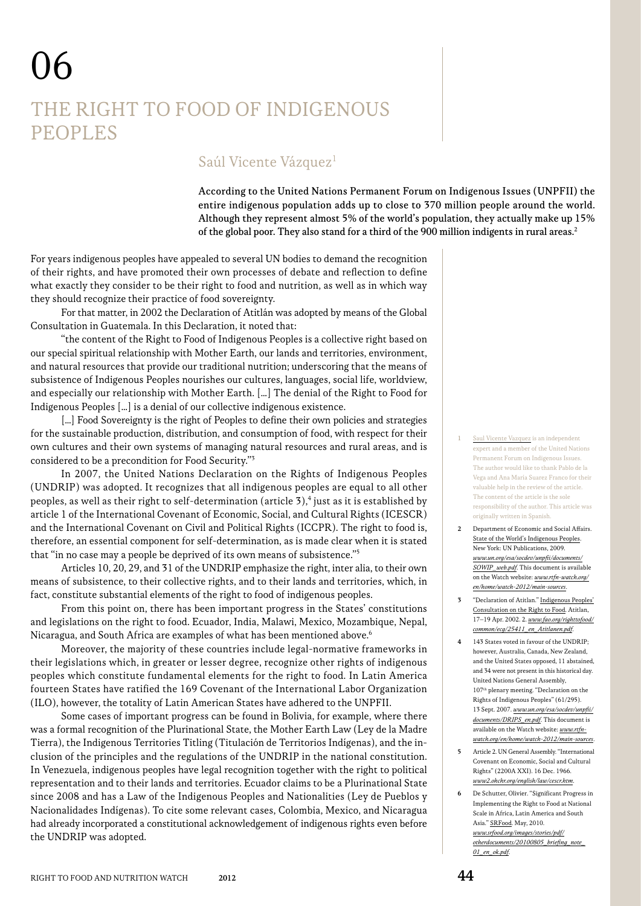# 06

# THE RIGHT TO FOOD OF INDIGENOUS PEOPLES

## Saúl Vicente Vázquez[1]

**According to the United Nations Permanent Forum on Indigenous Issues (UNPFII) the entire indigenous population adds up to close to 370 million people around the world. Although they represent almost 5% of the world's population, they actually make up 15% of the global poor. They also stand for a third of the 900 million indigents in rural areas.[2]**

For years indigenous peoples have appealed to several UN bodies to demand the recognition of their rights, and have promoted their own processes of debate and reflection to define what exactly they consider to be their right to food and nutrition, as well as in which way they should recognize their practice of food sovereignty.

For that matter, in 2002 the Declaration of Atitlán was adopted by means of the Global Consultation in Guatemala. In this Declaration, it noted that:

"the content of the Right to Food of Indigenous Peoples is a collective right based on our special spiritual relationship with Mother Earth, our lands and territories, environment, and natural resources that provide our traditional nutrition; underscoring that the means of subsistence of Indigenous Peoples nourishes our cultures, languages, social life, worldview, and especially our relationship with Mother Earth. [...] The denial of the Right to Food for Indigenous Peoples [...] is a denial of our collective indigenous existence.

[...] Food Sovereignty is the right of Peoples to define their own policies and strategies for the sustainable production, distribution, and consumption of food, with respect for their own cultures and their own systems of managing natural resources and rural areas, and is considered to be a precondition for Food Security."[3]

In 2007, the United Nations Declaration on the Rights of Indigenous Peoples (UNDRIP) was adopted. It recognizes that all indigenous peoples are equal to all other peoples, as well as their right to self-determination (article 3),[4] just as it is established by article 1 of the International Covenant of Economic, Social, and Cultural Rights (ICESCR) and the International Covenant on Civil and Political Rights (ICCPR). The right to food is, therefore, an essential component for self-determination, as is made clear when it is stated that "in no case may a people be deprived of its own means of subsistence."[5]

Articles 10, 20, 29, and 31 of the UNDRIP emphasize the right, inter alia, to their own means of subsistence, to their collective rights, and to their lands and territories, which, in fact, constitute substantial elements of the right to food of indigenous peoples.

From this point on, there has been important progress in the States' constitutions and legislations on the right to food. Ecuador, India, Malawi, Mexico, Mozambique, Nepal, Nicaragua, and South Africa are examples of what has been mentioned above.[6]

Moreover, the majority of these countries include legal-normative frameworks in their legislations which, in greater or lesser degree, recognize other rights of indigenous peoples which constitute fundamental elements for the right to food. In Latin America fourteen States have ratified the 169 Covenant of the International Labor Organization (ILO), however, the totality of Latin American States have adhered to the UNPFII.

Some cases of important progress can be found in Bolivia, for example, where there was a formal recognition of the Plurinational State, the Mother Earth Law (Ley de la Madre Tierra), the Indigenous Territories Titling (Titulación de Territorios Indígenas), and the inclusion of the principles and the regulations of the UNDRIP in the national constitution. In Venezuela, indigenous peoples have legal recognition together with the right to political representation and to their lands and territories. Ecuador claims to be a Plurinational State since 2008 and has a Law of the Indigenous Peoples and Nationalities (Ley de Pueblos y Nacionalidades Indígenas). To cite some relevant cases, Colombia, Mexico, and Nicaragua had already incorporated a constitutional acknowledgement of indigenous rights even before the UNDRIP was adopted.

---

1 Saul Vicente Vazquez is an independent expert and a member of the United Nations Permanent Forum on Indigenous Issues. The author would like to thank Pablo de la Vega and Ana Maria Suarez Franco for their valuable help in the review of the article. The content of the article is the sole responsibility of the author. This article was originally written in Spanish.

2 Department of Economic and Social Affairs. State of the World's Indigenous Peoples. New York: UN Publications, 2009. *www.un.org/esa/socdev/unpfii/documents/SOWIP_web.pdf*. This document is available on the Watch website: *www.rtfn-watch.org/en/home/watch-2012/main-sources*.

3 "Declaration of Atitlan." Indigenous Peoples' Consultation on the Right to Food. Atitlan, 17–19 Apr. 2002. 2. *www.fao.org/righttofood/common/ecg/25411_en_Atitlanen.pdf*.

4 143 States voted in favour of the UNDRIP; however, Australia, Canada, New Zealand, and the United States opposed, 11 abstained, and 34 were not present in this historical day. United Nations General Assembly, 107th plenary meeting. "Declaration on the Rights of Indigenous Peoples" (61/295). 13 Sept. 2007. *www.un.org/esa/socdev/unpfii/documents/DRIPS_en.pdf*. This document is available on the Watch website: *www.rtfn-watch.org/en/home/watch-2012/main-sources*.

5 Article 2. UN General Assembly. "International Covenant on Economic, Social and Cultural Rights" (2200A XXI). 16 Dec. 1966. *www2.ohchr.org/english/law/cescr.htm*.

6 De Schutter, Olivier. "Significant Progress in Implementing the Right to Food at National Scale in Africa, Latin America and South Asia." SRFood. May, 2010. *www.srfood.org/images/stories/pdf/otherdocuments/20100805_briefing_note_01_en_ok.pdf*.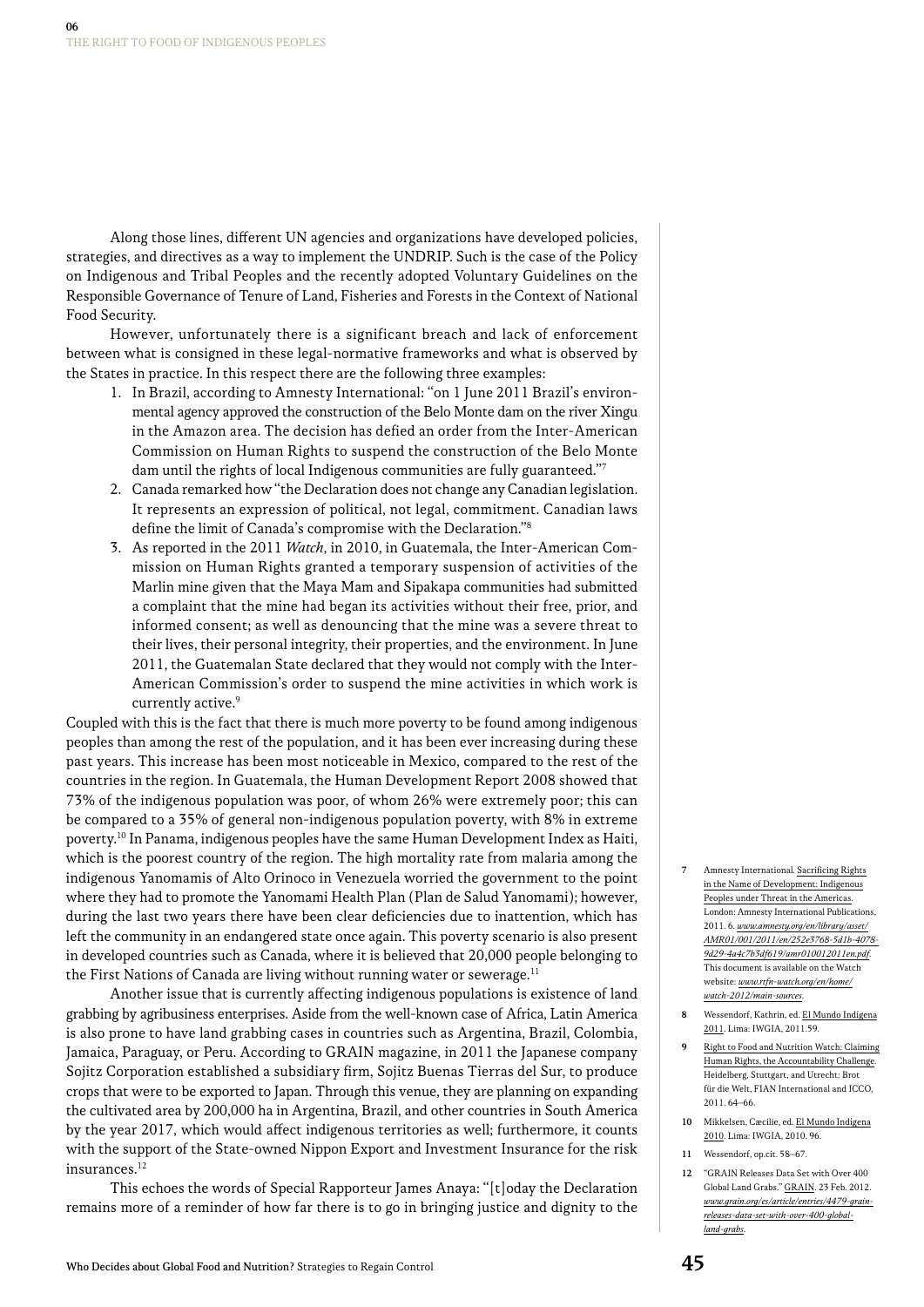Along those lines, different UN agencies and organizations have developed policies, strategies, and directives as a way to implement the UNDRIP. Such is the case of the Policy on Indigenous and Tribal Peoples and the recently adopted Voluntary Guidelines on the Responsible Governance of Tenure of Land, Fisheries and Forests in the Context of National Food Security.

However, unfortunately there is a significant breach and lack of enforcement between what is consigned in these legal-normative frameworks and what is observed by the States in practice. In this respect there are the following three examples:

1. In Brazil, according to Amnesty International: "on 1 June 2011 Brazil's environmental agency approved the construction of the Belo Monte dam on the river Xingu in the Amazon area. The decision has defied an order from the Inter-American Commission on Human Rights to suspend the construction of the Belo Monte dam until the rights of local Indigenous communities are fully guaranteed."[7]
2. Canada remarked how "the Declaration does not change any Canadian legislation. It represents an expression of political, not legal, commitment. Canadian laws define the limit of Canada's compromise with the Declaration."[8]
3. As reported in the 2011 *Watch*, in 2010, in Guatemala, the Inter-American Commission on Human Rights granted a temporary suspension of activities of the Marlin mine given that the Maya Mam and Sipakapa communities had submitted a complaint that the mine had began its activities without their free, prior, and informed consent; as well as denouncing that the mine was a severe threat to their lives, their personal integrity, their properties, and the environment. In June 2011, the Guatemalan State declared that they would not comply with the Inter-American Commission's order to suspend the mine activities in which work is currently active.[9]

Coupled with this is the fact that there is much more poverty to be found among indigenous peoples than among the rest of the population, and it has been ever increasing during these past years. This increase has been most noticeable in Mexico, compared to the rest of the countries in the region. In Guatemala, the Human Development Report 2008 showed that 73% of the indigenous population was poor, of whom 26% were extremely poor; this can be compared to a 35% of general non-indigenous population poverty, with 8% in extreme poverty.[10] In Panama, indigenous peoples have the same Human Development Index as Haiti, which is the poorest country of the region. The high mortality rate from malaria among the indigenous Yanomamis of Alto Orinoco in Venezuela worried the government to the point where they had to promote the Yanomami Health Plan (Plan de Salud Yanomami); however, during the last two years there have been clear deficiencies due to inattention, which has left the community in an endangered state once again. This poverty scenario is also present in developed countries such as Canada, where it is believed that 20,000 people belonging to the First Nations of Canada are living without running water or sewerage.[11]

Another issue that is currently affecting indigenous populations is existence of land grabbing by agribusiness enterprises. Aside from the well-known case of Africa, Latin America is also prone to have land grabbing cases in countries such as Argentina, Brazil, Colombia, Jamaica, Paraguay, or Peru. According to GRAIN magazine, in 2011 the Japanese company Sojitz Corporation established a subsidiary firm, Sojitz Buenas Tierras del Sur, to produce crops that were to be exported to Japan. Through this venue, they are planning on expanding the cultivated area by 200,000 ha in Argentina, Brazil, and other countries in South America by the year 2017, which would affect indigenous territories as well; furthermore, it counts with the support of the State-owned Nippon Export and Investment Insurance for the risk insurances.[12]

This echoes the words of Special Rapporteur James Anaya: "[t]oday the Declaration remains more of a reminder of how far there is to go in bringing justice and dignity to the

---

7 Amnesty International. Sacrificing Rights in the Name of Development: Indigenous Peoples under Threat in the Americas. London: Amnesty International Publications, 2011. 6. *www.amnesty.org/en/library/asset/AMR01/001/2011/en/252e3768-5d1b-4078-9d29-4a4c7b3df619/amr010012011en.pdf*. This document is available on the Watch website: *www.rtfn-watch.org/en/home/watch-2012/main-sources*.

8 Wessendorf, Kathrin, ed. El Mundo Indigena 2011. Lima: IWGIA, 2011.59.

9 Right to Food and Nutrition Watch: Claiming Human Rights, the Accountability Challenge. Heidelberg, Stuttgart, and Utrecht: Brot für die Welt, FIAN International and ICCO, 2011. 64–66.

10 Mikkelsen, Cæcilie, ed. El Mundo Indigena 2010. Lima: IWGIA, 2010. 96.

11 Wessendorf, op.cit. 58–67.

12 "GRAIN Releases Data Set with Over 400 Global Land Grabs." GRAIN. 23 Feb. 2012. *www.grain.org/es/article/entries/4479-grain-releases-data-set-with-over-400-global-land-grabs*.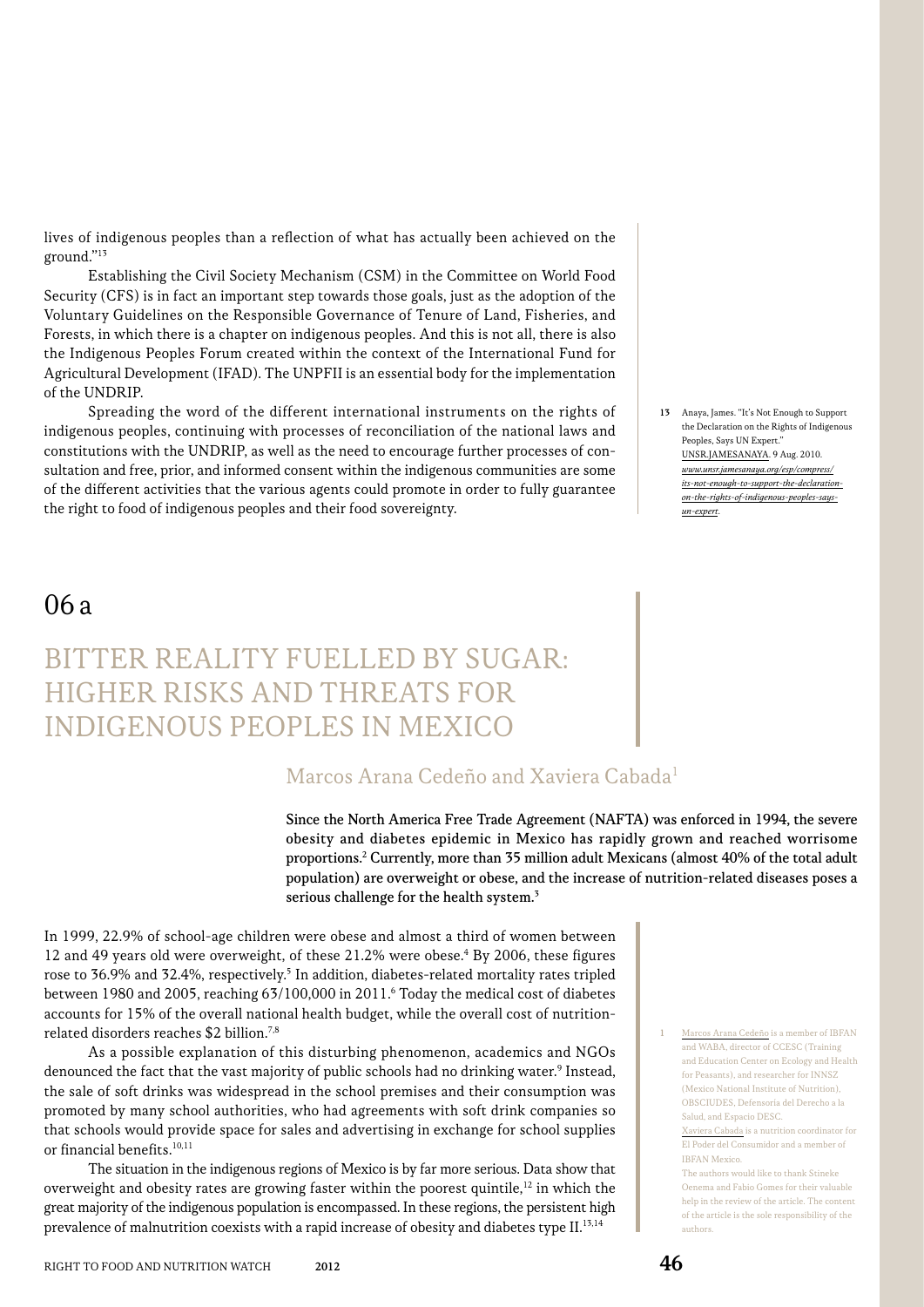lives of indigenous peoples than a reflection of what has actually been achieved on the ground."[13]

Establishing the Civil Society Mechanism (CSM) in the Committee on World Food Security (CFS) is in fact an important step towards those goals, just as the adoption of the Voluntary Guidelines on the Responsible Governance of Tenure of Land, Fisheries, and Forests, in which there is a chapter on indigenous peoples. And this is not all, there is also the Indigenous Peoples Forum created within the context of the International Fund for Agricultural Development (IFAD). The UNPFII is an essential body for the implementation of the UNDRIP.

Spreading the word of the different international instruments on the rights of indigenous peoples, continuing with processes of reconciliation of the national laws and constitutions with the UNDRIP, as well as the need to encourage further processes of consultation and free, prior, and informed consent within the indigenous communities are some of the different activities that the various agents could promote in order to fully guarantee the right to food of indigenous peoples and their food sovereignty.

13 Anaya, James. "It's Not Enough to Support the Declaration on the Rights of Indigenous Peoples, Says UN Expert." UNSR.JAMESANAYA. 9 Aug. 2010. *www.unsr.jamesanaya.org/esp/compress/its-not-enough-to-support-the-declaration-on-the-rights-of-indigenous-peoples-says-un-expert*.

# 06 a

# BITTER REALITY FUELLED BY SUGAR: HIGHER RISKS AND THREATS FOR INDIGENOUS PEOPLES IN MEXICO

## Marcos Arana Cedeño and Xaviera Cabada[1]

**Since the North America Free Trade Agreement (NAFTA) was enforced in 1994, the severe obesity and diabetes epidemic in Mexico has rapidly grown and reached worrisome proportions.[2] Currently, more than 35 million adult Mexicans (almost 40% of the total adult population) are overweight or obese, and the increase of nutrition-related diseases poses a serious challenge for the health system.[3]**

In 1999, 22.9% of school-age children were obese and almost a third of women between 12 and 49 years old were overweight, of these 21.2% were obese.[4] By 2006, these figures rose to 36.9% and 32.4%, respectively.[5] In addition, diabetes-related mortality rates tripled between 1980 and 2005, reaching 63/100,000 in 2011.[6] Today the medical cost of diabetes accounts for 15% of the overall national health budget, while the overall cost of nutrition-related disorders reaches \$2 billion.[7,8]

As a possible explanation of this disturbing phenomenon, academics and NGOs denounced the fact that the vast majority of public schools had no drinking water.[9] Instead, the sale of soft drinks was widespread in the school premises and their consumption was promoted by many school authorities, who had agreements with soft drink companies so that schools would provide space for sales and advertising in exchange for school supplies or financial benefits.[10,11]

The situation in the indigenous regions of Mexico is by far more serious. Data show that overweight and obesity rates are growing faster within the poorest quintile,[12] in which the great majority of the indigenous population is encompassed. In these regions, the persistent high prevalence of malnutrition coexists with a rapid increase of obesity and diabetes type II.[13,14]

1 Marcos Arana Cedeño is a member of IBFAN and WABA, director of CCESC (Training and Education Center on Ecology and Health for Peasants), and researcher for INNSZ (Mexico National Institute of Nutrition), OBSCIUDES, Defensoría del Derecho a la Salud, and Espacio DESC.
Xaviera Cabada is a nutrition coordinator for El Poder del Consumidor and a member of IBFAN Mexico.
The authors would like to thank Stineke Oenema and Fabio Gomes for their valuable help in the review of the article. The content of the article is the sole responsibility of the authors.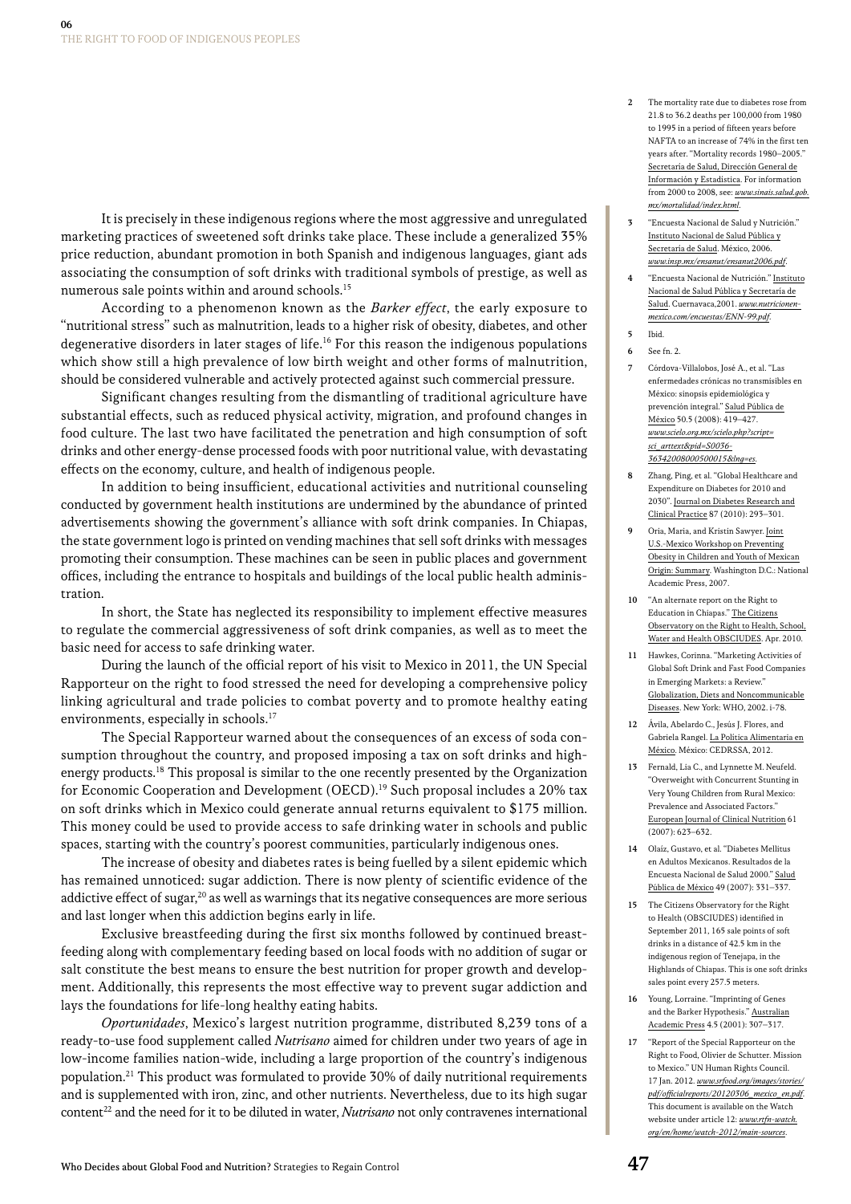It is precisely in these indigenous regions where the most aggressive and unregulated marketing practices of sweetened soft drinks take place. These include a generalized 35% price reduction, abundant promotion in both Spanish and indigenous languages, giant ads associating the consumption of soft drinks with traditional symbols of prestige, as well as numerous sale points within and around schools.[15]

According to a phenomenon known as the *Barker effect*, the early exposure to "nutritional stress" such as malnutrition, leads to a higher risk of obesity, diabetes, and other degenerative disorders in later stages of life.[16] For this reason the indigenous populations which show still a high prevalence of low birth weight and other forms of malnutrition, should be considered vulnerable and actively protected against such commercial pressure.

Significant changes resulting from the dismantling of traditional agriculture have substantial effects, such as reduced physical activity, migration, and profound changes in food culture. The last two have facilitated the penetration and high consumption of soft drinks and other energy-dense processed foods with poor nutritional value, with devastating effects on the economy, culture, and health of indigenous people.

In addition to being insufficient, educational activities and nutritional counseling conducted by government health institutions are undermined by the abundance of printed advertisements showing the government's alliance with soft drink companies. In Chiapas, the state government logo is printed on vending machines that sell soft drinks with messages promoting their consumption. These machines can be seen in public places and government offices, including the entrance to hospitals and buildings of the local public health administration.

In short, the State has neglected its responsibility to implement effective measures to regulate the commercial aggressiveness of soft drink companies, as well as to meet the basic need for access to safe drinking water.

During the launch of the official report of his visit to Mexico in 2011, the UN Special Rapporteur on the right to food stressed the need for developing a comprehensive policy linking agricultural and trade policies to combat poverty and to promote healthy eating environments, especially in schools.[17]

The Special Rapporteur warned about the consequences of an excess of soda consumption throughout the country, and proposed imposing a tax on soft drinks and high-energy products.[18] This proposal is similar to the one recently presented by the Organization for Economic Cooperation and Development (OECD).[19] Such proposal includes a 20% tax on soft drinks which in Mexico could generate annual returns equivalent to $175 million. This money could be used to provide access to safe drinking water in schools and public spaces, starting with the country's poorest communities, particularly indigenous ones.

The increase of obesity and diabetes rates is being fuelled by a silent epidemic which has remained unnoticed: sugar addiction. There is now plenty of scientific evidence of the addictive effect of sugar,[20] as well as warnings that its negative consequences are more serious and last longer when this addiction begins early in life.

Exclusive breastfeeding during the first six months followed by continued breastfeeding along with complementary feeding based on local foods with no addition of sugar or salt constitute the best means to ensure the best nutrition for proper growth and development. Additionally, this represents the most effective way to prevent sugar addiction and lays the foundations for life-long healthy eating habits.

*Oportunidades*, Mexico's largest nutrition programme, distributed 8,239 tons of a ready-to-use food supplement called *Nutrisano* aimed for children under two years of age in low-income families nation-wide, including a large proportion of the country's indigenous population.[21] This product was formulated to provide 30% of daily nutritional requirements and is supplemented with iron, zinc, and other nutrients. Nevertheless, due to its high sugar content[22] and the need for it to be diluted in water, *Nutrisano* not only contravenes international

---

2 The mortality rate due to diabetes rose from 21.8 to 36.2 deaths per 100,000 from 1980 to 1995 in a period of fifteen years before NAFTA to an increase of 74% in the first ten years after. "Mortality records 1980–2005." Secretaría de Salud, Dirección General de Información y Estadistica. For information from 2000 to 2008, see: *www.sinais.salud.gob.mx/mortalidad/index.html*.

3 "Encuesta Nacional de Salud y Nutrición." Instituto Nacional de Salud Pública y Secretaría de Salud. México, 2006. *www.insp.mx/ensanut/ensanut2006.pdf*.

4 "Encuesta Nacional de Nutrición." Instituto Nacional de Salud Pública y Secretaría de Salud. Cuernavaca,2001. *www.nutricionenmexico.com/encuestas/ENN-99.pdf*.

5 Ibid.

6 See fn. 2.

7 Córdova-Villalobos, José A., et al. "Las enfermedades crónicas no transmisibles en México: sinopsis epidemiológica y prevención integral." Salud Pública de México 50.5 (2008): 419–427. *www.scielo.org.mx/scielo.php?script=sci_arttext&pid=S0036-36342008000500015&lng=es*.

8 Zhang, Ping, et al. "Global Healthcare and Expenditure on Diabetes for 2010 and 2030". Journal on Diabetes Research and Clinical Practice 87 (2010): 293–301.

9 Oria, Maria, and Kristin Sawyer. Joint U.S.-Mexico Workshop on Preventing Obesity in Children and Youth of Mexican Origin: Summary. Washington D.C.: National Academic Press, 2007.

10 "An alternate report on the Right to Education in Chiapas." The Citizens Observatory on the Right to Health, School, Water and Health OBSCIUDES. Apr. 2010.

11 Hawkes, Corinna. "Marketing Activities of Global Soft Drink and Fast Food Companies in Emerging Markets: a Review." Globalization, Diets and Noncommunicable Diseases. New York: WHO, 2002. i-78.

12 Ávila, Abelardo C., Jesús J. Flores, and Gabriela Rangel. La Política Alimentaria en México. México: CEDRSSA, 2012.

13 Fernald, Lia C., and Lynnette M. Neufeld. "Overweight with Concurrent Stunting in Very Young Children from Rural Mexico: Prevalence and Associated Factors." European Journal of Clinical Nutrition 61 (2007): 623–632.

14 Olaiz, Gustavo, et al. "Diabetes Mellitus en Adultos Mexicanos. Resultados de la Encuesta Nacional de Salud 2000." Salud Pública de México 49 (2007): 331–337.

15 The Citizens Observatory for the Right to Health (OBSCIUDES) identified in September 2011, 165 sale points of soft drinks in a distance of 42.5 km in the indigenous region of Tenejapa, in the Highlands of Chiapas. This is one soft drinks sales point every 257.5 meters.

16 Young, Lorraine. "Imprinting of Genes and the Barker Hypothesis." Australian Academic Press 4.5 (2001): 307–317.

17 "Report of the Special Rapporteur on the Right to Food, Olivier de Schutter. Mission to Mexico." UN Human Rights Council. 17 Jan. 2012. *www.srfood.org/images/stories/pdf/officialreports/20120306_mexico_en.pdf*. This document is available on the Watch website under article 12: *www.rtfn-watch.org/en/home/watch-2012/main-sources*.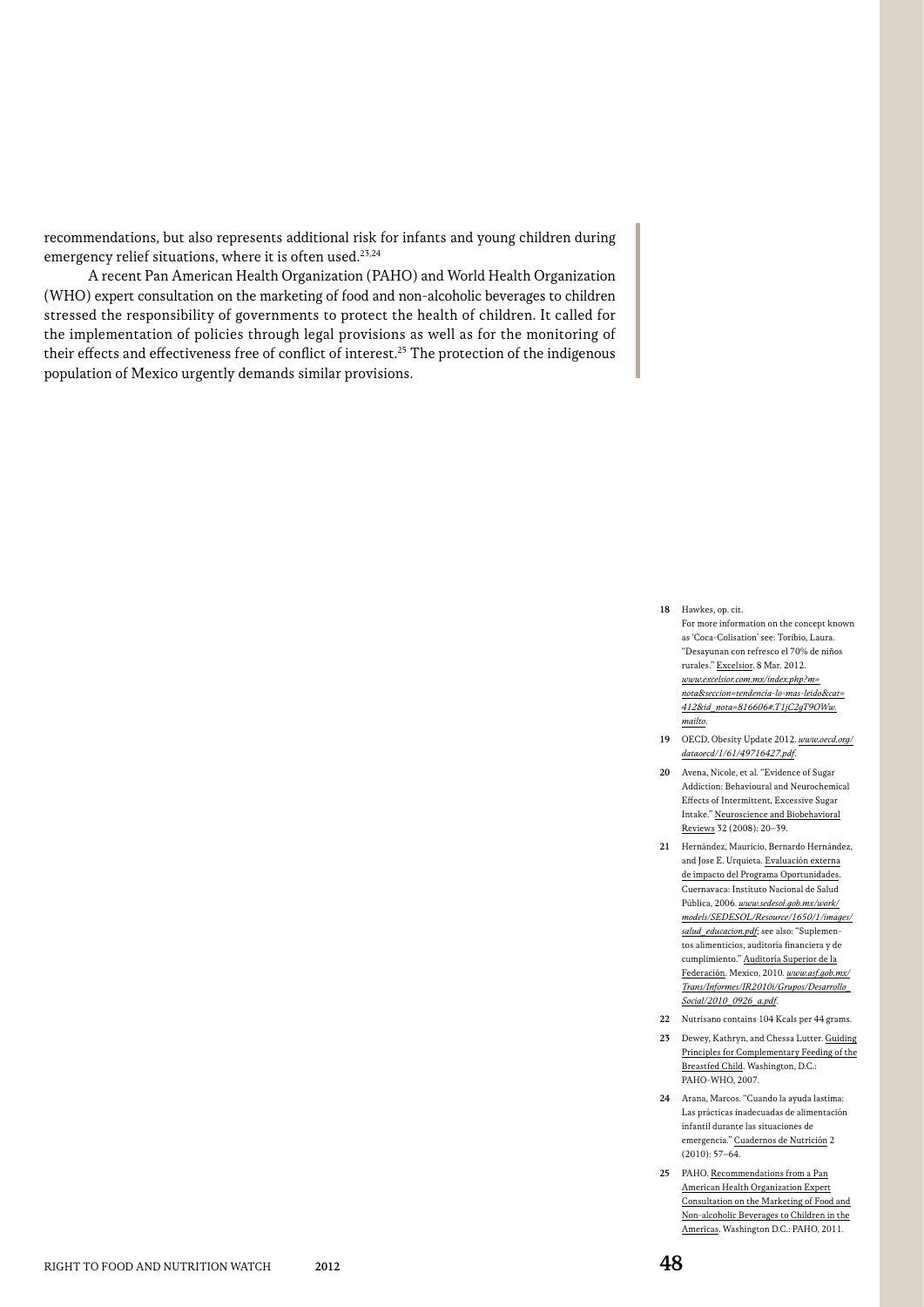recommendations, but also represents additional risk for infants and young children during emergency relief situations, where it is often used.[23,24]

A recent Pan American Health Organization (PAHO) and World Health Organization (WHO) expert consultation on the marketing of food and non-alcoholic beverages to children stressed the responsibility of governments to protect the health of children. It called for the implementation of policies through legal provisions as well as for the monitoring of their effects and effectiveness free of conflict of interest.[25] The protection of the indigenous population of Mexico urgently demands similar provisions.

**18** Hawkes, op. cit.
For more information on the concept known as 'Coca-Colisation' see: Toribio, Laura. "Desayunan con refresco el 70% de niños rurales." Excelsior. 8 Mar. 2012. *www.excelsior.com.mx/index.php?m=nota&seccion=tendencia-lo-mas-leido&cat=412&id_nota=816606#.T1jC2gT9OWw.mailto*.

**19** OECD, Obesity Update 2012. *www.oecd.org/dataoecd/1/61/49716427.pdf*.

**20** Avena, Nicole, et al. "Evidence of Sugar Addiction: Behavioural and Neurochemical Effects of Intermittent, Excessive Sugar Intake." Neuroscience and Biobehavioral Reviews 32 (2008): 20–39.

**21** Hernández, Mauricio, Bernardo Hernández, and Jose E. Urquieta. Evaluación externa de impacto del Programa Oportunidades. Cuernavaca: Instituto Nacional de Salud Pública, 2006. *www.sedesol.gob.mx/work/models/SEDESOL/Resource/1650/1/images/salud_educacion.pdf*; see also: "Suplementos alimenticios, auditoría financiera y de cumplimiento." Auditoría Superior de la Federación. Mexico, 2010. *www.asf.gob.mx/Trans/Informes/IR2010i/Grupos/Desarrollo_Social/2010_0926_a.pdf*.

**22** Nutrisano contains 104 Kcals per 44 grams.

**23** Dewey, Kathryn, and Chessa Lutter. Guiding Principles for Complementary Feeding of the Breastfed Child. Washington, D.C.: PAHO-WHO, 2007.

**24** Arana, Marcos. "Cuando la ayuda lastima: Las prácticas inadecuadas de alimentación infantil durante las situaciones de emergencia." Cuadernos de Nutrición 2 (2010): 57–64.

**25** PAHO. Recommendations from a Pan American Health Organization Expert Consultation on the Marketing of Food and Non-alcoholic Beverages to Children in the Americas. Washington D.C.: PAHO, 2011.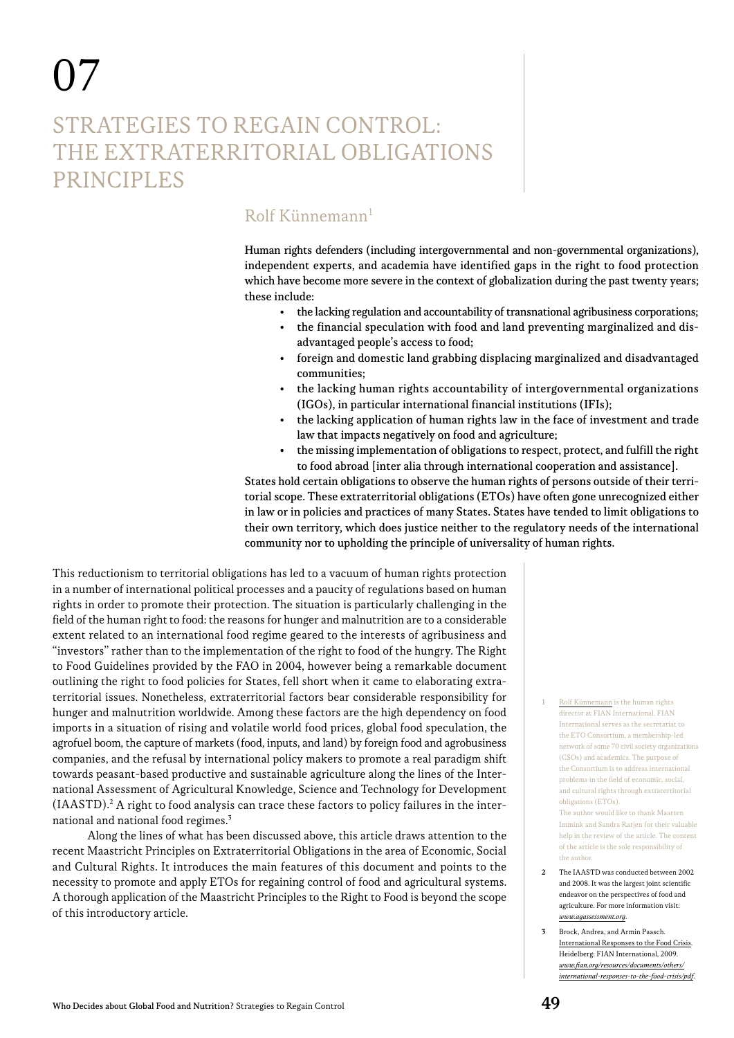# 07

# STRATEGIES TO REGAIN CONTROL: THE EXTRATERRITORIAL OBLIGATIONS PRINCIPLES

## Rolf Künnemann[1]

**Human rights defenders (including intergovernmental and non-governmental organizations), independent experts, and academia have identified gaps in the right to food protection which have become more severe in the context of globalization during the past twenty years; these include:**

- **the lacking regulation and accountability of transnational agribusiness corporations;**
- **the financial speculation with food and land preventing marginalized and disadvantaged people's access to food;**
- **foreign and domestic land grabbing displacing marginalized and disadvantaged communities;**
- **the lacking human rights accountability of intergovernmental organizations (IGOs), in particular international financial institutions (IFIs);**
- **the lacking application of human rights law in the face of investment and trade law that impacts negatively on food and agriculture;**
- **the missing implementation of obligations to respect, protect, and fulfill the right to food abroad [inter alia through international cooperation and assistance].**

**States hold certain obligations to observe the human rights of persons outside of their territorial scope. These extraterritorial obligations (ETOs) have often gone unrecognized either in law or in policies and practices of many States. States have tended to limit obligations to their own territory, which does justice neither to the regulatory needs of the international community nor to upholding the principle of universality of human rights.**

This reductionism to territorial obligations has led to a vacuum of human rights protection in a number of international political processes and a paucity of regulations based on human rights in order to promote their protection. The situation is particularly challenging in the field of the human right to food: the reasons for hunger and malnutrition are to a considerable extent related to an international food regime geared to the interests of agribusiness and "investors" rather than to the implementation of the right to food of the hungry. The Right to Food Guidelines provided by the FAO in 2004, however being a remarkable document outlining the right to food policies for States, fell short when it came to elaborating extraterritorial issues. Nonetheless, extraterritorial factors bear considerable responsibility for hunger and malnutrition worldwide. Among these factors are the high dependency on food imports in a situation of rising and volatile world food prices, global food speculation, the agrofuel boom, the capture of markets (food, inputs, and land) by foreign food and agrobusiness companies, and the refusal by international policy makers to promote a real paradigm shift towards peasant-based productive and sustainable agriculture along the lines of the International Assessment of Agricultural Knowledge, Science and Technology for Development (IAASTD).[2] A right to food analysis can trace these factors to policy failures in the international and national food regimes.[3]

Along the lines of what has been discussed above, this article draws attention to the recent Maastricht Principles on Extraterritorial Obligations in the area of Economic, Social and Cultural Rights. It introduces the main features of this document and points to the necessity to promote and apply ETOs for regaining control of food and agricultural systems. A thorough application of the Maastricht Principles to the Right to Food is beyond the scope of this introductory article.

---

1 Rolf Künnemann is the human rights director at FIAN International. FIAN International serves as the secretariat to the ETO Consortium, a membership-led network of some 70 civil society organizations (CSOs) and academics. The purpose of the Consortium is to address international problems in the field of economic, social, and cultural rights through extraterritorial obligations (ETOs).
The author would like to thank Maarten Immink and Sandra Ratjen for their valuable help in the review of the article. The content of the article is the sole responsibility of the author.

2 The IAASTD was conducted between 2002 and 2008. It was the largest joint scientific endeavor on the perspectives of food and agriculture. For more information visit: *www.agassessment.org*.

3 Brock, Andrea, and Armin Paasch. International Responses to the Food Crisis. Heidelberg: FIAN International, 2009. *www.fian.org/resources/documents/others/international-responses-to-the-food-crisis/pdf*.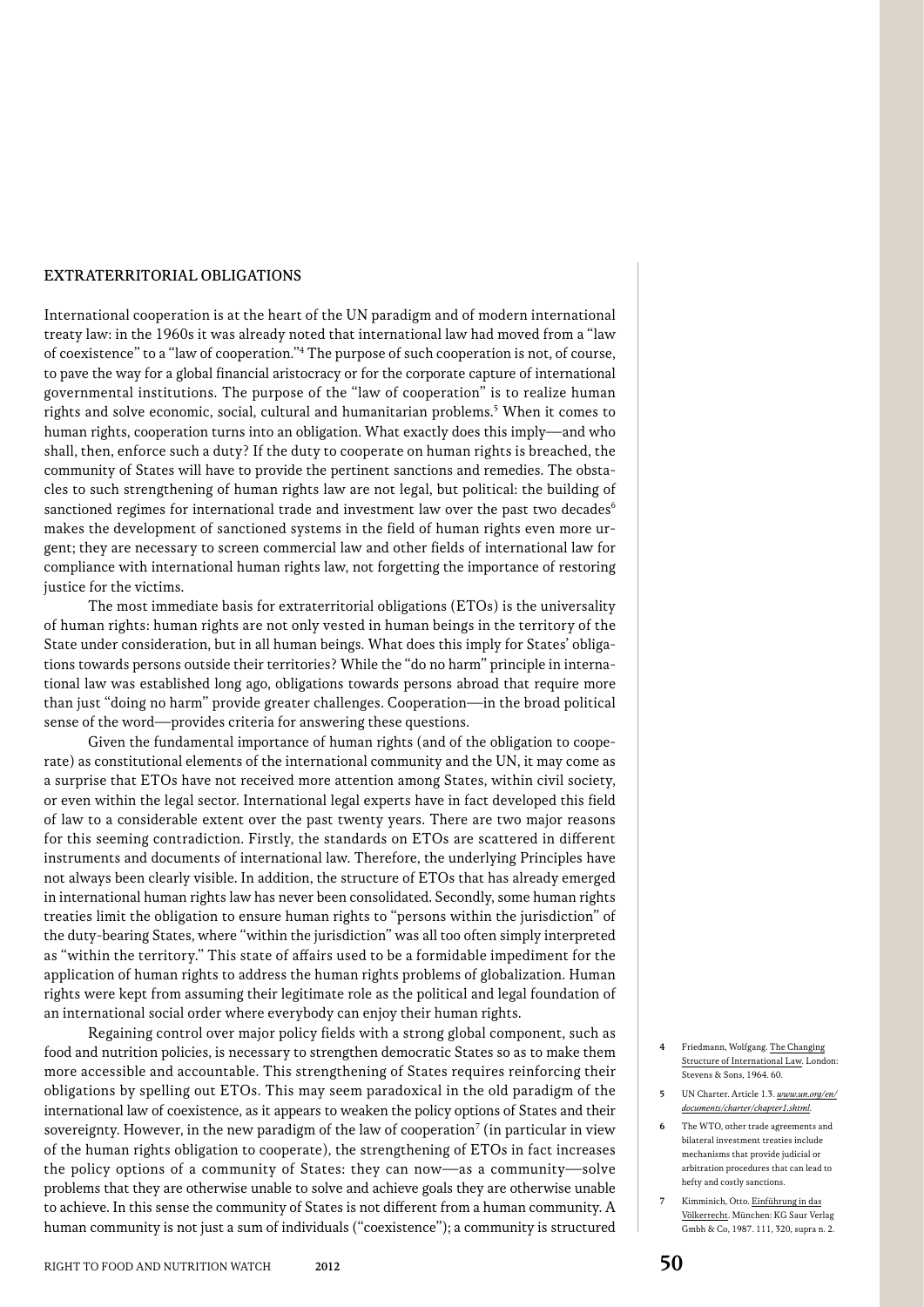## EXTRATERRITORIAL OBLIGATIONS

International cooperation is at the heart of the UN paradigm and of modern international treaty law: in the 1960s it was already noted that international law had moved from a "law of coexistence" to a "law of cooperation."[4] The purpose of such cooperation is not, of course, to pave the way for a global financial aristocracy or for the corporate capture of international governmental institutions. The purpose of the "law of cooperation" is to realize human rights and solve economic, social, cultural and humanitarian problems.[5] When it comes to human rights, cooperation turns into an obligation. What exactly does this imply—and who shall, then, enforce such a duty? If the duty to cooperate on human rights is breached, the community of States will have to provide the pertinent sanctions and remedies. The obstacles to such strengthening of human rights law are not legal, but political: the building of sanctioned regimes for international trade and investment law over the past two decades[6] makes the development of sanctioned systems in the field of human rights even more urgent; they are necessary to screen commercial law and other fields of international law for compliance with international human rights law, not forgetting the importance of restoring justice for the victims.

The most immediate basis for extraterritorial obligations (ETOs) is the universality of human rights: human rights are not only vested in human beings in the territory of the State under consideration, but in all human beings. What does this imply for States' obligations towards persons outside their territories? While the "do no harm" principle in international law was established long ago, obligations towards persons abroad that require more than just "doing no harm" provide greater challenges. Cooperation—in the broad political sense of the word—provides criteria for answering these questions.

Given the fundamental importance of human rights (and of the obligation to cooperate) as constitutional elements of the international community and the UN, it may come as a surprise that ETOs have not received more attention among States, within civil society, or even within the legal sector. International legal experts have in fact developed this field of law to a considerable extent over the past twenty years. There are two major reasons for this seeming contradiction. Firstly, the standards on ETOs are scattered in different instruments and documents of international law. Therefore, the underlying Principles have not always been clearly visible. In addition, the structure of ETOs that has already emerged in international human rights law has never been consolidated. Secondly, some human rights treaties limit the obligation to ensure human rights to "persons within the jurisdiction" of the duty-bearing States, where "within the jurisdiction" was all too often simply interpreted as "within the territory." This state of affairs used to be a formidable impediment for the application of human rights to address the human rights problems of globalization. Human rights were kept from assuming their legitimate role as the political and legal foundation of an international social order where everybody can enjoy their human rights.

Regaining control over major policy fields with a strong global component, such as food and nutrition policies, is necessary to strengthen democratic States so as to make them more accessible and accountable. This strengthening of States requires reinforcing their obligations by spelling out ETOs. This may seem paradoxical in the old paradigm of the international law of coexistence, as it appears to weaken the policy options of States and their sovereignty. However, in the new paradigm of the law of cooperation[7] (in particular in view of the human rights obligation to cooperate), the strengthening of ETOs in fact increases the policy options of a community of States: they can now—as a community—solve problems that they are otherwise unable to solve and achieve goals they are otherwise unable to achieve. In this sense the community of States is not different from a human community. A human community is not just a sum of individuals ("coexistence"); a community is structured

---

4. Friedmann, Wolfgang. The Changing Structure of International Law. London: Stevens & Sons, 1964. 60.
5. UN Charter. Article 1.3. *www.un.org/en/documents/charter/chapter1.shtml*.
6. The WTO, other trade agreements and bilateral investment treaties include mechanisms that provide judicial or arbitration procedures that can lead to hefty and costly sanctions.
7. Kimminich, Otto. Einführung in das Völkerrecht. München: KG Saur Verlag Gmbh & Co, 1987. 111, 320, supra n. 2.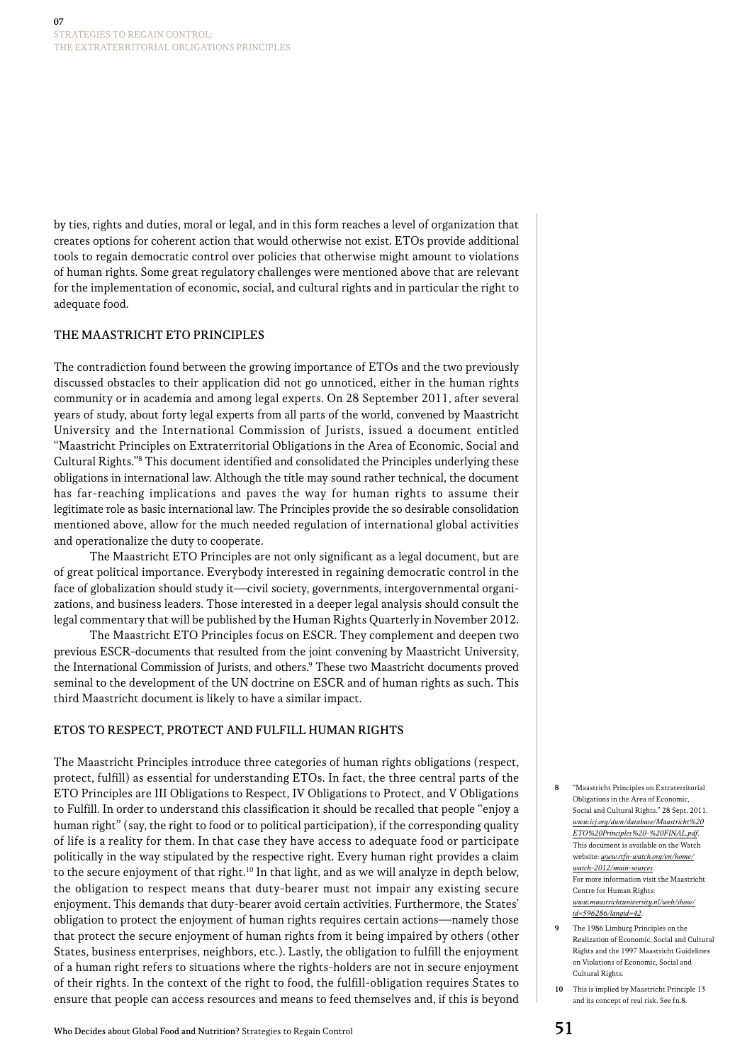by ties, rights and duties, moral or legal, and in this form reaches a level of organization that creates options for coherent action that would otherwise not exist. ETOs provide additional tools to regain democratic control over policies that otherwise might amount to violations of human rights. Some great regulatory challenges were mentioned above that are relevant for the implementation of economic, social, and cultural rights and in particular the right to adequate food.

## THE MAASTRICHT ETO PRINCIPLES

The contradiction found between the growing importance of ETOs and the two previously discussed obstacles to their application did not go unnoticed, either in the human rights community or in academia and among legal experts. On 28 September 2011, after several years of study, about forty legal experts from all parts of the world, convened by Maastricht University and the International Commission of Jurists, issued a document entitled "Maastricht Principles on Extraterritorial Obligations in the Area of Economic, Social and Cultural Rights."[8] This document identified and consolidated the Principles underlying these obligations in international law. Although the title may sound rather technical, the document has far-reaching implications and paves the way for human rights to assume their legitimate role as basic international law. The Principles provide the so desirable consolidation mentioned above, allow for the much needed regulation of international global activities and operationalize the duty to cooperate.

The Maastricht ETO Principles are not only significant as a legal document, but are of great political importance. Everybody interested in regaining democratic control in the face of globalization should study it—civil society, governments, intergovernmental organizations, and business leaders. Those interested in a deeper legal analysis should consult the legal commentary that will be published by the Human Rights Quarterly in November 2012.

The Maastricht ETO Principles focus on ESCR. They complement and deepen two previous ESCR-documents that resulted from the joint convening by Maastricht University, the International Commission of Jurists, and others.[9] These two Maastricht documents proved seminal to the development of the UN doctrine on ESCR and of human rights as such. This third Maastricht document is likely to have a similar impact.

## ETOS TO RESPECT, PROTECT AND FULFILL HUMAN RIGHTS

The Maastricht Principles introduce three categories of human rights obligations (respect, protect, fulfill) as essential for understanding ETOs. In fact, the three central parts of the ETO Principles are III Obligations to Respect, IV Obligations to Protect, and V Obligations to Fulfill. In order to understand this classification it should be recalled that people "enjoy a human right" (say, the right to food or to political participation), if the corresponding quality of life is a reality for them. In that case they have access to adequate food or participate politically in the way stipulated by the respective right. Every human right provides a claim to the secure enjoyment of that right.[10] In that light, and as we will analyze in depth below, the obligation to respect means that duty-bearer must not impair any existing secure enjoyment. This demands that duty-bearer avoid certain activities. Furthermore, the States' obligation to protect the enjoyment of human rights requires certain actions—namely those that protect the secure enjoyment of human rights from it being impaired by others (other States, business enterprises, neighbors, etc.). Lastly, the obligation to fulfill the enjoyment of a human right refers to situations where the rights-holders are not in secure enjoyment of their rights. In the context of the right to food, the fulfill-obligation requires States to ensure that people can access resources and means to feed themselves and, if this is beyond

---

8 "Maastricht Principles on Extraterritorial Obligations in the Area of Economic, Social and Cultural Rights." 28 Sept. 2011. *www.icj.org/dwn/database/Maastricht%20ETO%20Principles%20-%20FINAL.pdf*. This document is available on the Watch website: *www.rtfn-watch.org/en/home/watch-2012/main-sources*. For more information visit the Maastricht Centre for Human Rights: *www.maastrichtuniversity.nl/web/show/id=596286/langid=42*.

9 The 1986 Limburg Principles on the Realization of Economic, Social and Cultural Rights and the 1997 Maastricht Guidelines on Violations of Economic, Social and Cultural Rights.

10 This is implied by Maastricht Principle 13 and its concept of real risk. See fn.8.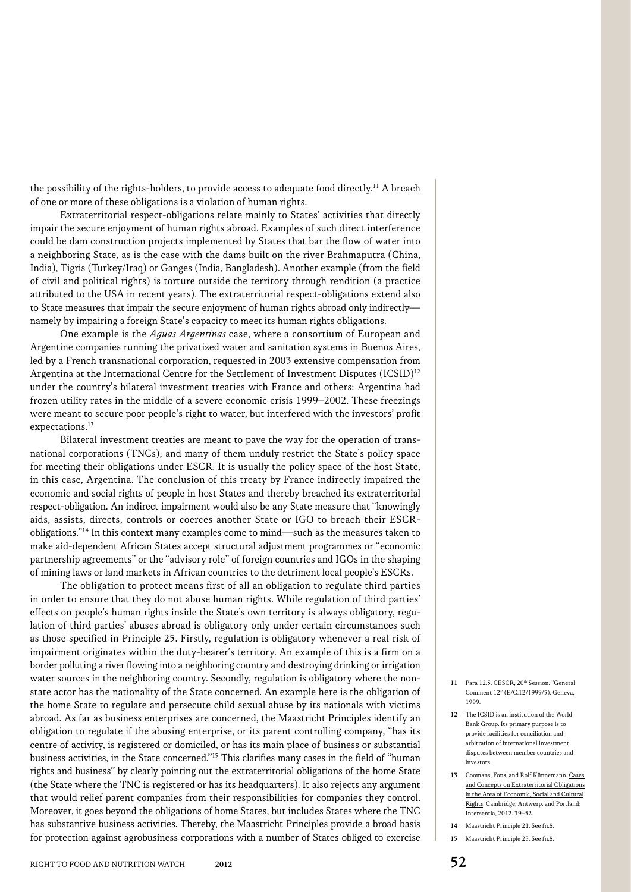the possibility of the rights-holders, to provide access to adequate food directly.[11] A breach of one or more of these obligations is a violation of human rights.

Extraterritorial respect-obligations relate mainly to States' activities that directly impair the secure enjoyment of human rights abroad. Examples of such direct interference could be dam construction projects implemented by States that bar the flow of water into a neighboring State, as is the case with the dams built on the river Brahmaputra (China, India), Tigris (Turkey/Iraq) or Ganges (India, Bangladesh). Another example (from the field of civil and political rights) is torture outside the territory through rendition (a practice attributed to the USA in recent years). The extraterritorial respect-obligations extend also to State measures that impair the secure enjoyment of human rights abroad only indirectly—namely by impairing a foreign State's capacity to meet its human rights obligations.

One example is the *Aguas Argentinas* case, where a consortium of European and Argentine companies running the privatized water and sanitation systems in Buenos Aires, led by a French transnational corporation, requested in 2003 extensive compensation from Argentina at the International Centre for the Settlement of Investment Disputes (ICSID)[12] under the country's bilateral investment treaties with France and others: Argentina had frozen utility rates in the middle of a severe economic crisis 1999–2002. These freezings were meant to secure poor people's right to water, but interfered with the investors' profit expectations.[13]

Bilateral investment treaties are meant to pave the way for the operation of transnational corporations (TNCs), and many of them unduly restrict the State's policy space for meeting their obligations under ESCR. It is usually the policy space of the host State, in this case, Argentina. The conclusion of this treaty by France indirectly impaired the economic and social rights of people in host States and thereby breached its extraterritorial respect-obligation. An indirect impairment would also be any State measure that "knowingly aids, assists, directs, controls or coerces another State or IGO to breach their ESCR-obligations."[14] In this context many examples come to mind—such as the measures taken to make aid-dependent African States accept structural adjustment programmes or "economic partnership agreements" or the "advisory role" of foreign countries and IGOs in the shaping of mining laws or land markets in African countries to the detriment local people's ESCRs.

The obligation to protect means first of all an obligation to regulate third parties in order to ensure that they do not abuse human rights. While regulation of third parties' effects on people's human rights inside the State's own territory is always obligatory, regulation of third parties' abuses abroad is obligatory only under certain circumstances such as those specified in Principle 25. Firstly, regulation is obligatory whenever a real risk of impairment originates within the duty-bearer's territory. An example of this is a firm on a border polluting a river flowing into a neighboring country and destroying drinking or irrigation water sources in the neighboring country. Secondly, regulation is obligatory where the non-state actor has the nationality of the State concerned. An example here is the obligation of the home State to regulate and persecute child sexual abuse by its nationals with victims abroad. As far as business enterprises are concerned, the Maastricht Principles identify an obligation to regulate if the abusing enterprise, or its parent controlling company, "has its centre of activity, is registered or domiciled, or has its main place of business or substantial business activities, in the State concerned."[15] This clarifies many cases in the field of "human rights and business" by clearly pointing out the extraterritorial obligations of the home State (the State where the TNC is registered or has its headquarters). It also rejects any argument that would relief parent companies from their responsibilities for companies they control. Moreover, it goes beyond the obligations of home States, but includes States where the TNC has substantive business activities. Thereby, the Maastricht Principles provide a broad basis for protection against agrobusiness corporations with a number of States obliged to exercise

---

11 Para 12.5. CESCR, 20th Session. "General Comment 12" (E/C.12/1999/5). Geneva, 1999.

12 The ICSID is an institution of the World Bank Group. Its primary purpose is to provide facilities for conciliation and arbitration of international investment disputes between member countries and investors.

13 Coomans, Fons, and Rolf Künnemann. Cases and Concepts on Extraterritorial Obligations in the Area of Economic, Social and Cultural Rights. Cambridge, Antwerp, and Portland: Intersentia, 2012. 39–52.

14 Maastricht Principle 21. See fn.8.

15 Maastricht Principle 25. See fn.8.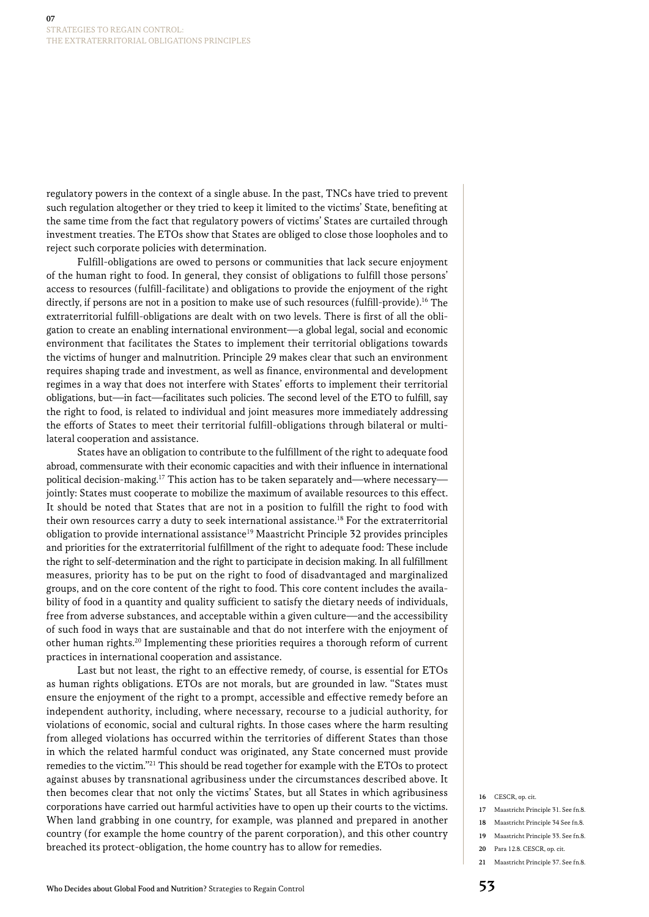regulatory powers in the context of a single abuse. In the past, TNCs have tried to prevent such regulation altogether or they tried to keep it limited to the victims' State, benefiting at the same time from the fact that regulatory powers of victims' States are curtailed through investment treaties. The ETOs show that States are obliged to close those loopholes and to reject such corporate policies with determination.

Fulfill-obligations are owed to persons or communities that lack secure enjoyment of the human right to food. In general, they consist of obligations to fulfill those persons' access to resources (fulfill-facilitate) and obligations to provide the enjoyment of the right directly, if persons are not in a position to make use of such resources (fulfill-provide).[16] The extraterritorial fulfill-obligations are dealt with on two levels. There is first of all the obligation to create an enabling international environment—a global legal, social and economic environment that facilitates the States to implement their territorial obligations towards the victims of hunger and malnutrition. Principle 29 makes clear that such an environment requires shaping trade and investment, as well as finance, environmental and development regimes in a way that does not interfere with States' efforts to implement their territorial obligations, but—in fact—facilitates such policies. The second level of the ETO to fulfill, say the right to food, is related to individual and joint measures more immediately addressing the efforts of States to meet their territorial fulfill-obligations through bilateral or multilateral cooperation and assistance.

States have an obligation to contribute to the fulfillment of the right to adequate food abroad, commensurate with their economic capacities and with their influence in international political decision-making.[17] This action has to be taken separately and—where necessary—jointly: States must cooperate to mobilize the maximum of available resources to this effect. It should be noted that States that are not in a position to fulfill the right to food with their own resources carry a duty to seek international assistance.[18] For the extraterritorial obligation to provide international assistance[19] Maastricht Principle 32 provides principles and priorities for the extraterritorial fulfillment of the right to adequate food: These include the right to self-determination and the right to participate in decision making. In all fulfillment measures, priority has to be put on the right to food of disadvantaged and marginalized groups, and on the core content of the right to food. This core content includes the availability of food in a quantity and quality sufficient to satisfy the dietary needs of individuals, free from adverse substances, and acceptable within a given culture—and the accessibility of such food in ways that are sustainable and that do not interfere with the enjoyment of other human rights.[20] Implementing these priorities requires a thorough reform of current practices in international cooperation and assistance.

Last but not least, the right to an effective remedy, of course, is essential for ETOs as human rights obligations. ETOs are not morals, but are grounded in law. "States must ensure the enjoyment of the right to a prompt, accessible and effective remedy before an independent authority, including, where necessary, recourse to a judicial authority, for violations of economic, social and cultural rights. In those cases where the harm resulting from alleged violations has occurred within the territories of different States than those in which the related harmful conduct was originated, any State concerned must provide remedies to the victim."[21] This should be read together for example with the ETOs to protect against abuses by transnational agribusiness under the circumstances described above. It then becomes clear that not only the victims' States, but all States in which agribusiness corporations have carried out harmful activities have to open up their courts to the victims. When land grabbing in one country, for example, was planned and prepared in another country (for example the home country of the parent corporation), and this other country breached its protect-obligation, the home country has to allow for remedies.

16 CESCR, op. cit.

17 Maastricht Principle 31. See fn.8.

18 Maastricht Principle 34 See fn.8.

19 Maastricht Principle 33. See fn.8.

20 Para 12.8. CESCR, op. cit.

21 Maastricht Principle 37. See fn.8.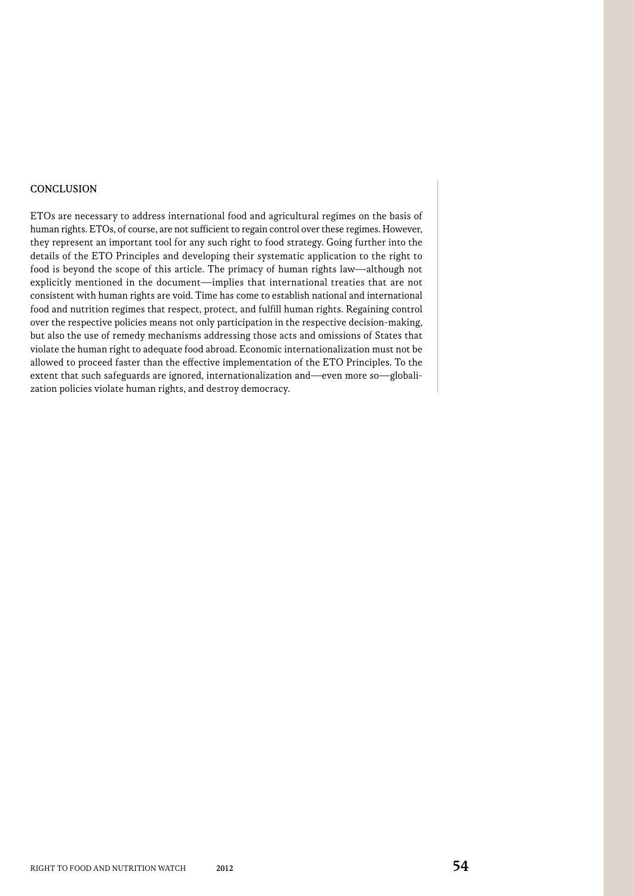## CONCLUSION

ETOs are necessary to address international food and agricultural regimes on the basis of human rights. ETOs, of course, are not sufficient to regain control over these regimes. However, they represent an important tool for any such right to food strategy. Going further into the details of the ETO Principles and developing their systematic application to the right to food is beyond the scope of this article. The primacy of human rights law—although not explicitly mentioned in the document—implies that international treaties that are not consistent with human rights are void. Time has come to establish national and international food and nutrition regimes that respect, protect, and fulfill human rights. Regaining control over the respective policies means not only participation in the respective decision-making, but also the use of remedy mechanisms addressing those acts and omissions of States that violate the human right to adequate food abroad. Economic internationalization must not be allowed to proceed faster than the effective implementation of the ETO Principles. To the extent that such safeguards are ignored, internationalization and—even more so—globalization policies violate human rights, and destroy democracy.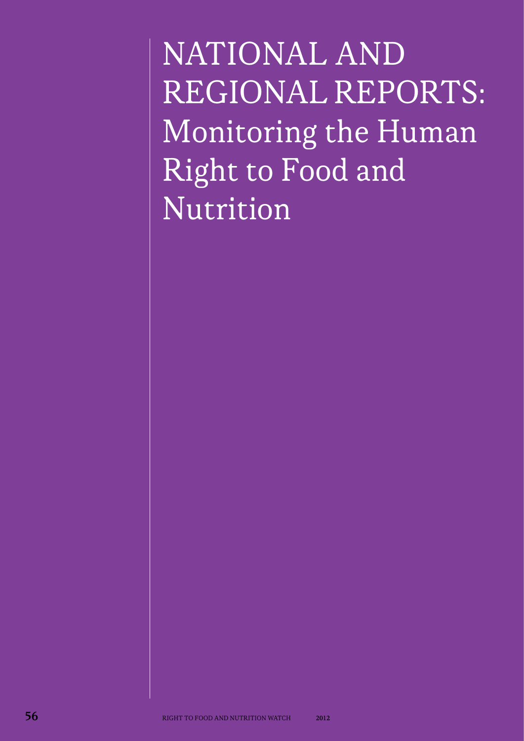# NATIONAL AND REGIONAL REPORTS: Monitoring the Human Right to Food and Nutrition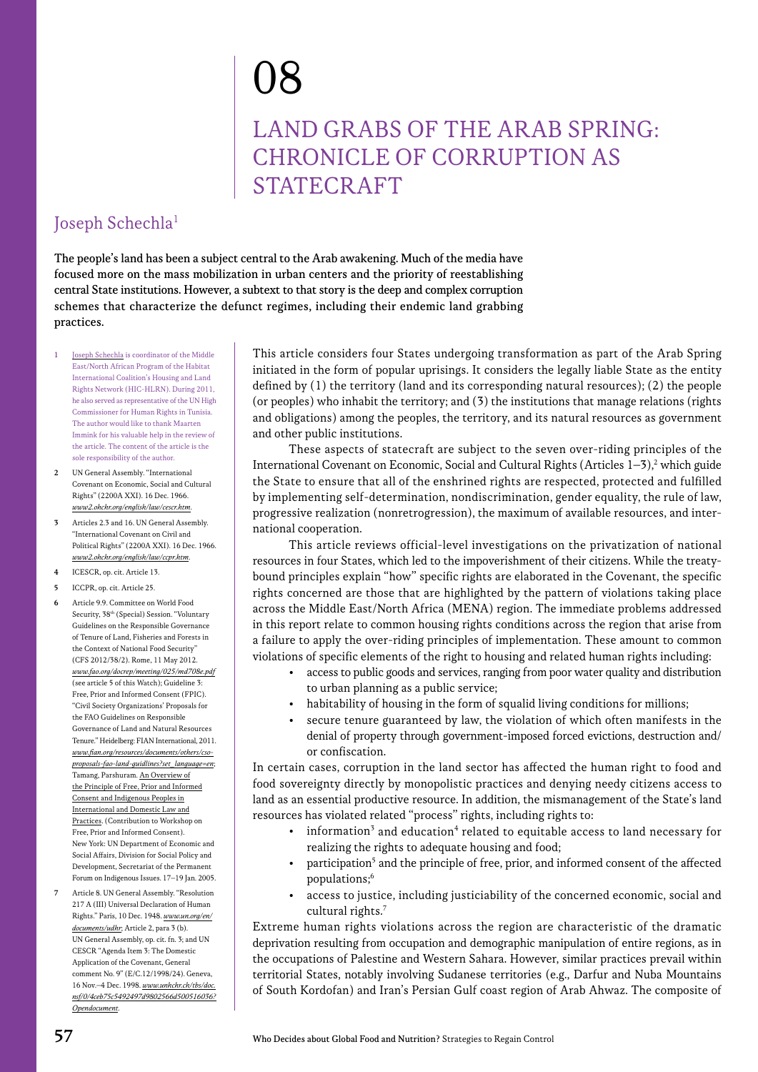# 08

# LAND GRABS OF THE ARAB SPRING: CHRONICLE OF CORRUPTION AS STATECRAFT

## Joseph Schechla[1]

**The people's land has been a subject central to the Arab awakening. Much of the media have focused more on the mass mobilization in urban centers and the priority of reestablishing central State institutions. However, a subtext to that story is the deep and complex corruption schemes that characterize the defunct regimes, including their endemic land grabbing practices.**

This article considers four States undergoing transformation as part of the Arab Spring initiated in the form of popular uprisings. It considers the legally liable State as the entity defined by (1) the territory (land and its corresponding natural resources); (2) the people (or peoples) who inhabit the territory; and (3) the institutions that manage relations (rights and obligations) among the peoples, the territory, and its natural resources as government and other public institutions.

These aspects of statecraft are subject to the seven over-riding principles of the International Covenant on Economic, Social and Cultural Rights (Articles 1–3),[2] which guide the State to ensure that all of the enshrined rights are respected, protected and fulfilled by implementing self-determination, nondiscrimination, gender equality, the rule of law, progressive realization (nonretrogression), the maximum of available resources, and international cooperation.

This article reviews official-level investigations on the privatization of national resources in four States, which led to the impoverishment of their citizens. While the treaty-bound principles explain "how" specific rights are elaborated in the Covenant, the specific rights concerned are those that are highlighted by the pattern of violations taking place across the Middle East/North Africa (MENA) region. The immediate problems addressed in this report relate to common housing rights conditions across the region that arise from a failure to apply the over-riding principles of implementation. These amount to common violations of specific elements of the right to housing and related human rights including:

- access to public goods and services, ranging from poor water quality and distribution to urban planning as a public service;
- habitability of housing in the form of squalid living conditions for millions;
- secure tenure guaranteed by law, the violation of which often manifests in the denial of property through government-imposed forced evictions, destruction and/or confiscation.

In certain cases, corruption in the land sector has affected the human right to food and food sovereignty directly by monopolistic practices and denying needy citizens access to land as an essential productive resource. In addition, the mismanagement of the State's land resources has violated related "process" rights, including rights to:

- information[3] and education[4] related to equitable access to land necessary for realizing the rights to adequate housing and food;
- participation[5] and the principle of free, prior, and informed consent of the affected populations;[6]
- access to justice, including justiciability of the concerned economic, social and cultural rights.[7]

Extreme human rights violations across the region are characteristic of the dramatic deprivation resulting from occupation and demographic manipulation of entire regions, as in the occupations of Palestine and Western Sahara. However, similar practices prevail within territorial States, notably involving Sudanese territories (e.g., Darfur and Nuba Mountains of South Kordofan) and Iran's Persian Gulf coast region of Arab Ahwaz. The composite of

---

1. Joseph Schechla is coordinator of the Middle East/North African Program of the Habitat International Coalition's Housing and Land Rights Network (HIC-HLRN). During 2011, he also served as representative of the UN High Commissioner for Human Rights in Tunisia. The author would like to thank Maarten Immink for his valuable help in the review of the article. The content of the article is the sole responsibility of the author.
2. UN General Assembly. "International Covenant on Economic, Social and Cultural Rights" (2200A XXI). 16 Dec. 1966. *www2.ohchr.org/english/law/cescr.htm*.
3. Articles 2.3 and 16. UN General Assembly. "International Covenant on Civil and Political Rights" (2200A XXI). 16 Dec. 1966. *www2.ohchr.org/english/law/ccpr.htm*.
4. ICESCR, op. cit. Article 13.
5. ICCPR, op. cit. Article 25.
6. Article 9.9. Committee on World Food Security, 38th (Special) Session. "Voluntary Guidelines on the Responsible Governance of Tenure of Land, Fisheries and Forests in the Context of National Food Security" (CFS 2012/38/2). Rome, 11 May 2012. *www.fao.org/docrep/meeting/025/md708e.pdf* (see article 5 of this Watch); Guideline 3: Free, Prior and Informed Consent (FPIC). "Civil Society Organizations' Proposals for the FAO Guidelines on Responsible Governance of Land and Natural Resources Tenure." Heidelberg: FIAN International, 2011. *www.fian.org/resources/documents/others/cso-proposals-fao-land-guidlines?set_language=en*; Tamang, Parshuram. An Overview of the Principle of Free, Prior and Informed Consent and Indigenous Peoples in International and Domestic Law and Practices. (Contribution to Workshop on Free, Prior and Informed Consent). New York: UN Department of Economic and Social Affairs, Division for Social Policy and Development, Secretariat of the Permanent Forum on Indigenous Issues. 17–19 Jan. 2005.
7. Article 8. UN General Assembly. "Resolution 217 A (III) Universal Declaration of Human Rights." Paris, 10 Dec. 1948. *www.un.org/en/documents/udhr*; Article 2, para 3 (b). UN General Assembly, op. cit. fn. 3; and UN CESCR "Agenda Item 3: The Domestic Application of the Covenant, General comment No. 9" (E/C.12/1998/24). Geneva, 16 Nov.–4 Dec. 1998. *www.unhchr.ch/tbs/doc.nsf/0/4ceb75c5492497d9802566d500516036?Opendocument*.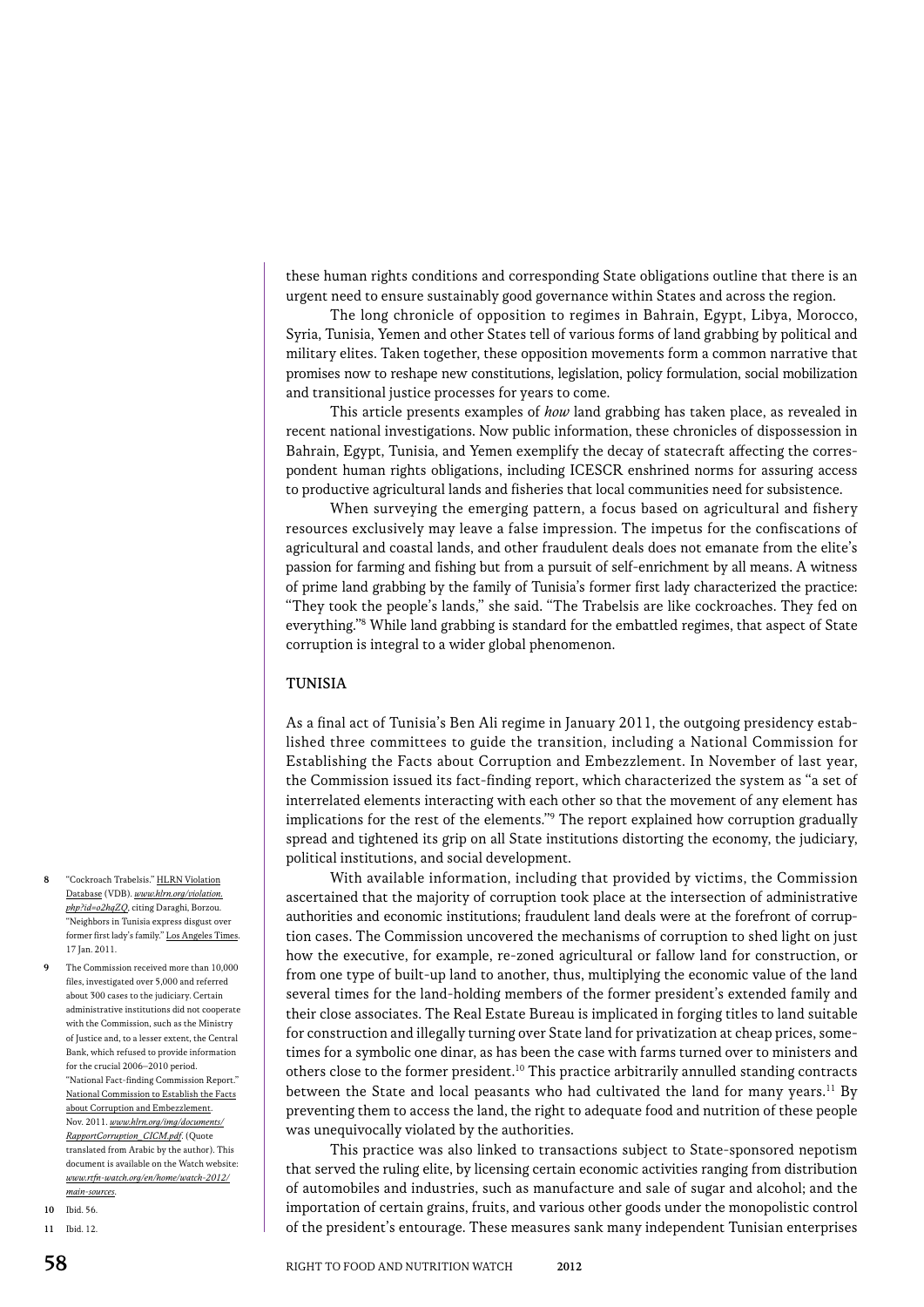these human rights conditions and corresponding State obligations outline that there is an urgent need to ensure sustainably good governance within States and across the region.

The long chronicle of opposition to regimes in Bahrain, Egypt, Libya, Morocco, Syria, Tunisia, Yemen and other States tell of various forms of land grabbing by political and military elites. Taken together, these opposition movements form a common narrative that promises now to reshape new constitutions, legislation, policy formulation, social mobilization and transitional justice processes for years to come.

This article presents examples of *how* land grabbing has taken place, as revealed in recent national investigations. Now public information, these chronicles of dispossession in Bahrain, Egypt, Tunisia, and Yemen exemplify the decay of statecraft affecting the correspondent human rights obligations, including ICESCR enshrined norms for assuring access to productive agricultural lands and fisheries that local communities need for subsistence.

When surveying the emerging pattern, a focus based on agricultural and fishery resources exclusively may leave a false impression. The impetus for the confiscations of agricultural and coastal lands, and other fraudulent deals does not emanate from the elite's passion for farming and fishing but from a pursuit of self-enrichment by all means. A witness of prime land grabbing by the family of Tunisia's former first lady characterized the practice: "They took the people's lands," she said. "The Trabelsis are like cockroaches. They fed on everything."[8] While land grabbing is standard for the embattled regimes, that aspect of State corruption is integral to a wider global phenomenon.

## TUNISIA

As a final act of Tunisia's Ben Ali regime in January 2011, the outgoing presidency established three committees to guide the transition, including a National Commission for Establishing the Facts about Corruption and Embezzlement. In November of last year, the Commission issued its fact-finding report, which characterized the system as "a set of interrelated elements interacting with each other so that the movement of any element has implications for the rest of the elements."[9] The report explained how corruption gradually spread and tightened its grip on all State institutions distorting the economy, the judiciary, political institutions, and social development.

With available information, including that provided by victims, the Commission ascertained that the majority of corruption took place at the intersection of administrative authorities and economic institutions; fraudulent land deals were at the forefront of corruption cases. The Commission uncovered the mechanisms of corruption to shed light on just how the executive, for example, re-zoned agricultural or fallow land for construction, or from one type of built-up land to another, thus, multiplying the economic value of the land several times for the land-holding members of the former president's extended family and their close associates. The Real Estate Bureau is implicated in forging titles to land suitable for construction and illegally turning over State land for privatization at cheap prices, sometimes for a symbolic one dinar, as has been the case with farms turned over to ministers and others close to the former president.[10] This practice arbitrarily annulled standing contracts between the State and local peasants who had cultivated the land for many years.[11] By preventing them to access the land, the right to adequate food and nutrition of these people was unequivocally violated by the authorities.

This practice was also linked to transactions subject to State-sponsored nepotism that served the ruling elite, by licensing certain economic activities ranging from distribution of automobiles and industries, such as manufacture and sale of sugar and alcohol; and the importation of certain grains, fruits, and various other goods under the monopolistic control of the president's entourage. These measures sank many independent Tunisian enterprises

---

8 "Cockroach Trabelsis." HLRN Violation Database (VDB). *www.hlrn.org/violation.php?id=o2hqZQ*, citing Daraghi, Borzou. "Neighbors in Tunisia express disgust over former first lady's family." Los Angeles Times. 17 Jan. 2011.

9 The Commission received more than 10,000 files, investigated over 5,000 and referred about 300 cases to the judiciary. Certain administrative institutions did not cooperate with the Commission, such as the Ministry of Justice and, to a lesser extent, the Central Bank, which refused to provide information for the crucial 2006–2010 period. "National Fact-finding Commission Report." National Commission to Establish the Facts about Corruption and Embezzlement. Nov. 2011. *www.hlrn.org/img/documents/RapportCorruption_CICM.pdf*. (Quote translated from Arabic by the author). This document is available on the Watch website: *www.rtfn-watch.org/en/home/watch-2012/main-sources*.

10 Ibid. 56.

11 Ibid. 12.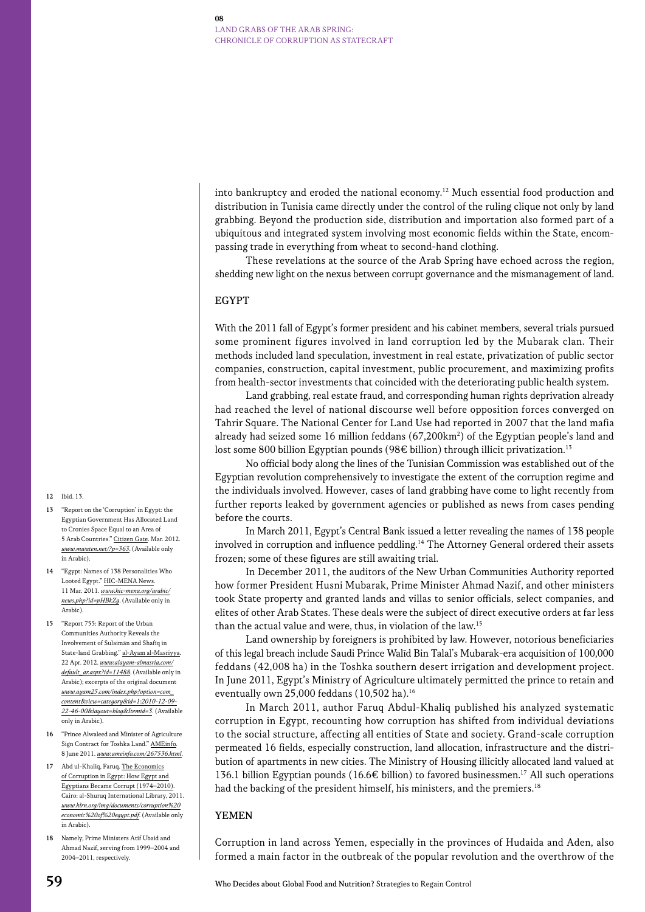into bankruptcy and eroded the national economy.[12] Much essential food production and distribution in Tunisia came directly under the control of the ruling clique not only by land grabbing. Beyond the production side, distribution and importation also formed part of a ubiquitous and integrated system involving most economic fields within the State, encompassing trade in everything from wheat to second-hand clothing.

These revelations at the source of the Arab Spring have echoed across the region, shedding new light on the nexus between corrupt governance and the mismanagement of land.

## EGYPT

With the 2011 fall of Egypt's former president and his cabinet members, several trials pursued some prominent figures involved in land corruption led by the Mubarak clan. Their methods included land speculation, investment in real estate, privatization of public sector companies, construction, capital investment, public procurement, and maximizing profits from health-sector investments that coincided with the deteriorating public health system.

Land grabbing, real estate fraud, and corresponding human rights deprivation already had reached the level of national discourse well before opposition forces converged on Tahrir Square. The National Center for Land Use had reported in 2007 that the land mafia already had seized some 16 million feddans (67,200km$^2$) of the Egyptian people's land and lost some 800 billion Egyptian pounds (98€ billion) through illicit privatization.[13]

No official body along the lines of the Tunisian Commission was established out of the Egyptian revolution comprehensively to investigate the extent of the corruption regime and the individuals involved. However, cases of land grabbing have come to light recently from further reports leaked by government agencies or published as news from cases pending before the courts.

In March 2011, Egypt's Central Bank issued a letter revealing the names of 138 people involved in corruption and influence peddling.[14] The Attorney General ordered their assets frozen; some of these figures are still awaiting trial.

In December 2011, the auditors of the New Urban Communities Authority reported how former President Husni Mubarak, Prime Minister Ahmad Nazif, and other ministers took State property and granted lands and villas to senior officials, select companies, and elites of other Arab States. These deals were the subject of direct executive orders at far less than the actual value and were, thus, in violation of the law.[15]

Land ownership by foreigners is prohibited by law. However, notorious beneficiaries of this legal breach include Saudi Prince Walīd Bin Talal's Mubarak-era acquisition of 100,000 feddans (42,008 ha) in the Toshka southern desert irrigation and development project. In June 2011, Egypt's Ministry of Agriculture ultimately permitted the prince to retain and eventually own 25,000 feddans (10,502 ha).[16]

In March 2011, author Faruq Abdul-Khaliq published his analyzed systematic corruption in Egypt, recounting how corruption has shifted from individual deviations to the social structure, affecting all entities of State and society. Grand-scale corruption permeated 16 fields, especially construction, land allocation, infrastructure and the distribution of apartments in new cities. The Ministry of Housing illicitly allocated land valued at 136.1 billion Egyptian pounds (16.6€ billion) to favored businessmen.[17] All such operations had the backing of the president himself, his ministers, and the premiers.[18]

## YEMEN

Corruption in land across Yemen, especially in the provinces of Hudaida and Aden, also formed a main factor in the outbreak of the popular revolution and the overthrow of the

---

12 Ibid. 13.

13 "Report on the 'Corruption' in Egypt: the Egyptian Government Has Allocated Land to Cronies Space Equal to an Area of 5 Arab Countries." Citizen Gate. Mar. 2012. *www.mwaten.net/?p=363*. (Available only in Arabic).

14 "Egypt: Names of 138 Personalities Who Looted Egypt." HIC-MENA News. 11 Mar. 2011. *www.hic-mena.org/arabic/news.php?id=pHBkZg*. (Available only in Arabic).

15 "Report 755: Report of the Urban Communities Authority Reveals the Involvement of Sulaimān and Shafiq in State-land Grabbing." al-Ayam al-Masriyya. 22 Apr. 2012. *www.alayam-almasria.com/default_ar.aspx?id=11488*. (Available only in Arabic); excerpts of the original document *www.ayam25.com/index.php?option=com_content&view=category&id=1:2010-12-09-22-46-00&layout=blog&Itemid=3*. (Available only in Arabic).

16 "Prince Alwaleed and Minister of Agriculture Sign Contract for Toshka Land." AMEinfo. 8 June 2011. *www.ameinfo.com/267536.html*.

17 Abd ul-Khaliq, Faruq. The Economics of Corruption in Egypt: How Egypt and Egyptians Became Corrupt (1974–2010). Cairo: al-Shuruq International Library, 2011. *www.hlrn.org/img/documents/corruption%20economic%20of%20egypt.pdf*. (Available only in Arabic).

18 Namely, Prime Ministers Atif Ubaid and Ahmad Nazif, serving from 1999–2004 and 2004–2011, respectively.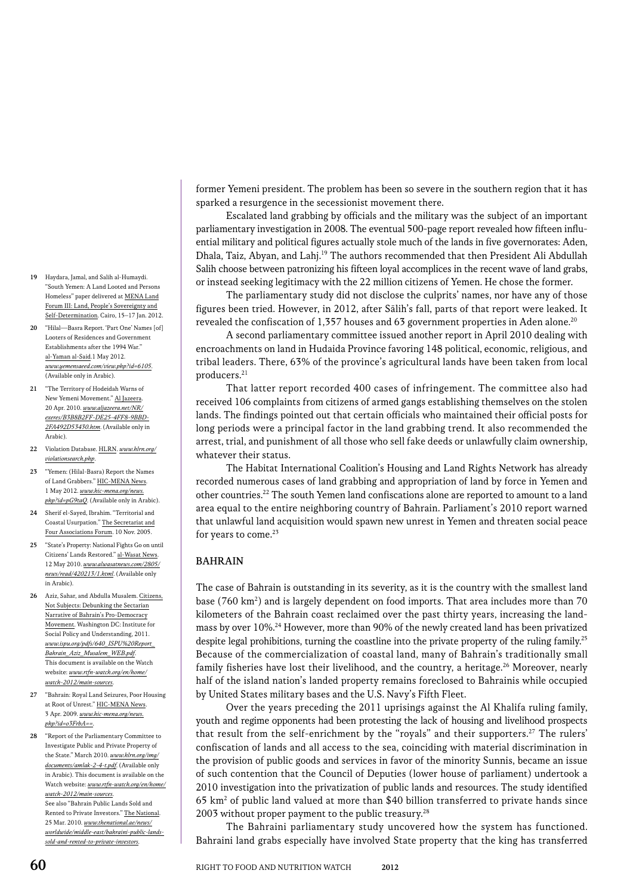former Yemeni president. The problem has been so severe in the southern region that it has sparked a resurgence in the secessionist movement there.

Escalated land grabbing by officials and the military was the subject of an important parliamentary investigation in 2008. The eventual 500-page report revealed how fifteen influential military and political figures actually stole much of the lands in five governorates: Aden, Dhala, Taiz, Abyan, and Lahj.[19] The authors recommended that then President Ali Abdullah Salih choose between patronizing his fifteen loyal accomplices in the recent wave of land grabs, or instead seeking legitimacy with the 22 million citizens of Yemen. He chose the former.

The parliamentary study did not disclose the culprits' names, nor have any of those figures been tried. However, in 2012, after Sālih's fall, parts of that report were leaked. It revealed the confiscation of 1,357 houses and 63 government properties in Aden alone.[20]

A second parliamentary committee issued another report in April 2010 dealing with encroachments on land in Hudaida Province favoring 148 political, economic, religious, and tribal leaders. There, 63% of the province's agricultural lands have been taken from local producers.[21]

That latter report recorded 400 cases of infringement. The committee also had received 106 complaints from citizens of armed gangs establishing themselves on the stolen lands. The findings pointed out that certain officials who maintained their official posts for long periods were a principal factor in the land grabbing trend. It also recommended the arrest, trial, and punishment of all those who sell fake deeds or unlawfully claim ownership, whatever their status.

The Habitat International Coalition's Housing and Land Rights Network has already recorded numerous cases of land grabbing and appropriation of land by force in Yemen and other countries.[22] The south Yemen land confiscations alone are reported to amount to a land area equal to the entire neighboring country of Bahrain. Parliament's 2010 report warned that unlawful land acquisition would spawn new unrest in Yemen and threaten social peace for years to come.[23]

### BAHRAIN

The case of Bahrain is outstanding in its severity, as it is the country with the smallest land base (760 km$^2$) and is largely dependent on food imports. That area includes more than 70 kilometers of the Bahrain coast reclaimed over the past thirty years, increasing the landmass by over 10%.[24] However, more than 90% of the newly created land has been privatized despite legal prohibitions, turning the coastline into the private property of the ruling family.[25] Because of the commercialization of coastal land, many of Bahrain's traditionally small family fisheries have lost their livelihood, and the country, a heritage.[26] Moreover, nearly half of the island nation's landed property remains foreclosed to Bahrainis while occupied by United States military bases and the U.S. Navy's Fifth Fleet.

Over the years preceding the 2011 uprisings against the Al Khalifa ruling family, youth and regime opponents had been protesting the lack of housing and livelihood prospects that result from the self-enrichment by the "royals" and their supporters.[27] The rulers' confiscation of lands and all access to the sea, coinciding with material discrimination in the provision of public goods and services in favor of the minority Sunnis, became an issue of such contention that the Council of Deputies (lower house of parliament) undertook a 2010 investigation into the privatization of public lands and resources. The study identified 65 km$^2$ of public land valued at more than $40 billion transferred to private hands since 2003 without proper payment to the public treasury.[28]

The Bahraini parliamentary study uncovered how the system has functioned. Bahraini land grabs especially have involved State property that the king has transferred

---

19 Haydara, Jamal, and Salih al-Humaydi. "South Yemen: A Land Looted and Persons Homeless" paper delivered at MENA Land Forum III: Land, People's Sovereignty and Self-Determination. Cairo, 15–17 Jan. 2012.

20 "Hilal—Basra Report. 'Part One' Names [of] Looters of Residences and Government Establishments after the 1994 War." al-Yaman al-Said.1 May 2012. *www.yemensaeed.com/view.php?id=6105*. (Available only in Arabic).

21 "The Territory of Hodeidah Warns of New Yemeni Movement." Al Jazeera. 20 Apr. 2010. *www.aljazeera.net/NR/exeres/B3B8B2FF-DE25-4FF8-9BBD-2FA492D53430.htm*. (Available only in Arabic).

22 Violation Database. HLRN. *www.hlrn.org/violationsearch.php*.

23 "Yemen: (Hilal-Basra) Report the Names of Land Grabbers." HIC-MENA News. 1 May 2012. *www.hic-mena.org/news.php?id=pG9taQ*. (Available only in Arabic).

24 Sherif el-Sayed, Ibrahim. "Territorial and Coastal Usurpation." The Secretariat and Four Associations Forum. 10 Nov. 2005.

25 "State's Property: National Fights Go on until Citizens' Lands Restored." al-Wasat News. 12 May 2010. *www.alwasatnews.com/2805/news/read/420213/1.html*. (Available only in Arabic).

26 Aziz, Sahar, and Abdulla Musalem. Citizens, Not Subjects: Debunking the Sectarian Narrative of Bahrain's Pro-Democracy Movement. Washington DC: Institute for Social Policy and Understanding, 2011. *www.ispu.org/pdfs/640_ISPU%20Report_Bahrain_Aziz_Musalem_WEB.pdf*. This document is available on the Watch website: *www.rtfn-watch.org/en/home/watch-2012/main-sources*.

27 "Bahrain: Royal Land Seizures, Poor Housing at Root of Unrest." HIC-MENA News. 3 Apr. 2009. *www.hic-mena.org/news.php?id=o3FrbA==*.

28 "Report of the Parliamentary Committee to Investigate Public and Private Property of the State." March 2010. *www.hlrn.org/img/documents/amlak-2-4-t.pdf*. (Available only in Arabic). This document is available on the Watch website: *www.rtfn-watch.org/en/home/watch-2012/main-sources*. See also "Bahrain Public Lands Sold and Rented to Private Investors." The National. 25 Mar. 2010. *www.thenational.ae/news/worldwide/middle-east/bahraini-public-lands-sold-and-rented-to-private-investors*.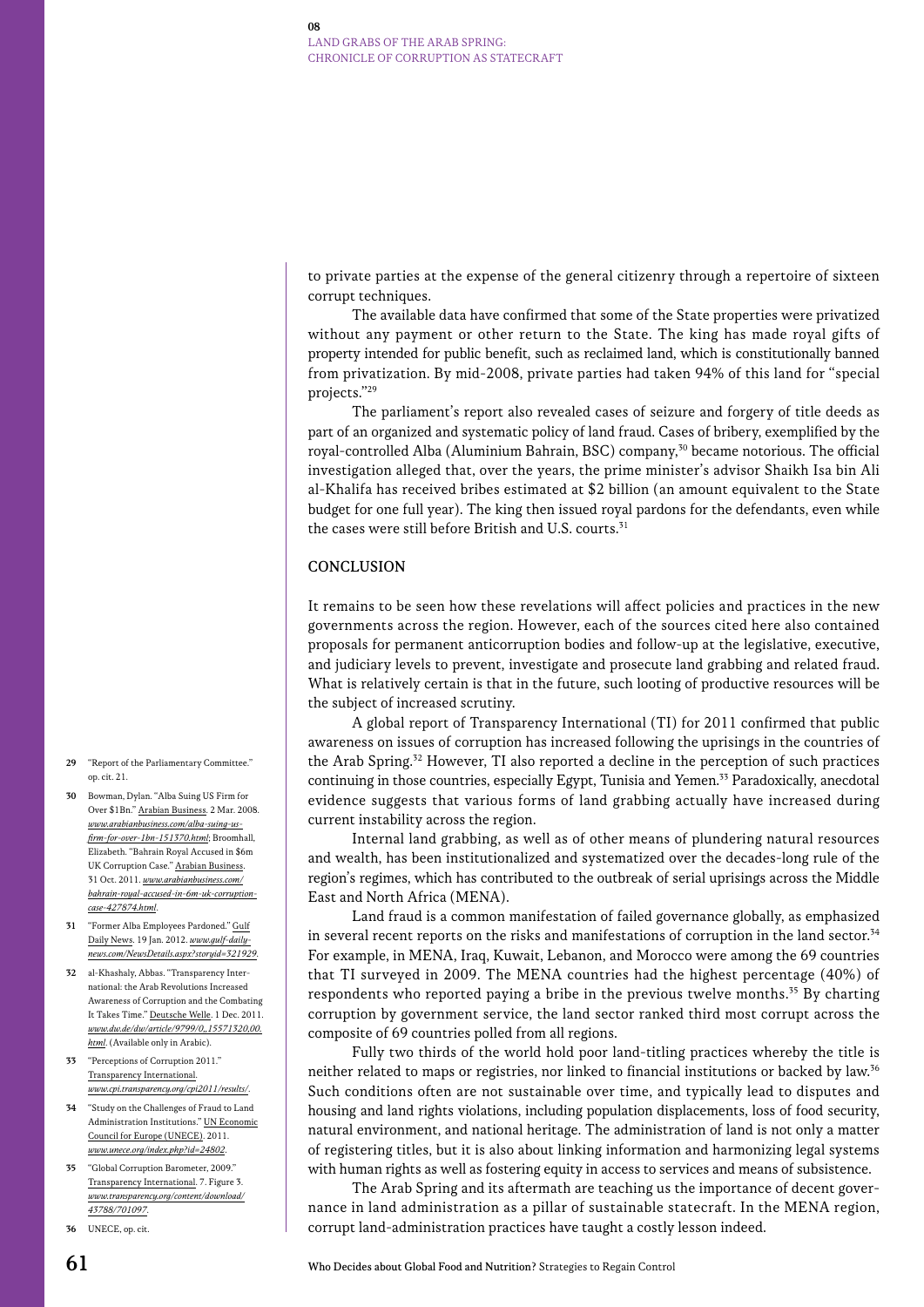to private parties at the expense of the general citizenry through a repertoire of sixteen corrupt techniques.

The available data have confirmed that some of the State properties were privatized without any payment or other return to the State. The king has made royal gifts of property intended for public benefit, such as reclaimed land, which is constitutionally banned from privatization. By mid-2008, private parties had taken 94% of this land for "special projects."[29]

The parliament's report also revealed cases of seizure and forgery of title deeds as part of an organized and systematic policy of land fraud. Cases of bribery, exemplified by the royal-controlled Alba (Aluminium Bahrain, BSC) company,[30] became notorious. The official investigation alleged that, over the years, the prime minister's advisor Shaikh Isa bin Ali al-Khalifa has received bribes estimated at $2 billion (an amount equivalent to the State budget for one full year). The king then issued royal pardons for the defendants, even while the cases were still before British and U.S. courts.[31]

## CONCLUSION

It remains to be seen how these revelations will affect policies and practices in the new governments across the region. However, each of the sources cited here also contained proposals for permanent anticorruption bodies and follow-up at the legislative, executive, and judiciary levels to prevent, investigate and prosecute land grabbing and related fraud. What is relatively certain is that in the future, such looting of productive resources will be the subject of increased scrutiny.

A global report of Transparency International (TI) for 2011 confirmed that public awareness on issues of corruption has increased following the uprisings in the countries of the Arab Spring.[32] However, TI also reported a decline in the perception of such practices continuing in those countries, especially Egypt, Tunisia and Yemen.[33] Paradoxically, anecdotal evidence suggests that various forms of land grabbing actually have increased during current instability across the region.

Internal land grabbing, as well as of other means of plundering natural resources and wealth, has been institutionalized and systematized over the decades-long rule of the region's regimes, which has contributed to the outbreak of serial uprisings across the Middle East and North Africa (MENA).

Land fraud is a common manifestation of failed governance globally, as emphasized in several recent reports on the risks and manifestations of corruption in the land sector.[34] For example, in MENA, Iraq, Kuwait, Lebanon, and Morocco were among the 69 countries that TI surveyed in 2009. The MENA countries had the highest percentage (40%) of respondents who reported paying a bribe in the previous twelve months.[35] By charting corruption by government service, the land sector ranked third most corrupt across the composite of 69 countries polled from all regions.

Fully two thirds of the world hold poor land-titling practices whereby the title is neither related to maps or registries, nor linked to financial institutions or backed by law.[36] Such conditions often are not sustainable over time, and typically lead to disputes and housing and land rights violations, including population displacements, loss of food security, natural environment, and national heritage. The administration of land is not only a matter of registering titles, but it is also about linking information and harmonizing legal systems with human rights as well as fostering equity in access to services and means of subsistence.

The Arab Spring and its aftermath are teaching us the importance of decent governance in land administration as a pillar of sustainable statecraft. In the MENA region, corrupt land-administration practices have taught a costly lesson indeed.

---

29 "Report of the Parliamentary Committee." op. cit. 21.

30 Bowman, Dylan. "Alba Suing US Firm for Over $1Bn." Arabian Business. 2 Mar. 2008. *www.arabianbusiness.com/alba-suing-us-firm-for-over-1bn-151370.html*; Broomhall, Elizabeth. "Bahrain Royal Accused in $6m UK Corruption Case." Arabian Business. 31 Oct. 2011. *www.arabianbusiness.com/bahrain-royal-accused-in-6m-uk-corruption-case-427874.html*.

31 "Former Alba Employees Pardoned." Gulf Daily News. 19 Jan. 2012. *www.gulf-daily-news.com/NewsDetails.aspx?storyid=321929*.

32 al-Khashaly, Abbas. "Transparency International: the Arab Revolutions Increased Awareness of Corruption and the Combating It Takes Time." Deutsche Welle. 1 Dec. 2011. *www.dw.de/dw/article/9799/0,,15571320,00.html*. (Available only in Arabic).

33 "Perceptions of Corruption 2011." Transparency International. *www.cpi.transparency.org/cpi2011/results/*.

34 "Study on the Challenges of Fraud to Land Administration Institutions." UN Economic Council for Europe (UNECE). 2011. *www.unece.org/index.php?id=24802*.

35 "Global Corruption Barometer, 2009." Transparency International. 7. Figure 3. *www.transparency.org/content/download/43788/701097*.

36 UNECE, op. cit.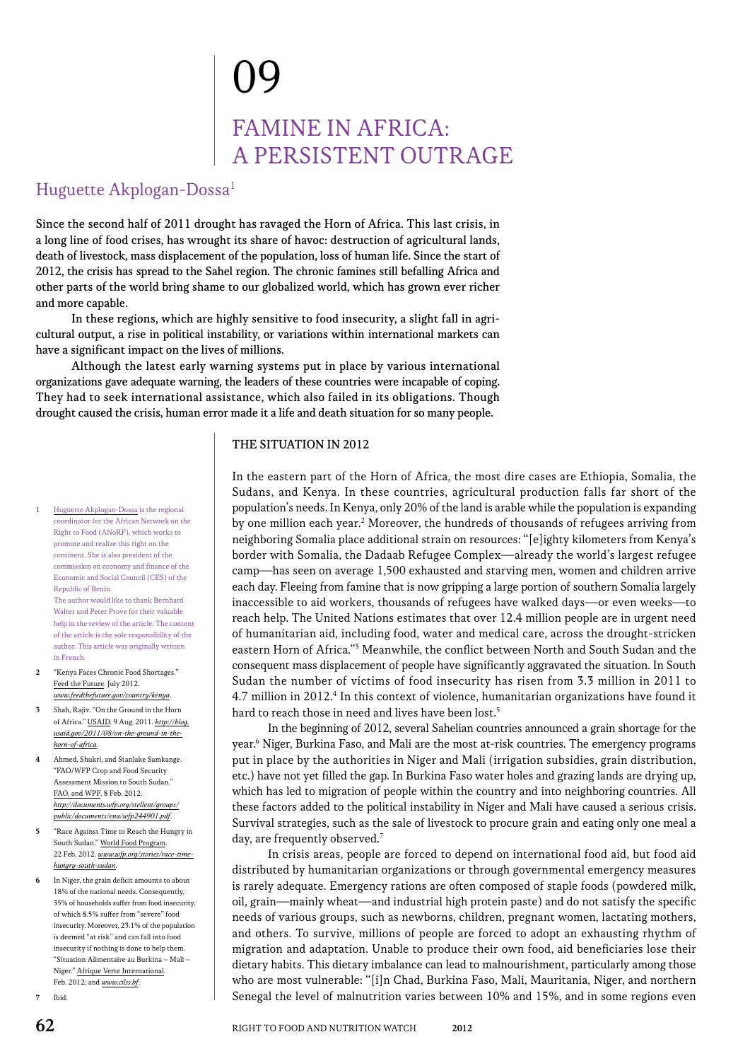# 09

# FAMINE IN AFRICA: A PERSISTENT OUTRAGE

## Huguette Akplogan-Dossa[1]

**Since the second half of 2011 drought has ravaged the Horn of Africa. This last crisis, in a long line of food crises, has wrought its share of havoc: destruction of agricultural lands, death of livestock, mass displacement of the population, loss of human life. Since the start of 2012, the crisis has spread to the Sahel region. The chronic famines still befalling Africa and other parts of the world bring shame to our globalized world, which has grown ever richer and more capable.**

**In these regions, which are highly sensitive to food insecurity, a slight fall in agricultural output, a rise in political instability, or variations within international markets can have a significant impact on the lives of millions.**

**Although the latest early warning systems put in place by various international organizations gave adequate warning, the leaders of these countries were incapable of coping. They had to seek international assistance, which also failed in its obligations. Though drought caused the crisis, human error made it a life and death situation for so many people.**

### THE SITUATION IN 2012

In the eastern part of the Horn of Africa, the most dire cases are Ethiopia, Somalia, the Sudans, and Kenya. In these countries, agricultural production falls far short of the population's needs. In Kenya, only 20% of the land is arable while the population is expanding by one million each year.[2] Moreover, the hundreds of thousands of refugees arriving from neighboring Somalia place additional strain on resources: "[e]ighty kilometers from Kenya's border with Somalia, the Dadaab Refugee Complex—already the world's largest refugee camp—has seen on average 1,500 exhausted and starving men, women and children arrive each day. Fleeing from famine that is now gripping a large portion of southern Somalia largely inaccessible to aid workers, thousands of refugees have walked days—or even weeks—to reach help. The United Nations estimates that over 12.4 million people are in urgent need of humanitarian aid, including food, water and medical care, across the drought-stricken eastern Horn of Africa."[3] Meanwhile, the conflict between North and South Sudan and the consequent mass displacement of people have significantly aggravated the situation. In South Sudan the number of victims of food insecurity has risen from 3.3 million in 2011 to 4.7 million in 2012.[4] In this context of violence, humanitarian organizations have found it hard to reach those in need and lives have been lost.[5]

In the beginning of 2012, several Sahelian countries announced a grain shortage for the year.[6] Niger, Burkina Faso, and Mali are the most at-risk countries. The emergency programs put in place by the authorities in Niger and Mali (irrigation subsidies, grain distribution, etc.) have not yet filled the gap. In Burkina Faso water holes and grazing lands are drying up, which has led to migration of people within the country and into neighboring countries. All these factors added to the political instability in Niger and Mali have caused a serious crisis. Survival strategies, such as the sale of livestock to procure grain and eating only one meal a day, are frequently observed.[7]

In crisis areas, people are forced to depend on international food aid, but food aid distributed by humanitarian organizations or through governmental emergency measures is rarely adequate. Emergency rations are often composed of staple foods (powdered milk, oil, grain—mainly wheat—and industrial high protein paste) and do not satisfy the specific needs of various groups, such as newborns, children, pregnant women, lactating mothers, and others. To survive, millions of people are forced to adopt an exhausting rhythm of migration and adaptation. Unable to produce their own food, aid beneficiaries lose their dietary habits. This dietary imbalance can lead to malnourishment, particularly among those who are most vulnerable: "[i]n Chad, Burkina Faso, Mali, Mauritania, Niger, and northern Senegal the level of malnutrition varies between 10% and 15%, and in some regions even

---

1 Huguette Akplogan-Dossa is the regional coordinator for the African Network on the Right to Food (ANoRF), which works to promote and realize this right on the continent. She is also president of the commission on economy and finance of the Economic and Social Council (CES) of the Republic of Benin. The author would like to thank Bernhard Walter and Peter Prove for their valuable help in the review of the article. The content of the article is the sole responsibility of the author. This article was originally written in French.

2 "Kenya Faces Chronic Food Shortages." Feed the Future. July 2012. *www.feedthefuture.gov/country/kenya*.

3 Shah, Rajiv. "On the Ground in the Horn of Africa." USAID. 9 Aug. 2011. *http://blog.usaid.gov/2011/08/on-the-ground-in-the-horn-of-africa*.

4 Ahmed, Shukri, and Stanlake Samkange. "FAO/WFP Crop and Food Security Assessment Mission to South Sudan." FAO, and WFP. 8 Feb. 2012. *http://documents.wfp.org/stellent/groups/public/documents/ena/wfp244901.pdf*.

5 "Race Against Time to Reach the Hungry in South Sudan." World Food Program. 22 Feb. 2012. *www.wfp.org/stories/race-time-hungry-south-sudan*.

6 In Niger, the grain deficit amounts to about 18% of the national needs. Consequently, 35% of households suffer from food insecurity, of which 8.5% suffer from "severe" food insecurity. Moreover, 23.1% of the population is deemed "at risk" and can fall into food insecurity if nothing is done to help them. "Situation Alimentaire au Burkina – Mali – Niger." Afrique Verte International. Feb. 2012; and *www.cilss.bf*.

7 Ibid.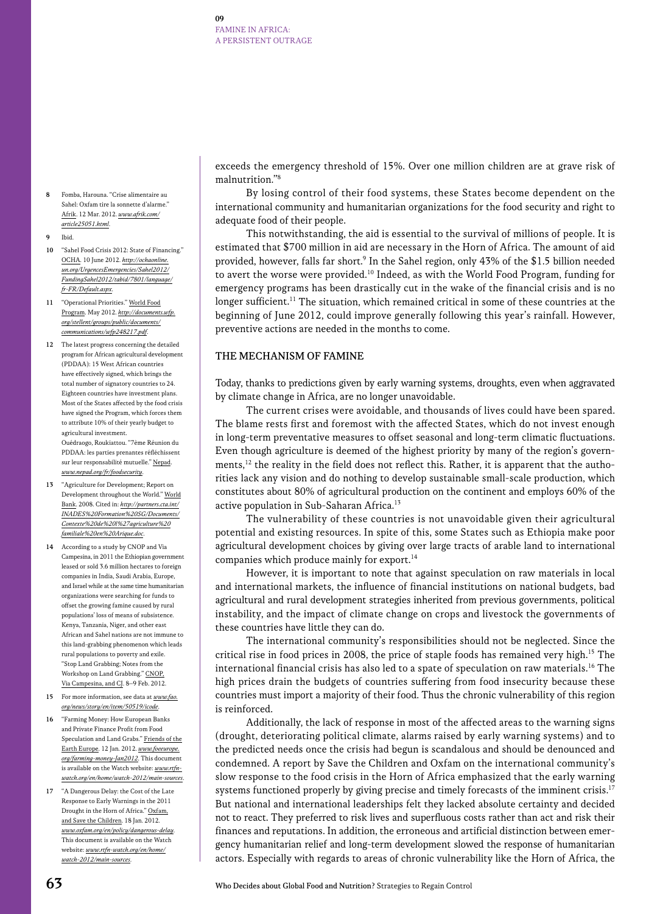exceeds the emergency threshold of 15%. Over one million children are at grave risk of malnutrition."[8]

By losing control of their food systems, these States become dependent on the international community and humanitarian organizations for the food security and right to adequate food of their people.

This notwithstanding, the aid is essential to the survival of millions of people. It is estimated that $700 million in aid are necessary in the Horn of Africa. The amount of aid provided, however, falls far short.[9] In the Sahel region, only 43% of the $1.5 billion needed to avert the worse were provided.[10] Indeed, as with the World Food Program, funding for emergency programs has been drastically cut in the wake of the financial crisis and is no longer sufficient.[11] The situation, which remained critical in some of these countries at the beginning of June 2012, could improve generally following this year's rainfall. However, preventive actions are needed in the months to come.

## THE MECHANISM OF FAMINE

Today, thanks to predictions given by early warning systems, droughts, even when aggravated by climate change in Africa, are no longer unavoidable.

The current crises were avoidable, and thousands of lives could have been spared. The blame rests first and foremost with the affected States, which do not invest enough in long-term preventative measures to offset seasonal and long-term climatic fluctuations. Even though agriculture is deemed of the highest priority by many of the region's governments,[12] the reality in the field does not reflect this. Rather, it is apparent that the authorities lack any vision and do nothing to develop sustainable small-scale production, which constitutes about 80% of agricultural production on the continent and employs 60% of the active population in Sub-Saharan Africa.[13]

The vulnerability of these countries is not unavoidable given their agricultural potential and existing resources. In spite of this, some States such as Ethiopia make poor agricultural development choices by giving over large tracts of arable land to international companies which produce mainly for export.[14]

However, it is important to note that against speculation on raw materials in local and international markets, the influence of financial institutions on national budgets, bad agricultural and rural development strategies inherited from previous governments, political instability, and the impact of climate change on crops and livestock the governments of these countries have little they can do.

The international community's responsibilities should not be neglected. Since the critical rise in food prices in 2008, the price of staple foods has remained very high.[15] The international financial crisis has also led to a spate of speculation on raw materials.[16] The high prices drain the budgets of countries suffering from food insecurity because these countries must import a majority of their food. Thus the chronic vulnerability of this region is reinforced.

Additionally, the lack of response in most of the affected areas to the warning signs (drought, deteriorating political climate, alarms raised by early warning systems) and to the predicted needs once the crisis had begun is scandalous and should be denounced and condemned. A report by Save the Children and Oxfam on the international community's slow response to the food crisis in the Horn of Africa emphasized that the early warning systems functioned properly by giving precise and timely forecasts of the imminent crisis.[17] But national and international leaderships felt they lacked absolute certainty and decided not to react. They preferred to risk lives and superfluous costs rather than act and risk their finances and reputations. In addition, the erroneous and artificial distinction between emergency humanitarian relief and long-term development slowed the response of humanitarian actors. Especially with regards to areas of chronic vulnerability like the Horn of Africa, the

---

8 Fomba, Harouna. "Crise alimentaire au Sahel: Oxfam tire la sonnette d'alarme." Afrik. 12 Mar. 2012. *www.afrik.com/article25051.html*.

9 Ibid.

10 "Sahel Food Crisis 2012: State of Financing." OCHA. 10 June 2012. *http://ochaonline.un.org/UrgencesEmergencies/Sahel2012/FundingSahel2012/tabid/7801/language/fr-FR/Default.aspx*.

11 "Operational Priorities." World Food Program. May 2012. *http://documents.wfp.org/stellent/groups/public/documents/communications/wfp248217.pdf*.

12 The latest progress concerning the detailed program for African agricultural development (PDDAA): 15 West African countries have effectively signed, which brings the total number of signatory countries to 24. Eighteen countries have investment plans. Most of the States affected by the food crisis have signed the Program, which forces them to attribute 10% of their yearly budget to agricultural investment.
Ouédraogo, Roukiattou. "7ème Réunion du PDDAA: les parties prenantes réfléchissent sur leur responsabilité mutuelle." Nepad. *www.nepad.org/fr/foodsecurity*.

13 "Agriculture for Development; Report on Development throughout the World." World Bank. 2008. Cited in: *http://partners.cta.int/INADES%20Formation%20SG/Documents/Contexte%20de%20l%27agriculture%20familiale%20en%20Arique.doc*.

14 According to a study by CNOP and Via Campesina, in 2011 the Ethiopian government leased or sold 3.6 million hectares to foreign companies in India, Saudi Arabia, Europe, and Israel while at the same time humanitarian organizations were searching for funds to offset the growing famine caused by rural populations' loss of means of subsistence. Kenya, Tanzania, Niger, and other east African and Sahel nations are not immune to this land-grabbing phenomenon which leads rural populations to poverty and exile. "Stop Land Grabbing; Notes from the Workshop on Land Grabbing." CNOP, Via Campesina, and CJ. 8–9 Feb. 2012.

15 For more information, see data at *www.fao.org/news/story/en/item/50519/icode*.

16 "Farming Money: How European Banks and Private Finance Profit from Food Speculation and Land Grabs." Friends of the Earth Europe. 12 Jan. 2012. *www.foeeurope.org/farming-money-Jan2012*. This document is available on the Watch website: *www.rtfn-watch.org/en/home/watch-2012/main-sources*.

17 "A Dangerous Delay: the Cost of the Late Response to Early Warnings in the 2011 Drought in the Horn of Africa." Oxfam, and Save the Children. 18 Jan. 2012. *www.oxfam.org/en/policy/dangerous-delay*. This document is available on the Watch website: *www.rtfn-watch.org/en/home/watch-2012/main-sources*.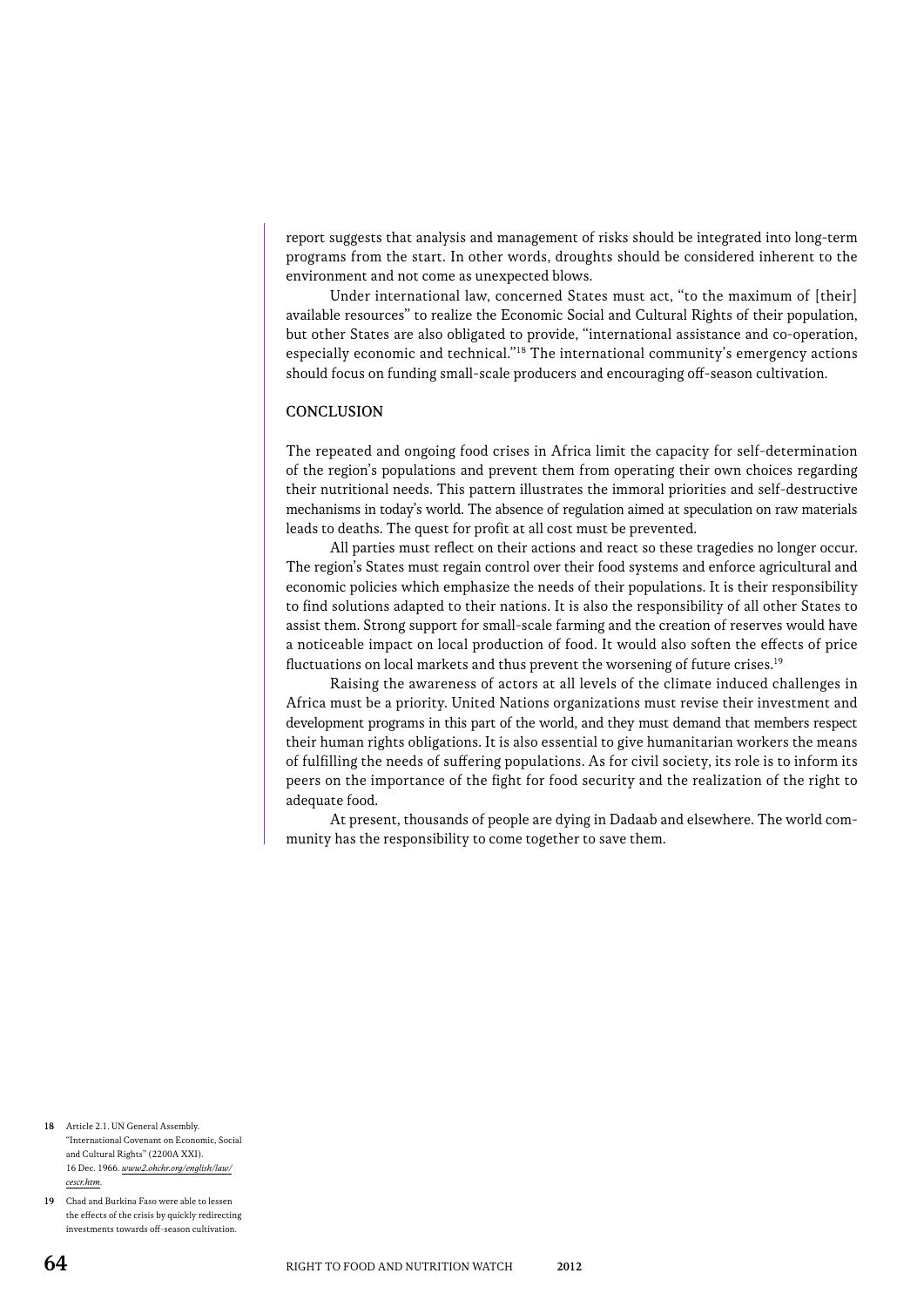report suggests that analysis and management of risks should be integrated into long-term programs from the start. In other words, droughts should be considered inherent to the environment and not come as unexpected blows.

Under international law, concerned States must act, "to the maximum of [their] available resources" to realize the Economic Social and Cultural Rights of their population, but other States are also obligated to provide, "international assistance and co-operation, especially economic and technical."[18] The international community's emergency actions should focus on funding small-scale producers and encouraging off-season cultivation.

## CONCLUSION

The repeated and ongoing food crises in Africa limit the capacity for self-determination of the region's populations and prevent them from operating their own choices regarding their nutritional needs. This pattern illustrates the immoral priorities and self-destructive mechanisms in today's world. The absence of regulation aimed at speculation on raw materials leads to deaths. The quest for profit at all cost must be prevented.

All parties must reflect on their actions and react so these tragedies no longer occur. The region's States must regain control over their food systems and enforce agricultural and economic policies which emphasize the needs of their populations. It is their responsibility to find solutions adapted to their nations. It is also the responsibility of all other States to assist them. Strong support for small-scale farming and the creation of reserves would have a noticeable impact on local production of food. It would also soften the effects of price fluctuations on local markets and thus prevent the worsening of future crises.[19]

Raising the awareness of actors at all levels of the climate induced challenges in Africa must be a priority. United Nations organizations must revise their investment and development programs in this part of the world, and they must demand that members respect their human rights obligations. It is also essential to give humanitarian workers the means of fulfilling the needs of suffering populations. As for civil society, its role is to inform its peers on the importance of the fight for food security and the realization of the right to adequate food.

At present, thousands of people are dying in Dadaab and elsewhere. The world community has the responsibility to come together to save them.

---

18 Article 2.1. UN General Assembly. "International Covenant on Economic, Social and Cultural Rights" (2200A XXI). 16 Dec. 1966. *www2.ohchr.org/english/law/cescr.htm*.

19 Chad and Burkina Faso were able to lessen the effects of the crisis by quickly redirecting investments towards off-season cultivation.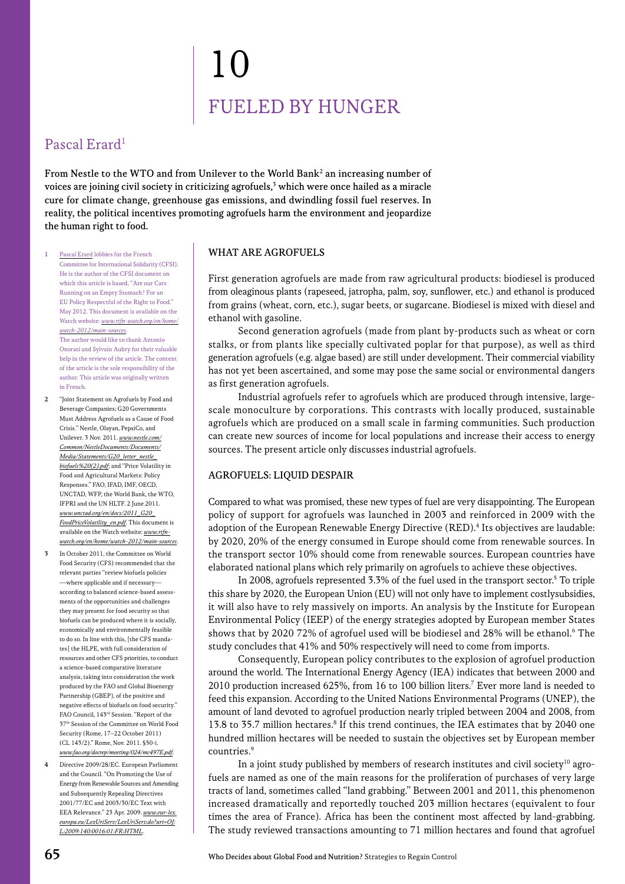# 10

# FUELED BY HUNGER

## Pascal Erard[1]

**From Nestle to the WTO and from Unilever to the World Bank[2] an increasing number of voices are joining civil society in criticizing agrofuels,[3] which were once hailed as a miracle cure for climate change, greenhouse gas emissions, and dwindling fossil fuel reserves. In reality, the political incentives promoting agrofuels harm the environment and jeopardize the human right to food.**

### WHAT ARE AGROFUELS

First generation agrofuels are made from raw agricultural products: biodiesel is produced from oleaginous plants (rapeseed, jatropha, palm, soy, sunflower, etc.) and ethanol is produced from grains (wheat, corn, etc.), sugar beets, or sugarcane. Biodiesel is mixed with diesel and ethanol with gasoline.

Second generation agrofuels (made from plant by-products such as wheat or corn stalks, or from plants like specially cultivated poplar for that purpose), as well as third generation agrofuels (e.g. algae based) are still under development. Their commercial viability has not yet been ascertained, and some may pose the same social or environmental dangers as first generation agrofuels.

Industrial agrofuels refer to agrofuels which are produced through intensive, large-scale monoculture by corporations. This contrasts with locally produced, sustainable agrofuels which are produced on a small scale in farming communities. Such production can create new sources of income for local populations and increase their access to energy sources. The present article only discusses industrial agrofuels.

### AGROFUELS: LIQUID DESPAIR

Compared to what was promised, these new types of fuel are very disappointing. The European policy of support for agrofuels was launched in 2003 and reinforced in 2009 with the adoption of the European Renewable Energy Directive (RED).[4] Its objectives are laudable: by 2020, 20% of the energy consumed in Europe should come from renewable sources. In the transport sector 10% should come from renewable sources. European countries have elaborated national plans which rely primarily on agrofuels to achieve these objectives.

In 2008, agrofuels represented 3.3% of the fuel used in the transport sector.[5] To triple this share by 2020, the European Union (EU) will not only have to implement costlysubsidies, it will also have to rely massively on imports. An analysis by the Institute for European Environmental Policy (IEEP) of the energy strategies adopted by European member States shows that by 2020 72% of agrofuel used will be biodiesel and 28% will be ethanol.[6] The study concludes that 41% and 50% respectively will need to come from imports.

Consequently, European policy contributes to the explosion of agrofuel production around the world. The International Energy Agency (IEA) indicates that between 2000 and 2010 production increased 625%, from 16 to 100 billion liters.[7] Ever more land is needed to feed this expansion. According to the United Nations Environmental Programs (UNEP), the amount of land devoted to agrofuel production nearly tripled between 2004 and 2008, from 13.8 to 35.7 million hectares.[8] If this trend continues, the IEA estimates that by 2040 one hundred million hectares will be needed to sustain the objectives set by European member countries.[9]

In a joint study published by members of research institutes and civil society[10] agrofuels are named as one of the main reasons for the proliferation of purchases of very large tracts of land, sometimes called "land grabbing." Between 2001 and 2011, this phenomenon increased dramatically and reportedly touched 203 million hectares (equivalent to four times the area of France). Africa has been the continent most affected by land-grabbing. The study reviewed transactions amounting to 71 million hectares and found that agrofuel

---

1 Pascal Erard lobbies for the French Committee for International Solidarity (CFSI). He is the author of the CFSI document on which this article is based, "Are our Cars Running on an Empty Stomach? For an EU Policy Respectful of the Right to Food." May 2012. This document is available on the Watch website: *www.rtfn-watch.org/en/home/watch-2012/main-sources*. The author would like to thank Antonio Onorati and Sylvain Aubry for their valuable help in the review of the article. The content of the article is the sole responsibility of the author. This article was originally written in French.

2 "Joint Statement on Agrofuels by Food and Beverage Companies; G20 Governments Must Address Agrofuels as a Cause of Food Crisis." Nestle, Olayan, PepsiCo, and Unilever. 3 Nov. 2011. *www.nestle.com/Common/NestleDocuments/Documents/Media/Statements/G20_letter_nestle_biofuels%20(2).pdf*; and "Price Volatility in Food and Agricultural Markets: Policy Responses." FAO, IFAD, IMF, OECD, UNCTAD, WFP, the World Bank, the WTO, IFPRI and the UN HLTF. 2 June 2011. *www.unctad.org/en/docs/2011_G20_FoodPriceVolatility_en.pdf*. This document is available on the Watch website: *www.rtfn-watch.org/en/home/watch-2012/main-sources*.

3 In October 2011, the Committee on World Food Security (CFS) recommended that the relevant parties "review biofuels policies —where applicable and if necessary— according to balanced science-based assessments of the opportunities and challenges they may present for food security so that biofuels can be produced where it is socially, economically and environmentally feasible to do so. In line with this, [the CFS mandates] the HLPE, with full consideration of resources and other CFS priorities, to conduct a science-based comparative literature analysis, taking into consideration the work produced by the FAO and Global Bioenergy Partnership (GBEP), of the positive and negative effects of biofuels on food security." FAO Council, 143rd Session. "Report of the 37th Session of the Committee on World Food Security (Rome, 17–22 October 2011) (CL 143/2)." Rome, Nov. 2011. §50-i. *www.fao.org/docrep/meeting/024/mc497E.pdf*.

4 Directive 2009/28/EC. European Parliament and the Council. "On Promoting the Use of Energy from Renewable Sources and Amending and Subsequently Repealing Directives 2001/77/EC and 2003/30/EC Text with EEA Relevance." 23 Apr. 2009. *www.eur-lex.europa.eu/LexUriServ/LexUriServ.do?uri=OJ:L:2009:140:0016:01:FR:HTML*.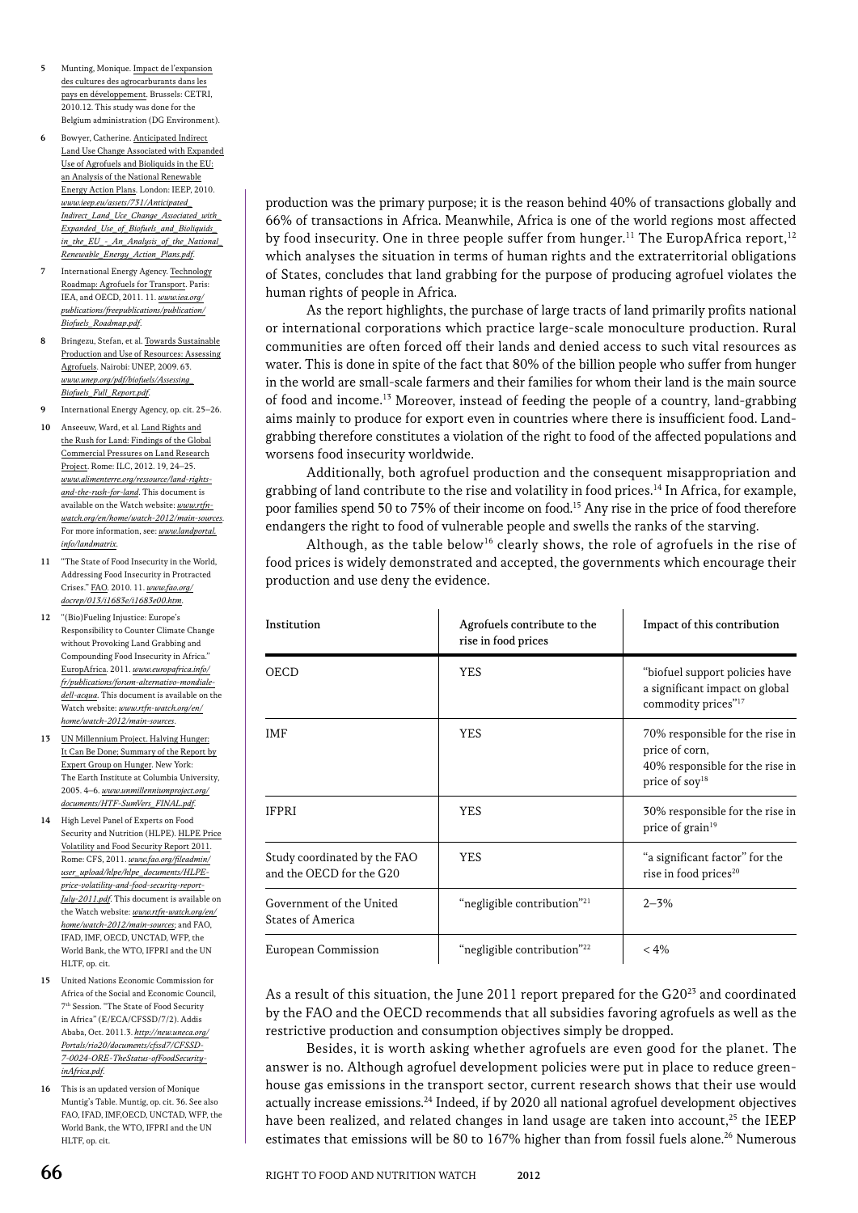production was the primary purpose; it is the reason behind 40% of transactions globally and 66% of transactions in Africa. Meanwhile, Africa is one of the world regions most affected by food insecurity. One in three people suffer from hunger.[11] The EuropAfrica report,[12] which analyses the situation in terms of human rights and the extraterritorial obligations of States, concludes that land grabbing for the purpose of producing agrofuel violates the human rights of people in Africa.

As the report highlights, the purchase of large tracts of land primarily profits national or international corporations which practice large-scale monoculture production. Rural communities are often forced off their lands and denied access to such vital resources as water. This is done in spite of the fact that 80% of the billion people who suffer from hunger in the world are small-scale farmers and their families for whom their land is the main source of food and income.[13] Moreover, instead of feeding the people of a country, land-grabbing aims mainly to produce for export even in countries where there is insufficient food. Land-grabbing therefore constitutes a violation of the right to food of the affected populations and worsens food insecurity worldwide.

Additionally, both agrofuel production and the consequent misappropriation and grabbing of land contribute to the rise and volatility in food prices.[14] In Africa, for example, poor families spend 50 to 75% of their income on food.[15] Any rise in the price of food therefore endangers the right to food of vulnerable people and swells the ranks of the starving.

Although, as the table below[16] clearly shows, the role of agrofuels in the rise of food prices is widely demonstrated and accepted, the governments which encourage their production and use deny the evidence.

| Institution | Agrofuels contribute to the rise in food prices | Impact of this contribution |
|---|---|---|
| OECD | YES | "biofuel support policies have a significant impact on global commodity prices"[17] |
| IMF | YES | 70% responsible for the rise in price of corn, 40% responsible for the rise in price of soy[18] |
| IFPRI | YES | 30% responsible for the rise in price of grain[19] |
| Study coordinated by the FAO and the OECD for the G20 | YES | "a significant factor" for the rise in food prices[20] |
| Government of the United States of America | "negligible contribution"[21] | 2–3% |
| European Commission | "negligible contribution"[22] | < 4% |

As a result of this situation, the June 2011 report prepared for the G20[23] and coordinated by the FAO and the OECD recommends that all subsidies favoring agrofuels as well as the restrictive production and consumption objectives simply be dropped.

Besides, it is worth asking whether agrofuels are even good for the planet. The answer is no. Although agrofuel development policies were put in place to reduce greenhouse gas emissions in the transport sector, current research shows that their use would actually increase emissions.[24] Indeed, if by 2020 all national agrofuel development objectives have been realized, and related changes in land usage are taken into account,[25] the IEEP estimates that emissions will be 80 to 167% higher than from fossil fuels alone.[26] Numerous

---

5 Munting, Monique. Impact de l'expansion des cultures des agrocarburants dans les pays en développement. Brussels: CETRI, 2010.12. This study was done for the Belgium administration (DG Environment).

6 Bowyer, Catherine. Anticipated Indirect Land Use Change Associated with Expanded Use of Agrofuels and Bioliquids in the EU: an Analysis of the National Renewable Energy Action Plans. London: IEEP, 2010. *www.ieep.eu/assets/731/Anticipated_Indirect_Land_Uce_Change_Associated_with_Expanded_Use_of_Biofuels_and_Bioliquids_in_the_EU_-_An_Analysis_of_the_National_Renewable_Energy_Action_Plans.pdf*.

7 International Energy Agency. Technology Roadmap: Agrofuels for Transport. Paris: IEA, and OECD, 2011. 11. *www.iea.org/publications/freepublications/publication/Biofuels_Roadmap.pdf*.

8 Bringezu, Stefan, et al. Towards Sustainable Production and Use of Resources: Assessing Agrofuels. Nairobi: UNEP, 2009. 63. *www.unep.org/pdf/biofuels/Assessing_Biofuels_Full_Report.pdf*.

9 International Energy Agency, op. cit. 25–26.

10 Anseeuw, Ward, et al. Land Rights and the Rush for Land: Findings of the Global Commercial Pressures on Land Research Project. Rome: ILC, 2012. 19, 24–25. *www.alimenterre.org/ressource/land-rights-and-the-rush-for-land*. This document is available on the Watch website: *www.rtfn-watch.org/en/home/watch-2012/main-sources*. For more information, see: *www.landportal.info/landmatrix*.

11 "The State of Food Insecurity in the World, Addressing Food Insecurity in Protracted Crises." FAO. 2010. 11. *www.fao.org/docrep/013/i1683e/i1683e00.htm*.

12 "(Bio)Fueling Injustice: Europe's Responsibility to Counter Climate Change without Provoking Land Grabbing and Compounding Food Insecurity in Africa." EuropAfrica. 2011. *www.europafrica.info/fr/publications/forum-alternativo-mondiale-dell-acqua*. This document is available on the Watch website: *www.rtfn-watch.org/en/home/watch-2012/main-sources*.

13 UN Millennium Project. Halving Hunger: It Can Be Done; Summary of the Report by Expert Group on Hunger. New York: The Earth Institute at Columbia University, 2005. 4–6. *www.unmillenniumproject.org/documents/HTF-SumVers_FINAL.pdf*.

14 High Level Panel of Experts on Food Security and Nutrition (HLPE). HLPE Price Volatility and Food Security Report 2011. Rome: CFS, 2011. *www.fao.org/fileadmin/user_upload/hlpe/hlpe_documents/HLPE-price-volatility-and-food-security-report-July-2011.pdf*. This document is available on the Watch website: *www.rtfn-watch.org/en/home/watch-2012/main-sources*; and FAO, IFAD, IMF, OECD, UNCTAD, WFP, the World Bank, the WTO, IFPRI and the UN HLTF, op. cit.

15 United Nations Economic Commission for Africa of the Social and Economic Council, 7th Session. "The State of Food Security in Africa" (E/ECA/CFSSD/7/2). Addis Ababa, Oct. 2011.3. *http://new.uneca.org/Portals/rio20/documents/cfssd7/CFSSD-7-0024-ORE-TheStatus-ofFoodSecurity-inAfrica.pdf*.

16 This is an updated version of Monique Muntig's Table. Muntig, op. cit. 36. See also FAO, IFAD, IMF,OECD, UNCTAD, WFP, the World Bank, the WTO, IFPRI and the UN HLTF, op. cit.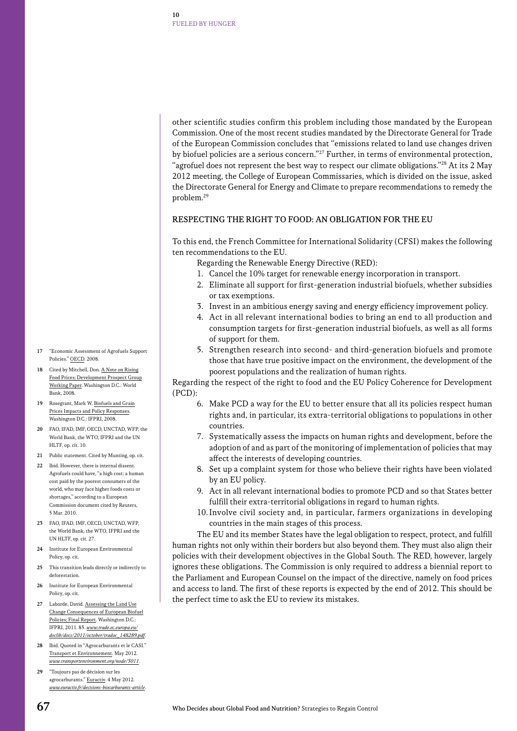other scientific studies confirm this problem including those mandated by the European Commission. One of the most recent studies mandated by the Directorate General for Trade of the European Commission concludes that "emissions related to land use changes driven by biofuel policies are a serious concern."[27] Further, in terms of environmental protection, "agrofuel does not represent the best way to respect our climate obligations."[28] At its 2 May 2012 meeting, the College of European Commissaries, which is divided on the issue, asked the Directorate General for Energy and Climate to prepare recommendations to remedy the problem.[29]

## RESPECTING THE RIGHT TO FOOD: AN OBLIGATION FOR THE EU

To this end, the French Committee for International Solidarity (CFSI) makes the following ten recommendations to the EU.

Regarding the Renewable Energy Directive (RED):

1. Cancel the 10% target for renewable energy incorporation in transport.
2. Eliminate all support for first-generation industrial biofuels, whether subsidies or tax exemptions.
3. Invest in an ambitious energy saving and energy efficiency improvement policy.
4. Act in all relevant international bodies to bring an end to all production and consumption targets for first-generation industrial biofuels, as well as all forms of support for them.
5. Strengthen research into second- and third-generation biofuels and promote those that have true positive impact on the environment, the development of the poorest populations and the realization of human rights.

Regarding the respect of the right to food and the EU Policy Coherence for Development (PCD):

6. Make PCD a way for the EU to better ensure that all its policies respect human rights and, in particular, its extra-territorial obligations to populations in other countries.
7. Systematically assess the impacts on human rights and development, before the adoption of and as part of the monitoring of implementation of policies that may affect the interests of developing countries.
8. Set up a complaint system for those who believe their rights have been violated by an EU policy.
9. Act in all relevant international bodies to promote PCD and so that States better fulfill their extra-territorial obligations in regard to human rights.
10. Involve civil society and, in particular, farmers organizations in developing countries in the main stages of this process.

The EU and its member States have the legal obligation to respect, protect, and fulfill human rights not only within their borders but also beyond them. They must also align their policies with their development objectives in the Global South. The RED, however, largely ignores these obligations. The Commission is only required to address a biennial report to the Parliament and European Counsel on the impact of the directive, namely on food prices and access to land. The first of these reports is expected by the end of 2012. This should be the perfect time to ask the EU to review its mistakes.

---

17 "Economic Assessment of Agrofuels Support Policies." OECD. 2008.

18 Cited by Mitchell, Don. A Note on Rising Food Prices; Development Prospect Group Working Paper. Washington D.C.: World Bank, 2008.

19 Rosegrant, Mark W. Biofuels and Grain Prices Impacts and Policy Responses. Washington D.C.: IFPRI, 2008.

20 FAO, IFAD, IMF, OECD, UNCTAD, WFP, the World Bank, the WTO, IFPRI and the UN HLTF, op. cit. 10.

21 Public statement. Cited by Munting, op. cit.

22 Ibid. However, there is internal dissent. Agrofuels could have, "a high cost: a human cost paid by the poorest consumers of the world, who may face higher foods costs or shortages," according to a European Commission document cited by Reuters, 5 Mar. 2010.

23 FAO, IFAD, IMF, OECD, UNCTAD, WFP, the World Bank, the WTO, IFPRI and the UN HLTF, op. cit. 27.

24 Institute for European Environmental Policy, op. cit.

25 This transition leads directly or indirectly to deforestation.

26 Institute for European Environmental Policy, op. cit.

27 Laborde, David. Assessing the Land Use Change Consequences of European Biofuel Policies; Final Report. Washington D.C.: IFPRI, 2011. 85. *www.trade.ec.europa.eu/doclib/docs/2011/october/tradoc_148289.pdf*.

28 Ibid. Quoted in "Agrocarburants et le CASI." Transport et Environnement. May 2012. *www.transportenvironment.org/node/3011*.

29 "Toujours pas de décision sur les agrocarburants." Euractiv. 4 May 2012. *www.euractiv.fr/decisions-biocarburants-article*.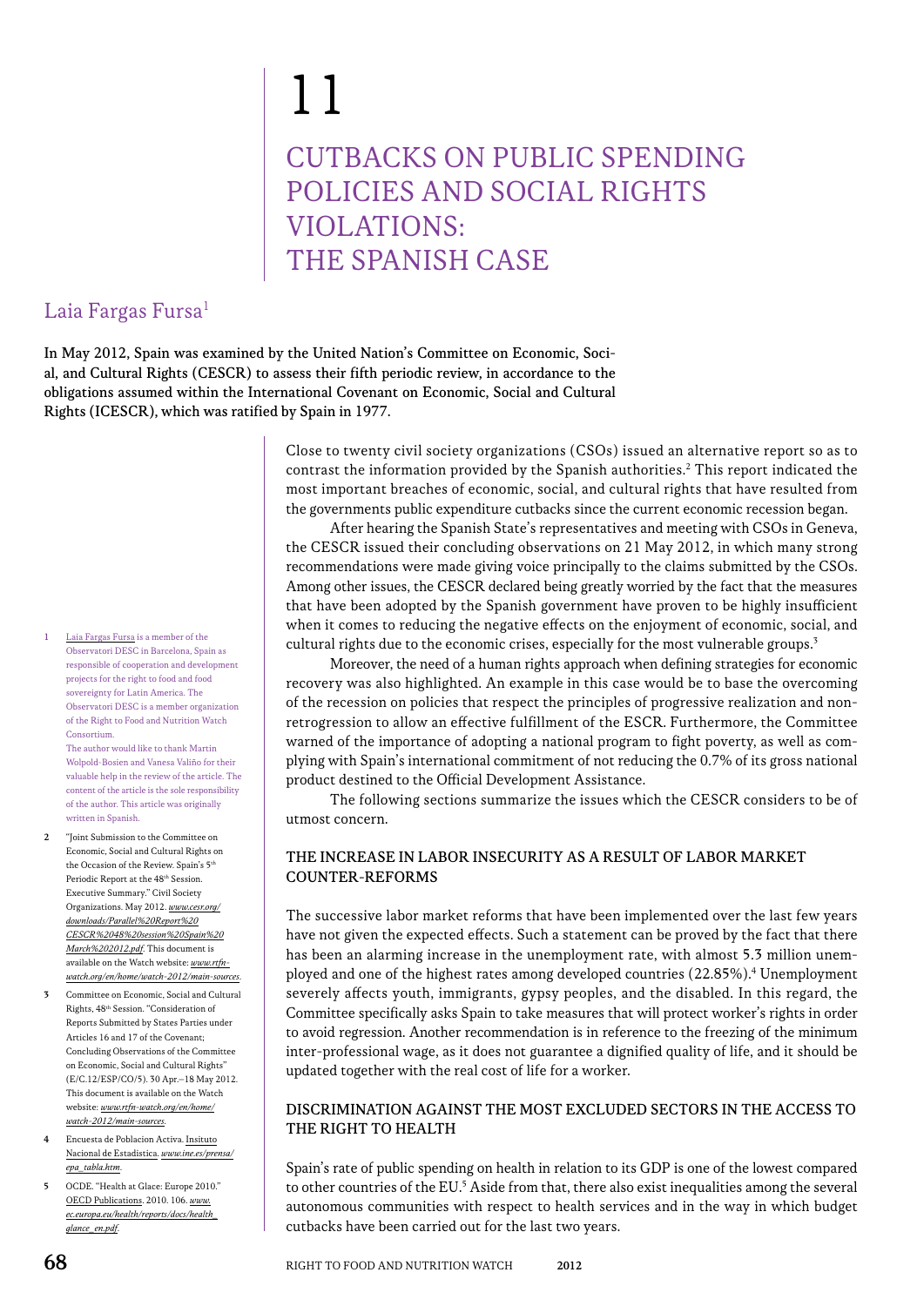# 11

# CUTBACKS ON PUBLIC SPENDING POLICIES AND SOCIAL RIGHTS VIOLATIONS: THE SPANISH CASE

## Laia Fargas Fursa[1]

**In May 2012, Spain was examined by the United Nation's Committee on Economic, Social, and Cultural Rights (CESCR) to assess their fifth periodic review, in accordance to the obligations assumed within the International Covenant on Economic, Social and Cultural Rights (ICESCR), which was ratified by Spain in 1977.**

Close to twenty civil society organizations (CSOs) issued an alternative report so as to contrast the information provided by the Spanish authorities.[2] This report indicated the most important breaches of economic, social, and cultural rights that have resulted from the governments public expenditure cutbacks since the current economic recession began.

After hearing the Spanish State's representatives and meeting with CSOs in Geneva, the CESCR issued their concluding observations on 21 May 2012, in which many strong recommendations were made giving voice principally to the claims submitted by the CSOs. Among other issues, the CESCR declared being greatly worried by the fact that the measures that have been adopted by the Spanish government have proven to be highly insufficient when it comes to reducing the negative effects on the enjoyment of economic, social, and cultural rights due to the economic crises, especially for the most vulnerable groups.[3]

Moreover, the need of a human rights approach when defining strategies for economic recovery was also highlighted. An example in this case would be to base the overcoming of the recession on policies that respect the principles of progressive realization and non-retrogression to allow an effective fulfillment of the ESCR. Furthermore, the Committee warned of the importance of adopting a national program to fight poverty, as well as complying with Spain's international commitment of not reducing the 0.7% of its gross national product destined to the Official Development Assistance.

The following sections summarize the issues which the CESCR considers to be of utmost concern.

### THE INCREASE IN LABOR INSECURITY AS A RESULT OF LABOR MARKET COUNTER-REFORMS

The successive labor market reforms that have been implemented over the last few years have not given the expected effects. Such a statement can be proved by the fact that there has been an alarming increase in the unemployment rate, with almost 5.3 million unemployed and one of the highest rates among developed countries (22.85%).[4] Unemployment severely affects youth, immigrants, gypsy peoples, and the disabled. In this regard, the Committee specifically asks Spain to take measures that will protect worker's rights in order to avoid regression. Another recommendation is in reference to the freezing of the minimum inter-professional wage, as it does not guarantee a dignified quality of life, and it should be updated together with the real cost of life for a worker.

### DISCRIMINATION AGAINST THE MOST EXCLUDED SECTORS IN THE ACCESS TO THE RIGHT TO HEALTH

Spain's rate of public spending on health in relation to its GDP is one of the lowest compared to other countries of the EU.[5] Aside from that, there also exist inequalities among the several autonomous communities with respect to health services and in the way in which budget cutbacks have been carried out for the last two years.

---

1 Laia Fargas Fursa is a member of the Observatori DESC in Barcelona, Spain as responsible of cooperation and development projects for the right to food and food sovereignty for Latin America. The Observatori DESC is a member organization of the Right to Food and Nutrition Watch Consortium.
The author would like to thank Martin Wolpold-Bosien and Vanesa Valiño for their valuable help in the review of the article. The content of the article is the sole responsibility of the author. This article was originally written in Spanish.

2 "Joint Submission to the Committee on Economic, Social and Cultural Rights on the Occasion of the Review. Spain's 5th Periodic Report at the 48th Session. Executive Summary." Civil Society Organizations. May 2012. *www.cesr.org/downloads/Parallel%20Report%20CESCR%2048%20session%20Spain%20March%202012.pdf*. This document is available on the Watch website: *www.rtfn-watch.org/en/home/watch-2012/main-sources*.

3 Committee on Economic, Social and Cultural Rights, 48th Session. "Consideration of Reports Submitted by States Parties under Articles 16 and 17 of the Covenant; Concluding Observations of the Committee on Economic, Social and Cultural Rights" (E/C.12/ESP/CO/5). 30 Apr.–18 May 2012. This document is available on the Watch website: *www.rtfn-watch.org/en/home/watch-2012/main-sources*.

4 Encuesta de Poblacion Activa. Insituto Nacional de Estadistica. *www.ine.es/prensa/epa_tabla.htm*.

5 OCDE. "Health at Glace: Europe 2010." OECD Publications. 2010. 106. *www.ec.europa.eu/health/reports/docs/health_glance_en.pdf*.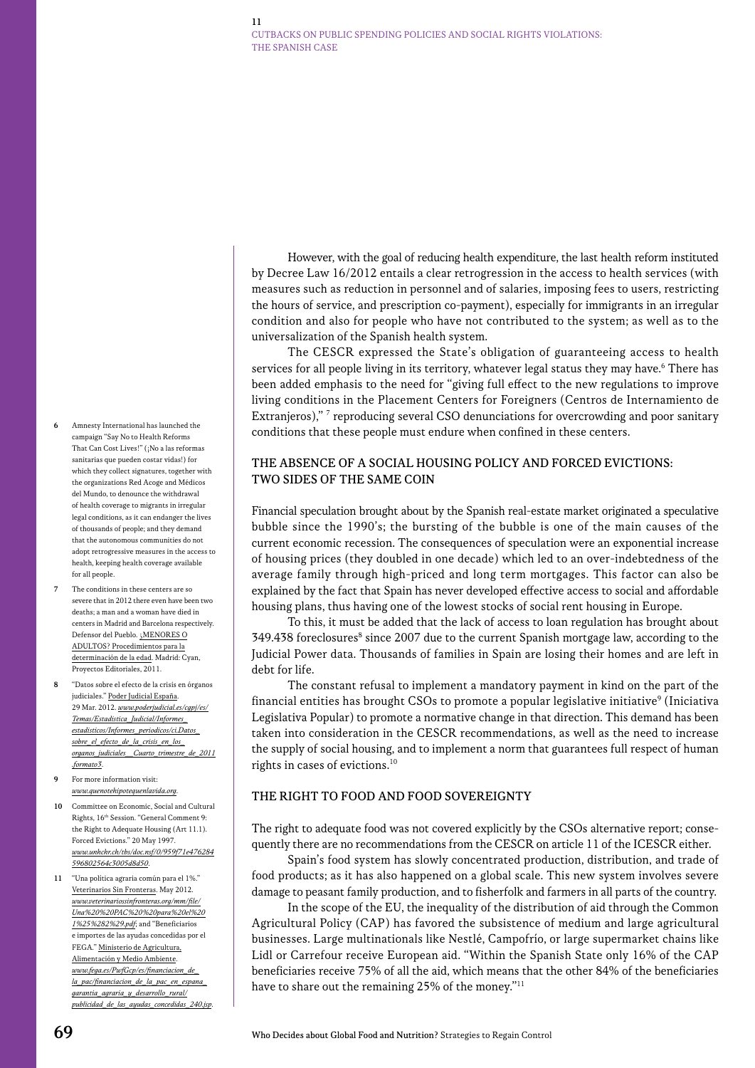However, with the goal of reducing health expenditure, the last health reform instituted by Decree Law 16/2012 entails a clear retrogression in the access to health services (with measures such as reduction in personnel and of salaries, imposing fees to users, restricting the hours of service, and prescription co-payment), especially for immigrants in an irregular condition and also for people who have not contributed to the system; as well as to the universalization of the Spanish health system.

The CESCR expressed the State's obligation of guaranteeing access to health services for all people living in its territory, whatever legal status they may have.[6] There has been added emphasis to the need for "giving full effect to the new regulations to improve living conditions in the Placement Centers for Foreigners (Centros de Internamiento de Extranjeros)," [7] reproducing several CSO denunciations for overcrowding and poor sanitary conditions that these people must endure when confined in these centers.

## THE ABSENCE OF A SOCIAL HOUSING POLICY AND FORCED EVICTIONS: TWO SIDES OF THE SAME COIN

Financial speculation brought about by the Spanish real-estate market originated a speculative bubble since the 1990's; the bursting of the bubble is one of the main causes of the current economic recession. The consequences of speculation were an exponential increase of housing prices (they doubled in one decade) which led to an over-indebtedness of the average family through high-priced and long term mortgages. This factor can also be explained by the fact that Spain has never developed effective access to social and affordable housing plans, thus having one of the lowest stocks of social rent housing in Europe.

To this, it must be added that the lack of access to loan regulation has brought about 349.438 foreclosures[8] since 2007 due to the current Spanish mortgage law, according to the Judicial Power data. Thousands of families in Spain are losing their homes and are left in debt for life.

The constant refusal to implement a mandatory payment in kind on the part of the financial entities has brought CSOs to promote a popular legislative initiative[9] (Iniciativa Legislativa Popular) to promote a normative change in that direction. This demand has been taken into consideration in the CESCR recommendations, as well as the need to increase the supply of social housing, and to implement a norm that guarantees full respect of human rights in cases of evictions.[10]

## THE RIGHT TO FOOD AND FOOD SOVEREIGNTY

The right to adequate food was not covered explicitly by the CSOs alternative report; consequently there are no recommendations from the CESCR on article 11 of the ICESCR either.

Spain's food system has slowly concentrated production, distribution, and trade of food products; as it has also happened on a global scale. This new system involves severe damage to peasant family production, and to fisherfolk and farmers in all parts of the country.

In the scope of the EU, the inequality of the distribution of aid through the Common Agricultural Policy (CAP) has favored the subsistence of medium and large agricultural businesses. Large multinationals like Nestlé, Campofrío, or large supermarket chains like Lidl or Carrefour receive European aid. "Within the Spanish State only 16% of the CAP beneficiaries receive 75% of all the aid, which means that the other 84% of the beneficiaries have to share out the remaining 25% of the money."[11]

---

6 Amnesty International has launched the campaign "Say No to Health Reforms That Can Cost Lives!" (¡No a las reformas sanitarias que pueden costar vidas!) for which they collect signatures, together with the organizations Red Acoge and Médicos del Mundo, to denounce the withdrawal of health coverage to migrants in irregular legal conditions, as it can endanger the lives of thousands of people; and they demand that the autonomous communities do not adopt retrogressive measures in the access to health, keeping health coverage available for all people.

7 The conditions in these centers are so severe that in 2012 there even have been two deaths; a man and a woman have died in centers in Madrid and Barcelona respectively. Defensor del Pueblo. ¿MENORES O ADULTOS? Procedimientos para la determinación de la edad. Madrid: Cyan, Proyectos Editoriales, 2011.

8 "Datos sobre el efecto de la crisis en órganos judiciales." Poder Judicial España. 29 Mar. 2012. *www.poderjudicial.es/cgpj/es/Temas/Estadistica_Judicial/Informes_estadisticos/Informes_periodicos/ci.Datos_sobre_el_efecto_de_la_crisis_en_los_organos_judiciales__Cuarto_trimestre_de_2011.formato3*.

9 For more information visit: *www.quenotehipotequenlavida.org*.

10 Committee on Economic, Social and Cultural Rights, 16th Session. "General Comment 9: the Right to Adequate Housing (Art 11.1). Forced Evictions." 20 May 1997. *www.unhchr.ch/tbs/doc.nsf/0/959f71e476284596802564c3005d8d50*.

11 "Una política agraria común para el 1%." Veterinarios Sin Fronteras. May 2012. *www.veterinariossinfronteras.org/mm/file/Una%20PAC%20para%20el%201%25%282%29.pdf*; and "Beneficiarios e importes de las ayudas concedidas por el FEGA." Ministerio de Agricultura, Alimentación y Medio Ambiente. *www.fega.es/PwfGcp/es/financiacion_de_la_pac/financiacion_de_la_pac_en_espana_garantia_agraria_y_desarrollo_rural/publicidad_de_las_ayudas_concedidas_240.jsp*.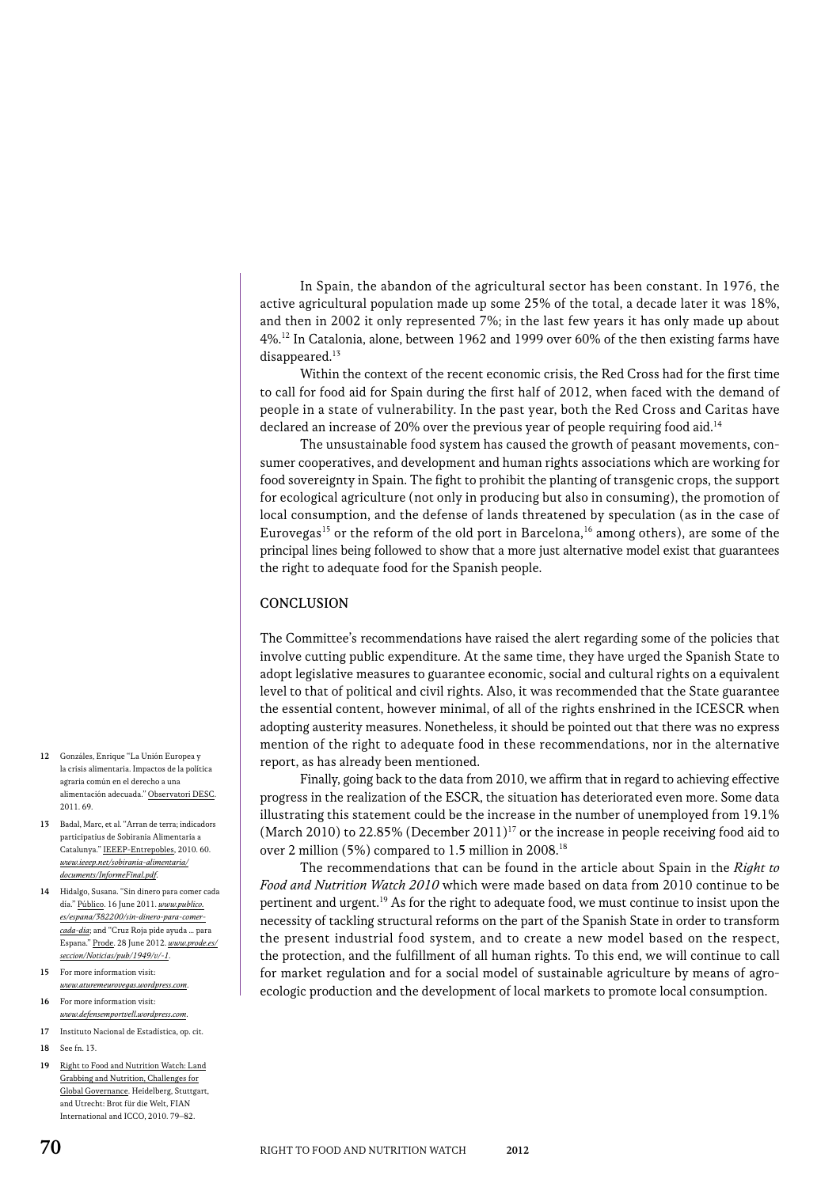In Spain, the abandon of the agricultural sector has been constant. In 1976, the active agricultural population made up some 25% of the total, a decade later it was 18%, and then in 2002 it only represented 7%; in the last few years it has only made up about 4%.[12] In Catalonia, alone, between 1962 and 1999 over 60% of the then existing farms have disappeared.[13]

Within the context of the recent economic crisis, the Red Cross had for the first time to call for food aid for Spain during the first half of 2012, when faced with the demand of people in a state of vulnerability. In the past year, both the Red Cross and Caritas have declared an increase of 20% over the previous year of people requiring food aid.[14]

The unsustainable food system has caused the growth of peasant movements, consumer cooperatives, and development and human rights associations which are working for food sovereignty in Spain. The fight to prohibit the planting of transgenic crops, the support for ecological agriculture (not only in producing but also in consuming), the promotion of local consumption, and the defense of lands threatened by speculation (as in the case of Eurovegas[15] or the reform of the old port in Barcelona,[16] among others), are some of the principal lines being followed to show that a more just alternative model exist that guarantees the right to adequate food for the Spanish people.

## CONCLUSION

The Committee's recommendations have raised the alert regarding some of the policies that involve cutting public expenditure. At the same time, they have urged the Spanish State to adopt legislative measures to guarantee economic, social and cultural rights on a equivalent level to that of political and civil rights. Also, it was recommended that the State guarantee the essential content, however minimal, of all of the rights enshrined in the ICESCR when adopting austerity measures. Nonetheless, it should be pointed out that there was no express mention of the right to adequate food in these recommendations, nor in the alternative report, as has already been mentioned.

Finally, going back to the data from 2010, we affirm that in regard to achieving effective progress in the realization of the ESCR, the situation has deteriorated even more. Some data illustrating this statement could be the increase in the number of unemployed from 19.1% (March 2010) to 22.85% (December 2011)[17] or the increase in people receiving food aid to over 2 million (5%) compared to 1.5 million in 2008.[18]

The recommendations that can be found in the article about Spain in the *Right to Food and Nutrition Watch 2010* which were made based on data from 2010 continue to be pertinent and urgent.[19] As for the right to adequate food, we must continue to insist upon the necessity of tackling structural reforms on the part of the Spanish State in order to transform the present industrial food system, and to create a new model based on the respect, the protection, and the fulfillment of all human rights. To this end, we will continue to call for market regulation and for a social model of sustainable agriculture by means of agro-ecologic production and the development of local markets to promote local consumption.

---

12 Gonzáles, Enrique "La Unión Europea y la crisis alimentaria. Impactos de la política agraria común en el derecho a una alimentación adecuada." Observatori DESC. 2011. 69.

13 Badal, Marc, et al. "Arran de terra; indicadors participatius de Sobirania Alimentaria a Catalunya." IEEEP-Entrepobles, 2010. 60. *www.ieeep.net/sobirania-alimentaria/documents/InformeFinal.pdf*.

14 Hidalgo, Susana. "Sin dinero para comer cada día." Público. 16 June 2011. *www.publico.es/espana/382200/sin-dinero-para-comer-cada-dia*; and "Cruz Roja pide ayuda … para Espana." Prode. 28 June 2012. *www.prode.es/seccion/Noticias/pub/1949/v/-1*.

15 For more information visit: *www.aturemeurovegas.wordpress.com*.

16 For more information visit: *www.defensemportvell.wordpress.com*.

17 Instituto Nacional de Estadística, op. cit.

18 See fn. 13.

19 Right to Food and Nutrition Watch: Land Grabbing and Nutrition, Challenges for Global Governance. Heidelberg, Stuttgart, and Utrecht: Brot für die Welt, FIAN International and ICCO, 2010. 79–82.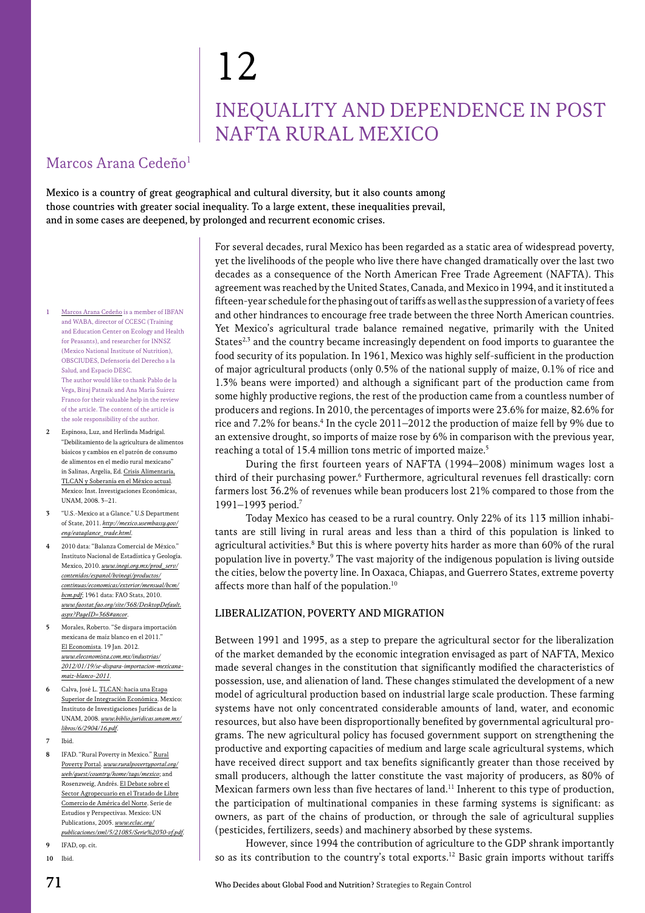# 12

# INEQUALITY AND DEPENDENCE IN POST NAFTA RURAL MEXICO

## Marcos Arana Cedeño[1]

**Mexico is a country of great geographical and cultural diversity, but it also counts among those countries with greater social inequality. To a large extent, these inequalities prevail, and in some cases are deepened, by prolonged and recurrent economic crises.**

For several decades, rural Mexico has been regarded as a static area of widespread poverty, yet the livelihoods of the people who live there have changed dramatically over the last two decades as a consequence of the North American Free Trade Agreement (NAFTA). This agreement was reached by the United States, Canada, and Mexico in 1994, and it instituted a fifteen-year schedule for the phasing out of tariffs as well as the suppression of a variety of fees and other hindrances to encourage free trade between the three North American countries. Yet Mexico's agricultural trade balance remained negative, primarily with the United States[2,3] and the country became increasingly dependent on food imports to guarantee the food security of its population. In 1961, Mexico was highly self-sufficient in the production of major agricultural products (only 0.5% of the national supply of maize, 0.1% of rice and 1.3% beans were imported) and although a significant part of the production came from some highly productive regions, the rest of the production came from a countless number of producers and regions. In 2010, the percentages of imports were 23.6% for maize, 82.6% for rice and 7.2% for beans.[4] In the cycle 2011–2012 the production of maize fell by 9% due to an extensive drought, so imports of maize rose by 6% in comparison with the previous year, reaching a total of 15.4 million tons metric of imported maize.[5]

During the first fourteen years of NAFTA (1994–2008) minimum wages lost a third of their purchasing power.[6] Furthermore, agricultural revenues fell drastically: corn farmers lost 36.2% of revenues while bean producers lost 21% compared to those from the 1991–1993 period.[7]

Today Mexico has ceased to be a rural country. Only 22% of its 113 million inhabitants are still living in rural areas and less than a third of this population is linked to agricultural activities.[8] But this is where poverty hits harder as more than 60% of the rural population live in poverty.[9] The vast majority of the indigenous population is living outside the cities, below the poverty line. In Oaxaca, Chiapas, and Guerrero States, extreme poverty affects more than half of the population.[10]

### LIBERALIZATION, POVERTY AND MIGRATION

Between 1991 and 1995, as a step to prepare the agricultural sector for the liberalization of the market demanded by the economic integration envisaged as part of NAFTA, Mexico made several changes in the constitution that significantly modified the characteristics of possession, use, and alienation of land. These changes stimulated the development of a new model of agricultural production based on industrial large scale production. These farming systems have not only concentrated considerable amounts of land, water, and economic resources, but also have been disproportionally benefited by governmental agricultural programs. The new agricultural policy has focused government support on strengthening the productive and exporting capacities of medium and large scale agricultural systems, which have received direct support and tax benefits significantly greater than those received by small producers, although the latter constitute the vast majority of producers, as 80% of Mexican farmers own less than five hectares of land.[11] Inherent to this type of production, the participation of multinational companies in these farming systems is significant: as owners, as part of the chains of production, or through the sale of agricultural supplies (pesticides, fertilizers, seeds) and machinery absorbed by these systems.

However, since 1994 the contribution of agriculture to the GDP shrank importantly so as its contribution to the country's total exports.[12] Basic grain imports without tariffs

---

1. Marcos Arana Cedeño is a member of IBFAN and WABA, director of CCESC (Training and Education Center on Ecology and Health for Peasants), and researcher for INNSZ (Mexico National Institute of Nutrition), OBSCIUDES, Defensoría del Derecho a la Salud, and Espacio DESC. The author would like to thank Pablo de la Vega, Biraj Patnaik and Ana María Suárez Franco for their valuable help in the review of the article. The content of the article is the sole responsibility of the author.
2. Espinosa, Luz, and Herlinda Madrigal. "Debilitamiento de la agricultura de alimentos básicos y cambios en el patrón de consumo de alimentos en el medio rural mexicano" in Salinas, Argelia, Ed. Crisis Alimentaria, TLCAN y Soberanía en el México actual. Mexico: Inst. Investigaciones Económicas, UNAM, 2008. 3–21.
3. "U.S.-Mexico at a Glance." U.S Department of State, 2011. *http://mexico.usembassy.gov/eng/eataglance_trade.html*.
4. 2010 data: "Balanza Comercial de México." Instituto Nacional de Estadística y Geología. Mexico, 2010. *www.inegi.org.mx/prod_serv/contenidos/espanol/bvinegi/productos/continuas/economicas/exterior/mensual/bcm/bcm.pdf*; 1961 data: FAO Stats, 2010. *www.faostat.fao.org/site/368/DesktopDefault.aspx?PageID=368#ancor*.
5. Morales, Roberto. "Se dispara importación mexicana de maíz blanco en el 2011." El Economista. 19 Jan. 2012. *www.eleconomista.com.mx/industrias/2012/01/19/se-dispara-importacion-mexicana-maiz-blanco-2011*.
6. Calva, José L. TLCAN: hacia una Etapa Superior de Integración Económica. Mexico: Instituto de Investigaciones Jurídicas de la UNAM, 2008. *www.biblio.juridicas.unam.mx/libros/6/2904/16.pdf*.
7. Ibid.
8. IFAD. "Rural Poverty in Mexico." Rural Poverty Portal. *www.ruralpovertyportal.org/web/guest/country/home/tags/mexico*; and Rosenzweig, Andrés. El Debate sobre el Sector Agropecuario en el Tratado de Libre Comercio de América del Norte. Serie de Estudios y Perspectivas. Mexico: UN Publications, 2005. *www.eclac.org/publicaciones/xml/5/21085/Serie%2030-vf.pdf*.
9. IFAD, op. cit.
10. Ibid.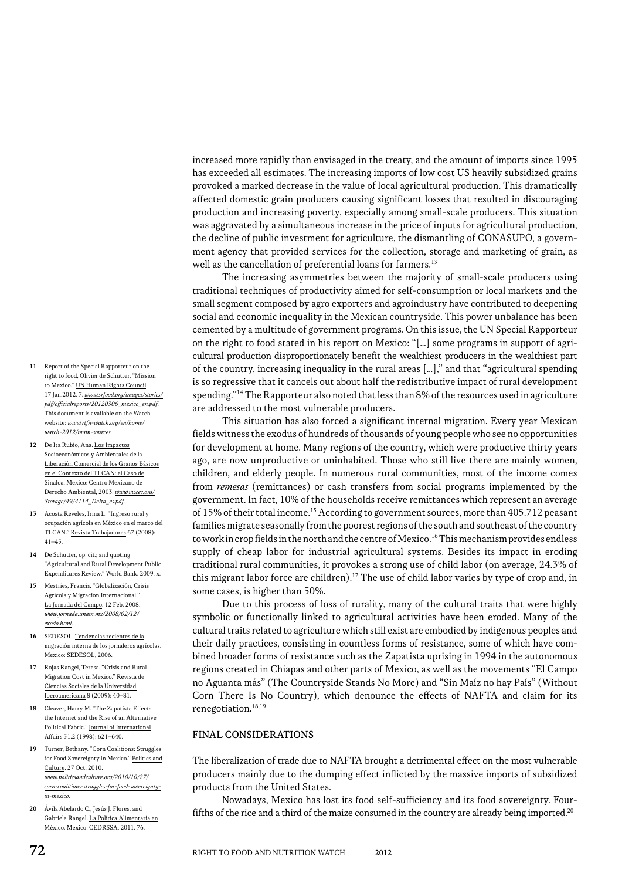increased more rapidly than envisaged in the treaty, and the amount of imports since 1995 has exceeded all estimates. The increasing imports of low cost US heavily subsidized grains provoked a marked decrease in the value of local agricultural production. This dramatically affected domestic grain producers causing significant losses that resulted in discouraging production and increasing poverty, especially among small-scale producers. This situation was aggravated by a simultaneous increase in the price of inputs for agricultural production, the decline of public investment for agriculture, the dismantling of CONASUPO, a government agency that provided services for the collection, storage and marketing of grain, as well as the cancellation of preferential loans for farmers.[13]

The increasing asymmetries between the majority of small-scale producers using traditional techniques of productivity aimed for self-consumption or local markets and the small segment composed by agro exporters and agroindustry have contributed to deepening social and economic inequality in the Mexican countryside. This power unbalance has been cemented by a multitude of government programs. On this issue, the UN Special Rapporteur on the right to food stated in his report on Mexico: "[…] some programs in support of agricultural production disproportionately benefit the wealthiest producers in the wealthiest part of the country, increasing inequality in the rural areas […]," and that "agricultural spending is so regressive that it cancels out about half the redistributive impact of rural development spending."[14] The Rapporteur also noted that less than 8% of the resources used in agriculture are addressed to the most vulnerable producers.

This situation has also forced a significant internal migration. Every year Mexican fields witness the exodus of hundreds of thousands of young people who see no opportunities for development at home. Many regions of the country, which were productive thirty years ago, are now unproductive or uninhabited. Those who still live there are mainly women, children, and elderly people. In numerous rural communities, most of the income comes from *remesas* (remittances) or cash transfers from social programs implemented by the government. In fact, 10% of the households receive remittances which represent an average of 15% of their total income.[15] According to government sources, more than 405.712 peasant families migrate seasonally from the poorest regions of the south and southeast of the country to work in crop fields in the north and the centre of Mexico.[16] This mechanism provides endless supply of cheap labor for industrial agricultural systems. Besides its impact in eroding traditional rural communities, it provokes a strong use of child labor (on average, 24.3% of this migrant labor force are children).[17] The use of child labor varies by type of crop and, in some cases, is higher than 50%.

Due to this process of loss of rurality, many of the cultural traits that were highly symbolic or functionally linked to agricultural activities have been eroded. Many of the cultural traits related to agriculture which still exist are embodied by indigenous peoples and their daily practices, consisting in countless forms of resistance, some of which have combined broader forms of resistance such as the Zapatista uprising in 1994 in the autonomous regions created in Chiapas and other parts of Mexico, as well as the movements "El Campo no Aguanta más" (The Countryside Stands No More) and "Sin Maíz no hay País" (Without Corn There Is No Country), which denounce the effects of NAFTA and claim for its renegotiation.[18,19]

## FINAL CONSIDERATIONS

The liberalization of trade due to NAFTA brought a detrimental effect on the most vulnerable producers mainly due to the dumping effect inflicted by the massive imports of subsidized products from the United States.

Nowadays, Mexico has lost its food self-sufficiency and its food sovereignty. Four-fifths of the rice and a third of the maize consumed in the country are already being imported.[20]

---

11 Report of the Special Rapporteur on the right to food, Olivier de Schutter. "Mission to Mexico." UN Human Rights Council. 17 Jan.2012. 7. *www.srfood.org/images/stories/pdf/officialreports/20120306_mexico_en.pdf*. This document is available on the Watch website: *www.rtfn-watch.org/en/home/watch-2012/main-sources*.

12 De Ita Rubio, Ana. Los Impactos Socioeconómicos y Ambientales de la Liberación Comercial de los Granos Básicos en el Contexto del TLCAN: el Caso de Sinaloa. Mexico: Centro Mexicano de Derecho Ambiental, 2003. *www.cec.org/Storage/49/4114_DeIta_es.pdf*.

13 Acosta Reveles, Irma L. "Ingreso rural y ocupación agrícola en México en el marco del TLCAN." Revista Trabajadores 67 (2008): 41–45.

14 De Schutter, op. cit.; and quoting "Agricultural and Rural Development Public Expenditures Review." World Bank. 2009. x.

15 Mestries, Francis. "Globalización, Crisis Agrícola y Migración Internacional." La Jornada del Campo. 12 Feb. 2008. *www.jornada.unam.mx/2008/02/12/exodo.html*.

16 SEDESOL. Tendencias recientes de la migración interna de los jornaleros agrícolas. Mexico: SEDESOL, 2006.

17 Rojas Rangel, Teresa. "Crisis and Rural Migration Cost in Mexico." Revista de Ciencias Sociales de la Universidad Iberoamericana 8 (2009): 40–81.

18 Cleaver, Harry M. "The Zapatista Effect: the Internet and the Rise of an Alternative Political Fabric." Journal of International Affairs 51.2 (1998): 621–640.

19 Turner, Bethany. "Corn Coalitions: Struggles for Food Sovereignty in Mexico." Politics and Culture. 27 Oct. 2010. *www.politicsandculture.org/2010/10/27/corn-coalitions-struggles-for-food-sovereignty-in-mexico*.

20 Ávila Abelardo C., Jesús J. Flores, and Gabriela Rangel. La Política Alimentaria en México. Mexico: CEDRSSA, 2011. 76.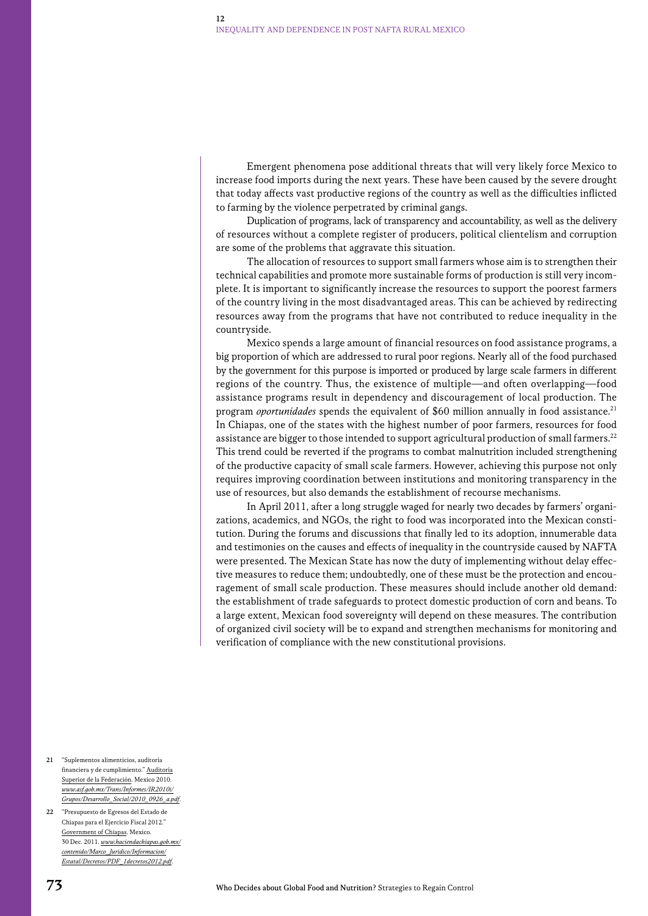Emergent phenomena pose additional threats that will very likely force Mexico to increase food imports during the next years. These have been caused by the severe drought that today affects vast productive regions of the country as well as the difficulties inflicted to farming by the violence perpetrated by criminal gangs.

Duplication of programs, lack of transparency and accountability, as well as the delivery of resources without a complete register of producers, political clientelism and corruption are some of the problems that aggravate this situation.

The allocation of resources to support small farmers whose aim is to strengthen their technical capabilities and promote more sustainable forms of production is still very incomplete. It is important to significantly increase the resources to support the poorest farmers of the country living in the most disadvantaged areas. This can be achieved by redirecting resources away from the programs that have not contributed to reduce inequality in the countryside.

Mexico spends a large amount of financial resources on food assistance programs, a big proportion of which are addressed to rural poor regions. Nearly all of the food purchased by the government for this purpose is imported or produced by large scale farmers in different regions of the country. Thus, the existence of multiple—and often overlapping—food assistance programs result in dependency and discouragement of local production. The program *oportunidades* spends the equivalent of $60 million annually in food assistance.[21] In Chiapas, one of the states with the highest number of poor farmers, resources for food assistance are bigger to those intended to support agricultural production of small farmers.[22] This trend could be reverted if the programs to combat malnutrition included strengthening of the productive capacity of small scale farmers. However, achieving this purpose not only requires improving coordination between institutions and monitoring transparency in the use of resources, but also demands the establishment of recourse mechanisms.

In April 2011, after a long struggle waged for nearly two decades by farmers' organizations, academics, and NGOs, the right to food was incorporated into the Mexican constitution. During the forums and discussions that finally led to its adoption, innumerable data and testimonies on the causes and effects of inequality in the countryside caused by NAFTA were presented. The Mexican State has now the duty of implementing without delay effective measures to reduce them; undoubtedly, one of these must be the protection and encouragement of small scale production. These measures should include another old demand: the establishment of trade safeguards to protect domestic production of corn and beans. To a large extent, Mexican food sovereignty will depend on these measures. The contribution of organized civil society will be to expand and strengthen mechanisms for monitoring and verification of compliance with the new constitutional provisions.

21 "Suplementos alimenticios, auditoría financiera y de cumplimiento." Auditoria Superior de la Federación. Mexico 2010. *www.asf.gob.mx/Trans/Informes/IR2010i/Grupos/Desarrollo_Social/2010_0926_a.pdf*.

22 "Presupuesto de Egresos del Estado de Chiapas para el Ejercicio Fiscal 2012." Government of Chiapas. Mexico. 30 Dec. 2011. *www.haciendachiapas.gob.mx/contenido/Marco_Juridico/Informacion/Estatal/Decretos/PDF_1decretos2012.pdf*.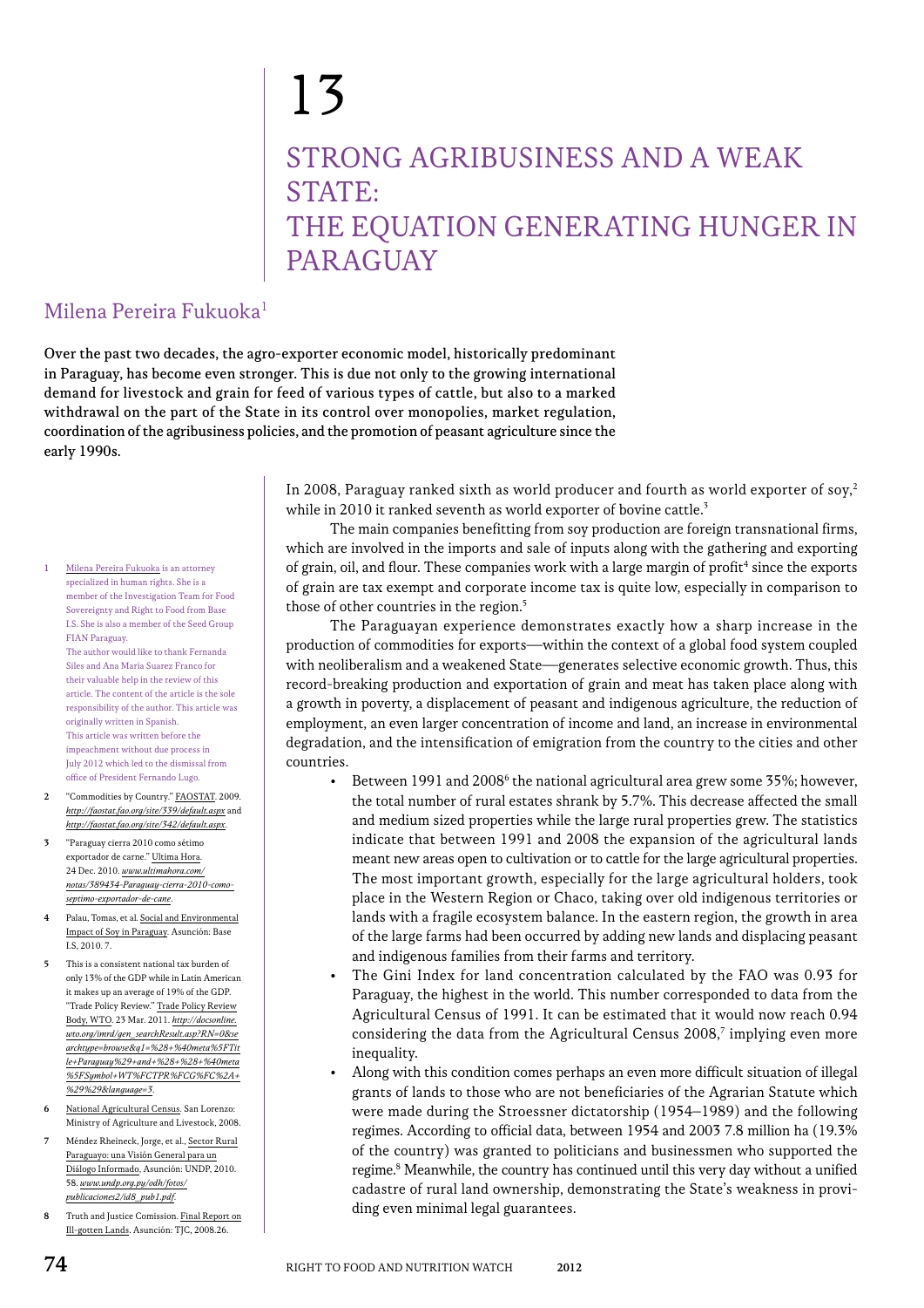# 13

# STRONG AGRIBUSINESS AND A WEAK STATE: THE EQUATION GENERATING HUNGER IN PARAGUAY

## Milena Pereira Fukuoka[1]

**Over the past two decades, the agro-exporter economic model, historically predominant in Paraguay, has become even stronger. This is due not only to the growing international demand for livestock and grain for feed of various types of cattle, but also to a marked withdrawal on the part of the State in its control over monopolies, market regulation, coordination of the agribusiness policies, and the promotion of peasant agriculture since the early 1990s.**

In 2008, Paraguay ranked sixth as world producer and fourth as world exporter of soy,[2] while in 2010 it ranked seventh as world exporter of bovine cattle.[3]

The main companies benefitting from soy production are foreign transnational firms, which are involved in the imports and sale of inputs along with the gathering and exporting of grain, oil, and flour. These companies work with a large margin of profit[4] since the exports of grain are tax exempt and corporate income tax is quite low, especially in comparison to those of other countries in the region.[5]

The Paraguayan experience demonstrates exactly how a sharp increase in the production of commodities for exports—within the context of a global food system coupled with neoliberalism and a weakened State—generates selective economic growth. Thus, this record-breaking production and exportation of grain and meat has taken place along with a growth in poverty, a displacement of peasant and indigenous agriculture, the reduction of employment, an even larger concentration of income and land, an increase in environmental degradation, and the intensification of emigration from the country to the cities and other countries.

- Between 1991 and 2008[6] the national agricultural area grew some 35%; however, the total number of rural estates shrank by 5.7%. This decrease affected the small and medium sized properties while the large rural properties grew. The statistics indicate that between 1991 and 2008 the expansion of the agricultural lands meant new areas open to cultivation or to cattle for the large agricultural properties. The most important growth, especially for the large agricultural holders, took place in the Western Region or Chaco, taking over old indigenous territories or lands with a fragile ecosystem balance. In the eastern region, the growth in area of the large farms had been occurred by adding new lands and displacing peasant and indigenous families from their farms and territory.
- The Gini Index for land concentration calculated by the FAO was 0.93 for Paraguay, the highest in the world. This number corresponded to data from the Agricultural Census of 1991. It can be estimated that it would now reach 0.94 considering the data from the Agricultural Census 2008,[7] implying even more inequality.
- Along with this condition comes perhaps an even more difficult situation of illegal grants of lands to those who are not beneficiaries of the Agrarian Statute which were made during the Stroessner dictatorship (1954–1989) and the following regimes. According to official data, between 1954 and 2003 7.8 million ha (19.3% of the country) was granted to politicians and businessmen who supported the regime.[8] Meanwhile, the country has continued until this very day without a unified cadastre of rural land ownership, demonstrating the State's weakness in providing even minimal legal guarantees.

---

1 Milena Pereira Fukuoka is an attorney specialized in human rights. She is a member of the Investigation Team for Food Sovereignty and Right to Food from Base I.S. She is also a member of the Seed Group FIAN Paraguay. The author would like to thank Fernanda Siles and Ana María Suarez Franco for their valuable help in the review of this article. The content of the article is the sole responsibility of the author. This article was originally written in Spanish. This article was written before the impeachment without due process in July 2012 which led to the dismissal from office of President Fernando Lugo.

2 "Commodities by Country." FAOSTAT. 2009. *http://faostat.fao.org/site/339/default.aspx* and *http://faostat.fao.org/site/342/default.aspx*.

3 "Paraguay cierra 2010 como sétimo exportador de carne." Ultima Hora. 24 Dec. 2010. *www.ultimahora.com/notas/389434-Paraguay-cierra-2010-como-septimo-exportador-de-cane*.

4 Palau, Tomas, et al. Social and Environmental Impact of Soy in Paraguay. Asunción: Base I.S, 2010. 7.

5 This is a consistent national tax burden of only 13% of the GDP while in Latin American it makes up an average of 19% of the GDP. "Trade Policy Review." Trade Policy Review Body, WTO. 23 Mar. 2011. *http://docsonline.wto.org/imrd/gen_searchResult.asp?RN=0&searchtype=browse&q1=%28+%40meta%5FTitle+Paraguay%29+and+%28+%28+%40meta%5FSymbol+WT%FCTPR%FCG%FC%2A+%29%29&language=3*.

6 National Agricultural Census. San Lorenzo: Ministry of Agriculture and Livestock, 2008.

7 Méndez Rheineck, Jorge, et al., Sector Rural Paraguayo: una Visión General para un Diálogo Informado. Asunción: UNDP, 2010. 58. *www.undp.org.py/odh/fotos/publicaciones2/id8_pub1.pdf*.

8 Truth and Justice Comission. Final Report on Ill-gotten Lands. Asunción: TJC, 2008.26.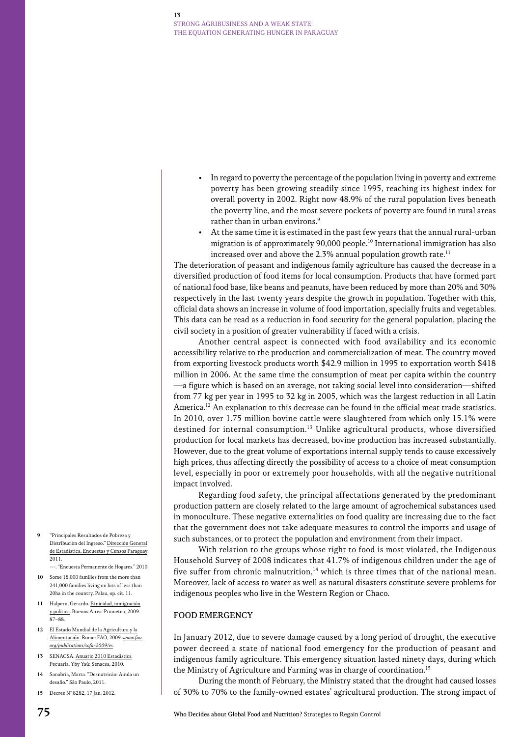- In regard to poverty the percentage of the population living in poverty and extreme poverty has been growing steadily since 1995, reaching its highest index for overall poverty in 2002. Right now 48.9% of the rural population lives beneath the poverty line, and the most severe pockets of poverty are found in rural areas rather than in urban environs.[9]
- At the same time it is estimated in the past few years that the annual rural-urban migration is of approximately 90,000 people.[10] International immigration has also increased over and above the 2.3% annual population growth rate.[11]

The deterioration of peasant and indigenous family agriculture has caused the decrease in a diversified production of food items for local consumption. Products that have formed part of national food base, like beans and peanuts, have been reduced by more than 20% and 30% respectively in the last twenty years despite the growth in population. Together with this, official data shows an increase in volume of food importation, specially fruits and vegetables. This data can be read as a reduction in food security for the general population, placing the civil society in a position of greater vulnerability if faced with a crisis.

Another central aspect is connected with food availability and its economic accessibility relative to the production and commercialization of meat. The country moved from exporting livestock products worth $42.9 million in 1995 to exportation worth $418 million in 2006. At the same time the consumption of meat per capita within the country —a figure which is based on an average, not taking social level into consideration—shifted from 77 kg per year in 1995 to 32 kg in 2005, which was the largest reduction in all Latin America.[12] An explanation to this decrease can be found in the official meat trade statistics. In 2010, over 1.75 million bovine cattle were slaughtered from which only 15.1% were destined for internal consumption.[13] Unlike agricultural products, whose diversified production for local markets has decreased, bovine production has increased substantially. However, due to the great volume of exportations internal supply tends to cause excessively high prices, thus affecting directly the possibility of access to a choice of meat consumption level, especially in poor or extremely poor households, with all the negative nutritional impact involved.

Regarding food safety, the principal affectations generated by the predominant production pattern are closely related to the large amount of agrochemical substances used in monoculture. These negative externalities on food quality are increasing due to the fact that the government does not take adequate measures to control the imports and usage of such substances, or to protect the population and environment from their impact.

With relation to the groups whose right to food is most violated, the Indigenous Household Survey of 2008 indicates that 41.7% of indigenous children under the age of five suffer from chronic malnutrition,[14] which is three times that of the national mean. Moreover, lack of access to water as well as natural disasters constitute severe problems for indigenous peoples who live in the Western Region or Chaco.

## FOOD EMERGENCY

In January 2012, due to severe damage caused by a long period of drought, the executive power decreed a state of national food emergency for the production of peasant and indigenous family agriculture. This emergency situation lasted ninety days, during which the Ministry of Agriculture and Farming was in charge of coordination.[15]

During the month of February, the Ministry stated that the drought had caused losses of 30% to 70% to the family-owned estates' agricultural production. The strong impact of

---

9 "Principales Resultados de Pobreza y Distribución del Ingreso." Dirección General de Estadística, Encuestas y Censos Paraguay. 2011.
---. "Encuesta Permanente de Hogares." 2010.

10 Some 18.000 families from the more than 241,000 families living on lots of less than 20ha in the country. Palau, op. cit. 11.

11 Halpern, Gerardo. Etnicidad, inmigración y política. Buenos Aires: Prometeo, 2009. 87–88.

12 El Estado Mundial de la Agricultura y la Alimentación. Rome: FAO, 2009. *www.fao.org/publications/sofa-2009/es*.

13 SENACSA. Anuario 2010 Estadística Pecuaria. Yby Yaú: Senacsa, 2010.

14 Sanabria, Marta. "Desnutricão: Ainda un desafio." São Paulo, 2011.

15 Decree N° 8282, 17 Jan. 2012.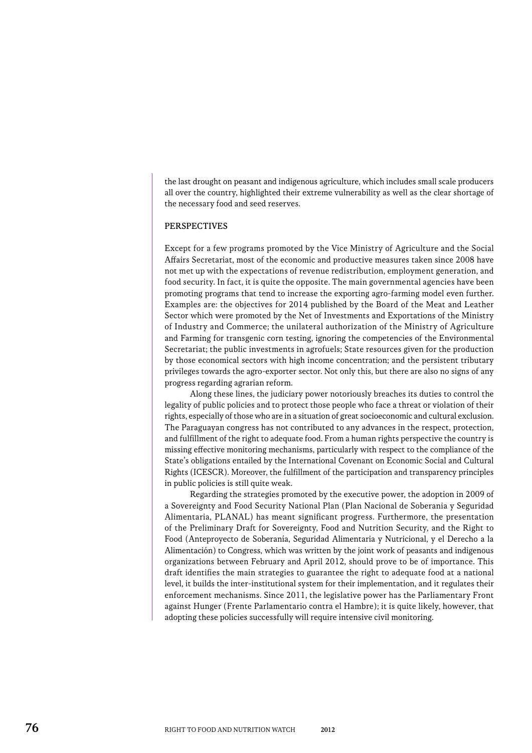the last drought on peasant and indigenous agriculture, which includes small scale producers all over the country, highlighted their extreme vulnerability as well as the clear shortage of the necessary food and seed reserves.

## PERSPECTIVES

Except for a few programs promoted by the Vice Ministry of Agriculture and the Social Affairs Secretariat, most of the economic and productive measures taken since 2008 have not met up with the expectations of revenue redistribution, employment generation, and food security. In fact, it is quite the opposite. The main governmental agencies have been promoting programs that tend to increase the exporting agro-farming model even further. Examples are: the objectives for 2014 published by the Board of the Meat and Leather Sector which were promoted by the Net of Investments and Exportations of the Ministry of Industry and Commerce; the unilateral authorization of the Ministry of Agriculture and Farming for transgenic corn testing, ignoring the competencies of the Environmental Secretariat; the public investments in agrofuels; State resources given for the production by those economical sectors with high income concentration; and the persistent tributary privileges towards the agro-exporter sector. Not only this, but there are also no signs of any progress regarding agrarian reform.

Along these lines, the judiciary power notoriously breaches its duties to control the legality of public policies and to protect those people who face a threat or violation of their rights, especially of those who are in a situation of great socioeconomic and cultural exclusion. The Paraguayan congress has not contributed to any advances in the respect, protection, and fulfillment of the right to adequate food. From a human rights perspective the country is missing effective monitoring mechanisms, particularly with respect to the compliance of the State's obligations entailed by the International Covenant on Economic Social and Cultural Rights (ICESCR). Moreover, the fulfillment of the participation and transparency principles in public policies is still quite weak.

Regarding the strategies promoted by the executive power, the adoption in 2009 of a Sovereignty and Food Security National Plan (Plan Nacional de Soberania y Seguridad Alimentaria, PLANAL) has meant significant progress. Furthermore, the presentation of the Preliminary Draft for Sovereignty, Food and Nutrition Security, and the Right to Food (Anteproyecto de Soberanía, Seguridad Alimentaria y Nutricional, y el Derecho a la Alimentación) to Congress, which was written by the joint work of peasants and indigenous organizations between February and April 2012, should prove to be of importance. This draft identifies the main strategies to guarantee the right to adequate food at a national level, it builds the inter-institutional system for their implementation, and it regulates their enforcement mechanisms. Since 2011, the legislative power has the Parliamentary Front against Hunger (Frente Parlamentario contra el Hambre); it is quite likely, however, that adopting these policies successfully will require intensive civil monitoring.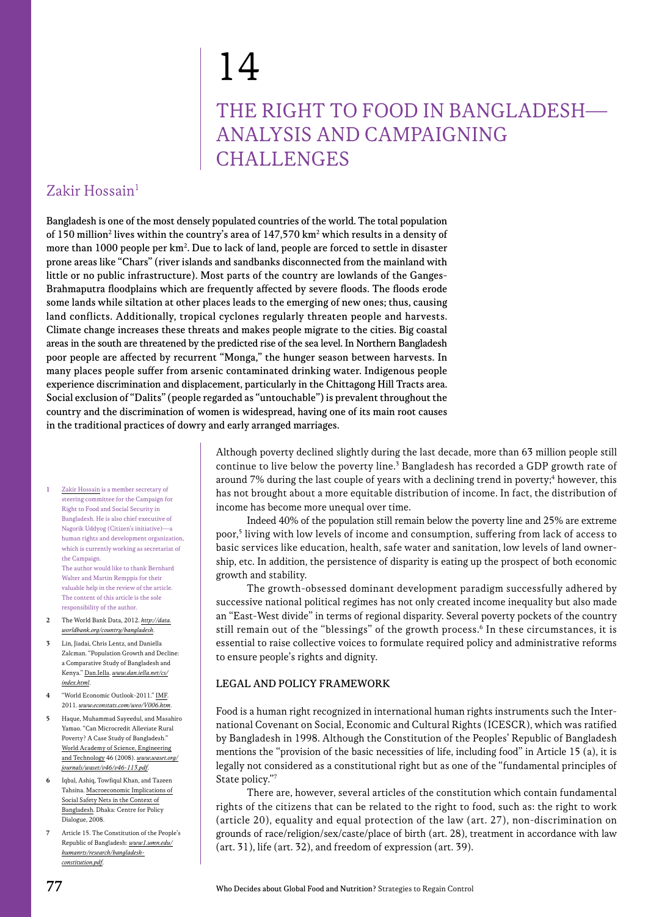# 14

# THE RIGHT TO FOOD IN BANGLADESH—ANALYSIS AND CAMPAIGNING CHALLENGES

## Zakir Hossain[1]

**Bangladesh is one of the most densely populated countries of the world. The total population of 150 million[2] lives within the country's area of 147,570 km$^2$ which results in a density of more than 1000 people per km$^2$. Due to lack of land, people are forced to settle in disaster prone areas like "Chars" (river islands and sandbanks disconnected from the mainland with little or no public infrastructure). Most parts of the country are lowlands of the Ganges-Brahmaputra floodplains which are frequently affected by severe floods. The floods erode some lands while siltation at other places leads to the emerging of new ones; thus, causing land conflicts. Additionally, tropical cyclones regularly threaten people and harvests. Climate change increases these threats and makes people migrate to the cities. Big coastal areas in the south are threatened by the predicted rise of the sea level. In Northern Bangladesh poor people are affected by recurrent "Monga," the hunger season between harvests. In many places people suffer from arsenic contaminated drinking water. Indigenous people experience discrimination and displacement, particularly in the Chittagong Hill Tracts area. Social exclusion of "Dalits" (people regarded as "untouchable") is prevalent throughout the country and the discrimination of women is widespread, having one of its main root causes in the traditional practices of dowry and early arranged marriages.**

Although poverty declined slightly during the last decade, more than 63 million people still continue to live below the poverty line.[3] Bangladesh has recorded a GDP growth rate of around 7% during the last couple of years with a declining trend in poverty;[4] however, this has not brought about a more equitable distribution of income. In fact, the distribution of income has become more unequal over time.

Indeed 40% of the population still remain below the poverty line and 25% are extreme poor,[5] living with low levels of income and consumption, suffering from lack of access to basic services like education, health, safe water and sanitation, low levels of land ownership, etc. In addition, the persistence of disparity is eating up the prospect of both economic growth and stability.

The growth-obsessed dominant development paradigm successfully adhered by successive national political regimes has not only created income inequality but also made an "East-West divide" in terms of regional disparity. Several poverty pockets of the country still remain out of the "blessings" of the growth process.[6] In these circumstances, it is essential to raise collective voices to formulate required policy and administrative reforms to ensure people's rights and dignity.

### LEGAL AND POLICY FRAMEWORK

Food is a human right recognized in international human rights instruments such the International Covenant on Social, Economic and Cultural Rights (ICESCR), which was ratified by Bangladesh in 1998. Although the Constitution of the Peoples' Republic of Bangladesh mentions the "provision of the basic necessities of life, including food" in Article 15 (a), it is legally not considered as a constitutional right but as one of the "fundamental principles of State policy."[7]

There are, however, several articles of the constitution which contain fundamental rights of the citizens that can be related to the right to food, such as: the right to work (article 20), equality and equal protection of the law (art. 27), non-discrimination on grounds of race/religion/sex/caste/place of birth (art. 28), treatment in accordance with law (art. 31), life (art. 32), and freedom of expression (art. 39).

---

1 Zakir Hossain is a member secretary of steering committee for the Campaign for Right to Food and Social Security in Bangladesh. He is also chief executive of Nagorik Uddyog (Citizen's initiative)—a human rights and development organization, which is currently working as secretariat of the Campaign.
The author would like to thank Bernhard Walter and Martin Remppis for their valuable help in the review of the article. The content of this article is the sole responsibility of the author.

2 The World Bank Data, 2012. *http://data.worldbank.org/country/bangladesh*.

3 Lin, Jiadai, Chris Lentz, and Daniella Zalcman. "Population Growth and Decline: a Comparative Study of Bangladesh and Kenya." Dan.Iella. *www.dan.iella.net/cs/index.html*.

4 "World Economic Outlook-2011." IMF. 2011. *www.econstats.com/weo/V006.htm*.

5 Haque, Muhammad Sayeedul, and Masahiro Yamao. "Can Microcredit Alleviate Rural Poverty? A Case Study of Bangladesh." World Academy of Science, Engineering and Technology 46 (2008). *www.waset.org/journals/waset/v46/v46-113.pdf*.

6 Iqbal, Ashiq, Towfiqul Khan, and Tazeen Tahsina. Macroeconomic Implications of Social Safety Nets in the Context of Bangladesh. Dhaka: Centre for Policy Dialogue, 2008.

7 Article 15. The Constitution of the People's Republic of Bangladesh: *www1.umn.edu/humanrts/research/bangladesh-constitution.pdf*.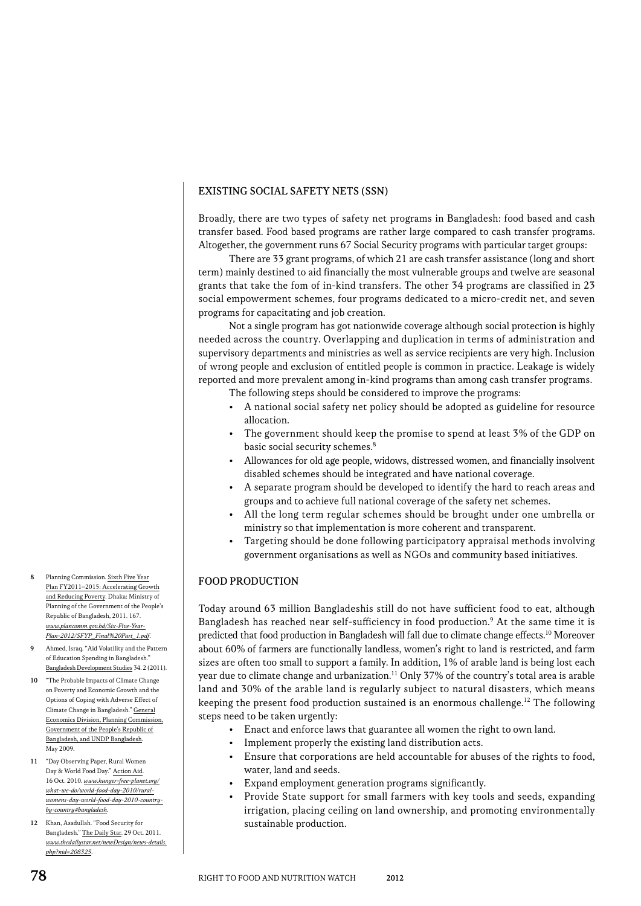## EXISTING SOCIAL SAFETY NETS (SSN)

Broadly, there are two types of safety net programs in Bangladesh: food based and cash transfer based. Food based programs are rather large compared to cash transfer programs. Altogether, the government runs 67 Social Security programs with particular target groups:

There are 33 grant programs, of which 21 are cash transfer assistance (long and short term) mainly destined to aid financially the most vulnerable groups and twelve are seasonal grants that take the fom of in-kind transfers. The other 34 programs are classified in 23 social empowerment schemes, four programs dedicated to a micro-credit net, and seven programs for capacitating and job creation.

Not a single program has got nationwide coverage although social protection is highly needed across the country. Overlapping and duplication in terms of administration and supervisory departments and ministries as well as service recipients are very high. Inclusion of wrong people and exclusion of entitled people is common in practice. Leakage is widely reported and more prevalent among in-kind programs than among cash transfer programs.

The following steps should be considered to improve the programs:

- A national social safety net policy should be adopted as guideline for resource allocation.
- The government should keep the promise to spend at least 3% of the GDP on basic social security schemes.[8]
- Allowances for old age people, widows, distressed women, and financially insolvent disabled schemes should be integrated and have national coverage.
- A separate program should be developed to identify the hard to reach areas and groups and to achieve full national coverage of the safety net schemes.
- All the long term regular schemes should be brought under one umbrella or ministry so that implementation is more coherent and transparent.
- Targeting should be done following participatory appraisal methods involving government organisations as well as NGOs and community based initiatives.

## FOOD PRODUCTION

Today around 63 million Bangladeshis still do not have sufficient food to eat, although Bangladesh has reached near self-sufficiency in food production.[9] At the same time it is predicted that food production in Bangladesh will fall due to climate change effects.[10] Moreover about 60% of farmers are functionally landless, women's right to land is restricted, and farm sizes are often too small to support a family. In addition, 1% of arable land is being lost each year due to climate change and urbanization.[11] Only 37% of the country's total area is arable land and 30% of the arable land is regularly subject to natural disasters, which means keeping the present food production sustained is an enormous challenge.[12] The following steps need to be taken urgently:

- Enact and enforce laws that guarantee all women the right to own land.
- Implement properly the existing land distribution acts.
- Ensure that corporations are held accountable for abuses of the rights to food, water, land and seeds.
- Expand employment generation programs significantly.
- Provide State support for small farmers with key tools and seeds, expanding irrigation, placing ceiling on land ownership, and promoting environmentally sustainable production.

---

8 Planning Commission. Sixth Five Year Plan FY2011–2015: Accelerating Growth and Reducing Poverty. Dhaka: Ministry of Planning of the Government of the People's Republic of Bangladesh, 2011. 167. *www.plancomm.gov.bd/Six-Five-Year-Plan-2012/SFYP_Final%20Part_1.pdf*.

9 Ahmed, Israq. "Aid Volatility and the Pattern of Education Spending in Bangladesh." Bangladesh Development Studies 34. 2 (2011).

10 "The Probable Impacts of Climate Change on Poverty and Economic Growth and the Options of Coping with Adverse Effect of Climate Change in Bangladesh." General Economics Division, Planning Commission, Government of the People's Republic of Bangladesh, and UNDP Bangladesh. May 2009.

11 "Day Observing Paper, Rural Women Day & World Food Day." Action Aid. 16 Oct. 2010. *www.hunger-free-planet.org/what-we-do/world-food-day-2010/rural-womens-day-world-food-day-2010-country-by-country#bangladesh*.

12 Khan, Asadullah. "Food Security for Bangladesh." The Daily Star. 29 Oct. 2011. *www.thedailystar.net/newDesign/news-details.php?nid=208325*.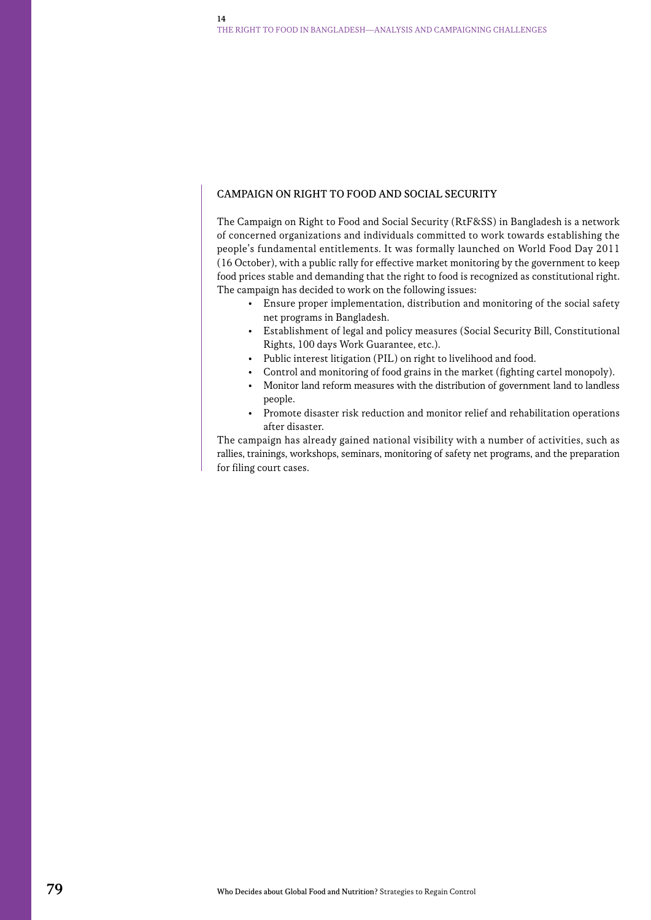## CAMPAIGN ON RIGHT TO FOOD AND SOCIAL SECURITY

The Campaign on Right to Food and Social Security (RtF&SS) in Bangladesh is a network of concerned organizations and individuals committed to work towards establishing the people's fundamental entitlements. It was formally launched on World Food Day 2011 (16 October), with a public rally for effective market monitoring by the government to keep food prices stable and demanding that the right to food is recognized as constitutional right. The campaign has decided to work on the following issues:

- Ensure proper implementation, distribution and monitoring of the social safety net programs in Bangladesh.
- Establishment of legal and policy measures (Social Security Bill, Constitutional Rights, 100 days Work Guarantee, etc.).
- Public interest litigation (PIL) on right to livelihood and food.
- Control and monitoring of food grains in the market (fighting cartel monopoly).
- Monitor land reform measures with the distribution of government land to landless people.
- Promote disaster risk reduction and monitor relief and rehabilitation operations after disaster.

The campaign has already gained national visibility with a number of activities, such as rallies, trainings, workshops, seminars, monitoring of safety net programs, and the preparation for filing court cases.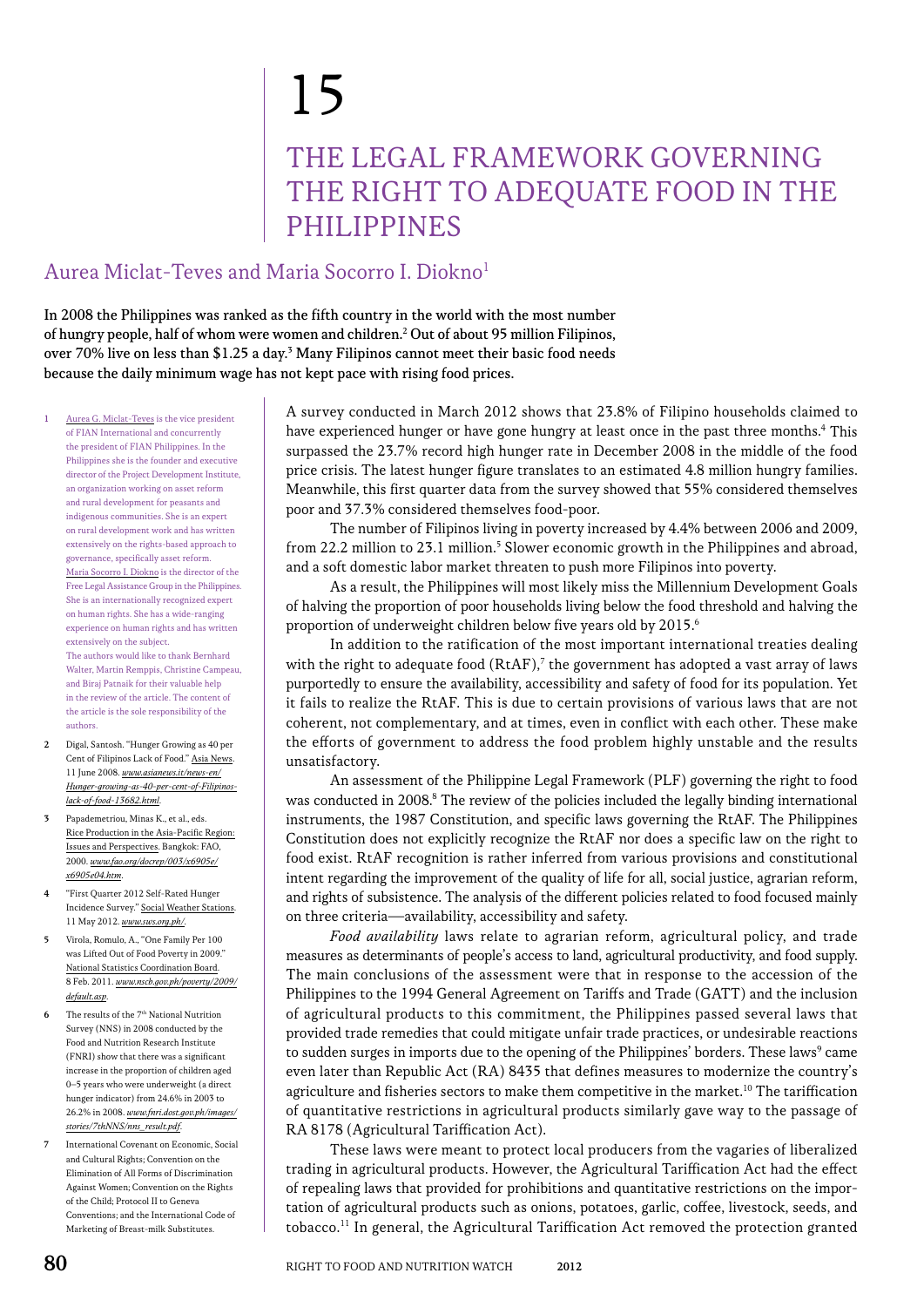# 15

# THE LEGAL FRAMEWORK GOVERNING THE RIGHT TO ADEQUATE FOOD IN THE PHILIPPINES

## Aurea Miclat-Teves and Maria Socorro I. Diokno[1]

**In 2008 the Philippines was ranked as the fifth country in the world with the most number of hungry people, half of whom were women and children.[2] Out of about 95 million Filipinos, over 70% live on less than $1.25 a day.[3] Many Filipinos cannot meet their basic food needs because the daily minimum wage has not kept pace with rising food prices.**

A survey conducted in March 2012 shows that 23.8% of Filipino households claimed to have experienced hunger or have gone hungry at least once in the past three months.[4] This surpassed the 23.7% record high hunger rate in December 2008 in the middle of the food price crisis. The latest hunger figure translates to an estimated 4.8 million hungry families. Meanwhile, this first quarter data from the survey showed that 55% considered themselves poor and 37.3% considered themselves food-poor.

The number of Filipinos living in poverty increased by 4.4% between 2006 and 2009, from 22.2 million to 23.1 million.[5] Slower economic growth in the Philippines and abroad, and a soft domestic labor market threaten to push more Filipinos into poverty.

As a result, the Philippines will most likely miss the Millennium Development Goals of halving the proportion of poor households living below the food threshold and halving the proportion of underweight children below five years old by 2015.[6]

In addition to the ratification of the most important international treaties dealing with the right to adequate food (RtAF),[7] the government has adopted a vast array of laws purportedly to ensure the availability, accessibility and safety of food for its population. Yet it fails to realize the RtAF. This is due to certain provisions of various laws that are not coherent, not complementary, and at times, even in conflict with each other. These make the efforts of government to address the food problem highly unstable and the results unsatisfactory.

An assessment of the Philippine Legal Framework (PLF) governing the right to food was conducted in 2008.[8] The review of the policies included the legally binding international instruments, the 1987 Constitution, and specific laws governing the RtAF. The Philippines Constitution does not explicitly recognize the RtAF nor does a specific law on the right to food exist. RtAF recognition is rather inferred from various provisions and constitutional intent regarding the improvement of the quality of life for all, social justice, agrarian reform, and rights of subsistence. The analysis of the different policies related to food focused mainly on three criteria—availability, accessibility and safety.

*Food availability* laws relate to agrarian reform, agricultural policy, and trade measures as determinants of people's access to land, agricultural productivity, and food supply. The main conclusions of the assessment were that in response to the accession of the Philippines to the 1994 General Agreement on Tariffs and Trade (GATT) and the inclusion of agricultural products to this commitment, the Philippines passed several laws that provided trade remedies that could mitigate unfair trade practices, or undesirable reactions to sudden surges in imports due to the opening of the Philippines' borders. These laws[9] came even later than Republic Act (RA) 8435 that defines measures to modernize the country's agriculture and fisheries sectors to make them competitive in the market.[10] The tariffication of quantitative restrictions in agricultural products similarly gave way to the passage of RA 8178 (Agricultural Tariffication Act).

These laws were meant to protect local producers from the vagaries of liberalized trading in agricultural products. However, the Agricultural Tariffication Act had the effect of repealing laws that provided for prohibitions and quantitative restrictions on the importation of agricultural products such as onions, potatoes, garlic, coffee, livestock, seeds, and tobacco.[11] In general, the Agricultural Tariffication Act removed the protection granted

---

1. Aurea G. Miclat-Teves is the vice president of FIAN International and concurrently the president of FIAN Philippines. In the Philippines she is the founder and executive director of the Project Development Institute, an organization working on asset reform and rural development for peasants and indigenous communities. She is an expert on rural development work and has written extensively on the rights-based approach to governance, specifically asset reform. Maria Socorro I. Diokno is the director of the Free Legal Assistance Group in the Philippines. She is an internationally recognized expert on human rights. She has a wide-ranging experience on human rights and has written extensively on the subject. The authors would like to thank Bernhard Walter, Martin Remppis, Christine Campeau, and Biraj Patnaik for their valuable help in the review of the article. The content of the article is the sole responsibility of the authors.
2. Digal, Santosh. "Hunger Growing as 40 per Cent of Filipinos Lack of Food." Asia News. 11 June 2008. *www.asianews.it/news-en/Hunger-growing-as-40-per-cent-of-Filipinos-lack-of-food-13682.html*.
3. Papademetriou, Minas K., et al., eds. Rice Production in the Asia-Pacific Region: Issues and Perspectives. Bangkok: FAO, 2000. *www.fao.org/docrep/003/x6905e/x6905e04.htm*.
4. "First Quarter 2012 Self-Rated Hunger Incidence Survey." Social Weather Stations. 11 May 2012. *www.sws.org.ph/*.
5. Virola, Romulo, A., "One Family Per 100 was Lifted Out of Food Poverty in 2009." National Statistics Coordination Board. 8 Feb. 2011. *www.nscb.gov.ph/poverty/2009/default.asp*.
6. The results of the 7th National Nutrition Survey (NNS) in 2008 conducted by the Food and Nutrition Research Institute (FNRI) show that there was a significant increase in the proportion of children aged 0–5 years who were underweight (a direct hunger indicator) from 24.6% in 2003 to 26.2% in 2008. *www.fnri.dost.gov.ph/images/stories/7thNNS/nns_result.pdf*.
7. International Covenant on Economic, Social and Cultural Rights; Convention on the Elimination of All Forms of Discrimination Against Women; Convention on the Rights of the Child; Protocol II to Geneva Conventions; and the International Code of Marketing of Breast-milk Substitutes.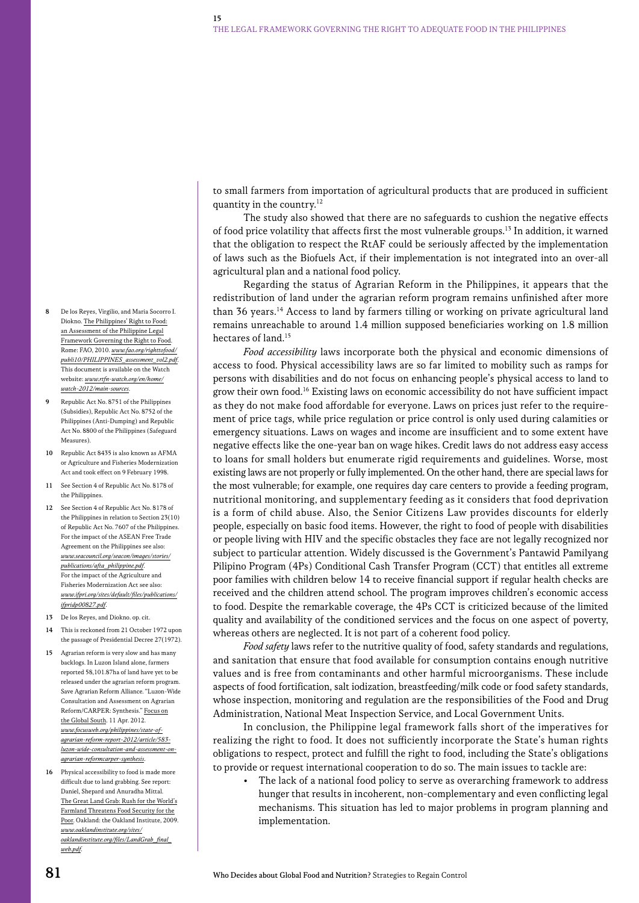to small farmers from importation of agricultural products that are produced in sufficient quantity in the country.[12]

The study also showed that there are no safeguards to cushion the negative effects of food price volatility that affects first the most vulnerable groups.[13] In addition, it warned that the obligation to respect the RtAF could be seriously affected by the implementation of laws such as the Biofuels Act, if their implementation is not integrated into an over-all agricultural plan and a national food policy.

Regarding the status of Agrarian Reform in the Philippines, it appears that the redistribution of land under the agrarian reform program remains unfinished after more than 36 years.[14] Access to land by farmers tilling or working on private agricultural land remains unreachable to around 1.4 million supposed beneficiaries working on 1.8 million hectares of land.[15]

*Food accessibility* laws incorporate both the physical and economic dimensions of access to food. Physical accessibility laws are so far limited to mobility such as ramps for persons with disabilities and do not focus on enhancing people's physical access to land to grow their own food.[16] Existing laws on economic accessibility do not have sufficient impact as they do not make food affordable for everyone. Laws on prices just refer to the requirement of price tags, while price regulation or price control is only used during calamities or emergency situations. Laws on wages and income are insufficient and to some extent have negative effects like the one-year ban on wage hikes. Credit laws do not address easy access to loans for small holders but enumerate rigid requirements and guidelines. Worse, most existing laws are not properly or fully implemented. On the other hand, there are special laws for the most vulnerable; for example, one requires day care centers to provide a feeding program, nutritional monitoring, and supplementary feeding as it considers that food deprivation is a form of child abuse. Also, the Senior Citizens Law provides discounts for elderly people, especially on basic food items. However, the right to food of people with disabilities or people living with HIV and the specific obstacles they face are not legally recognized nor subject to particular attention. Widely discussed is the Government's Pantawid Pamilyang Pilipino Program (4Ps) Conditional Cash Transfer Program (CCT) that entitles all extreme poor families with children below 14 to receive financial support if regular health checks are received and the children attend school. The program improves children's economic access to food. Despite the remarkable coverage, the 4Ps CCT is criticized because of the limited quality and availability of the conditioned services and the focus on one aspect of poverty, whereas others are neglected. It is not part of a coherent food policy.

*Food safety* laws refer to the nutritive quality of food, safety standards and regulations, and sanitation that ensure that food available for consumption contains enough nutritive values and is free from contaminants and other harmful microorganisms. These include aspects of food fortification, salt iodization, breastfeeding/milk code or food safety standards, whose inspection, monitoring and regulation are the responsibilities of the Food and Drug Administration, National Meat Inspection Service, and Local Government Units.

In conclusion, the Philippine legal framework falls short of the imperatives for realizing the right to food. It does not sufficiently incorporate the State's human rights obligations to respect, protect and fulfill the right to food, including the State's obligations to provide or request international cooperation to do so. The main issues to tackle are:

- The lack of a national food policy to serve as overarching framework to address hunger that results in incoherent, non-complementary and even conflicting legal mechanisms. This situation has led to major problems in program planning and implementation.

---

8 De los Reyes, Virgilio, and Maria Socorro I. Diokno. The Philippines' Right to Food: an Assessment of the Philippine Legal Framework Governing the Right to Food. Rome: FAO, 2010. *www.fao.org/righttofood/publi10/PHILIPPINES_assessment_vol2.pdf*. This document is available on the Watch website: *www.rtfn-watch.org/en/home/watch-2012/main-sources*.

9 Republic Act No. 8751 of the Philippines (Subsidies), Republic Act No. 8752 of the Philippines (Anti-Dumping) and Republic Act No. 8800 of the Philippines (Safeguard Measures).

10 Republic Act 8435 is also known as AFMA or Agriculture and Fisheries Modernization Act and took effect on 9 February 1998.

11 See Section 4 of Republic Act No. 8178 of the Philippines.

12 See Section 4 of Republic Act No. 8178 of the Philippines in relation to Section 23(10) of Republic Act No. 7607 of the Philippines. For the impact of the ASEAN Free Trade Agreement on the Philippines see also: *www.seacouncil.org/seacon/images/stories/publications/afta_philippine.pdf*. For the impact of the Agriculture and Fisheries Modernization Act see also: *www.ifpri.org/sites/default/files/publications/ifpridp00827.pdf*.

13 De los Reyes, and Diokno. op. cit.

14 This is reckoned from 21 October 1972 upon the passage of Presidential Decree 27(1972).

15 Agrarian reform is very slow and has many backlogs. In Luzon Island alone, farmers reported 58,101.87ha of land have yet to be released under the agrarian reform program. Save Agrarian Reform Alliance. "Luzon-Wide Consultation and Assessment on Agrarian Reform/CARPER: Synthesis." Focus on the Global South. 11 Apr. 2012. *www.focusweb.org/philippines/state-of-agrarian-reform-report-2012/article/583-luzon-wide-consultation-and-assessment-on-agrarian-reformcarper-synthesis*.

16 Physical accessibility to food is made more difficult due to land grabbing. See report: Daniel, Shepard and Anuradha Mittal. The Great Land Grab: Rush for the World's Farmland Threatens Food Security for the Poor. Oakland: the Oakland Institute, 2009. *www.oaklandinstitute.org/sites/oaklandinstitute.org/files/LandGrab_final_web.pdf*.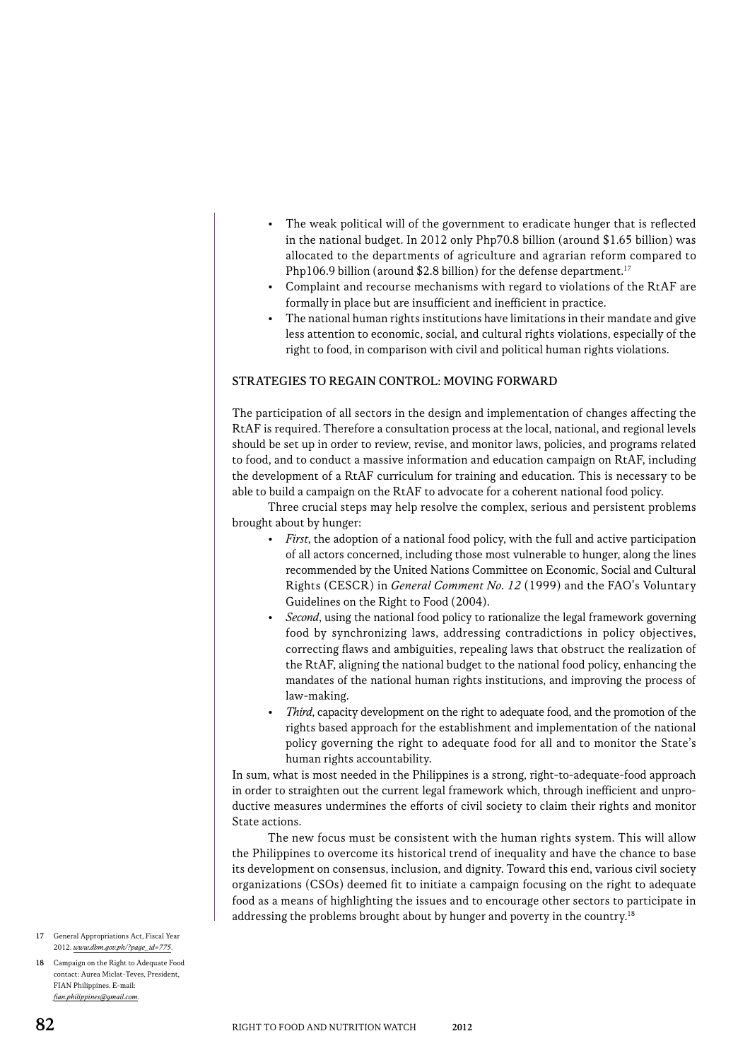- The weak political will of the government to eradicate hunger that is reflected in the national budget. In 2012 only Php70.8 billion (around $1.65 billion) was allocated to the departments of agriculture and agrarian reform compared to Php106.9 billion (around $2.8 billion) for the defense department.[17]
- Complaint and recourse mechanisms with regard to violations of the RtAF are formally in place but are insufficient and inefficient in practice.
- The national human rights institutions have limitations in their mandate and give less attention to economic, social, and cultural rights violations, especially of the right to food, in comparison with civil and political human rights violations.

## STRATEGIES TO REGAIN CONTROL: MOVING FORWARD

The participation of all sectors in the design and implementation of changes affecting the RtAF is required. Therefore a consultation process at the local, national, and regional levels should be set up in order to review, revise, and monitor laws, policies, and programs related to food, and to conduct a massive information and education campaign on RtAF, including the development of a RtAF curriculum for training and education. This is necessary to be able to build a campaign on the RtAF to advocate for a coherent national food policy.

Three crucial steps may help resolve the complex, serious and persistent problems brought about by hunger:

- *First*, the adoption of a national food policy, with the full and active participation of all actors concerned, including those most vulnerable to hunger, along the lines recommended by the United Nations Committee on Economic, Social and Cultural Rights (CESCR) in *General Comment No. 12* (1999) and the FAO's Voluntary Guidelines on the Right to Food (2004).
- *Second*, using the national food policy to rationalize the legal framework governing food by synchronizing laws, addressing contradictions in policy objectives, correcting flaws and ambiguities, repealing laws that obstruct the realization of the RtAF, aligning the national budget to the national food policy, enhancing the mandates of the national human rights institutions, and improving the process of law-making.
- *Third*, capacity development on the right to adequate food, and the promotion of the rights based approach for the establishment and implementation of the national policy governing the right to adequate food for all and to monitor the State's human rights accountability.

In sum, what is most needed in the Philippines is a strong, right-to-adequate-food approach in order to straighten out the current legal framework which, through inefficient and unproductive measures undermines the efforts of civil society to claim their rights and monitor State actions.

The new focus must be consistent with the human rights system. This will allow the Philippines to overcome its historical trend of inequality and have the chance to base its development on consensus, inclusion, and dignity. Toward this end, various civil society organizations (CSOs) deemed fit to initiate a campaign focusing on the right to adequate food as a means of highlighting the issues and to encourage other sectors to participate in addressing the problems brought about by hunger and poverty in the country.[18]

17 General Appropriations Act, Fiscal Year 2012. *www.dbm.gov.ph/?page_id=775*.

18 Campaign on the Right to Adequate Food contact: Aurea Miclat-Teves, President, FIAN Philippines. E-mail: *fian.philippines@gmail.com*.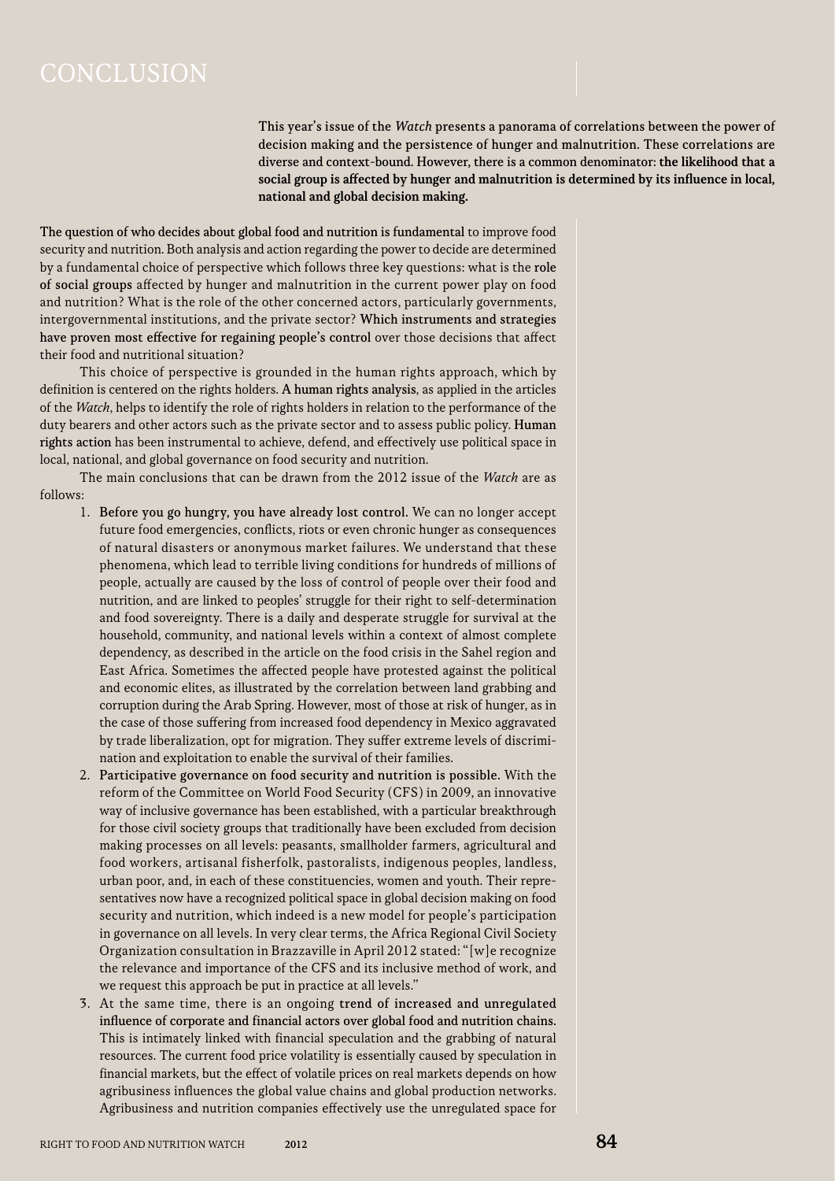# CONCLUSION

This year's issue of the *Watch* presents a panorama of correlations between the power of decision making and the persistence of hunger and malnutrition. These correlations are diverse and context-bound. However, there is a common denominator: **the likelihood that a social group is affected by hunger and malnutrition is determined by its influence in local, national and global decision making.**

The question of who decides about global food and nutrition is fundamental to improve food security and nutrition. Both analysis and action regarding the power to decide are determined by a fundamental choice of perspective which follows three key questions: what is the role of social groups affected by hunger and malnutrition in the current power play on food and nutrition? What is the role of the other concerned actors, particularly governments, intergovernmental institutions, and the private sector? Which instruments and strategies have proven most effective for regaining people's control over those decisions that affect their food and nutritional situation?

This choice of perspective is grounded in the human rights approach, which by definition is centered on the rights holders. A human rights analysis, as applied in the articles of the *Watch*, helps to identify the role of rights holders in relation to the performance of the duty bearers and other actors such as the private sector and to assess public policy. Human rights action has been instrumental to achieve, defend, and effectively use political space in local, national, and global governance on food security and nutrition.

The main conclusions that can be drawn from the 2012 issue of the *Watch* are as follows:

1. Before you go hungry, you have already lost control. We can no longer accept future food emergencies, conflicts, riots or even chronic hunger as consequences of natural disasters or anonymous market failures. We understand that these phenomena, which lead to terrible living conditions for hundreds of millions of people, actually are caused by the loss of control of people over their food and nutrition, and are linked to peoples' struggle for their right to self-determination and food sovereignty. There is a daily and desperate struggle for survival at the household, community, and national levels within a context of almost complete dependency, as described in the article on the food crisis in the Sahel region and East Africa. Sometimes the affected people have protested against the political and economic elites, as illustrated by the correlation between land grabbing and corruption during the Arab Spring. However, most of those at risk of hunger, as in the case of those suffering from increased food dependency in Mexico aggravated by trade liberalization, opt for migration. They suffer extreme levels of discrimination and exploitation to enable the survival of their families.
2. Participative governance on food security and nutrition is possible. With the reform of the Committee on World Food Security (CFS) in 2009, an innovative way of inclusive governance has been established, with a particular breakthrough for those civil society groups that traditionally have been excluded from decision making processes on all levels: peasants, smallholder farmers, agricultural and food workers, artisanal fisherfolk, pastoralists, indigenous peoples, landless, urban poor, and, in each of these constituencies, women and youth. Their representatives now have a recognized political space in global decision making on food security and nutrition, which indeed is a new model for people's participation in governance on all levels. In very clear terms, the Africa Regional Civil Society Organization consultation in Brazzaville in April 2012 stated: "[w]e recognize the relevance and importance of the CFS and its inclusive method of work, and we request this approach be put in practice at all levels."
3. At the same time, there is an ongoing trend of increased and unregulated influence of corporate and financial actors over global food and nutrition chains. This is intimately linked with financial speculation and the grabbing of natural resources. The current food price volatility is essentially caused by speculation in financial markets, but the effect of volatile prices on real markets depends on how agribusiness influences the global value chains and global production networks. Agribusiness and nutrition companies effectively use the unregulated space for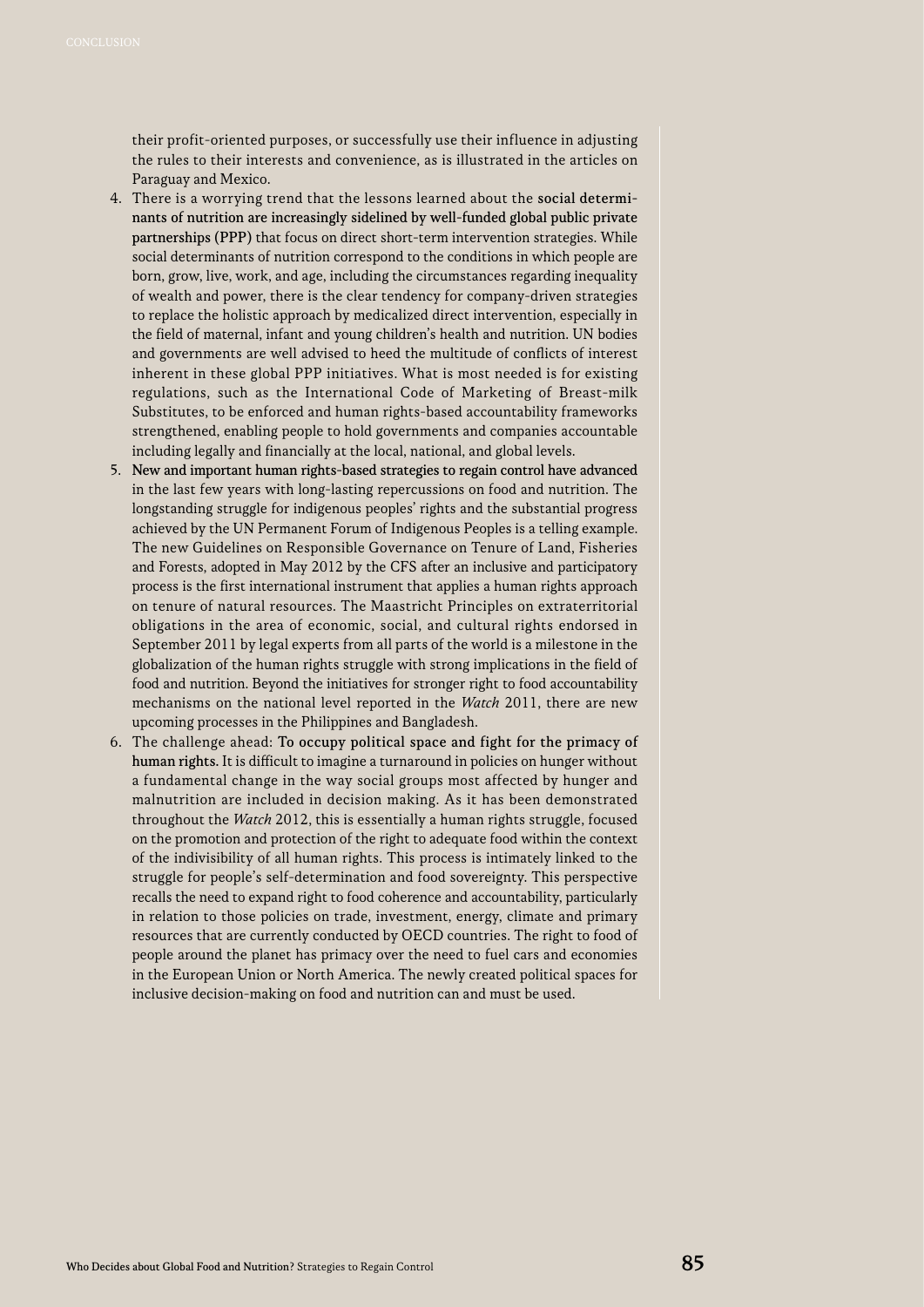their profit-oriented purposes, or successfully use their influence in adjusting the rules to their interests and convenience, as is illustrated in the articles on Paraguay and Mexico.

4. There is a worrying trend that the lessons learned about the **social determinants of nutrition are increasingly sidelined by well-funded global public private partnerships (PPP)** that focus on direct short-term intervention strategies. While social determinants of nutrition correspond to the conditions in which people are born, grow, live, work, and age, including the circumstances regarding inequality of wealth and power, there is the clear tendency for company-driven strategies to replace the holistic approach by medicalized direct intervention, especially in the field of maternal, infant and young children's health and nutrition. UN bodies and governments are well advised to heed the multitude of conflicts of interest inherent in these global PPP initiatives. What is most needed is for existing regulations, such as the International Code of Marketing of Breast-milk Substitutes, to be enforced and human rights-based accountability frameworks strengthened, enabling people to hold governments and companies accountable including legally and financially at the local, national, and global levels.
5. **New and important human rights-based strategies to regain control have advanced** in the last few years with long-lasting repercussions on food and nutrition. The longstanding struggle for indigenous peoples' rights and the substantial progress achieved by the UN Permanent Forum of Indigenous Peoples is a telling example. The new Guidelines on Responsible Governance on Tenure of Land, Fisheries and Forests, adopted in May 2012 by the CFS after an inclusive and participatory process is the first international instrument that applies a human rights approach on tenure of natural resources. The Maastricht Principles on extraterritorial obligations in the area of economic, social, and cultural rights endorsed in September 2011 by legal experts from all parts of the world is a milestone in the globalization of the human rights struggle with strong implications in the field of food and nutrition. Beyond the initiatives for stronger right to food accountability mechanisms on the national level reported in the *Watch* 2011, there are new upcoming processes in the Philippines and Bangladesh.
6. The challenge ahead: **To occupy political space and fight for the primacy of human rights.** It is difficult to imagine a turnaround in policies on hunger without a fundamental change in the way social groups most affected by hunger and malnutrition are included in decision making. As it has been demonstrated throughout the *Watch* 2012, this is essentially a human rights struggle, focused on the promotion and protection of the right to adequate food within the context of the indivisibility of all human rights. This process is intimately linked to the struggle for people's self-determination and food sovereignty. This perspective recalls the need to expand right to food coherence and accountability, particularly in relation to those policies on trade, investment, energy, climate and primary resources that are currently conducted by OECD countries. The right to food of people around the planet has primacy over the need to fuel cars and economies in the European Union or North America. The newly created political spaces for inclusive decision-making on food and nutrition can and must be used.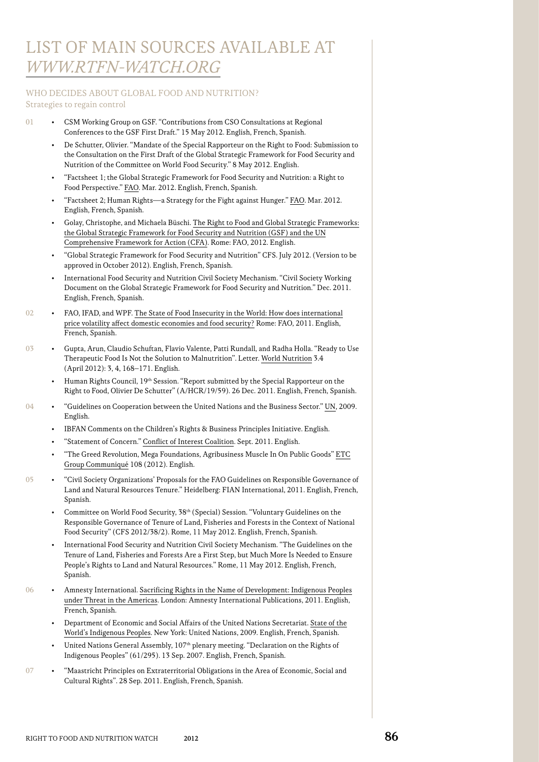# LIST OF MAIN SOURCES AVAILABLE AT *WWW.RTFN-WATCH.ORG*

## WHO DECIDES ABOUT GLOBAL FOOD AND NUTRITION?

Strategies to regain control

01

- CSM Working Group on GSF. "Contributions from CSO Consultations at Regional Conferences to the GSF First Draft." 15 May 2012. English, French, Spanish.
- De Schutter, Olivier. "Mandate of the Special Rapporteur on the Right to Food: Submission to the Consultation on the First Draft of the Global Strategic Framework for Food Security and Nutrition of the Committee on World Food Security." 8 May 2012. English.
- "Factsheet 1; the Global Strategic Framework for Food Security and Nutrition: a Right to Food Perspective." FAO. Mar. 2012. English, French, Spanish.
- "Factsheet 2; Human Rights—a Strategy for the Fight against Hunger." FAO. Mar. 2012. English, French, Spanish.
- Golay, Christophe, and Michaela Büschi. The Right to Food and Global Strategic Frameworks: the Global Strategic Framework for Food Security and Nutrition (GSF) and the UN Comprehensive Framework for Action (CFA). Rome: FAO, 2012. English.
- "Global Strategic Framework for Food Security and Nutrition" CFS. July 2012. (Version to be approved in October 2012). English, French, Spanish.
- International Food Security and Nutrition Civil Society Mechanism. "Civil Society Working Document on the Global Strategic Framework for Food Security and Nutrition." Dec. 2011. English, French, Spanish.

02

- FAO, IFAD, and WPF. The State of Food Insecurity in the World: How does international price volatility affect domestic economies and food security? Rome: FAO, 2011. English, French, Spanish.

03

- Gupta, Arun, Claudio Schuftan, Flavio Valente, Patti Rundall, and Radha Holla. "Ready to Use Therapeutic Food Is Not the Solution to Malnutrition". Letter. World Nutrition 3.4 (April 2012): 3, 4, 168–171. English.
- Human Rights Council, 19th Session. "Report submitted by the Special Rapporteur on the Right to Food, Olivier De Schutter" (A/HRC/19/59). 26 Dec. 2011. English, French, Spanish.

04

- "Guidelines on Cooperation between the United Nations and the Business Sector." UN, 2009. English.
- IBFAN Comments on the Children's Rights & Business Principles Initiative. English.
- "Statement of Concern." Conflict of Interest Coalition. Sept. 2011. English.
- "The Greed Revolution, Mega Foundations, Agribusiness Muscle In On Public Goods" ETC Group Communiqué 108 (2012). English.

05

- "Civil Society Organizations' Proposals for the FAO Guidelines on Responsible Governance of Land and Natural Resources Tenure." Heidelberg: FIAN International, 2011. English, French, Spanish.
- Committee on World Food Security, 38th (Special) Session. "Voluntary Guidelines on the Responsible Governance of Tenure of Land, Fisheries and Forests in the Context of National Food Security" (CFS 2012/38/2). Rome, 11 May 2012. English, French, Spanish.
- International Food Security and Nutrition Civil Society Mechanism. "The Guidelines on the Tenure of Land, Fisheries and Forests Are a First Step, but Much More Is Needed to Ensure People's Rights to Land and Natural Resources." Rome, 11 May 2012. English, French, Spanish.

06

- Amnesty International. Sacrificing Rights in the Name of Development: Indigenous Peoples under Threat in the Americas. London: Amnesty International Publications, 2011. English, French, Spanish.
- Department of Economic and Social Affairs of the United Nations Secretariat. State of the World's Indigenous Peoples. New York: United Nations, 2009. English, French, Spanish.
- United Nations General Assembly, 107th plenary meeting. "Declaration on the Rights of Indigenous Peoples" (61/295). 13 Sep. 2007. English, French, Spanish.

07

- "Maastricht Principles on Extraterritorial Obligations in the Area of Economic, Social and Cultural Rights". 28 Sep. 2011. English, French, Spanish.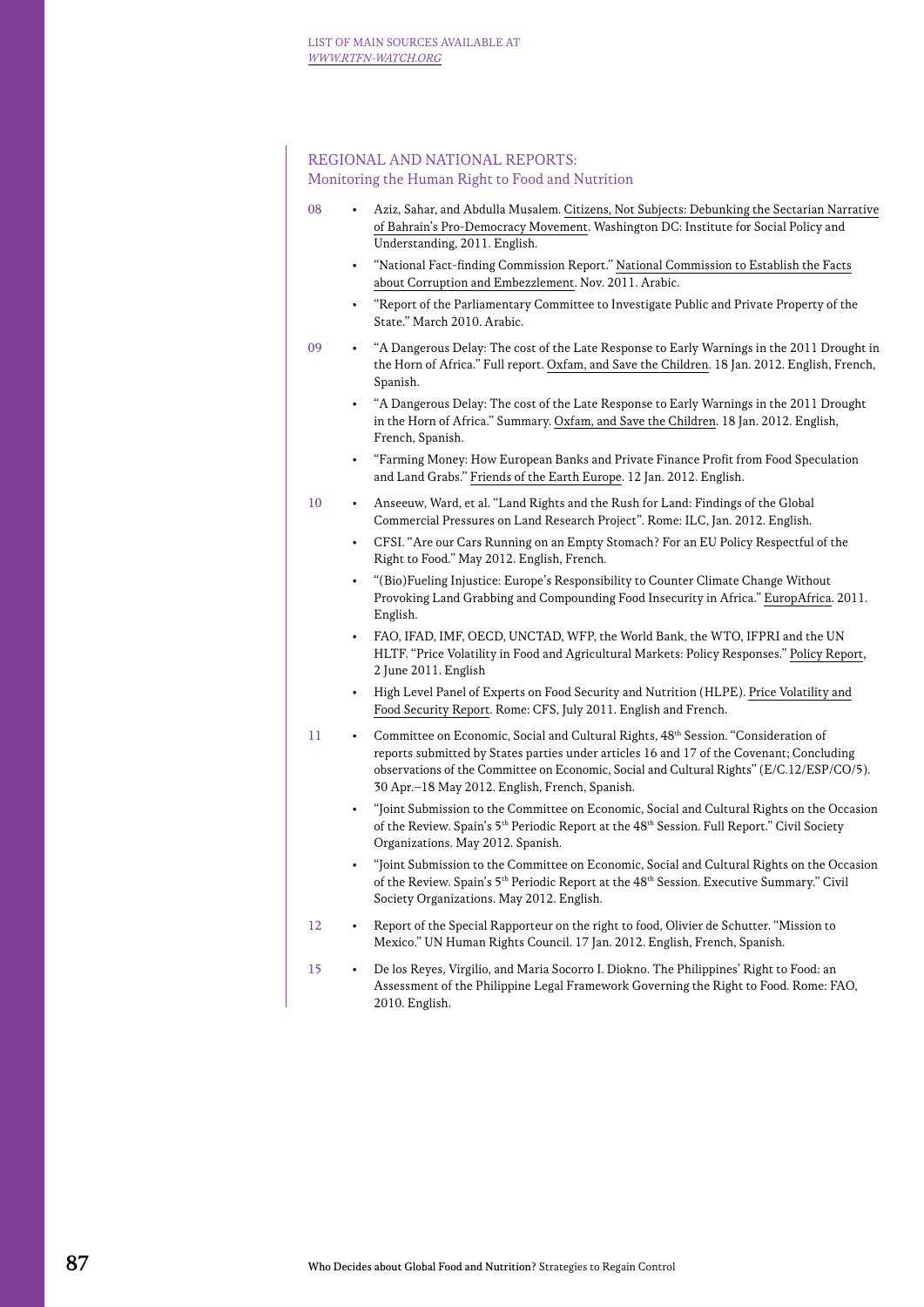LIST OF MAIN SOURCES AVAILABLE AT *WWW.RTFN-WATCH.ORG*

## REGIONAL AND NATIONAL REPORTS:
### Monitoring the Human Right to Food and Nutrition

08

- Aziz, Sahar, and Abdulla Musalem. Citizens, Not Subjects: Debunking the Sectarian Narrative of Bahrain's Pro-Democracy Movement. Washington DC: Institute for Social Policy and Understanding, 2011. English.
- "National Fact-finding Commission Report." National Commission to Establish the Facts about Corruption and Embezzlement. Nov. 2011. Arabic.
- "Report of the Parliamentary Committee to Investigate Public and Private Property of the State." March 2010. Arabic.

09

- "A Dangerous Delay: The cost of the Late Response to Early Warnings in the 2011 Drought in the Horn of Africa." Full report. Oxfam, and Save the Children. 18 Jan. 2012. English, French, Spanish.
- "A Dangerous Delay: The cost of the Late Response to Early Warnings in the 2011 Drought in the Horn of Africa." Summary. Oxfam, and Save the Children. 18 Jan. 2012. English, French, Spanish.
- "Farming Money: How European Banks and Private Finance Profit from Food Speculation and Land Grabs." Friends of the Earth Europe. 12 Jan. 2012. English.

10

- Anseeuw, Ward, et al. "Land Rights and the Rush for Land: Findings of the Global Commercial Pressures on Land Research Project". Rome: ILC, Jan. 2012. English.
- CFSI. "Are our Cars Running on an Empty Stomach? For an EU Policy Respectful of the Right to Food." May 2012. English, French.
- "(Bio)Fueling Injustice: Europe's Responsibility to Counter Climate Change Without Provoking Land Grabbing and Compounding Food Insecurity in Africa." EuropAfrica. 2011. English.
- FAO, IFAD, IMF, OECD, UNCTAD, WFP, the World Bank, the WTO, IFPRI and the UN HLTF. "Price Volatility in Food and Agricultural Markets: Policy Responses." Policy Report, 2 June 2011. English
- High Level Panel of Experts on Food Security and Nutrition (HLPE). Price Volatility and Food Security Report. Rome: CFS, July 2011. English and French.

11

- Committee on Economic, Social and Cultural Rights, 48th Session. "Consideration of reports submitted by States parties under articles 16 and 17 of the Covenant; Concluding observations of the Committee on Economic, Social and Cultural Rights" (E/C.12/ESP/CO/5). 30 Apr.–18 May 2012. English, French, Spanish.
- "Joint Submission to the Committee on Economic, Social and Cultural Rights on the Occasion of the Review. Spain's 5th Periodic Report at the 48th Session. Full Report." Civil Society Organizations. May 2012. Spanish.
- "Joint Submission to the Committee on Economic, Social and Cultural Rights on the Occasion of the Review. Spain's 5th Periodic Report at the 48th Session. Executive Summary." Civil Society Organizations. May 2012. English.

12

- Report of the Special Rapporteur on the right to food, Olivier de Schutter. "Mission to Mexico." UN Human Rights Council. 17 Jan. 2012. English, French, Spanish.

15

- De los Reyes, Virgilio, and Maria Socorro I. Diokno. The Philippines' Right to Food: an Assessment of the Philippine Legal Framework Governing the Right to Food. Rome: FAO, 2010. English.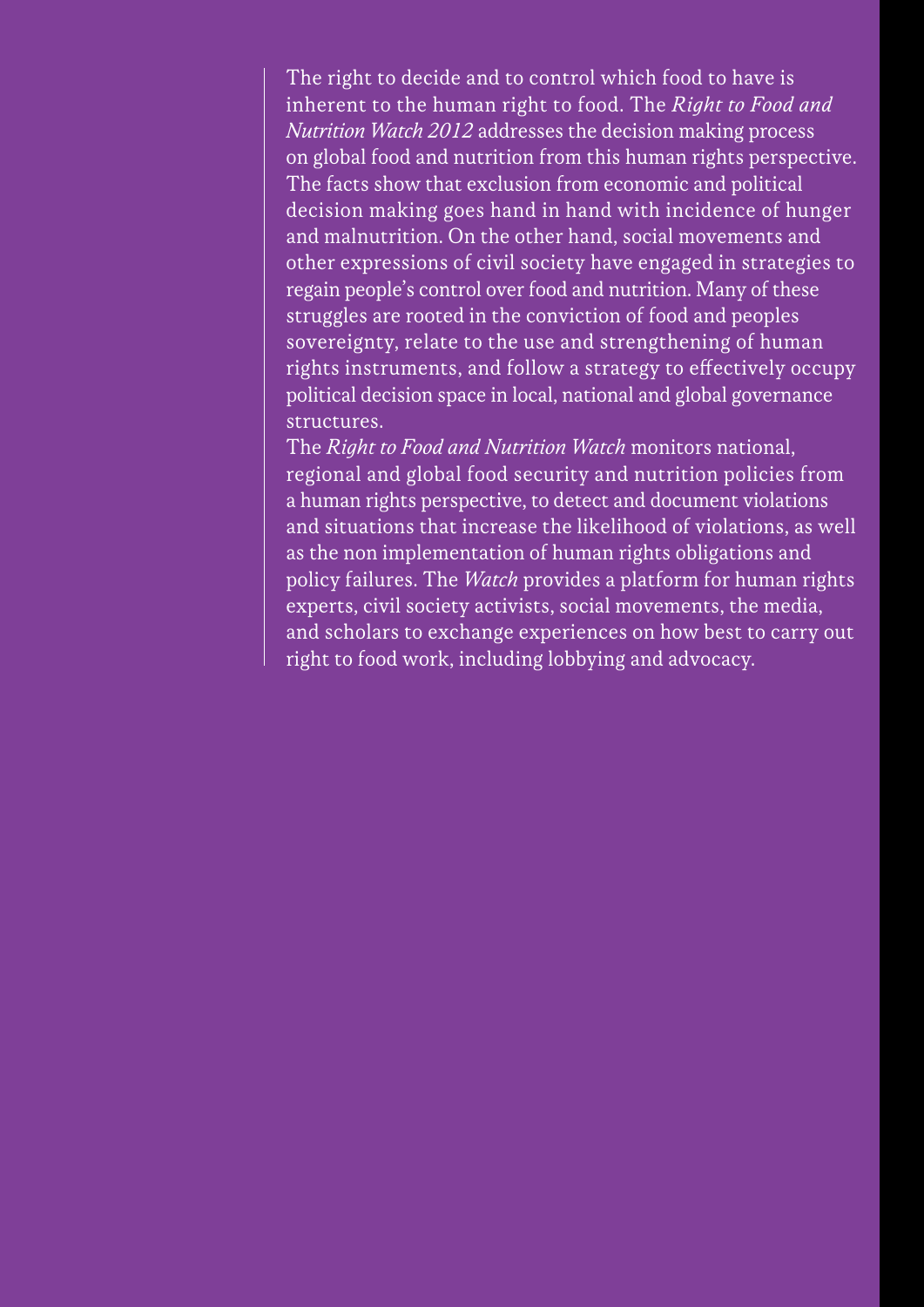The right to decide and to control which food to have is inherent to the human right to food. The *Right to Food and Nutrition Watch 2012* addresses the decision making process on global food and nutrition from this human rights perspective. The facts show that exclusion from economic and political decision making goes hand in hand with incidence of hunger and malnutrition. On the other hand, social movements and other expressions of civil society have engaged in strategies to regain people's control over food and nutrition. Many of these struggles are rooted in the conviction of food and peoples sovereignty, relate to the use and strengthening of human rights instruments, and follow a strategy to effectively occupy political decision space in local, national and global governance structures.

The *Right to Food and Nutrition Watch* monitors national, regional and global food security and nutrition policies from a human rights perspective, to detect and document violations and situations that increase the likelihood of violations, as well as the non implementation of human rights obligations and policy failures. The *Watch* provides a platform for human rights experts, civil society activists, social movements, the media, and scholars to exchange experiences on how best to carry out right to food work, including lobbying and advocacy.